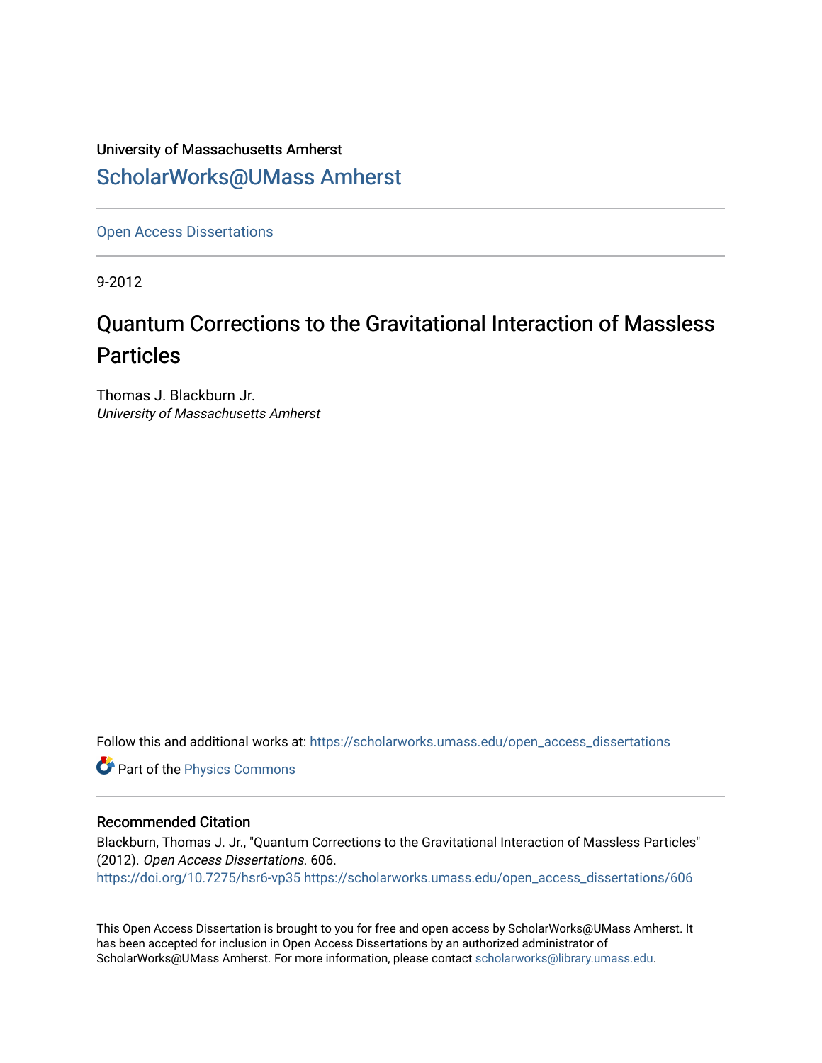University of Massachusetts Amherst

ScholarWorks@UMass Amherst

Open Access Dissertations

9-2012

# Quantum Corrections to the Gravitational Interaction of Massless Particles

Thomas J. Blackburn Jr.
*University of Massachusetts Amherst*

Follow this and additional works at: https://scholarworks.umass.edu/open_access_dissertations

Part of the Physics Commons

## Recommended Citation

Blackburn, Thomas J. Jr., "Quantum Corrections to the Gravitational Interaction of Massless Particles" (2012). *Open Access Dissertations*. 606.
https://doi.org/10.7275/hsr6-vp35 https://scholarworks.umass.edu/open_access_dissertations/606

This Open Access Dissertation is brought to you for free and open access by ScholarWorks@UMass Amherst. It has been accepted for inclusion in Open Access Dissertations by an authorized administrator of ScholarWorks@UMass Amherst. For more information, please contact scholarworks@library.umass.edu.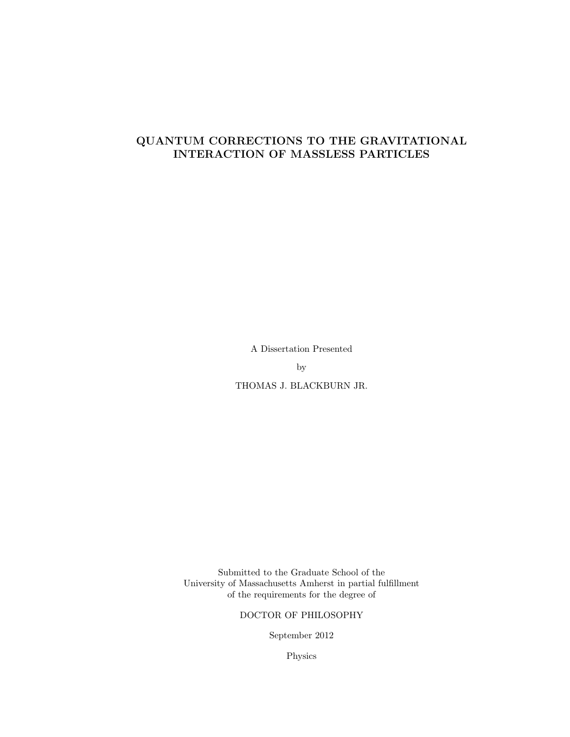# QUANTUM CORRECTIONS TO THE GRAVITATIONAL INTERACTION OF MASSLESS PARTICLES

A Dissertation Presented

by

THOMAS J. BLACKBURN JR.

Submitted to the Graduate School of the
University of Massachusetts Amherst in partial fulfillment
of the requirements for the degree of

DOCTOR OF PHILOSOPHY

September 2012

Physics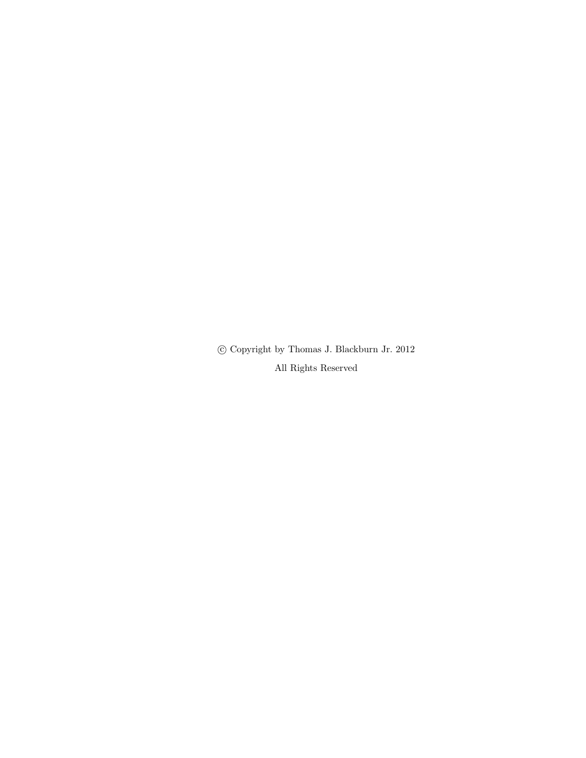© Copyright by Thomas J. Blackburn Jr. 2012

All Rights Reserved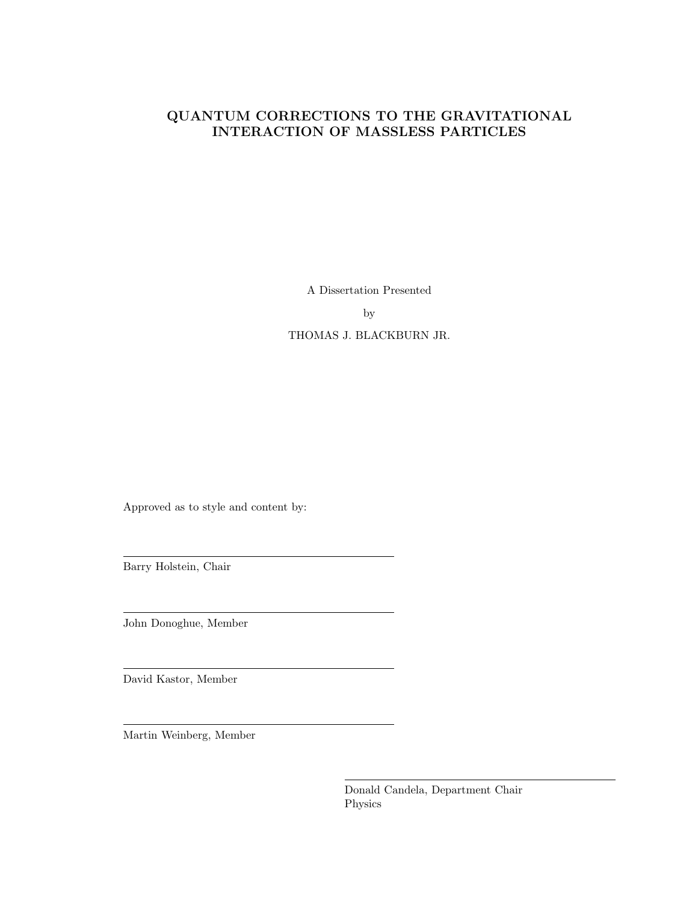# QUANTUM CORRECTIONS TO THE GRAVITATIONAL INTERACTION OF MASSLESS PARTICLES

A Dissertation Presented

by

THOMAS J. BLACKBURN JR.

Approved as to style and content by:

---

Barry Holstein, Chair

---

John Donoghue, Member

---

David Kastor, Member

---

Martin Weinberg, Member

---

Donald Candela, Department Chair
Physics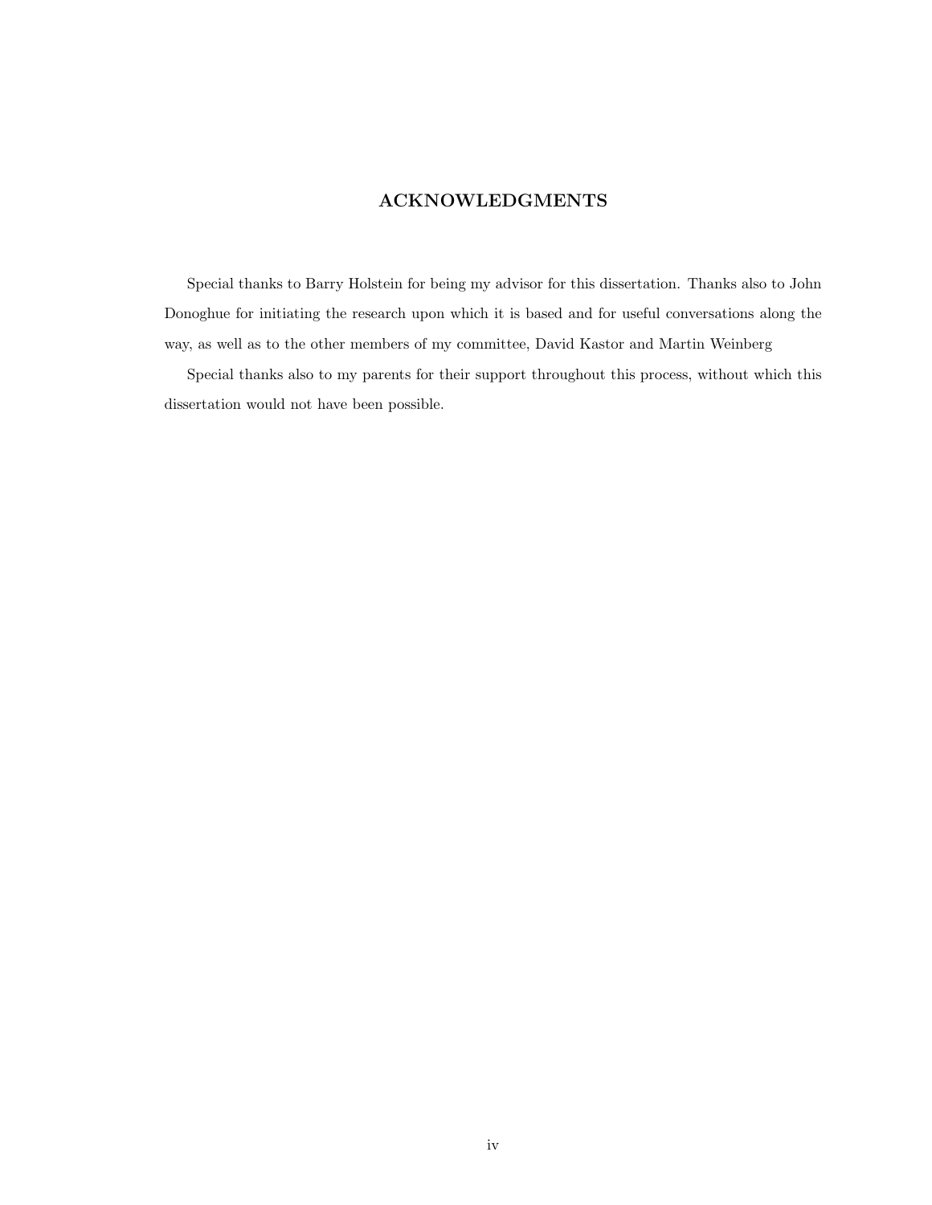## ACKNOWLEDGMENTS

Special thanks to Barry Holstein for being my advisor for this dissertation. Thanks also to John Donoghue for initiating the research upon which it is based and for useful conversations along the way, as well as to the other members of my committee, David Kastor and Martin Weinberg

Special thanks also to my parents for their support throughout this process, without which this dissertation would not have been possible.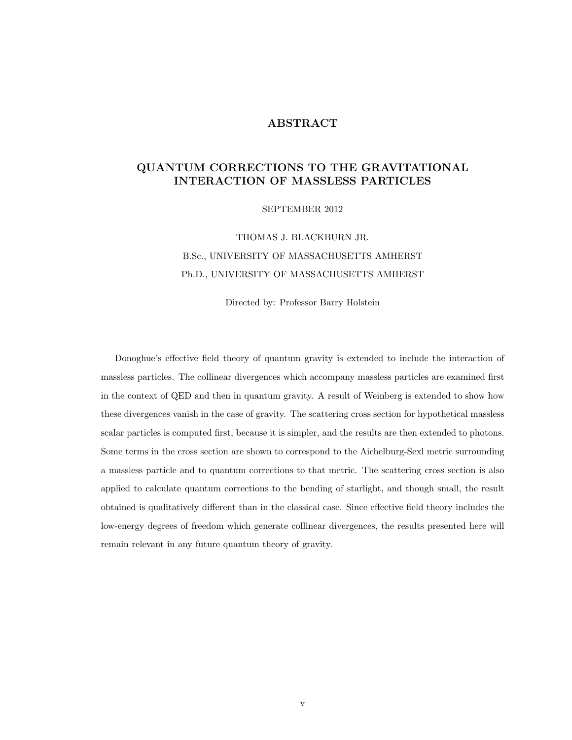# ABSTRACT

## QUANTUM CORRECTIONS TO THE GRAVITATIONAL INTERACTION OF MASSLESS PARTICLES

SEPTEMBER 2012

THOMAS J. BLACKBURN JR.

B.Sc., UNIVERSITY OF MASSACHUSETTS AMHERST

Ph.D., UNIVERSITY OF MASSACHUSETTS AMHERST

Directed by: Professor Barry Holstein

Donoghue's effective field theory of quantum gravity is extended to include the interaction of massless particles. The collinear divergences which accompany massless particles are examined first in the context of QED and then in quantum gravity. A result of Weinberg is extended to show how these divergences vanish in the case of gravity. The scattering cross section for hypothetical massless scalar particles is computed first, because it is simpler, and the results are then extended to photons. Some terms in the cross section are shown to correspond to the Aichelburg-Sexl metric surrounding a massless particle and to quantum corrections to that metric. The scattering cross section is also applied to calculate quantum corrections to the bending of starlight, and though small, the result obtained is qualitatively different than in the classical case. Since effective field theory includes the low-energy degrees of freedom which generate collinear divergences, the results presented here will remain relevant in any future quantum theory of gravity.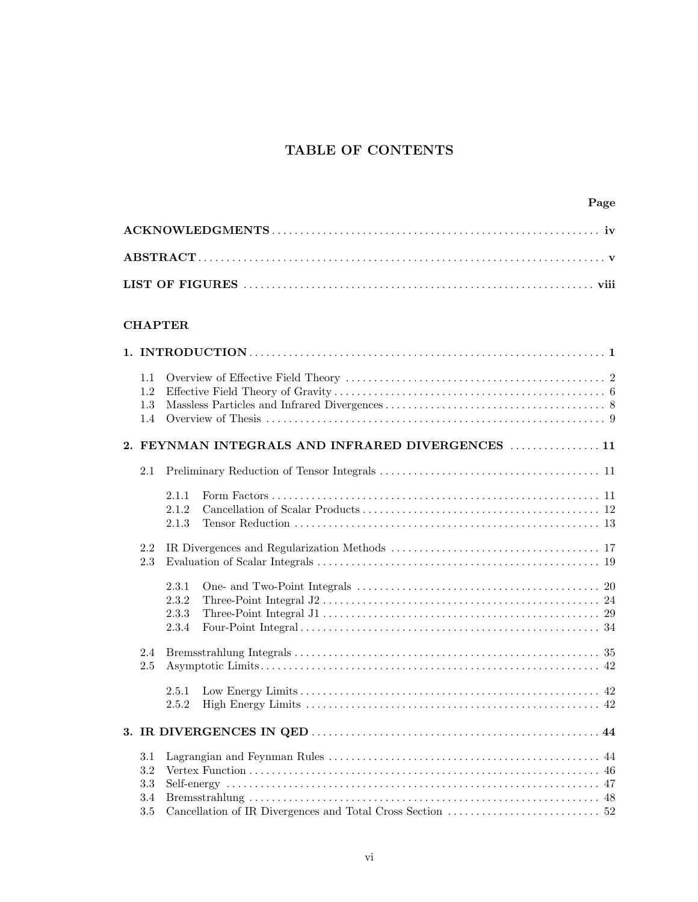# TABLE OF CONTENTS

| | Page |
|---|---|
| **ACKNOWLEDGMENTS** | **iv** |
| **ABSTRACT** | **v** |
| **LIST OF FIGURES** | **viii** |

**CHAPTER**

| | | Page |
|---|---|---|
| **1. INTRODUCTION** | | **1** |
| 1.1 | Overview of Effective Field Theory | 2 |
| 1.2 | Effective Field Theory of Gravity | 6 |
| 1.3 | Massless Particles and Infrared Divergences | 8 |
| 1.4 | Overview of Thesis | 9 |
| **2. FEYNMAN INTEGRALS AND INFRARED DIVERGENCES** | | **11** |
| 2.1 | Preliminary Reduction of Tensor Integrals | 11 |
| 2.1.1 | Form Factors | 11 |
| 2.1.2 | Cancellation of Scalar Products | 12 |
| 2.1.3 | Tensor Reduction | 13 |
| 2.2 | IR Divergences and Regularization Methods | 17 |
| 2.3 | Evaluation of Scalar Integrals | 19 |
| 2.3.1 | One- and Two-Point Integrals | 20 |
| 2.3.2 | Three-Point Integral J2 | 24 |
| 2.3.3 | Three-Point Integral J1 | 29 |
| 2.3.4 | Four-Point Integral | 34 |
| 2.4 | Bremsstrahlung Integrals | 35 |
| 2.5 | Asymptotic Limits | 42 |
| 2.5.1 | Low Energy Limits | 42 |
| 2.5.2 | High Energy Limits | 42 |
| **3. IR DIVERGENCES IN QED** | | **44** |
| 3.1 | Lagrangian and Feynman Rules | 44 |
| 3.2 | Vertex Function | 46 |
| 3.3 | Self-energy | 47 |
| 3.4 | Bremsstrahlung | 48 |
| 3.5 | Cancellation of IR Divergences and Total Cross Section | 52 |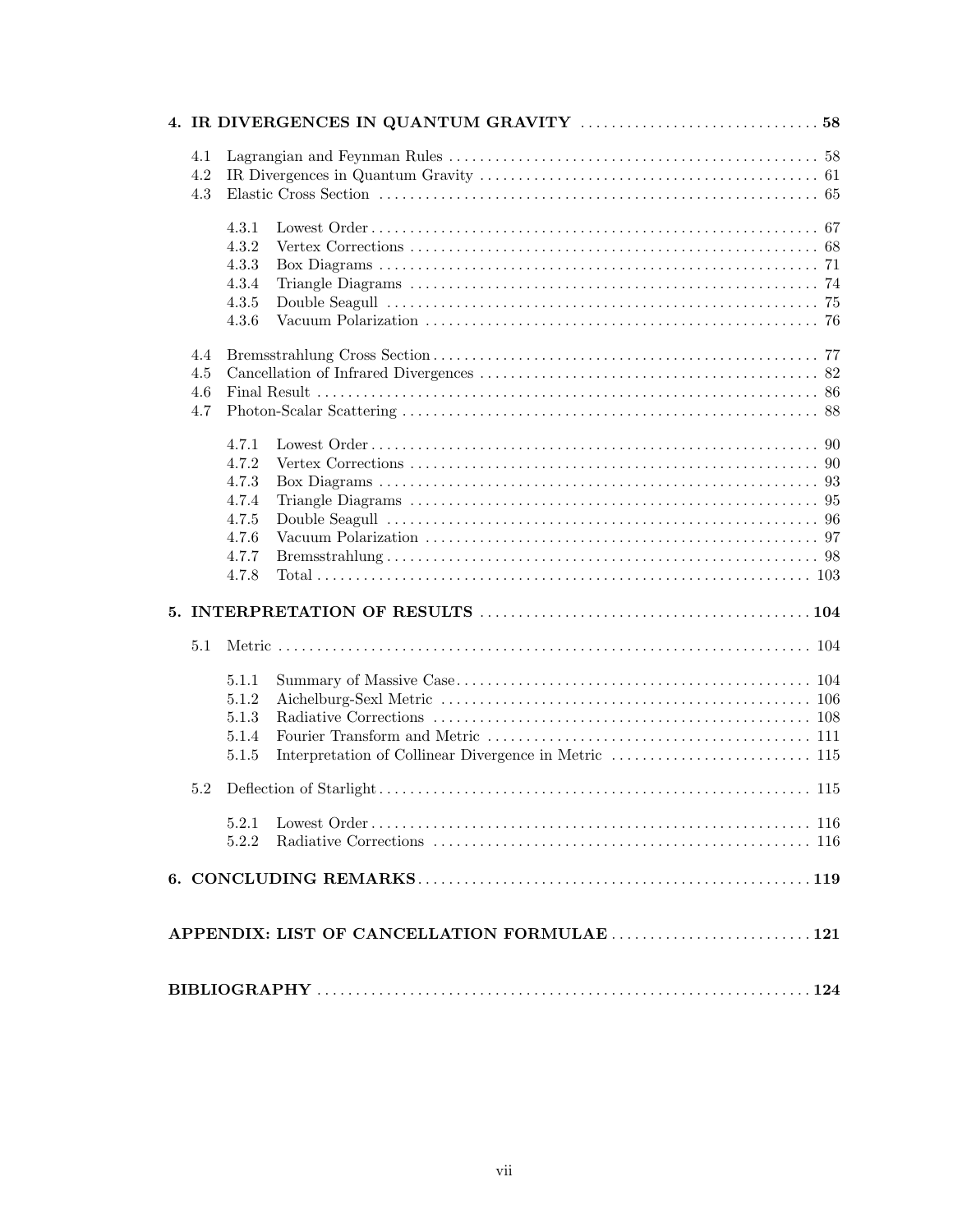**4. IR DIVERGENCES IN QUANTUM GRAVITY** .............................. **58**

- 4.1 Lagrangian and Feynman Rules ................................................ 58
- 4.2 IR Divergences in Quantum Gravity ............................................ 61
- 4.3 Elastic Cross Section ........................................................ 65
  - 4.3.1 Lowest Order .......................................................... 67
  - 4.3.2 Vertex Corrections .................................................... 68
  - 4.3.3 Box Diagrams .......................................................... 71
  - 4.3.4 Triangle Diagrams ..................................................... 74
  - 4.3.5 Double Seagull ........................................................ 75
  - 4.3.6 Vacuum Polarization ................................................... 76
- 4.4 Bremsstrahlung Cross Section .................................................. 77
- 4.5 Cancellation of Infrared Divergences ............................................ 82
- 4.6 Final Result .................................................................. 86
- 4.7 Photon-Scalar Scattering ....................................................... 88
  - 4.7.1 Lowest Order .......................................................... 90
  - 4.7.2 Vertex Corrections .................................................... 90
  - 4.7.3 Box Diagrams .......................................................... 93
  - 4.7.4 Triangle Diagrams ..................................................... 95
  - 4.7.5 Double Seagull ........................................................ 96
  - 4.7.6 Vacuum Polarization ................................................... 97
  - 4.7.7 Bremsstrahlung ........................................................ 98
  - 4.7.8 Total .................................................................. 103

**5. INTERPRETATION OF RESULTS** ............................................ **104**

- 5.1 Metric ........................................................................ 104
  - 5.1.1 Summary of Massive Case .............................................. 104
  - 5.1.2 Aichelburg-Sexl Metric ................................................ 106
  - 5.1.3 Radiative Corrections ................................................. 108
  - 5.1.4 Fourier Transform and Metric .......................................... 111
  - 5.1.5 Interpretation of Collinear Divergence in Metric ....................... 115
- 5.2 Deflection of Starlight ........................................................ 115
  - 5.2.1 Lowest Order .......................................................... 116
  - 5.2.2 Radiative Corrections ................................................. 116

**6. CONCLUDING REMARKS** ................................................... **119**

**APPENDIX: LIST OF CANCELLATION FORMULAE** ................................ **121**

**BIBLIOGRAPHY** ............................................................... **124**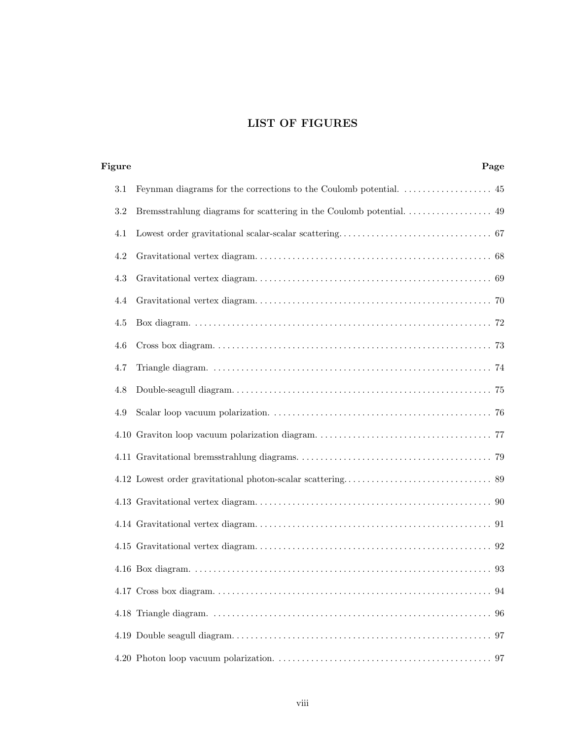# LIST OF FIGURES

| Figure | | Page |
|---|---|---|
| 3.1 | Feynman diagrams for the corrections to the Coulomb potential. | 45 |
| 3.2 | Bremsstrahlung diagrams for scattering in the Coulomb potential. | 49 |
| 4.1 | Lowest order gravitational scalar-scalar scattering. | 67 |
| 4.2 | Gravitational vertex diagram. | 68 |
| 4.3 | Gravitational vertex diagram. | 69 |
| 4.4 | Gravitational vertex diagram. | 70 |
| 4.5 | Box diagram. | 72 |
| 4.6 | Cross box diagram. | 73 |
| 4.7 | Triangle diagram. | 74 |
| 4.8 | Double-seagull diagram. | 75 |
| 4.9 | Scalar loop vacuum polarization. | 76 |
| 4.10 | Graviton loop vacuum polarization diagram. | 77 |
| 4.11 | Gravitational bremsstrahlung diagrams. | 79 |
| 4.12 | Lowest order gravitational photon-scalar scattering. | 89 |
| 4.13 | Gravitational vertex diagram. | 90 |
| 4.14 | Gravitational vertex diagram. | 91 |
| 4.15 | Gravitational vertex diagram. | 92 |
| 4.16 | Box diagram. | 93 |
| 4.17 | Cross box diagram. | 94 |
| 4.18 | Triangle diagram. | 96 |
| 4.19 | Double seagull diagram. | 97 |
| 4.20 | Photon loop vacuum polarization. | 97 |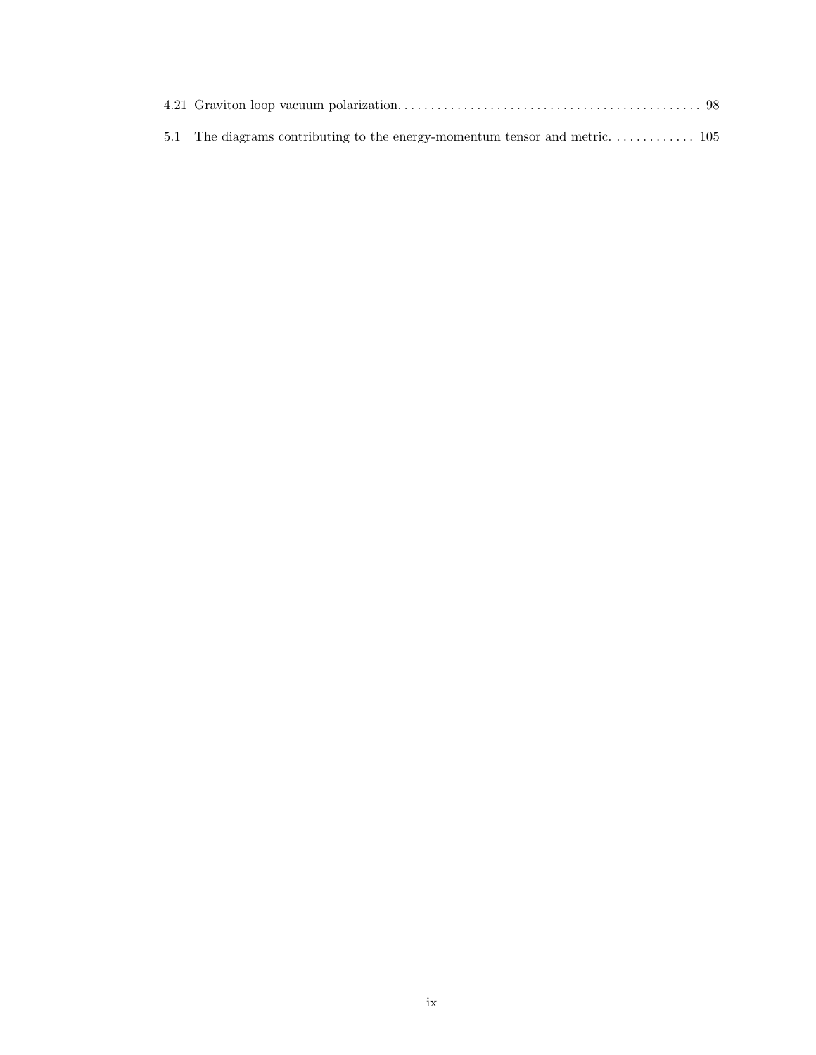4.21 Graviton loop vacuum polarization. . . . . . . . . . . . . . . . . . . . . . . . . . . . . . . . . . . . . . . . . . . . . . 98

5.1 The diagrams contributing to the energy-momentum tensor and metric. . . . . . . . . . . . . 105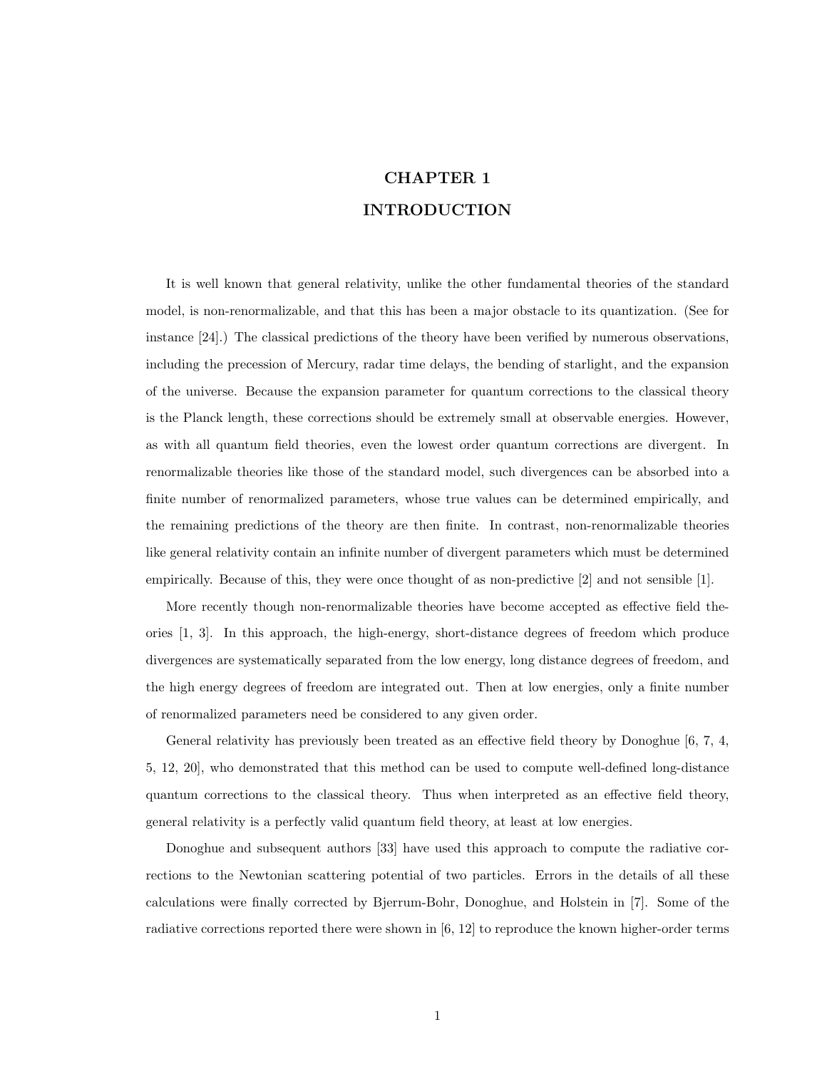# CHAPTER 1
# INTRODUCTION

It is well known that general relativity, unlike the other fundamental theories of the standard model, is non-renormalizable, and that this has been a major obstacle to its quantization. (See for instance [24].) The classical predictions of the theory have been verified by numerous observations, including the precession of Mercury, radar time delays, the bending of starlight, and the expansion of the universe. Because the expansion parameter for quantum corrections to the classical theory is the Planck length, these corrections should be extremely small at observable energies. However, as with all quantum field theories, even the lowest order quantum corrections are divergent. In renormalizable theories like those of the standard model, such divergences can be absorbed into a finite number of renormalized parameters, whose true values can be determined empirically, and the remaining predictions of the theory are then finite. In contrast, non-renormalizable theories like general relativity contain an infinite number of divergent parameters which must be determined empirically. Because of this, they were once thought of as non-predictive [2] and not sensible [1].

More recently though non-renormalizable theories have become accepted as effective field theories [1, 3]. In this approach, the high-energy, short-distance degrees of freedom which produce divergences are systematically separated from the low energy, long distance degrees of freedom, and the high energy degrees of freedom are integrated out. Then at low energies, only a finite number of renormalized parameters need be considered to any given order.

General relativity has previously been treated as an effective field theory by Donoghue [6, 7, 4, 5, 12, 20], who demonstrated that this method can be used to compute well-defined long-distance quantum corrections to the classical theory. Thus when interpreted as an effective field theory, general relativity is a perfectly valid quantum field theory, at least at low energies.

Donoghue and subsequent authors [33] have used this approach to compute the radiative corrections to the Newtonian scattering potential of two particles. Errors in the details of all these calculations were finally corrected by Bjerrum-Bohr, Donoghue, and Holstein in [7]. Some of the radiative corrections reported there were shown in [6, 12] to reproduce the known higher-order terms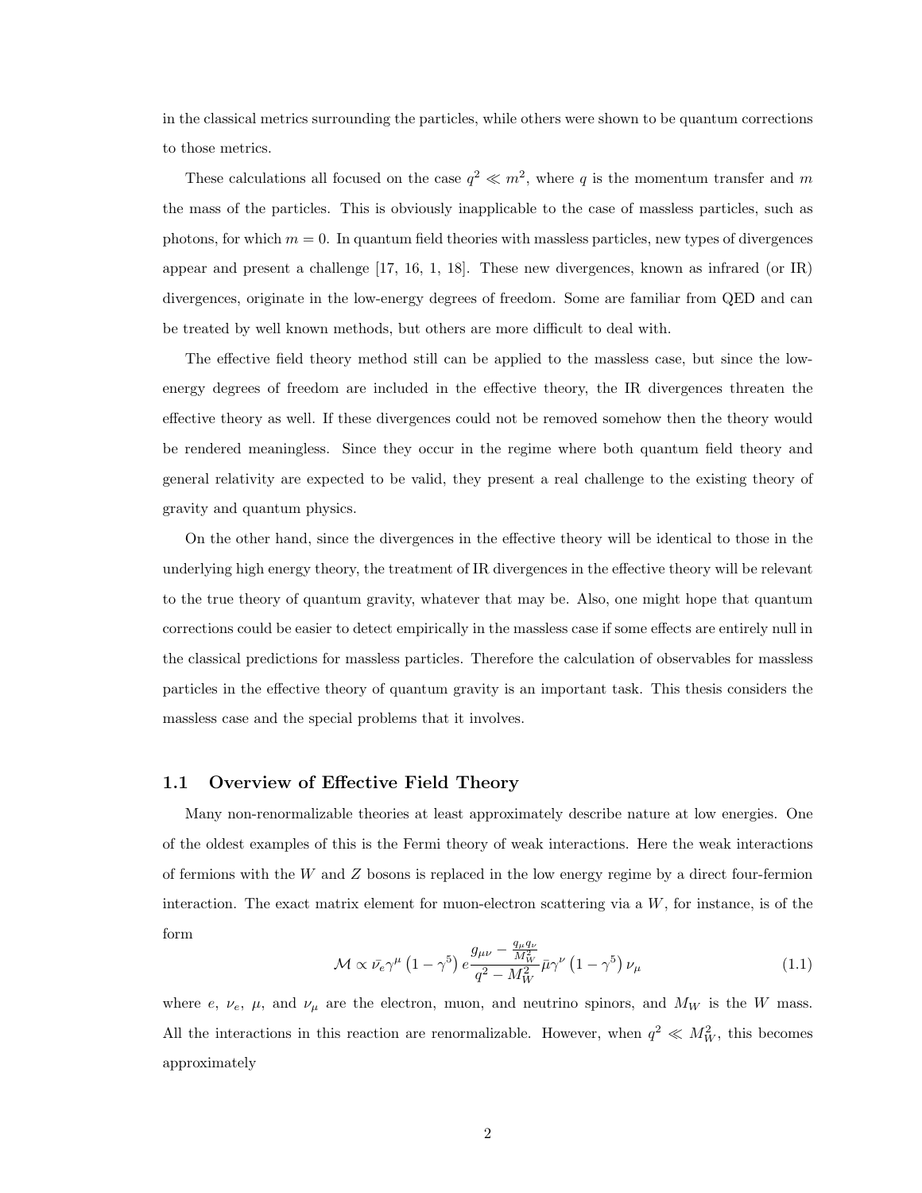in the classical metrics surrounding the particles, while others were shown to be quantum corrections to those metrics.

These calculations all focused on the case $q^2 \ll m^2$, where $q$ is the momentum transfer and $m$ the mass of the particles. This is obviously inapplicable to the case of massless particles, such as photons, for which $m = 0$. In quantum field theories with massless particles, new types of divergences appear and present a challenge [17, 16, 1, 18]. These new divergences, known as infrared (or IR) divergences, originate in the low-energy degrees of freedom. Some are familiar from QED and can be treated by well known methods, but others are more difficult to deal with.

The effective field theory method still can be applied to the massless case, but since the low-energy degrees of freedom are included in the effective theory, the IR divergences threaten the effective theory as well. If these divergences could not be removed somehow then the theory would be rendered meaningless. Since they occur in the regime where both quantum field theory and general relativity are expected to be valid, they present a real challenge to the existing theory of gravity and quantum physics.

On the other hand, since the divergences in the effective theory will be identical to those in the underlying high energy theory, the treatment of IR divergences in the effective theory will be relevant to the true theory of quantum gravity, whatever that may be. Also, one might hope that quantum corrections could be easier to detect empirically in the massless case if some effects are entirely null in the classical predictions for massless particles. Therefore the calculation of observables for massless particles in the effective theory of quantum gravity is an important task. This thesis considers the massless case and the special problems that it involves.

## 1.1 Overview of Effective Field Theory

Many non-renormalizable theories at least approximately describe nature at low energies. One of the oldest examples of this is the Fermi theory of weak interactions. Here the weak interactions of fermions with the $W$ and $Z$ bosons is replaced in the low energy regime by a direct four-fermion interaction. The exact matrix element for muon-electron scattering via a $W$, for instance, is of the form

$$\mathcal{M} \propto \bar{\nu}_e \gamma^\mu \left(1 - \gamma^5\right) e \frac{g_{\mu\nu} - \frac{q_\mu q_\nu}{M_W^2}}{q^2 - M_W^2} \bar{\mu} \gamma^\nu \left(1 - \gamma^5\right) \nu_\mu \tag{1.1}$$

where $e$, $\nu_e$, $\mu$, and $\nu_\mu$ are the electron, muon, and neutrino spinors, and $M_W$ is the $W$ mass. All the interactions in this reaction are renormalizable. However, when $q^2 \ll M_W^2$, this becomes approximately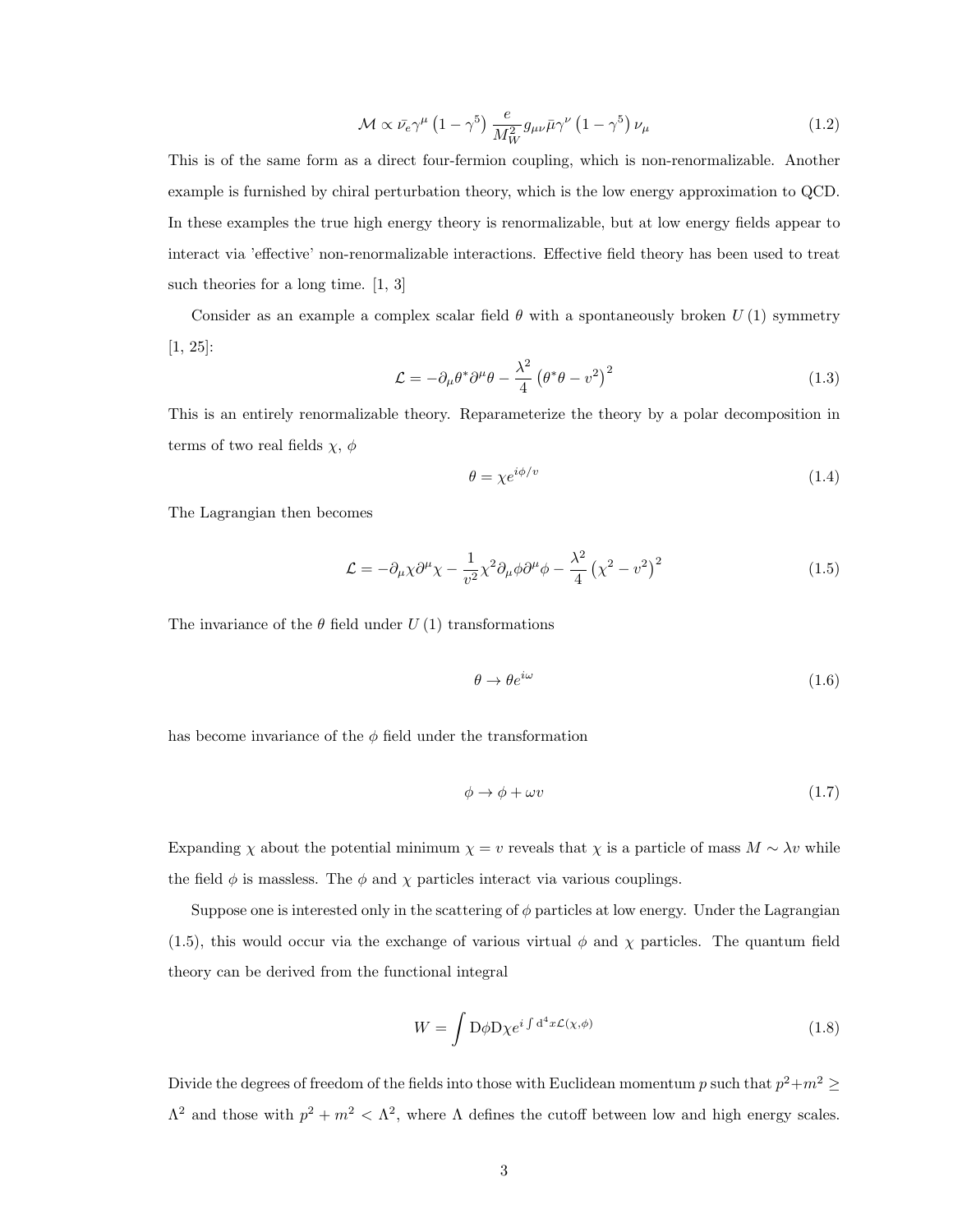$$\mathcal{M} \propto \bar{\nu_e}\gamma^{\mu}\left(1-\gamma^5\right)\frac{e}{M_W^2}g_{\mu\nu}\bar{\mu}\gamma^{\nu}\left(1-\gamma^5\right)\nu_{\mu} \tag{1.2}$$

This is of the same form as a direct four-fermion coupling, which is non-renormalizable. Another example is furnished by chiral perturbation theory, which is the low energy approximation to QCD. In these examples the true high energy theory is renormalizable, but at low energy fields appear to interact via 'effective' non-renormalizable interactions. Effective field theory has been used to treat such theories for a long time. [1, 3]

Consider as an example a complex scalar field $\theta$ with a spontaneously broken $U(1)$ symmetry [1, 25]:

$$\mathcal{L} = -\partial_{\mu}\theta^{*}\partial^{\mu}\theta - \frac{\lambda^2}{4}\left(\theta^{*}\theta - v^2\right)^2 \tag{1.3}$$

This is an entirely renormalizable theory. Reparameterize the theory by a polar decomposition in terms of two real fields $\chi$, $\phi$

$$\theta = \chi e^{i\phi/v} \tag{1.4}$$

The Lagrangian then becomes

$$\mathcal{L} = -\partial_{\mu}\chi\partial^{\mu}\chi - \frac{1}{v^2}\chi^2\partial_{\mu}\phi\partial^{\mu}\phi - \frac{\lambda^2}{4}\left(\chi^2 - v^2\right)^2 \tag{1.5}$$

The invariance of the $\theta$ field under $U(1)$ transformations

$$\theta \to \theta e^{i\omega} \tag{1.6}$$

has become invariance of the $\phi$ field under the transformation

$$\phi \to \phi + \omega v \tag{1.7}$$

Expanding $\chi$ about the potential minimum $\chi = v$ reveals that $\chi$ is a particle of mass $M \sim \lambda v$ while the field $\phi$ is massless. The $\phi$ and $\chi$ particles interact via various couplings.

Suppose one is interested only in the scattering of $\phi$ particles at low energy. Under the Lagrangian (1.5), this would occur via the exchange of various virtual $\phi$ and $\chi$ particles. The quantum field theory can be derived from the functional integral

$$W = \int \mathrm{D}\phi\mathrm{D}\chi e^{i\int \mathrm{d}^4x\mathcal{L}(\chi,\phi)} \tag{1.8}$$

Divide the degrees of freedom of the fields into those with Euclidean momentum $p$ such that $p^2+m^2 \geq \Lambda^2$ and those with $p^2+m^2 < \Lambda^2$, where $\Lambda$ defines the cutoff between low and high energy scales.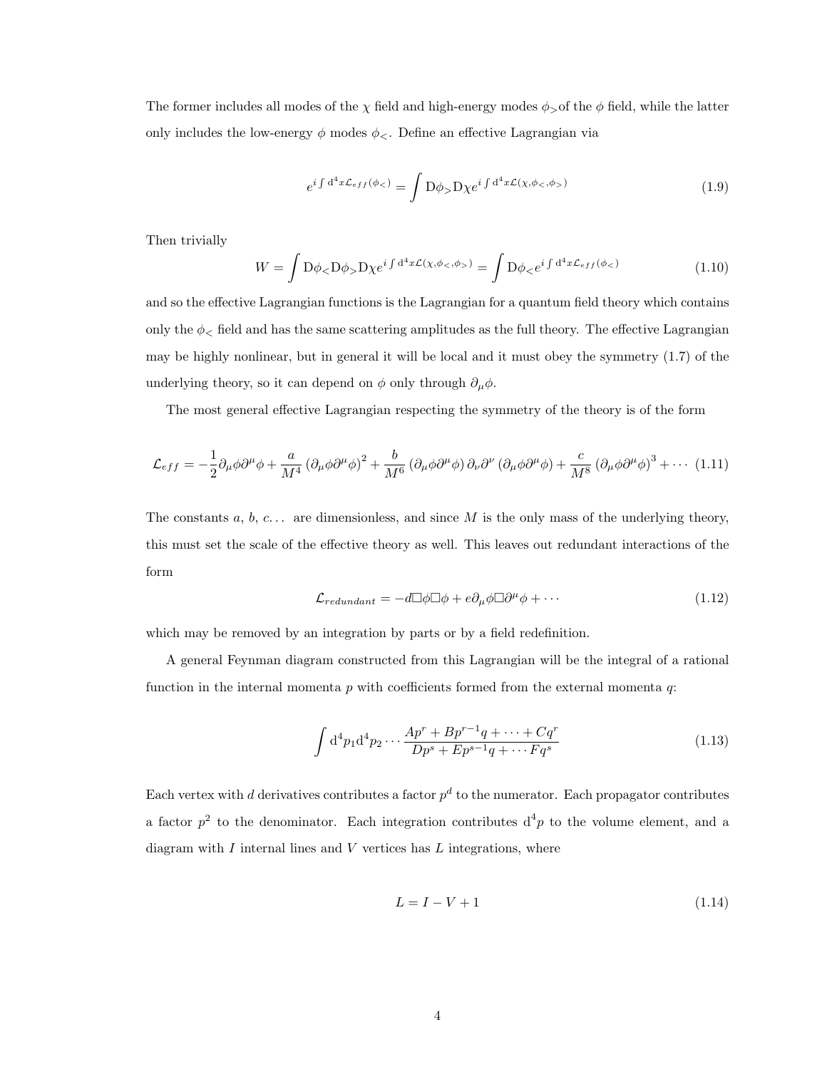The former includes all modes of the $\chi$ field and high-energy modes $\phi_>$of the $\phi$ field, while the latter only includes the low-energy $\phi$ modes $\phi_<$. Define an effective Lagrangian via

$$e^{i\int \mathrm{d}^4x\mathcal{L}_{eff}(\phi_<)} = \int \mathrm{D}\phi_> \mathrm{D}\chi e^{i\int \mathrm{d}^4x\mathcal{L}(\chi,\phi_<,\phi_>)} \tag{1.9}$$

Then trivially

$$W = \int \mathrm{D}\phi_< \mathrm{D}\phi_> \mathrm{D}\chi e^{i\int \mathrm{d}^4x\mathcal{L}(\chi,\phi_<,\phi_>)} = \int \mathrm{D}\phi_< e^{i\int \mathrm{d}^4x\mathcal{L}_{eff}(\phi_<)} \tag{1.10}$$

and so the effective Lagrangian functions is the Lagrangian for a quantum field theory which contains only the $\phi_<$ field and has the same scattering amplitudes as the full theory. The effective Lagrangian may be highly nonlinear, but in general it will be local and it must obey the symmetry (1.7) of the underlying theory, so it can depend on $\phi$ only through $\partial_\mu\phi$.

The most general effective Lagrangian respecting the symmetry of the theory is of the form

$$\mathcal{L}_{eff} = -\frac{1}{2}\partial_\mu\phi\partial^\mu\phi + \frac{a}{M^4}\left(\partial_\mu\phi\partial^\mu\phi\right)^2 + \frac{b}{M^6}\left(\partial_\mu\phi\partial^\mu\phi\right)\partial_\nu\partial^\nu\left(\partial_\mu\phi\partial^\mu\phi\right) + \frac{c}{M^8}\left(\partial_\mu\phi\partial^\mu\phi\right)^3 + \cdots \tag{1.11}$$

The constants $a$, $b$, $c\ldots$ are dimensionless, and since $M$ is the only mass of the underlying theory, this must set the scale of the effective theory as well. This leaves out redundant interactions of the form

$$\mathcal{L}_{redundant} = -d\Box\phi\Box\phi + e\partial_\mu\phi\Box\partial^\mu\phi + \cdots \tag{1.12}$$

which may be removed by an integration by parts or by a field redefinition.

A general Feynman diagram constructed from this Lagrangian will be the integral of a rational function in the internal momenta $p$ with coefficients formed from the external momenta $q$:

$$\int \mathrm{d}^4p_1\mathrm{d}^4p_2\cdots\frac{Ap^r + Bp^{r-1}q + \cdots + Cq^r}{Dp^s + Ep^{s-1}q + \cdots Fq^s} \tag{1.13}$$

Each vertex with $d$ derivatives contributes a factor $p^d$ to the numerator. Each propagator contributes a factor $p^2$ to the denominator. Each integration contributes $\mathrm{d}^4p$ to the volume element, and a diagram with $I$ internal lines and $V$ vertices has $L$ integrations, where

$$L = I - V + 1 \tag{1.14}$$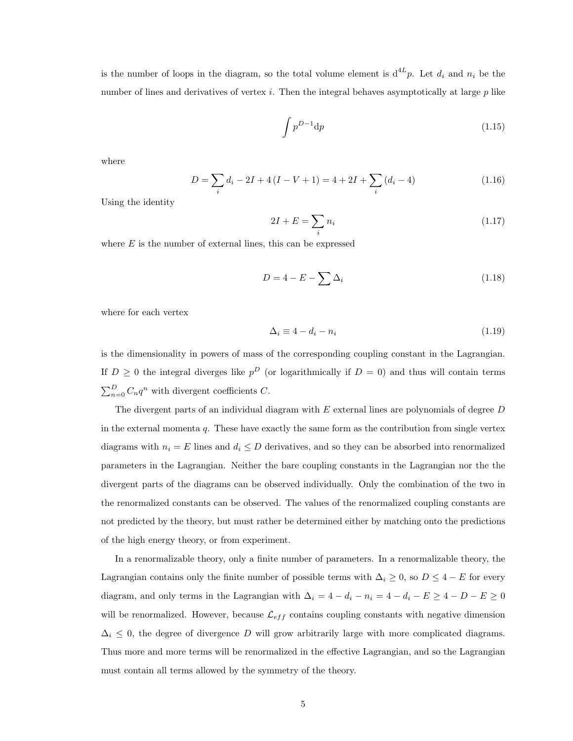is the number of loops in the diagram, so the total volume element is $\mathrm{d}^{4L}p$. Let $d_i$ and $n_i$ be the number of lines and derivatives of vertex $i$. Then the integral behaves asymptotically at large $p$ like

$$\int p^{D-1}\mathrm{d}p \tag{1.15}$$

where

$$D = \sum_i d_i - 2I + 4(I - V + 1) = 4 + 2I + \sum_i (d_i - 4) \tag{1.16}$$

Using the identity

$$2I + E = \sum_i n_i \tag{1.17}$$

where $E$ is the number of external lines, this can be expressed

$$D = 4 - E - \sum \Delta_i \tag{1.18}$$

where for each vertex

$$\Delta_i \equiv 4 - d_i - n_i \tag{1.19}$$

is the dimensionality in powers of mass of the corresponding coupling constant in the Lagrangian. If $D \geq 0$ the integral diverges like $p^D$ (or logarithmically if $D = 0$) and thus will contain terms $\sum_{n=0}^{D} C_n q^n$ with divergent coefficients $C$.

The divergent parts of an individual diagram with $E$ external lines are polynomials of degree $D$ in the external momenta $q$. These have exactly the same form as the contribution from single vertex diagrams with $n_i = E$ lines and $d_i \leq D$ derivatives, and so they can be absorbed into renormalized parameters in the Lagrangian. Neither the bare coupling constants in the Lagrangian nor the the divergent parts of the diagrams can be observed individually. Only the combination of the two in the renormalized constants can be observed. The values of the renormalized coupling constants are not predicted by the theory, but must rather be determined either by matching onto the predictions of the high energy theory, or from experiment.

In a renormalizable theory, only a finite number of parameters. In a renormalizable theory, the Lagrangian contains only the finite number of possible terms with $\Delta_i \geq 0$, so $D \leq 4 - E$ for every diagram, and only terms in the Lagrangian with $\Delta_i = 4 - d_i - n_i = 4 - d_i - E \geq 4 - D - E \geq 0$ will be renormalized. However, because $\mathcal{L}_{eff}$ contains coupling constants with negative dimension $\Delta_i \leq 0$, the degree of divergence $D$ will grow arbitrarily large with more complicated diagrams. Thus more and more terms will be renormalized in the effective Lagrangian, and so the Lagrangian must contain all terms allowed by the symmetry of the theory.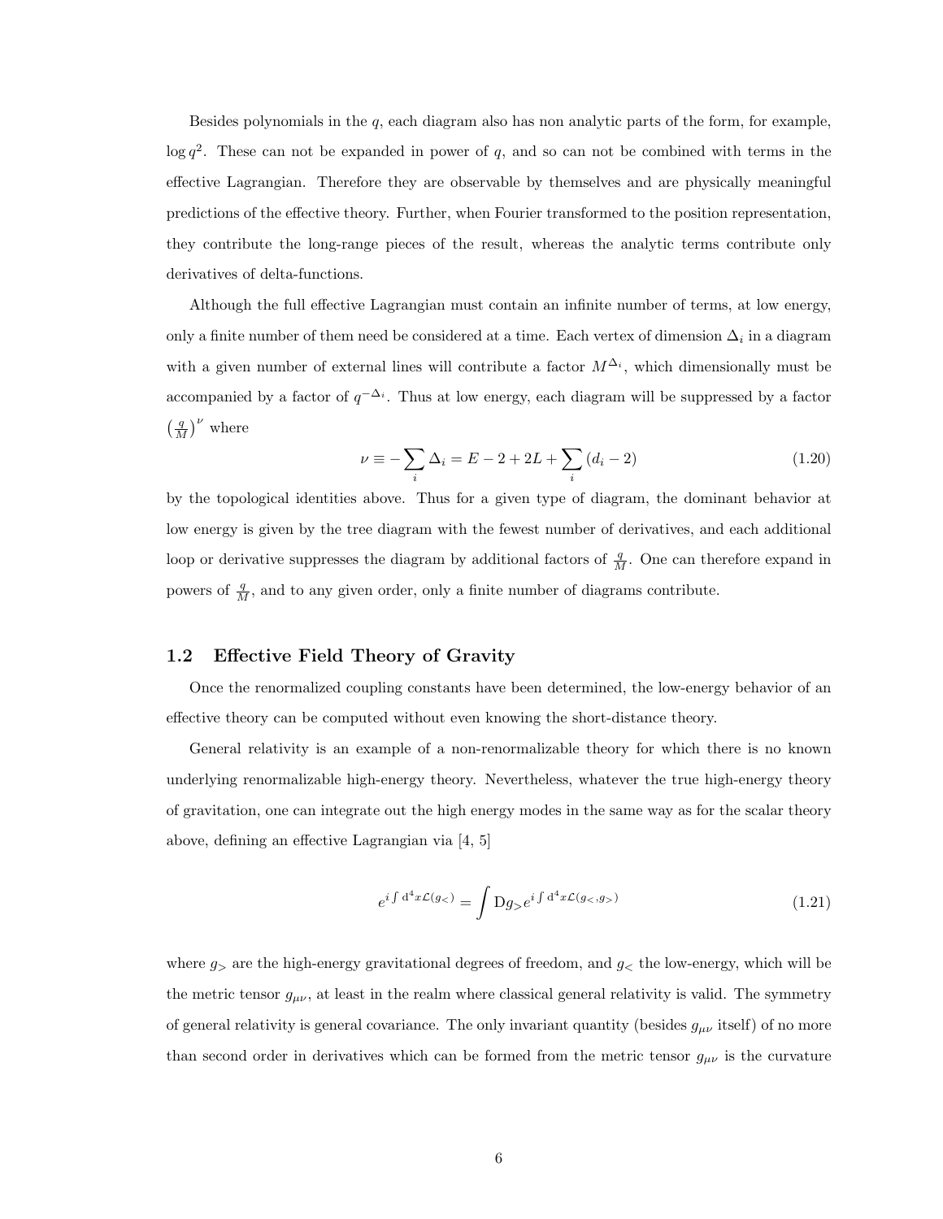Besides polynomials in the $q$, each diagram also has non analytic parts of the form, for example, $\log q^2$. These can not be expanded in power of $q$, and so can not be combined with terms in the effective Lagrangian. Therefore they are observable by themselves and are physically meaningful predictions of the effective theory. Further, when Fourier transformed to the position representation, they contribute the long-range pieces of the result, whereas the analytic terms contribute only derivatives of delta-functions.

Although the full effective Lagrangian must contain an infinite number of terms, at low energy, only a finite number of them need be considered at a time. Each vertex of dimension $\Delta_i$ in a diagram with a given number of external lines will contribute a factor $M^{\Delta_i}$, which dimensionally must be accompanied by a factor of $q^{-\Delta_i}$. Thus at low energy, each diagram will be suppressed by a factor $\left(\frac{q}{M}\right)^\nu$ where

$$\nu \equiv -\sum_i \Delta_i = E - 2 + 2L + \sum_i (d_i - 2) \tag{1.20}$$

by the topological identities above. Thus for a given type of diagram, the dominant behavior at low energy is given by the tree diagram with the fewest number of derivatives, and each additional loop or derivative suppresses the diagram by additional factors of $\frac{q}{M}$. One can therefore expand in powers of $\frac{q}{M}$, and to any given order, only a finite number of diagrams contribute.

## 1.2 Effective Field Theory of Gravity

Once the renormalized coupling constants have been determined, the low-energy behavior of an effective theory can be computed without even knowing the short-distance theory.

General relativity is an example of a non-renormalizable theory for which there is no known underlying renormalizable high-energy theory. Nevertheless, whatever the true high-energy theory of gravitation, one can integrate out the high energy modes in the same way as for the scalar theory above, defining an effective Lagrangian via [4, 5]

$$e^{i\int \mathrm{d}^4x \mathcal{L}(g_<)} = \int \mathrm{D}g_> e^{i\int \mathrm{d}^4x \mathcal{L}(g_<, g_>)} \tag{1.21}$$

where $g_>$ are the high-energy gravitational degrees of freedom, and $g_<$ the low-energy, which will be the metric tensor $g_{\mu\nu}$, at least in the realm where classical general relativity is valid. The symmetry of general relativity is general covariance. The only invariant quantity (besides $g_{\mu\nu}$ itself) of no more than second order in derivatives which can be formed from the metric tensor $g_{\mu\nu}$ is the curvature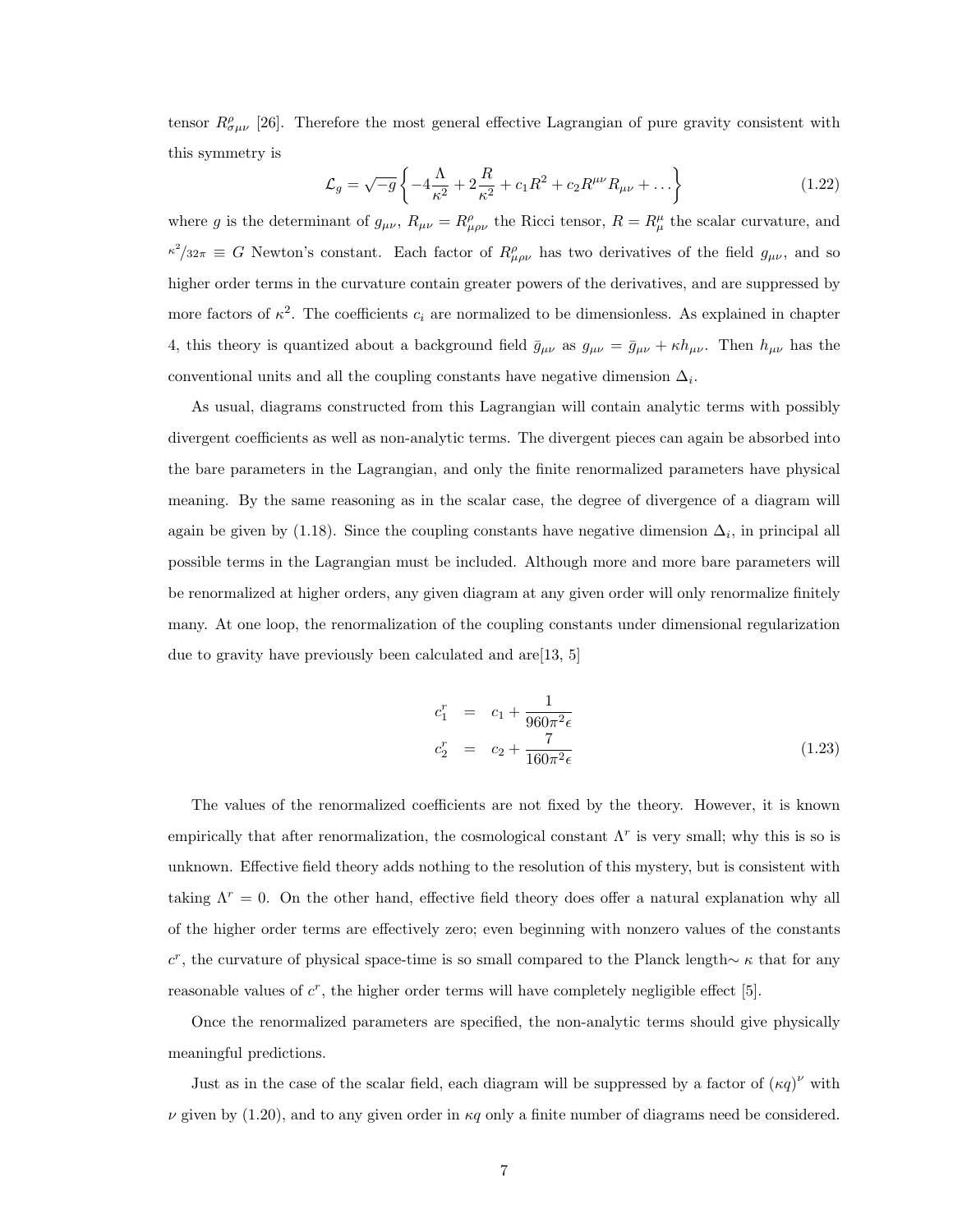tensor $R^{\rho}_{\sigma\mu\nu}$ [26]. Therefore the most general effective Lagrangian of pure gravity consistent with this symmetry is

$$\mathcal{L}_g = \sqrt{-g}\left\{-4\frac{\Lambda}{\kappa^2} + 2\frac{R}{\kappa^2} + c_1 R^2 + c_2 R^{\mu\nu}R_{\mu\nu} + \ldots\right\} \tag{1.22}$$

where $g$ is the determinant of $g_{\mu\nu}$, $R_{\mu\nu} = R^{\rho}_{\mu\rho\nu}$ the Ricci tensor, $R = R^{\mu}_{\mu}$ the scalar curvature, and $^{\kappa^2}/_{32\pi} \equiv G$ Newton's constant. Each factor of $R^{\rho}_{\mu\rho\nu}$ has two derivatives of the field $g_{\mu\nu}$, and so higher order terms in the curvature contain greater powers of the derivatives, and are suppressed by more factors of $\kappa^2$. The coefficients $c_i$ are normalized to be dimensionless. As explained in chapter 4, this theory is quantized about a background field $\bar{g}_{\mu\nu}$ as $g_{\mu\nu} = \bar{g}_{\mu\nu} + \kappa h_{\mu\nu}$. Then $h_{\mu\nu}$ has the conventional units and all the coupling constants have negative dimension $\Delta_i$.

As usual, diagrams constructed from this Lagrangian will contain analytic terms with possibly divergent coefficients as well as non-analytic terms. The divergent pieces can again be absorbed into the bare parameters in the Lagrangian, and only the finite renormalized parameters have physical meaning. By the same reasoning as in the scalar case, the degree of divergence of a diagram will again be given by (1.18). Since the coupling constants have negative dimension $\Delta_i$, in principal all possible terms in the Lagrangian must be included. Although more and more bare parameters will be renormalized at higher orders, any given diagram at any given order will only renormalize finitely many. At one loop, the renormalization of the coupling constants under dimensional regularization due to gravity have previously been calculated and are[13, 5]

$$\begin{aligned} c_1^r &= c_1 + \frac{1}{960\pi^2\epsilon} \\ c_2^r &= c_2 + \frac{7}{160\pi^2\epsilon} \end{aligned} \tag{1.23}$$

The values of the renormalized coefficients are not fixed by the theory. However, it is known empirically that after renormalization, the cosmological constant $\Lambda^r$ is very small; why this is so is unknown. Effective field theory adds nothing to the resolution of this mystery, but is consistent with taking $\Lambda^r = 0$. On the other hand, effective field theory does offer a natural explanation why all of the higher order terms are effectively zero; even beginning with nonzero values of the constants $c^r$, the curvature of physical space-time is so small compared to the Planck length$\sim \kappa$ that for any reasonable values of $c^r$, the higher order terms will have completely negligible effect [5].

Once the renormalized parameters are specified, the non-analytic terms should give physically meaningful predictions.

Just as in the case of the scalar field, each diagram will be suppressed by a factor of $(\kappa q)^{\nu}$ with $\nu$ given by (1.20), and to any given order in $\kappa q$ only a finite number of diagrams need be considered.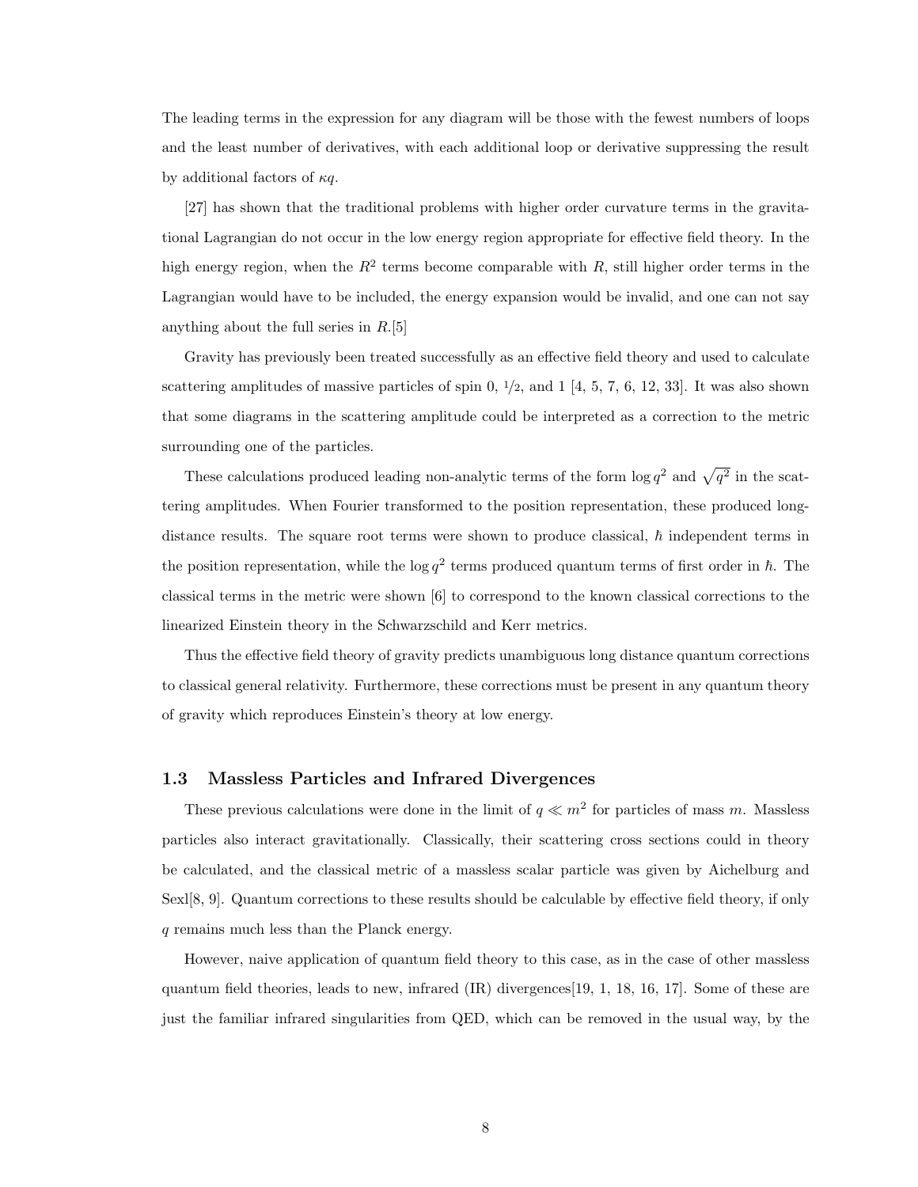The leading terms in the expression for any diagram will be those with the fewest numbers of loops and the least number of derivatives, with each additional loop or derivative suppressing the result by additional factors of $\kappa q$.

[27] has shown that the traditional problems with higher order curvature terms in the gravitational Lagrangian do not occur in the low energy region appropriate for effective field theory. In the high energy region, when the $R^2$ terms become comparable with $R$, still higher order terms in the Lagrangian would have to be included, the energy expansion would be invalid, and one can not say anything about the full series in $R$.[5]

Gravity has previously been treated successfully as an effective field theory and used to calculate scattering amplitudes of massive particles of spin 0, $1/2$, and 1 [4, 5, 7, 6, 12, 33]. It was also shown that some diagrams in the scattering amplitude could be interpreted as a correction to the metric surrounding one of the particles.

These calculations produced leading non-analytic terms of the form $\log q^2$ and $\sqrt{q^2}$ in the scattering amplitudes. When Fourier transformed to the position representation, these produced long-distance results. The square root terms were shown to produce classical, $\hbar$ independent terms in the position representation, while the $\log q^2$ terms produced quantum terms of first order in $\hbar$. The classical terms in the metric were shown [6] to correspond to the known classical corrections to the linearized Einstein theory in the Schwarzschild and Kerr metrics.

Thus the effective field theory of gravity predicts unambiguous long distance quantum corrections to classical general relativity. Furthermore, these corrections must be present in any quantum theory of gravity which reproduces Einstein's theory at low energy.

### 1.3 Massless Particles and Infrared Divergences

These previous calculations were done in the limit of $q \ll m^2$ for particles of mass $m$. Massless particles also interact gravitationally. Classically, their scattering cross sections could in theory be calculated, and the classical metric of a massless scalar particle was given by Aichelburg and Sexl[8, 9]. Quantum corrections to these results should be calculable by effective field theory, if only $q$ remains much less than the Planck energy.

However, naive application of quantum field theory to this case, as in the case of other massless quantum field theories, leads to new, infrared (IR) divergences[19, 1, 18, 16, 17]. Some of these are just the familiar infrared singularities from QED, which can be removed in the usual way, by the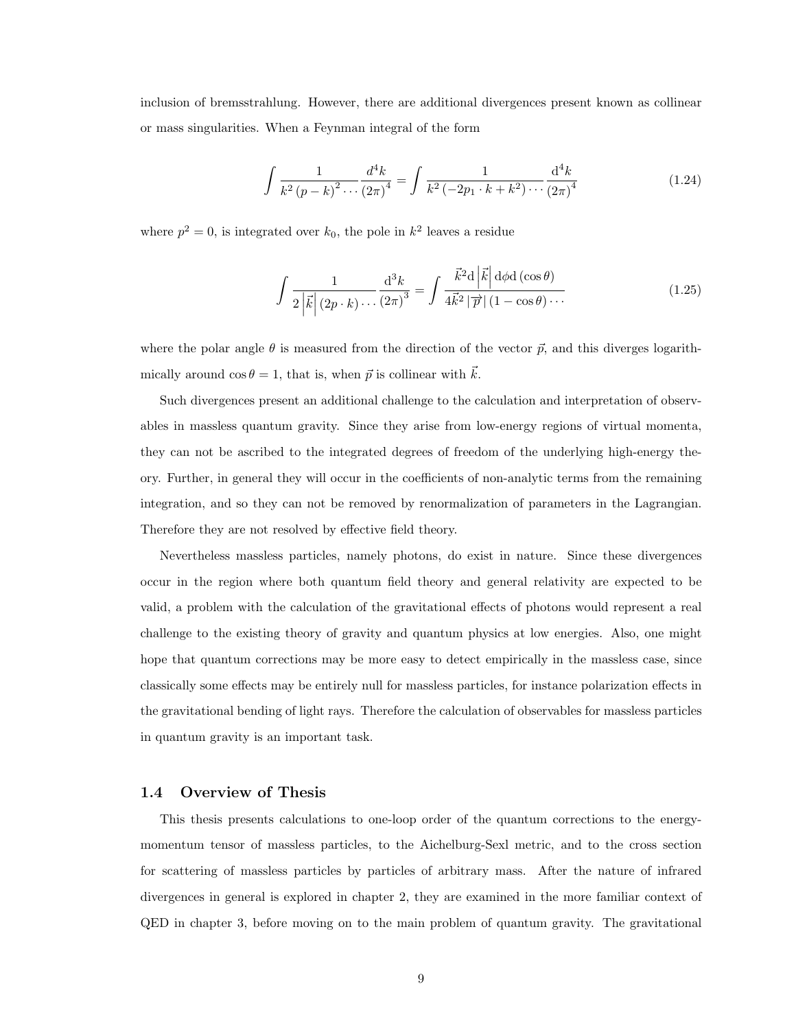inclusion of bremsstrahlung. However, there are additional divergences present known as collinear or mass singularities. When a Feynman integral of the form

$$\int \frac{1}{k^2 (p-k)^2 \cdots} \frac{d^4k}{(2\pi)^4} = \int \frac{1}{k^2 (-2p_1 \cdot k + k^2) \cdots} \frac{\mathrm{d}^4 k}{(2\pi)^4} \tag{1.24}$$

where $p^2 = 0$, is integrated over $k_0$, the pole in $k^2$ leaves a residue

$$\int \frac{1}{2\left|\vec{k}\right| (2p \cdot k) \cdots} \frac{\mathrm{d}^3 k}{(2\pi)^3} = \int \frac{\vec{k}^2 \mathrm{d}\left|\vec{k}\right| \mathrm{d}\phi \mathrm{d}(\cos\theta)}{4\vec{k}^2 \left|\vec{p}\right| (1-\cos\theta) \cdots} \tag{1.25}$$

where the polar angle $\theta$ is measured from the direction of the vector $\vec{p}$, and this diverges logarithmically around $\cos\theta = 1$, that is, when $\vec{p}$ is collinear with $\vec{k}$.

Such divergences present an additional challenge to the calculation and interpretation of observables in massless quantum gravity. Since they arise from low-energy regions of virtual momenta, they can not be ascribed to the integrated degrees of freedom of the underlying high-energy theory. Further, in general they will occur in the coefficients of non-analytic terms from the remaining integration, and so they can not be removed by renormalization of parameters in the Lagrangian. Therefore they are not resolved by effective field theory.

Nevertheless massless particles, namely photons, do exist in nature. Since these divergences occur in the region where both quantum field theory and general relativity are expected to be valid, a problem with the calculation of the gravitational effects of photons would represent a real challenge to the existing theory of gravity and quantum physics at low energies. Also, one might hope that quantum corrections may be more easy to detect empirically in the massless case, since classically some effects may be entirely null for massless particles, for instance polarization effects in the gravitational bending of light rays. Therefore the calculation of observables for massless particles in quantum gravity is an important task.

### 1.4 Overview of Thesis

This thesis presents calculations to one-loop order of the quantum corrections to the energy-momentum tensor of massless particles, to the Aichelburg-Sexl metric, and to the cross section for scattering of massless particles by particles of arbitrary mass. After the nature of infrared divergences in general is explored in chapter 2, they are examined in the more familiar context of QED in chapter 3, before moving on to the main problem of quantum gravity. The gravitational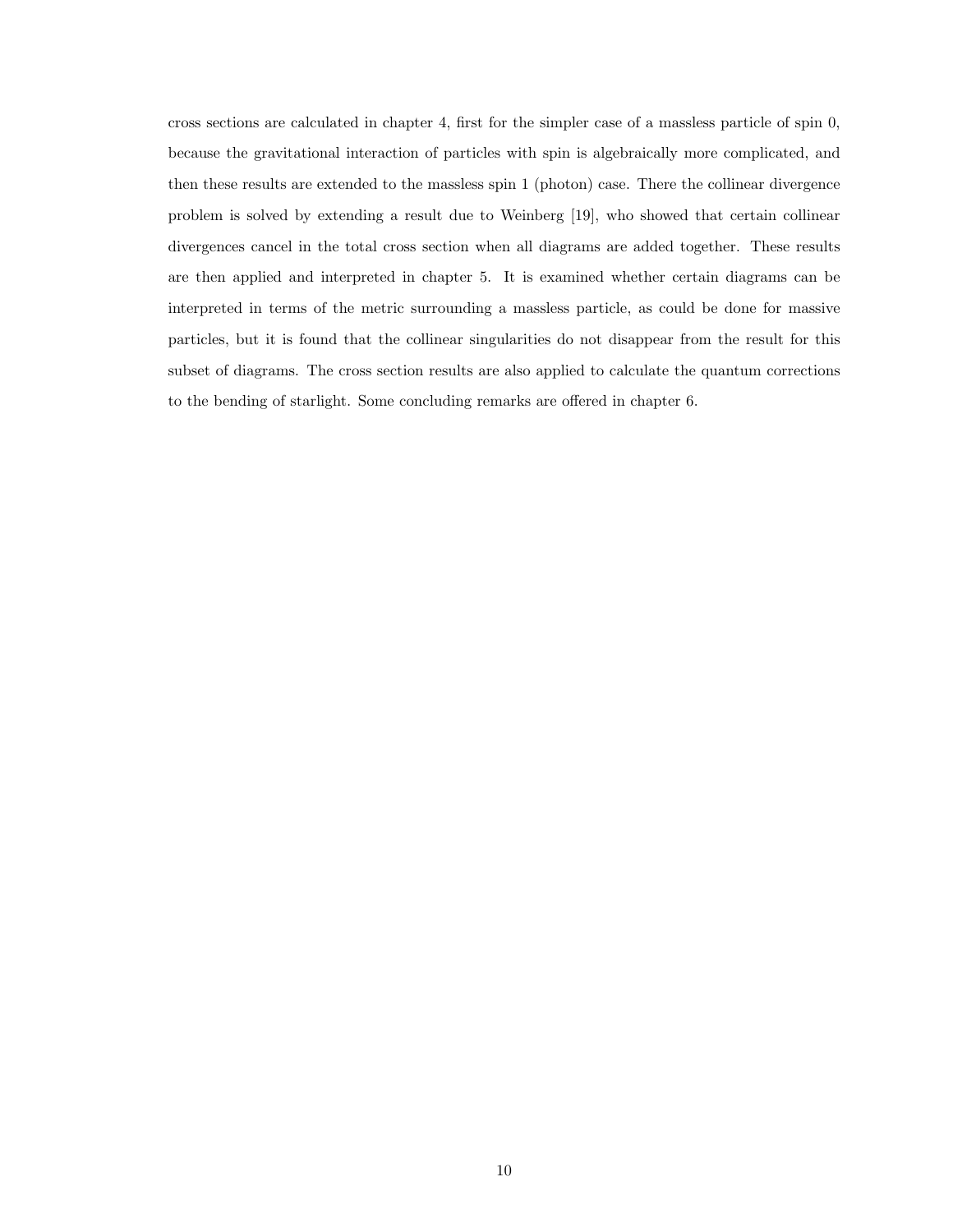cross sections are calculated in chapter 4, first for the simpler case of a massless particle of spin 0, because the gravitational interaction of particles with spin is algebraically more complicated, and then these results are extended to the massless spin 1 (photon) case. There the collinear divergence problem is solved by extending a result due to Weinberg [19], who showed that certain collinear divergences cancel in the total cross section when all diagrams are added together. These results are then applied and interpreted in chapter 5. It is examined whether certain diagrams can be interpreted in terms of the metric surrounding a massless particle, as could be done for massive particles, but it is found that the collinear singularities do not disappear from the result for this subset of diagrams. The cross section results are also applied to calculate the quantum corrections to the bending of starlight. Some concluding remarks are offered in chapter 6.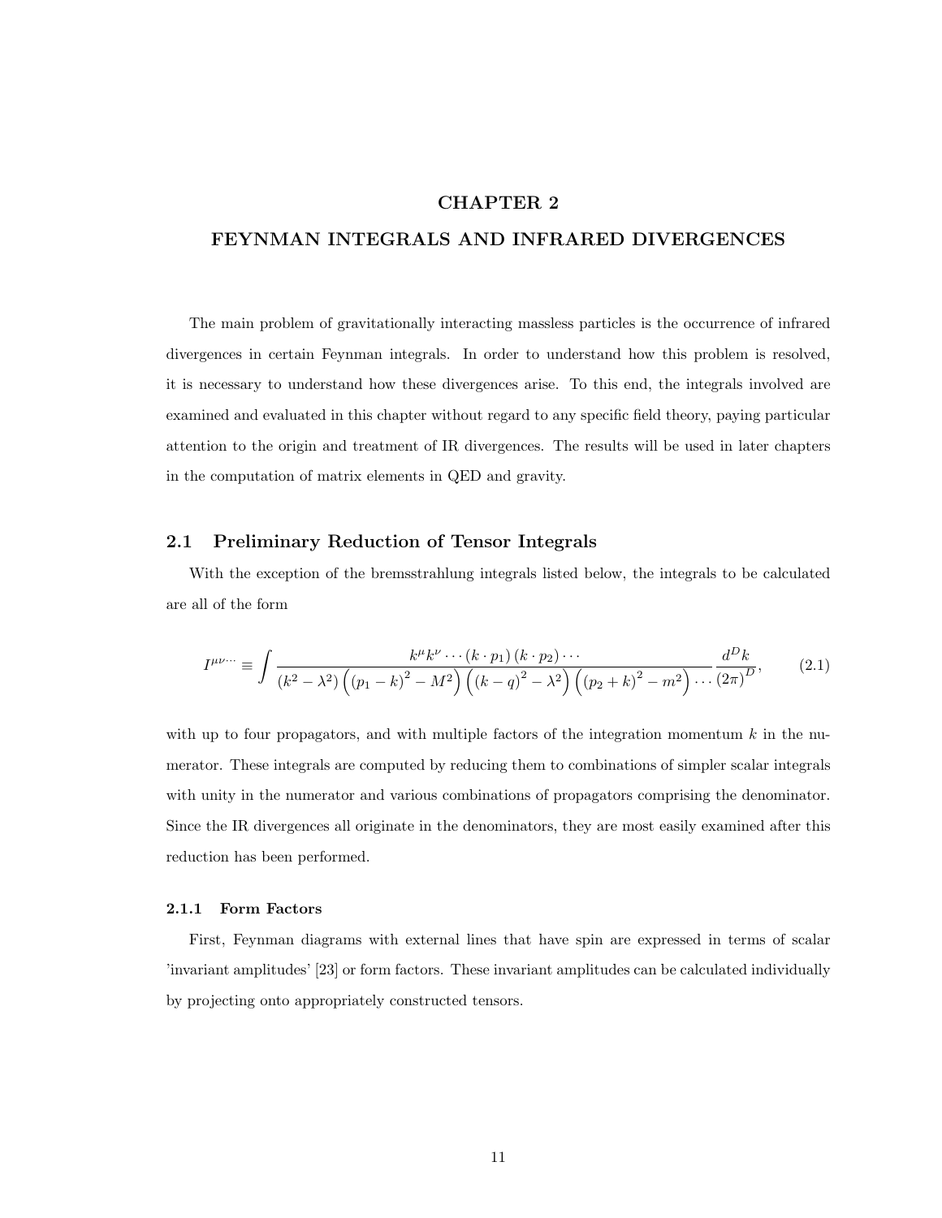# CHAPTER 2

# FEYNMAN INTEGRALS AND INFRARED DIVERGENCES

The main problem of gravitationally interacting massless particles is the occurrence of infrared divergences in certain Feynman integrals. In order to understand how this problem is resolved, it is necessary to understand how these divergences arise. To this end, the integrals involved are examined and evaluated in this chapter without regard to any specific field theory, paying particular attention to the origin and treatment of IR divergences. The results will be used in later chapters in the computation of matrix elements in QED and gravity.

## 2.1 Preliminary Reduction of Tensor Integrals

With the exception of the bremsstrahlung integrals listed below, the integrals to be calculated are all of the form

$$I^{\mu\nu\cdots} \equiv \int \frac{k^\mu k^\nu \cdots (k \cdot p_1)(k \cdot p_2) \cdots}{(k^2 - \lambda^2)\left((p_1 - k)^2 - M^2\right)\left((k-q)^2 - \lambda^2\right)\left((p_2 + k)^2 - m^2\right) \cdots} \frac{d^D k}{(2\pi)^D}, \tag{2.1}$$

with up to four propagators, and with multiple factors of the integration momentum $k$ in the numerator. These integrals are computed by reducing them to combinations of simpler scalar integrals with unity in the numerator and various combinations of propagators comprising the denominator. Since the IR divergences all originate in the denominators, they are most easily examined after this reduction has been performed.

### 2.1.1 Form Factors

First, Feynman diagrams with external lines that have spin are expressed in terms of scalar 'invariant amplitudes' [23] or form factors. These invariant amplitudes can be calculated individually by projecting onto appropriately constructed tensors.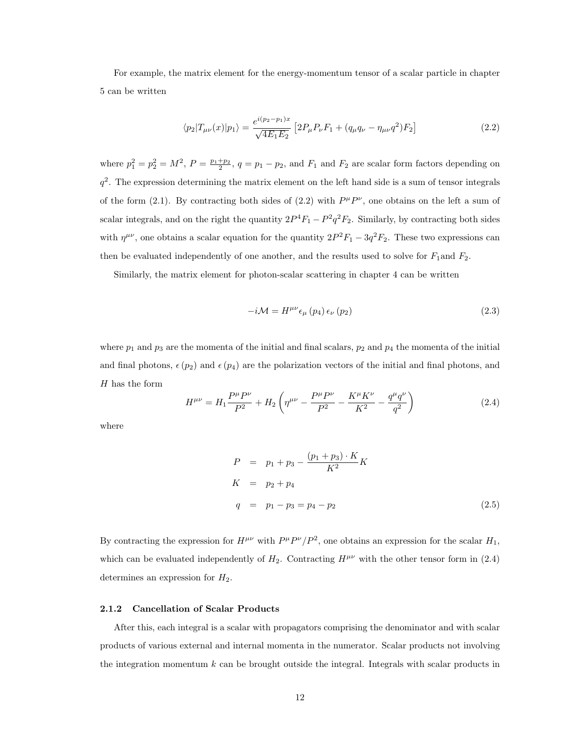For example, the matrix element for the energy-momentum tensor of a scalar particle in chapter 5 can be written

$$\langle p_2|T_{\mu\nu}(x)|p_1\rangle = \frac{e^{i(p_2-p_1)x}}{\sqrt{4E_1E_2}}\left[2P_\mu P_\nu F_1 + (q_\mu q_\nu - \eta_{\mu\nu}q^2)F_2\right] \tag{2.2}$$

where $p_1^2 = p_2^2 = M^2$, $P = \frac{p_1+p_2}{2}$, $q = p_1 - p_2$, and $F_1$ and $F_2$ are scalar form factors depending on $q^2$. The expression determining the matrix element on the left hand side is a sum of tensor integrals of the form (2.1). By contracting both sides of (2.2) with $P^\mu P^\nu$, one obtains on the left a sum of scalar integrals, and on the right the quantity $2P^4F_1 - P^2q^2F_2$. Similarly, by contracting both sides with $\eta^{\mu\nu}$, one obtains a scalar equation for the quantity $2P^2F_1 - 3q^2F_2$. These two expressions can then be evaluated independently of one another, and the results used to solve for $F_1$and $F_2$.

Similarly, the matrix element for photon-scalar scattering in chapter 4 can be written

$$-i\mathcal{M} = H^{\mu\nu}\epsilon_\mu(p_4)\,\epsilon_\nu(p_2) \tag{2.3}$$

where $p_1$ and $p_3$ are the momenta of the initial and final scalars, $p_2$ and $p_4$ the momenta of the initial and final photons, $\epsilon(p_2)$ and $\epsilon(p_4)$ are the polarization vectors of the initial and final photons, and $H$ has the form

$$H^{\mu\nu} = H_1\frac{P^\mu P^\nu}{P^2} + H_2\left(\eta^{\mu\nu} - \frac{P^\mu P^\nu}{P^2} - \frac{K^\mu K^\nu}{K^2} - \frac{q^\mu q^\nu}{q^2}\right) \tag{2.4}$$

where

$$\begin{aligned}
P &= p_1 + p_3 - \frac{(p_1+p_3)\cdot K}{K^2}K \\
K &= p_2 + p_4 \\
q &= p_1 - p_3 = p_4 - p_2
\end{aligned} \tag{2.5}$$

By contracting the expression for $H^{\mu\nu}$ with $P^\mu P^\nu/P^2$, one obtains an expression for the scalar $H_1$, which can be evaluated independently of $H_2$. Contracting $H^{\mu\nu}$ with the other tensor form in (2.4) determines an expression for $H_2$.

### 2.1.2 Cancellation of Scalar Products

After this, each integral is a scalar with propagators comprising the denominator and with scalar products of various external and internal momenta in the numerator. Scalar products not involving the integration momentum $k$ can be brought outside the integral. Integrals with scalar products in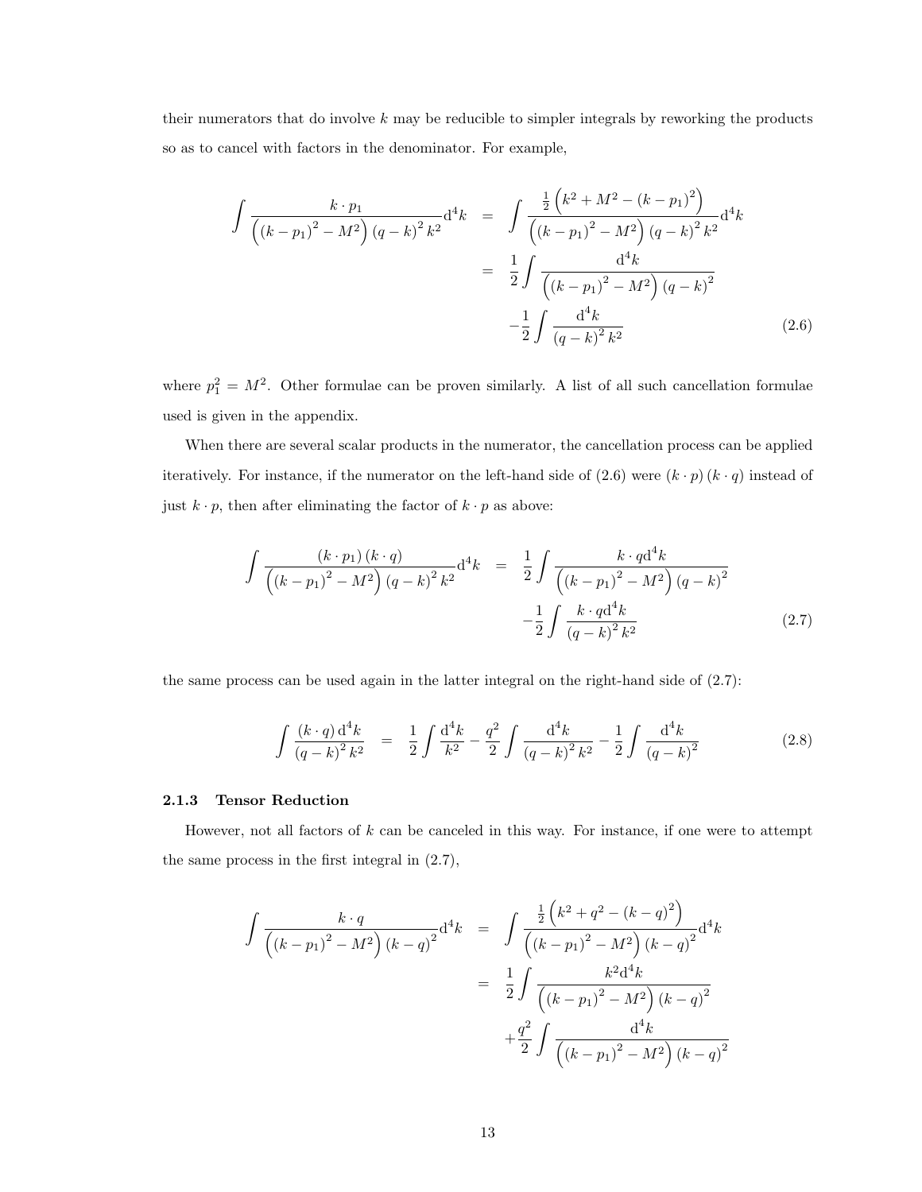their numerators that do involve $k$ may be reducible to simpler integrals by reworking the products so as to cancel with factors in the denominator. For example,

$$
\begin{aligned}
\int \frac{k \cdot p_1}{\left((k-p_1)^2 - M^2\right)(q-k)^2 k^2} \mathrm{d}^4 k &= \int \frac{\frac{1}{2}\left(k^2 + M^2 - (k-p_1)^2\right)}{\left((k-p_1)^2 - M^2\right)(q-k)^2 k^2} \mathrm{d}^4 k \\
&= \frac{1}{2} \int \frac{\mathrm{d}^4 k}{\left((k-p_1)^2 - M^2\right)(q-k)^2} \\
&\quad - \frac{1}{2} \int \frac{\mathrm{d}^4 k}{(q-k)^2 k^2} \qquad (2.6)
\end{aligned}
$$

where $p_1^2 = M^2$. Other formulae can be proven similarly. A list of all such cancellation formulae used is given in the appendix.

When there are several scalar products in the numerator, the cancellation process can be applied iteratively. For instance, if the numerator on the left-hand side of (2.6) were $(k \cdot p)(k \cdot q)$ instead of just $k \cdot p$, then after eliminating the factor of $k \cdot p$ as above:

$$
\begin{aligned}
\int \frac{(k \cdot p_1)(k \cdot q)}{\left((k-p_1)^2 - M^2\right)(q-k)^2 k^2} \mathrm{d}^4 k &= \frac{1}{2} \int \frac{k \cdot q \mathrm{d}^4 k}{\left((k-p_1)^2 - M^2\right)(q-k)^2} \\
&\quad - \frac{1}{2} \int \frac{k \cdot q \mathrm{d}^4 k}{(q-k)^2 k^2} \qquad (2.7)
\end{aligned}
$$

the same process can be used again in the latter integral on the right-hand side of (2.7):

$$
\int \frac{(k \cdot q)\, \mathrm{d}^4 k}{(q-k)^2 k^2} = \frac{1}{2} \int \frac{\mathrm{d}^4 k}{k^2} - \frac{q^2}{2} \int \frac{\mathrm{d}^4 k}{(q-k)^2 k^2} - \frac{1}{2} \int \frac{\mathrm{d}^4 k}{(q-k)^2} \qquad (2.8)
$$

### 2.1.3 Tensor Reduction

However, not all factors of $k$ can be canceled in this way. For instance, if one were to attempt the same process in the first integral in (2.7),

$$
\begin{aligned}
\int \frac{k \cdot q}{\left((k-p_1)^2 - M^2\right)(k-q)^2} \mathrm{d}^4 k &= \int \frac{\frac{1}{2}\left(k^2 + q^2 - (k-q)^2\right)}{\left((k-p_1)^2 - M^2\right)(k-q)^2} \mathrm{d}^4 k \\
&= \frac{1}{2} \int \frac{k^2 \mathrm{d}^4 k}{\left((k-p_1)^2 - M^2\right)(k-q)^2} \\
&\quad + \frac{q^2}{2} \int \frac{\mathrm{d}^4 k}{\left((k-p_1)^2 - M^2\right)(k-q)^2}
\end{aligned}
$$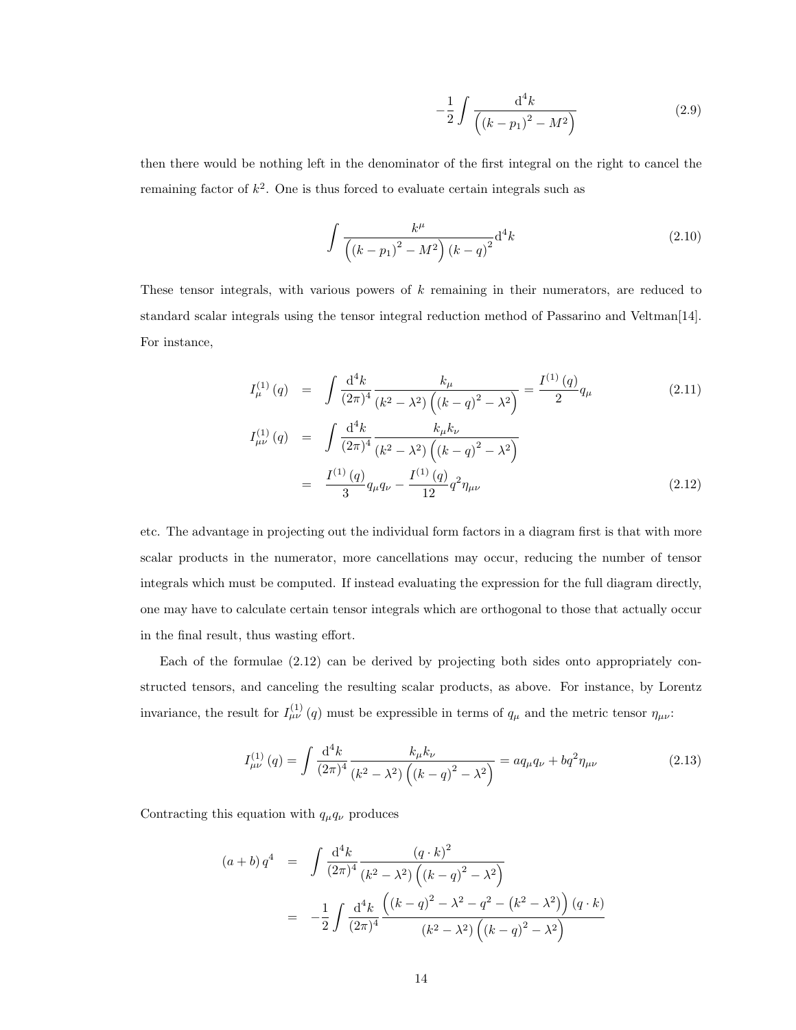$$-\frac{1}{2}\int \frac{\mathrm{d}^4 k}{\left(\left(k-p_1\right)^2 - M^2\right)} \tag{2.9}$$

then there would be nothing left in the denominator of the first integral on the right to cancel the remaining factor of $k^2$. One is thus forced to evaluate certain integrals such as

$$\int \frac{k^\mu}{\left(\left(k-p_1\right)^2 - M^2\right)\left(k-q\right)^2}\mathrm{d}^4 k \tag{2.10}$$

These tensor integrals, with various powers of $k$ remaining in their numerators, are reduced to standard scalar integrals using the tensor integral reduction method of Passarino and Veltman[14]. For instance,

$$I_\mu^{(1)}(q) = \int \frac{\mathrm{d}^4 k}{(2\pi)^4}\frac{k_\mu}{\left(k^2-\lambda^2\right)\left(\left(k-q\right)^2-\lambda^2\right)} = \frac{I^{(1)}(q)}{2}q_\mu \tag{2.11}$$

$$\begin{aligned} I_{\mu\nu}^{(1)}(q) &= \int \frac{\mathrm{d}^4 k}{(2\pi)^4}\frac{k_\mu k_\nu}{\left(k^2-\lambda^2\right)\left(\left(k-q\right)^2-\lambda^2\right)} \\ &= \frac{I^{(1)}(q)}{3}q_\mu q_\nu - \frac{I^{(1)}(q)}{12}q^2\eta_{\mu\nu} \end{aligned} \tag{2.12}$$

etc. The advantage in projecting out the individual form factors in a diagram first is that with more scalar products in the numerator, more cancellations may occur, reducing the number of tensor integrals which must be computed. If instead evaluating the expression for the full diagram directly, one may have to calculate certain tensor integrals which are orthogonal to those that actually occur in the final result, thus wasting effort.

Each of the formulae (2.12) can be derived by projecting both sides onto appropriately constructed tensors, and canceling the resulting scalar products, as above. For instance, by Lorentz invariance, the result for $I_{\mu\nu}^{(1)}(q)$ must be expressible in terms of $q_\mu$ and the metric tensor $\eta_{\mu\nu}$:

$$I_{\mu\nu}^{(1)}(q) = \int \frac{\mathrm{d}^4 k}{(2\pi)^4}\frac{k_\mu k_\nu}{\left(k^2-\lambda^2\right)\left(\left(k-q\right)^2-\lambda^2\right)} = a q_\mu q_\nu + b q^2 \eta_{\mu\nu} \tag{2.13}$$

Contracting this equation with $q_\mu q_\nu$ produces

$$\begin{aligned} (a+b)\,q^4 &= \int \frac{\mathrm{d}^4 k}{(2\pi)^4}\frac{\left(q\cdot k\right)^2}{\left(k^2-\lambda^2\right)\left(\left(k-q\right)^2-\lambda^2\right)} \\ &= -\frac{1}{2}\int \frac{\mathrm{d}^4 k}{(2\pi)^4}\frac{\left(\left(k-q\right)^2-\lambda^2-q^2-\left(k^2-\lambda^2\right)\right)\left(q\cdot k\right)}{\left(k^2-\lambda^2\right)\left(\left(k-q\right)^2-\lambda^2\right)} \end{aligned}$$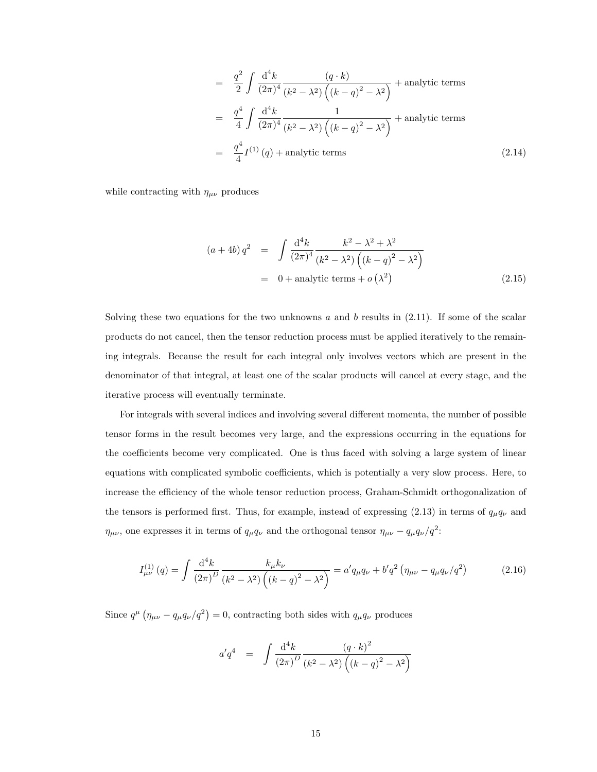$$
\begin{aligned}
&= \frac{q^2}{2} \int \frac{\mathrm{d}^4 k}{(2\pi)^4} \frac{(q \cdot k)}{(k^2 - \lambda^2)\left((k-q)^2 - \lambda^2\right)} + \text{analytic terms} \\
&= \frac{q^4}{4} \int \frac{\mathrm{d}^4 k}{(2\pi)^4} \frac{1}{(k^2 - \lambda^2)\left((k-q)^2 - \lambda^2\right)} + \text{analytic terms} \\
&= \frac{q^4}{4} I^{(1)}(q) + \text{analytic terms}
\end{aligned}
\tag{2.14}
$$

while contracting with $\eta_{\mu\nu}$ produces

$$
\begin{aligned}
(a + 4b)\, q^2 &= \int \frac{\mathrm{d}^4 k}{(2\pi)^4} \frac{k^2 - \lambda^2 + \lambda^2}{(k^2 - \lambda^2)\left((k-q)^2 - \lambda^2\right)} \\
&= 0 + \text{analytic terms} + o\left(\lambda^2\right)
\end{aligned}
\tag{2.15}
$$

Solving these two equations for the two unknowns $a$ and $b$ results in (2.11). If some of the scalar products do not cancel, then the tensor reduction process must be applied iteratively to the remaining integrals. Because the result for each integral only involves vectors which are present in the denominator of that integral, at least one of the scalar products will cancel at every stage, and the iterative process will eventually terminate.

For integrals with several indices and involving several different momenta, the number of possible tensor forms in the result becomes very large, and the expressions occurring in the equations for the coefficients become very complicated. One is thus faced with solving a large system of linear equations with complicated symbolic coefficients, which is potentially a very slow process. Here, to increase the efficiency of the whole tensor reduction process, Graham-Schmidt orthogonalization of the tensors is performed first. Thus, for example, instead of expressing (2.13) in terms of $q_\mu q_\nu$ and $\eta_{\mu\nu}$, one expresses it in terms of $q_\mu q_\nu$ and the orthogonal tensor $\eta_{\mu\nu} - q_\mu q_\nu / q^2$:

$$
I^{(1)}_{\mu\nu}(q) = \int \frac{\mathrm{d}^4 k}{(2\pi)^D} \frac{k_\mu k_\nu}{(k^2 - \lambda^2)\left((k-q)^2 - \lambda^2\right)} = a' q_\mu q_\nu + b' q^2 \left(\eta_{\mu\nu} - q_\mu q_\nu / q^2\right)
\tag{2.16}
$$

Since $q^\mu \left(\eta_{\mu\nu} - q_\mu q_\nu / q^2\right) = 0$, contracting both sides with $q_\mu q_\nu$ produces

$$
a' q^4 = \int \frac{\mathrm{d}^4 k}{(2\pi)^D} \frac{(q \cdot k)^2}{(k^2 - \lambda^2)\left((k-q)^2 - \lambda^2\right)}
$$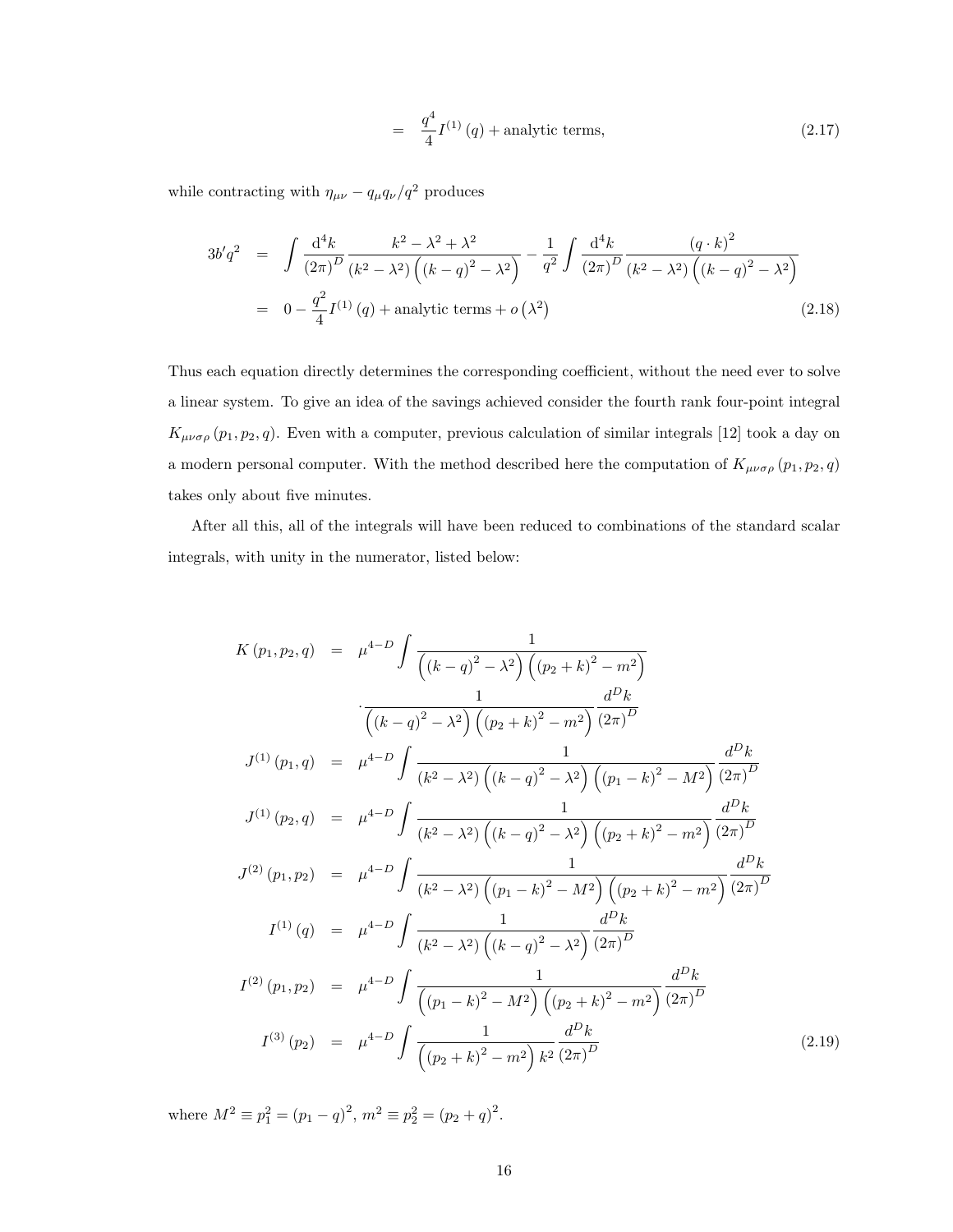$$= \quad \frac{q^4}{4} I^{(1)}(q) + \text{analytic terms}, \tag{2.17}$$

while contracting with $\eta_{\mu\nu} - q_\mu q_\nu / q^2$ produces

$$\begin{aligned}
3b' q^2 &= \int \frac{\mathrm{d}^4 k}{(2\pi)^D} \frac{k^2 - \lambda^2 + \lambda^2}{(k^2 - \lambda^2)\left((k-q)^2 - \lambda^2\right)} - \frac{1}{q^2} \int \frac{\mathrm{d}^4 k}{(2\pi)^D} \frac{(q \cdot k)^2}{(k^2 - \lambda^2)\left((k-q)^2 - \lambda^2\right)} \\
&= 0 - \frac{q^2}{4} I^{(1)}(q) + \text{analytic terms} + o\left(\lambda^2\right)
\end{aligned} \tag{2.18}$$

Thus each equation directly determines the corresponding coefficient, without the need ever to solve a linear system. To give an idea of the savings achieved consider the fourth rank four-point integral $K_{\mu\nu\sigma\rho}(p_1, p_2, q)$. Even with a computer, previous calculation of similar integrals [12] took a day on a modern personal computer. With the method described here the computation of $K_{\mu\nu\sigma\rho}(p_1, p_2, q)$ takes only about five minutes.

After all this, all of the integrals will have been reduced to combinations of the standard scalar integrals, with unity in the numerator, listed below:

$$\begin{aligned}
K(p_1, p_2, q) &= \mu^{4-D} \int \frac{1}{\left((k-q)^2 - \lambda^2\right)\left((p_2 + k)^2 - m^2\right)} \\
&\quad \cdot \frac{1}{\left((k-q)^2 - \lambda^2\right)\left((p_2 + k)^2 - m^2\right)} \frac{d^D k}{(2\pi)^D} \\
J^{(1)}(p_1, q) &= \mu^{4-D} \int \frac{1}{(k^2 - \lambda^2)\left((k-q)^2 - \lambda^2\right)\left((p_1 - k)^2 - M^2\right)} \frac{d^D k}{(2\pi)^D} \\
J^{(1)}(p_2, q) &= \mu^{4-D} \int \frac{1}{(k^2 - \lambda^2)\left((k-q)^2 - \lambda^2\right)\left((p_2 + k)^2 - m^2\right)} \frac{d^D k}{(2\pi)^D} \\
J^{(2)}(p_1, p_2) &= \mu^{4-D} \int \frac{1}{(k^2 - \lambda^2)\left((p_1 - k)^2 - M^2\right)\left((p_2 + k)^2 - m^2\right)} \frac{d^D k}{(2\pi)^D} \\
I^{(1)}(q) &= \mu^{4-D} \int \frac{1}{(k^2 - \lambda^2)\left((k-q)^2 - \lambda^2\right)} \frac{d^D k}{(2\pi)^D} \\
I^{(2)}(p_1, p_2) &= \mu^{4-D} \int \frac{1}{\left((p_1 - k)^2 - M^2\right)\left((p_2 + k)^2 - m^2\right)} \frac{d^D k}{(2\pi)^D} \\
I^{(3)}(p_2) &= \mu^{4-D} \int \frac{1}{\left((p_2 + k)^2 - m^2\right) k^2} \frac{d^D k}{(2\pi)^D}
\end{aligned} \tag{2.19}$$

where $M^2 \equiv p_1^2 = (p_1 - q)^2$, $m^2 \equiv p_2^2 = (p_2 + q)^2$.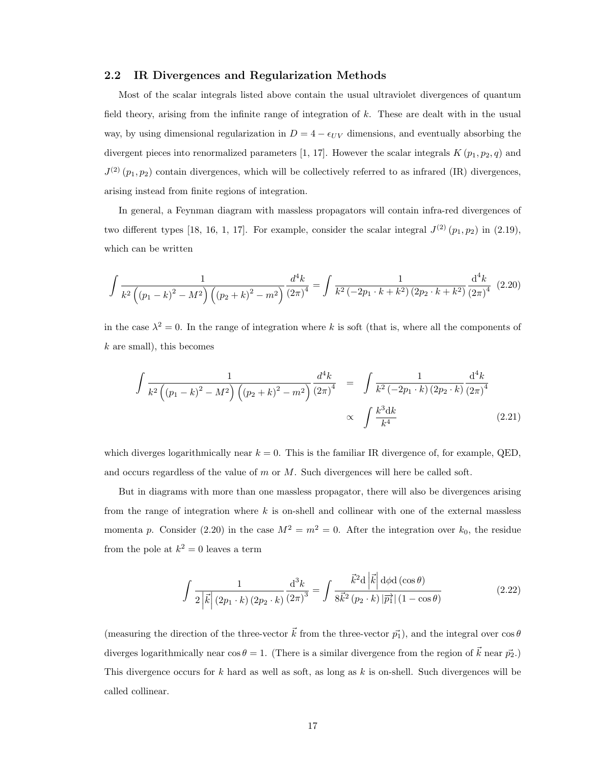### 2.2 IR Divergences and Regularization Methods

Most of the scalar integrals listed above contain the usual ultraviolet divergences of quantum field theory, arising from the infinite range of integration of $k$. These are dealt with in the usual way, by using dimensional regularization in $D = 4 - \epsilon_{UV}$ dimensions, and eventually absorbing the divergent pieces into renormalized parameters [1, 17]. However the scalar integrals $K(p_1, p_2, q)$ and $J^{(2)}(p_1, p_2)$ contain divergences, which will be collectively referred to as infrared (IR) divergences, arising instead from finite regions of integration.

In general, a Feynman diagram with massless propagators will contain infra-red divergences of two different types [18, 16, 1, 17]. For example, consider the scalar integral $J^{(2)}(p_1, p_2)$ in (2.19), which can be written

$$\int \frac{1}{k^2\left((p_1-k)^2 - M^2\right)\left((p_2+k)^2 - m^2\right)} \frac{d^4k}{(2\pi)^4} = \int \frac{1}{k^2\left(-2p_1\cdot k + k^2\right)\left(2p_2\cdot k + k^2\right)} \frac{\mathrm{d}^4k}{(2\pi)^4} \quad (2.20)$$

in the case $\lambda^2 = 0$. In the range of integration where $k$ is soft (that is, where all the components of $k$ are small), this becomes

$$\begin{aligned} \int \frac{1}{k^2\left((p_1-k)^2 - M^2\right)\left((p_2+k)^2 - m^2\right)} \frac{d^4k}{(2\pi)^4} &= \int \frac{1}{k^2\left(-2p_1\cdot k\right)\left(2p_2\cdot k\right)} \frac{\mathrm{d}^4k}{(2\pi)^4} \\ &\propto \int \frac{k^3\mathrm{d}k}{k^4} \end{aligned} \quad (2.21)$$

which diverges logarithmically near $k = 0$. This is the familiar IR divergence of, for example, QED, and occurs regardless of the value of $m$ or $M$. Such divergences will here be called soft.

But in diagrams with more than one massless propagator, there will also be divergences arising from the range of integration where $k$ is on-shell and collinear with one of the external massless momenta $p$. Consider (2.20) in the case $M^2 = m^2 = 0$. After the integration over $k_0$, the residue from the pole at $k^2 = 0$ leaves a term

$$\int \frac{1}{2\left|\vec{k}\right|\left(2p_1\cdot k\right)\left(2p_2\cdot k\right)} \frac{\mathrm{d}^3k}{(2\pi)^3} = \int \frac{\vec{k}^2\mathrm{d}\left|\vec{k}\right|\mathrm{d}\phi\mathrm{d}\left(\cos\theta\right)}{8\vec{k}^2\left(p_2\cdot k\right)\left|\vec{p_1}\right|\left(1-\cos\theta\right)} \quad (2.22)$$

(measuring the direction of the three-vector $\vec{k}$ from the three-vector $\vec{p_1}$), and the integral over $\cos\theta$ diverges logarithmically near $\cos\theta = 1$. (There is a similar divergence from the region of $\vec{k}$ near $\vec{p_2}$.) This divergence occurs for $k$ hard as well as soft, as long as $k$ is on-shell. Such divergences will be called collinear.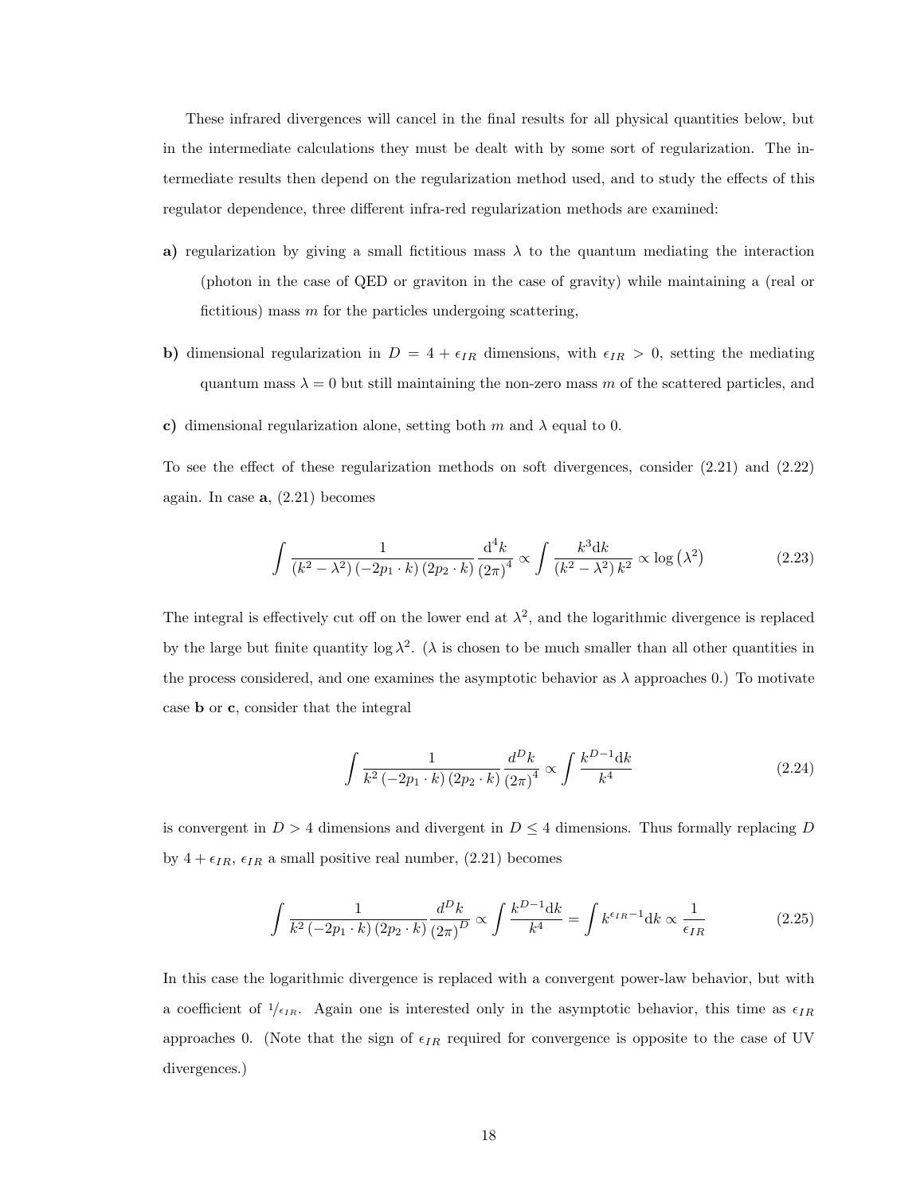These infrared divergences will cancel in the final results for all physical quantities below, but in the intermediate calculations they must be dealt with by some sort of regularization. The intermediate results then depend on the regularization method used, and to study the effects of this regulator dependence, three different infra-red regularization methods are examined:

**a)** regularization by giving a small fictitious mass $\lambda$ to the quantum mediating the interaction (photon in the case of QED or graviton in the case of gravity) while maintaining a (real or fictitious) mass $m$ for the particles undergoing scattering,

**b)** dimensional regularization in $D = 4 + \epsilon_{IR}$ dimensions, with $\epsilon_{IR} > 0$, setting the mediating quantum mass $\lambda = 0$ but still maintaining the non-zero mass $m$ of the scattered particles, and

**c)** dimensional regularization alone, setting both $m$ and $\lambda$ equal to 0.

To see the effect of these regularization methods on soft divergences, consider (2.21) and (2.22) again. In case **a**, (2.21) becomes

$$\int \frac{1}{(k^2 - \lambda^2)(-2p_1 \cdot k)(2p_2 \cdot k)} \frac{\mathrm{d}^4 k}{(2\pi)^4} \propto \int \frac{k^3 \mathrm{d}k}{(k^2 - \lambda^2) k^2} \propto \log\left(\lambda^2\right) \tag{2.23}$$

The integral is effectively cut off on the lower end at $\lambda^2$, and the logarithmic divergence is replaced by the large but finite quantity $\log \lambda^2$. ($\lambda$ is chosen to be much smaller than all other quantities in the process considered, and one examines the asymptotic behavior as $\lambda$ approaches 0.) To motivate case **b** or **c**, consider that the integral

$$\int \frac{1}{k^2 (-2p_1 \cdot k)(2p_2 \cdot k)} \frac{d^D k}{(2\pi)^4} \propto \int \frac{k^{D-1} \mathrm{d}k}{k^4} \tag{2.24}$$

is convergent in $D > 4$ dimensions and divergent in $D \leq 4$ dimensions. Thus formally replacing $D$ by $4 + \epsilon_{IR}$, $\epsilon_{IR}$ a small positive real number, (2.21) becomes

$$\int \frac{1}{k^2 (-2p_1 \cdot k)(2p_2 \cdot k)} \frac{d^D k}{(2\pi)^D} \propto \int \frac{k^{D-1} \mathrm{d}k}{k^4} = \int k^{\epsilon_{IR} - 1} \mathrm{d}k \propto \frac{1}{\epsilon_{IR}} \tag{2.25}$$

In this case the logarithmic divergence is replaced with a convergent power-law behavior, but with a coefficient of $1/\epsilon_{IR}$. Again one is interested only in the asymptotic behavior, this time as $\epsilon_{IR}$ approaches 0. (Note that the sign of $\epsilon_{IR}$ required for convergence is opposite to the case of UV divergences.)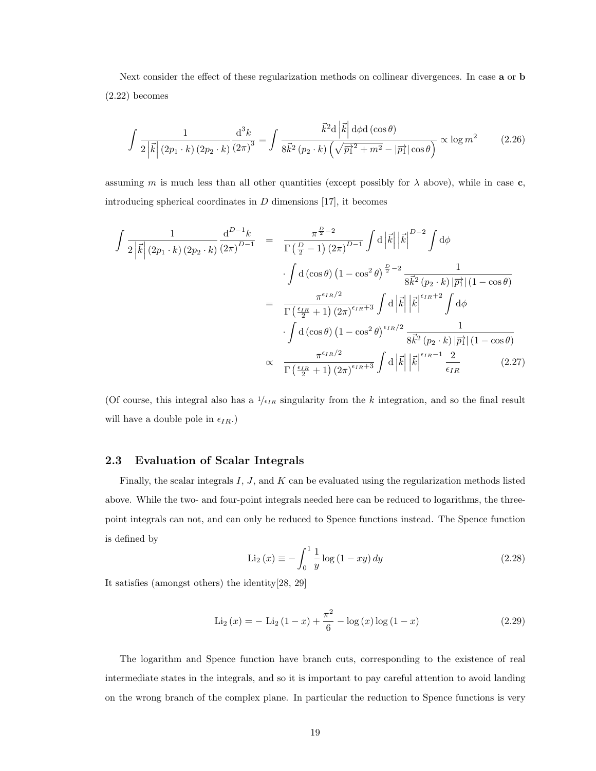Next consider the effect of these regularization methods on collinear divergences. In case **a** or **b** (2.22) becomes

$$\int \frac{1}{2\left|\vec{k}\right|(2p_1\cdot k)(2p_2\cdot k)}\frac{\mathrm{d}^3k}{(2\pi)^3} = \int \frac{\vec{k}^2\mathrm{d}\left|\vec{k}\right|\mathrm{d}\phi\,\mathrm{d}(\cos\theta)}{8\vec{k}^2(p_2\cdot k)\left(\sqrt{\vec{p_1}^2+m^2}-|\vec{p_1}|\cos\theta\right)} \propto \log m^2 \tag{2.26}$$

assuming $m$ is much less than all other quantities (except possibly for $\lambda$ above), while in case **c**, introducing spherical coordinates in $D$ dimensions [17], it becomes

$$\begin{aligned}
\int \frac{1}{2\left|\vec{k}\right|(2p_1\cdot k)(2p_2\cdot k)}\frac{\mathrm{d}^{D-1}k}{(2\pi)^{D-1}} &= \frac{\pi^{\frac{D}{2}-2}}{\Gamma\left(\frac{D}{2}-1\right)(2\pi)^{D-1}}\int \mathrm{d}\left|\vec{k}\right|\left|\vec{k}\right|^{D-2}\int \mathrm{d}\phi \\
&\quad \cdot \int \mathrm{d}(\cos\theta)\left(1-\cos^2\theta\right)^{\frac{D}{2}-2}\frac{1}{8\vec{k}^2(p_2\cdot k)|\vec{p_1}|(1-\cos\theta)} \\
&= \frac{\pi^{\epsilon_{IR}/2}}{\Gamma\left(\frac{\epsilon_{IR}}{2}+1\right)(2\pi)^{\epsilon_{IR}+3}}\int \mathrm{d}\left|\vec{k}\right|\left|\vec{k}\right|^{\epsilon_{IR}+2}\int \mathrm{d}\phi \\
&\quad \cdot \int \mathrm{d}(\cos\theta)\left(1-\cos^2\theta\right)^{\epsilon_{IR}/2}\frac{1}{8\vec{k}^2(p_2\cdot k)|\vec{p_1}|(1-\cos\theta)} \\
&\propto \frac{\pi^{\epsilon_{IR}/2}}{\Gamma\left(\frac{\epsilon_{IR}}{2}+1\right)(2\pi)^{\epsilon_{IR}+3}}\int \mathrm{d}\left|\vec{k}\right|\left|\vec{k}\right|^{\epsilon_{IR}-1}\frac{2}{\epsilon_{IR}}
\end{aligned} \tag{2.27}$$

(Of course, this integral also has a $1/\epsilon_{IR}$ singularity from the $k$ integration, and so the final result will have a double pole in $\epsilon_{IR}$.)

### 2.3 Evaluation of Scalar Integrals

Finally, the scalar integrals $I$, $J$, and $K$ can be evaluated using the regularization methods listed above. While the two- and four-point integrals needed here can be reduced to logarithms, the three-point integrals can not, and can only be reduced to Spence functions instead. The Spence function is defined by

$$\mathrm{Li}_2(x) \equiv -\int_0^1 \frac{1}{y}\log(1-xy)\,dy \tag{2.28}$$

It satisfies (amongst others) the identity[28, 29]

$$\mathrm{Li}_2(x) = -\,\mathrm{Li}_2(1-x) + \frac{\pi^2}{6} - \log(x)\log(1-x) \tag{2.29}$$

The logarithm and Spence function have branch cuts, corresponding to the existence of real intermediate states in the integrals, and so it is important to pay careful attention to avoid landing on the wrong branch of the complex plane. In particular the reduction to Spence functions is very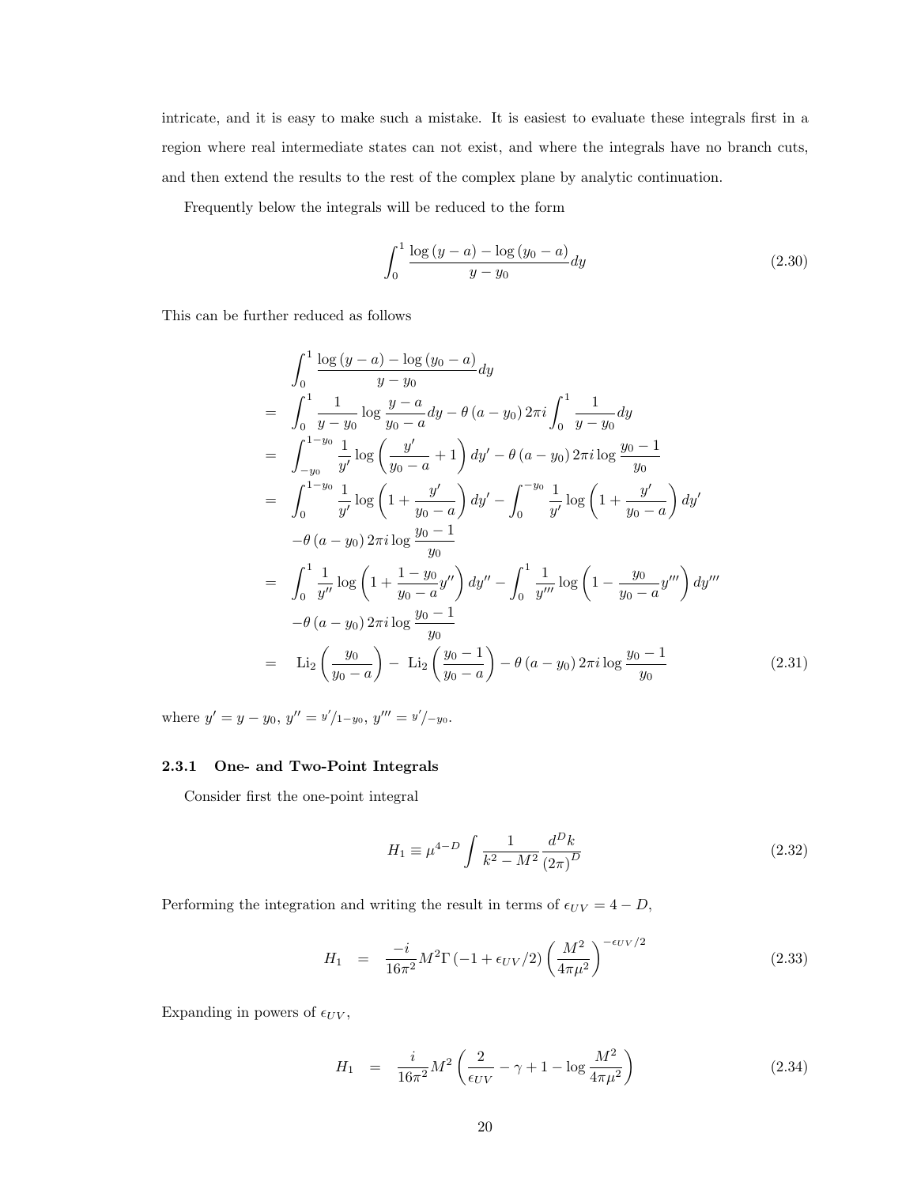intricate, and it is easy to make such a mistake. It is easiest to evaluate these integrals first in a region where real intermediate states can not exist, and where the integrals have no branch cuts, and then extend the results to the rest of the complex plane by analytic continuation.

Frequently below the integrals will be reduced to the form

$$\int_0^1 \frac{\log(y-a) - \log(y_0 - a)}{y - y_0} dy \tag{2.30}$$

This can be further reduced as follows

$$\begin{aligned}
& \int_0^1 \frac{\log(y-a) - \log(y_0 - a)}{y - y_0} dy \\
= & \int_0^1 \frac{1}{y - y_0} \log \frac{y-a}{y_0 - a} dy - \theta(a - y_0) 2\pi i \int_0^1 \frac{1}{y - y_0} dy \\
= & \int_{-y_0}^{1-y_0} \frac{1}{y'} \log\left(\frac{y'}{y_0 - a} + 1\right) dy' - \theta(a - y_0) 2\pi i \log \frac{y_0 - 1}{y_0} \\
= & \int_0^{1-y_0} \frac{1}{y'} \log\left(1 + \frac{y'}{y_0 - a}\right) dy' - \int_0^{-y_0} \frac{1}{y'} \log\left(1 + \frac{y'}{y_0 - a}\right) dy' \\
& - \theta(a - y_0) 2\pi i \log \frac{y_0 - 1}{y_0} \\
= & \int_0^1 \frac{1}{y''} \log\left(1 + \frac{1 - y_0}{y_0 - a} y''\right) dy'' - \int_0^1 \frac{1}{y'''} \log\left(1 - \frac{y_0}{y_0 - a} y'''\right) dy''' \\
& - \theta(a - y_0) 2\pi i \log \frac{y_0 - 1}{y_0} \\
= & \; \mathrm{Li}_2\left(\frac{y_0}{y_0 - a}\right) - \mathrm{Li}_2\left(\frac{y_0 - 1}{y_0 - a}\right) - \theta(a - y_0) 2\pi i \log \frac{y_0 - 1}{y_0}
\end{aligned} \tag{2.31}$$

where $y' = y - y_0$, $y'' = {}^{y'}/_{1-y_0}$, $y''' = {}^{y'}/_{-y_0}$.

### 2.3.1 One- and Two-Point Integrals

Consider first the one-point integral

$$H_1 \equiv \mu^{4-D} \int \frac{1}{k^2 - M^2} \frac{d^D k}{(2\pi)^D} \tag{2.32}$$

Performing the integration and writing the result in terms of $\epsilon_{UV} = 4 - D$,

$$H_1 \;=\; \frac{-i}{16\pi^2} M^2 \Gamma\left(-1 + \epsilon_{UV}/2\right) \left(\frac{M^2}{4\pi\mu^2}\right)^{-\epsilon_{UV}/2} \tag{2.33}$$

Expanding in powers of $\epsilon_{UV}$,

$$H_1 \;=\; \frac{i}{16\pi^2} M^2 \left(\frac{2}{\epsilon_{UV}} - \gamma + 1 - \log \frac{M^2}{4\pi\mu^2}\right) \tag{2.34}$$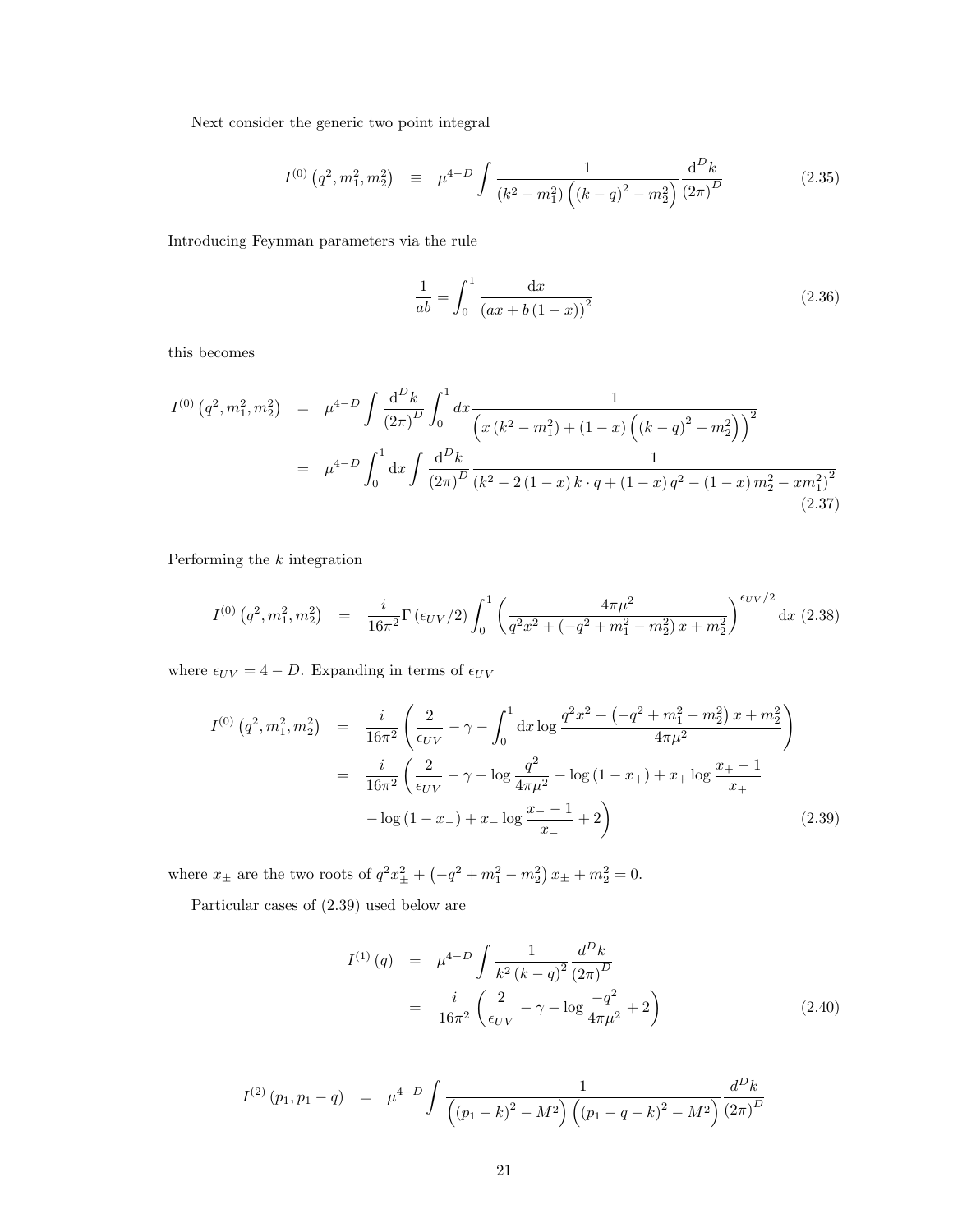Next consider the generic two point integral

$$I^{(0)}\left(q^2, m_1^2, m_2^2\right) \equiv \mu^{4-D} \int \frac{1}{\left(k^2 - m_1^2\right)\left(\left(k-q\right)^2 - m_2^2\right)} \frac{\mathrm{d}^D k}{\left(2\pi\right)^D} \tag{2.35}$$

Introducing Feynman parameters via the rule

$$\frac{1}{ab} = \int_0^1 \frac{\mathrm{d}x}{\left(ax + b\left(1-x\right)\right)^2} \tag{2.36}$$

this becomes

$$\begin{aligned} I^{(0)}\left(q^2, m_1^2, m_2^2\right) &= \mu^{4-D} \int \frac{\mathrm{d}^D k}{\left(2\pi\right)^D} \int_0^1 dx \frac{1}{\left(x\left(k^2 - m_1^2\right) + \left(1-x\right)\left(\left(k-q\right)^2 - m_2^2\right)\right)^2} \\ &= \mu^{4-D} \int_0^1 \mathrm{d}x \int \frac{\mathrm{d}^D k}{\left(2\pi\right)^D} \frac{1}{\left(k^2 - 2\left(1-x\right)k \cdot q + \left(1-x\right)q^2 - \left(1-x\right)m_2^2 - x m_1^2\right)^2} \end{aligned} \tag{2.37}$$

Performing the $k$ integration

$$I^{(0)}\left(q^2, m_1^2, m_2^2\right) = \frac{i}{16\pi^2} \Gamma\left(\epsilon_{UV}/2\right) \int_0^1 \left(\frac{4\pi\mu^2}{q^2 x^2 + \left(-q^2 + m_1^2 - m_2^2\right)x + m_2^2}\right)^{\epsilon_{UV}/2} \mathrm{d}x \tag{2.38}$$

where $\epsilon_{UV} = 4 - D$. Expanding in terms of $\epsilon_{UV}$

$$\begin{aligned} I^{(0)}\left(q^2, m_1^2, m_2^2\right) &= \frac{i}{16\pi^2}\left(\frac{2}{\epsilon_{UV}} - \gamma - \int_0^1 \mathrm{d}x \log \frac{q^2 x^2 + \left(-q^2 + m_1^2 - m_2^2\right)x + m_2^2}{4\pi\mu^2}\right) \\ &= \frac{i}{16\pi^2}\left(\frac{2}{\epsilon_{UV}} - \gamma - \log\frac{q^2}{4\pi\mu^2} - \log\left(1 - x_+\right) + x_+ \log\frac{x_+ - 1}{x_+}\right. \\ &\qquad \left. - \log\left(1 - x_-\right) + x_- \log\frac{x_- - 1}{x_-} + 2\right) \end{aligned} \tag{2.39}$$

where $x_\pm$ are the two roots of $q^2 x_\pm^2 + \left(-q^2 + m_1^2 - m_2^2\right)x_\pm + m_2^2 = 0$.

Particular cases of (2.39) used below are

$$\begin{aligned} I^{(1)}\left(q\right) &= \mu^{4-D} \int \frac{1}{k^2\left(k-q\right)^2} \frac{d^D k}{\left(2\pi\right)^D} \\ &= \frac{i}{16\pi^2}\left(\frac{2}{\epsilon_{UV}} - \gamma - \log\frac{-q^2}{4\pi\mu^2} + 2\right) \end{aligned} \tag{2.40}$$

$$I^{(2)}\left(p_1, p_1 - q\right) = \mu^{4-D} \int \frac{1}{\left(\left(p_1 - k\right)^2 - M^2\right)\left(\left(p_1 - q - k\right)^2 - M^2\right)} \frac{d^D k}{\left(2\pi\right)^D}$$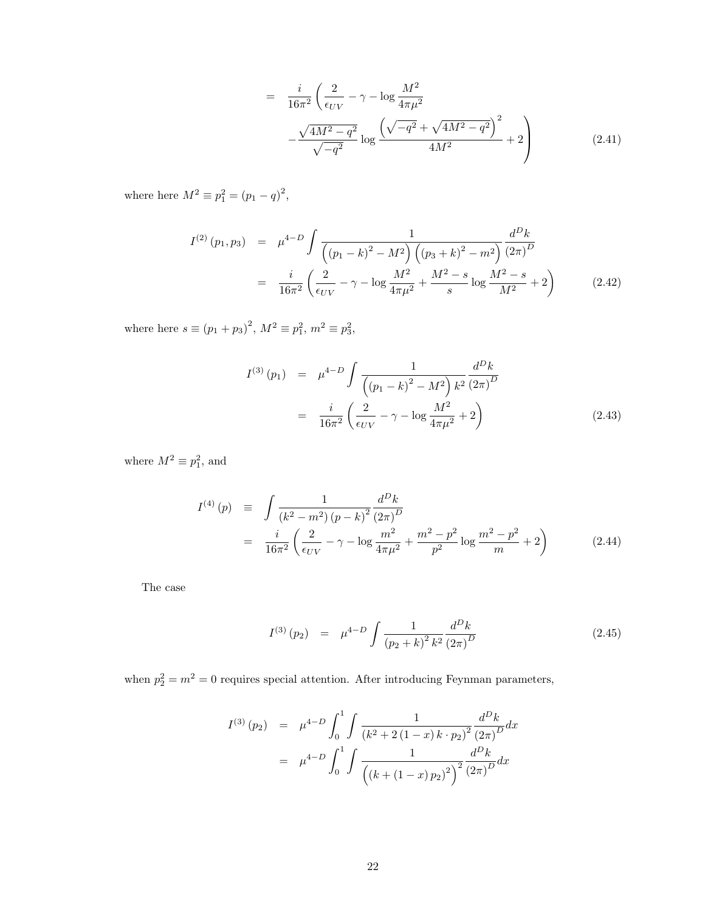$$
= \frac{i}{16\pi^2}\left(\frac{2}{\epsilon_{UV}} - \gamma - \log\frac{M^2}{4\pi\mu^2} - \frac{\sqrt{4M^2-q^2}}{\sqrt{-q^2}}\log\frac{\left(\sqrt{-q^2}+\sqrt{4M^2-q^2}\right)^2}{4M^2} + 2\right) \tag{2.41}
$$

where here $M^2 \equiv p_1^2 = (p_1 - q)^2$,

$$
\begin{aligned}
I^{(2)}(p_1, p_3) &= \mu^{4-D}\int \frac{1}{\left((p_1-k)^2 - M^2\right)\left((p_3+k)^2 - m^2\right)}\frac{d^Dk}{(2\pi)^D} \\
&= \frac{i}{16\pi^2}\left(\frac{2}{\epsilon_{UV}} - \gamma - \log\frac{M^2}{4\pi\mu^2} + \frac{M^2-s}{s}\log\frac{M^2-s}{M^2} + 2\right)
\end{aligned} \tag{2.42}
$$

where here $s \equiv (p_1+p_3)^2$, $M^2 \equiv p_1^2$, $m^2 \equiv p_3^2$,

$$
\begin{aligned}
I^{(3)}(p_1) &= \mu^{4-D}\int \frac{1}{\left((p_1-k)^2 - M^2\right)k^2}\frac{d^Dk}{(2\pi)^D} \\
&= \frac{i}{16\pi^2}\left(\frac{2}{\epsilon_{UV}} - \gamma - \log\frac{M^2}{4\pi\mu^2} + 2\right)
\end{aligned} \tag{2.43}
$$

where $M^2 \equiv p_1^2$, and

$$
\begin{aligned}
I^{(4)}(p) &\equiv \int \frac{1}{(k^2-m^2)(p-k)^2}\frac{d^Dk}{(2\pi)^D} \\
&= \frac{i}{16\pi^2}\left(\frac{2}{\epsilon_{UV}} - \gamma - \log\frac{m^2}{4\pi\mu^2} + \frac{m^2-p^2}{p^2}\log\frac{m^2-p^2}{m} + 2\right)
\end{aligned} \tag{2.44}
$$

The case

$$
I^{(3)}(p_2) = \mu^{4-D}\int \frac{1}{(p_2+k)^2 k^2}\frac{d^Dk}{(2\pi)^D} \tag{2.45}
$$

when $p_2^2 = m^2 = 0$ requires special attention. After introducing Feynman parameters,

$$
\begin{aligned}
I^{(3)}(p_2) &= \mu^{4-D}\int_0^1\int \frac{1}{(k^2 + 2(1-x)\,k\cdot p_2)^2}\frac{d^Dk}{(2\pi)^D}dx \\
&= \mu^{4-D}\int_0^1\int \frac{1}{\left((k+(1-x)\,p_2)^2\right)^2}\frac{d^Dk}{(2\pi)^D}dx
\end{aligned}
$$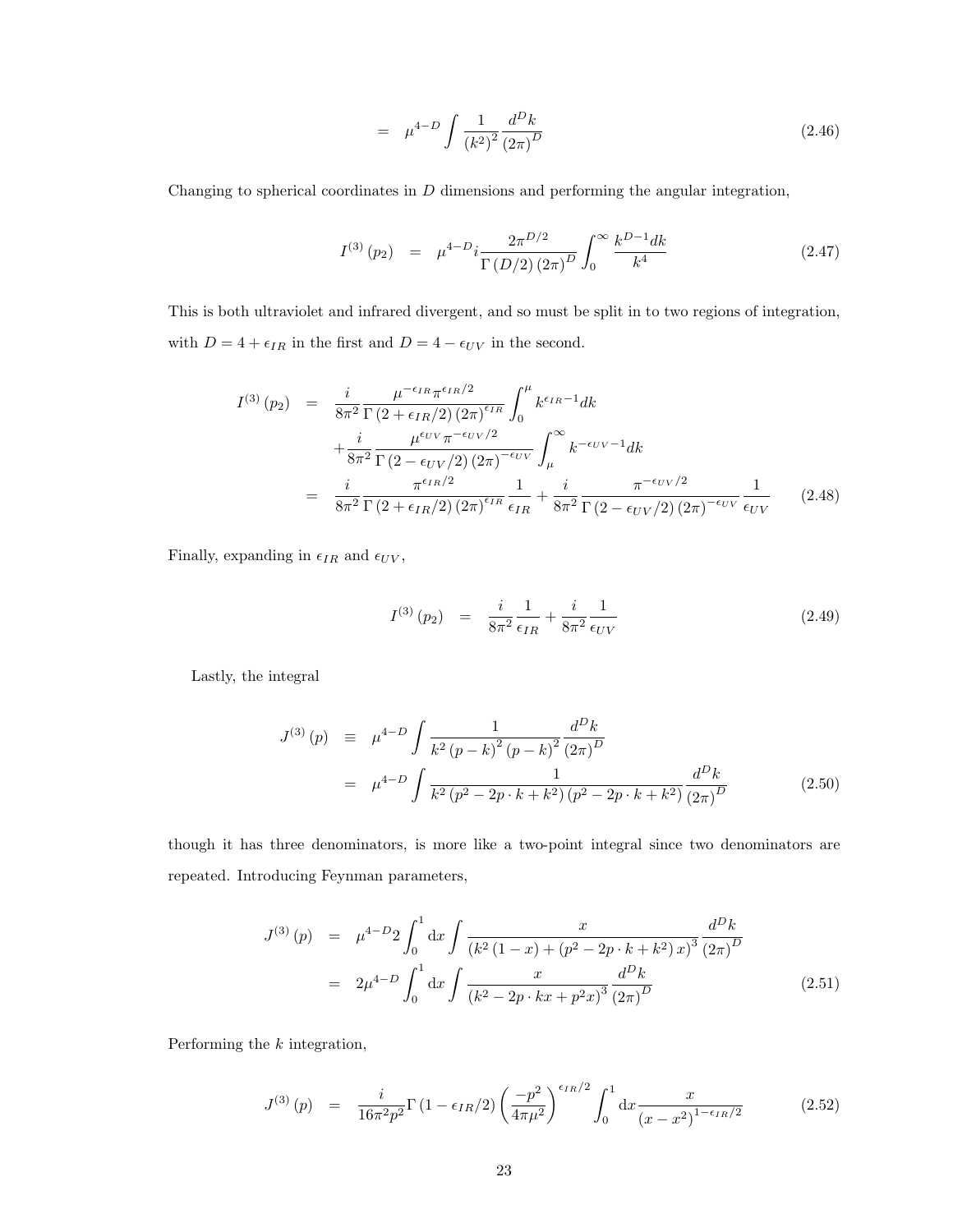$$= \quad \mu^{4-D} \int \frac{1}{\left(k^2\right)^2} \frac{d^D k}{\left(2\pi\right)^D} \tag{2.46}$$

Changing to spherical coordinates in $D$ dimensions and performing the angular integration,

$$I^{(3)}\left(p_2\right) \quad = \quad \mu^{4-D} i \frac{2\pi^{D/2}}{\Gamma\left(D/2\right)\left(2\pi\right)^D} \int_0^\infty \frac{k^{D-1} dk}{k^4} \tag{2.47}$$

This is both ultraviolet and infrared divergent, and so must be split in to two regions of integration, with $D = 4 + \epsilon_{IR}$ in the first and $D = 4 - \epsilon_{UV}$ in the second.

$$\begin{aligned}
I^{(3)}\left(p_2\right) \quad &= \quad \frac{i}{8\pi^2} \frac{\mu^{-\epsilon_{IR}} \pi^{\epsilon_{IR}/2}}{\Gamma\left(2 + \epsilon_{IR}/2\right)\left(2\pi\right)^{\epsilon_{IR}}} \int_0^\mu k^{\epsilon_{IR} - 1} dk \\
&\quad + \frac{i}{8\pi^2} \frac{\mu^{\epsilon_{UV}} \pi^{-\epsilon_{UV}/2}}{\Gamma\left(2 - \epsilon_{UV}/2\right)\left(2\pi\right)^{-\epsilon_{UV}}} \int_\mu^\infty k^{-\epsilon_{UV} - 1} dk \\
&= \quad \frac{i}{8\pi^2} \frac{\pi^{\epsilon_{IR}/2}}{\Gamma\left(2 + \epsilon_{IR}/2\right)\left(2\pi\right)^{\epsilon_{IR}}} \frac{1}{\epsilon_{IR}} + \frac{i}{8\pi^2} \frac{\pi^{-\epsilon_{UV}/2}}{\Gamma\left(2 - \epsilon_{UV}/2\right)\left(2\pi\right)^{-\epsilon_{UV}}} \frac{1}{\epsilon_{UV}}
\end{aligned} \tag{2.48}$$

Finally, expanding in $\epsilon_{IR}$ and $\epsilon_{UV}$,

$$I^{(3)}\left(p_2\right) \quad = \quad \frac{i}{8\pi^2} \frac{1}{\epsilon_{IR}} + \frac{i}{8\pi^2} \frac{1}{\epsilon_{UV}} \tag{2.49}$$

Lastly, the integral

$$\begin{aligned}
J^{(3)}\left(p\right) \quad &\equiv \quad \mu^{4-D} \int \frac{1}{k^2 \left(p-k\right)^2 \left(p-k\right)^2} \frac{d^D k}{\left(2\pi\right)^D} \\
&= \quad \mu^{4-D} \int \frac{1}{k^2 \left(p^2 - 2p \cdot k + k^2\right)\left(p^2 - 2p \cdot k + k^2\right)} \frac{d^D k}{\left(2\pi\right)^D}
\end{aligned} \tag{2.50}$$

though it has three denominators, is more like a two-point integral since two denominators are repeated. Introducing Feynman parameters,

$$\begin{aligned}
J^{(3)}\left(p\right) \quad &= \quad \mu^{4-D} 2 \int_0^1 \mathrm{d}x \int \frac{x}{\left(k^2\left(1-x\right) + \left(p^2 - 2p \cdot k + k^2\right)x\right)^3} \frac{d^D k}{\left(2\pi\right)^D} \\
&= \quad 2\mu^{4-D} \int_0^1 \mathrm{d}x \int \frac{x}{\left(k^2 - 2p \cdot kx + p^2 x\right)^3} \frac{d^D k}{\left(2\pi\right)^D}
\end{aligned} \tag{2.51}$$

Performing the $k$ integration,

$$J^{(3)}\left(p\right) \quad = \quad \frac{i}{16\pi^2 p^2} \Gamma\left(1 - \epsilon_{IR}/2\right) \left(\frac{-p^2}{4\pi\mu^2}\right)^{\epsilon_{IR}/2} \int_0^1 \mathrm{d}x \frac{x}{\left(x - x^2\right)^{1 - \epsilon_{IR}/2}} \tag{2.52}$$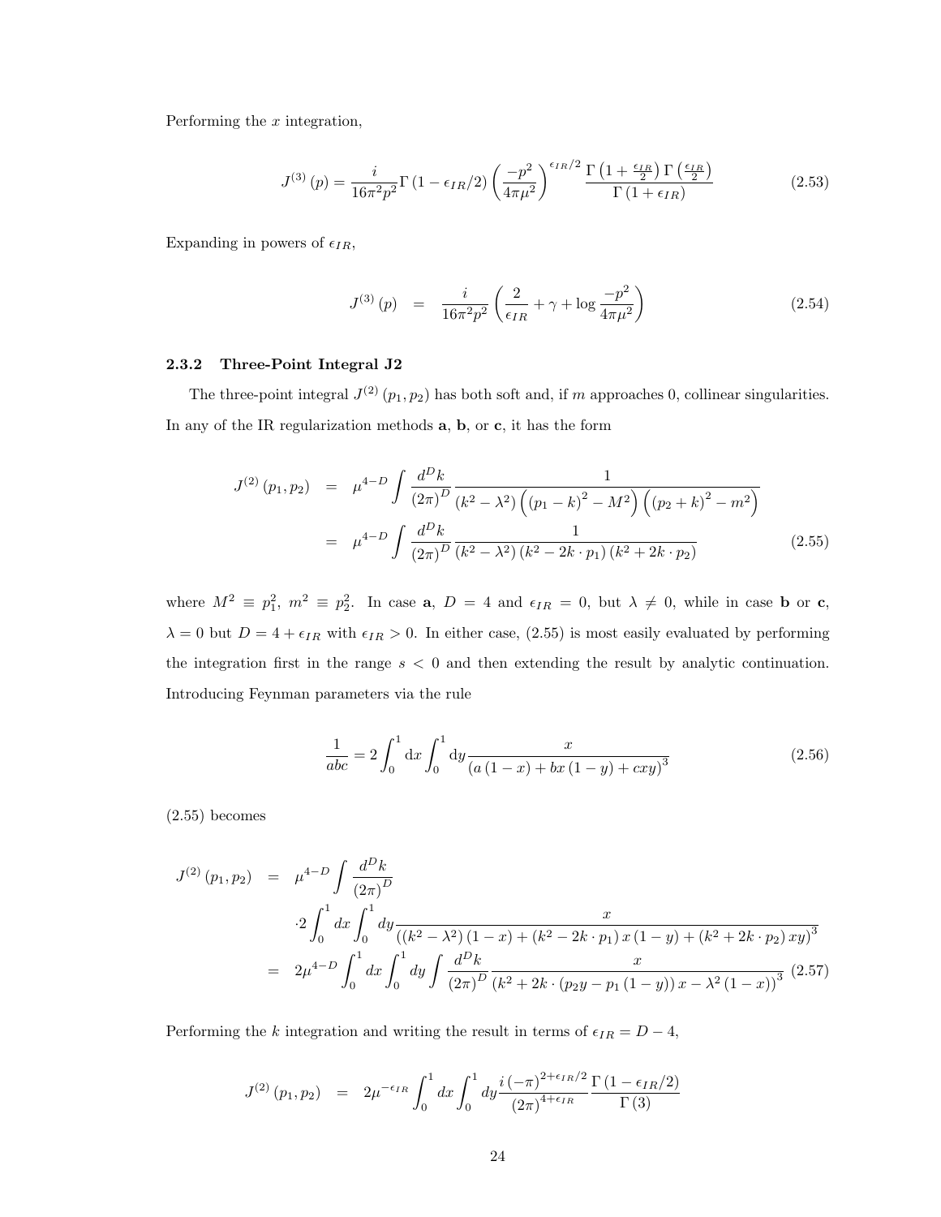Performing the $x$ integration,

$$J^{(3)}(p) = \frac{i}{16\pi^2 p^2}\Gamma(1-\epsilon_{IR}/2)\left(\frac{-p^2}{4\pi\mu^2}\right)^{\epsilon_{IR}/2}\frac{\Gamma\left(1+\frac{\epsilon_{IR}}{2}\right)\Gamma\left(\frac{\epsilon_{IR}}{2}\right)}{\Gamma(1+\epsilon_{IR})} \tag{2.53}$$

Expanding in powers of $\epsilon_{IR}$,

$$J^{(3)}(p) \quad = \quad \frac{i}{16\pi^2 p^2}\left(\frac{2}{\epsilon_{IR}}+\gamma+\log\frac{-p^2}{4\pi\mu^2}\right) \tag{2.54}$$

### 2.3.2 Three-Point Integral J2

The three-point integral $J^{(2)}(p_1,p_2)$ has both soft and, if $m$ approaches 0, collinear singularities. In any of the IR regularization methods **a**, **b**, or **c**, it has the form

$$\begin{aligned}
J^{(2)}(p_1,p_2) &= \mu^{4-D}\int\frac{d^Dk}{(2\pi)^D}\frac{1}{(k^2-\lambda^2)\left((p_1-k)^2-M^2\right)\left((p_2+k)^2-m^2\right)} \\
&= \mu^{4-D}\int\frac{d^Dk}{(2\pi)^D}\frac{1}{(k^2-\lambda^2)(k^2-2k\cdot p_1)(k^2+2k\cdot p_2)}
\end{aligned} \tag{2.55}$$

where $M^2 \equiv p_1^2$, $m^2 \equiv p_2^2$. In case **a**, $D=4$ and $\epsilon_{IR}=0$, but $\lambda \neq 0$, while in case **b** or **c**, $\lambda = 0$ but $D = 4+\epsilon_{IR}$ with $\epsilon_{IR} > 0$. In either case, (2.55) is most easily evaluated by performing the integration first in the range $s<0$ and then extending the result by analytic continuation. Introducing Feynman parameters via the rule

$$\frac{1}{abc} = 2\int_0^1 \mathrm{d}x\int_0^1 \mathrm{d}y\frac{x}{(a(1-x)+bx(1-y)+cxy)^3} \tag{2.56}$$

(2.55) becomes

$$\begin{aligned}
J^{(2)}(p_1,p_2) &= \mu^{4-D}\int\frac{d^Dk}{(2\pi)^D} \\
&\quad \cdot 2\int_0^1 dx\int_0^1 dy\frac{x}{\left((k^2-\lambda^2)(1-x)+(k^2-2k\cdot p_1)x(1-y)+(k^2+2k\cdot p_2)xy\right)^3} \\
&= 2\mu^{4-D}\int_0^1 dx\int_0^1 dy\int\frac{d^Dk}{(2\pi)^D}\frac{x}{\left(k^2+2k\cdot(p_2y-p_1(1-y))x-\lambda^2(1-x)\right)^3}
\end{aligned} \tag{2.57}$$

Performing the $k$ integration and writing the result in terms of $\epsilon_{IR} = D-4$,

$$J^{(2)}(p_1,p_2) \quad = \quad 2\mu^{-\epsilon_{IR}}\int_0^1 dx\int_0^1 dy\frac{i(-\pi)^{2+\epsilon_{IR}/2}}{(2\pi)^{4+\epsilon_{IR}}}\frac{\Gamma(1-\epsilon_{IR}/2)}{\Gamma(3)}$$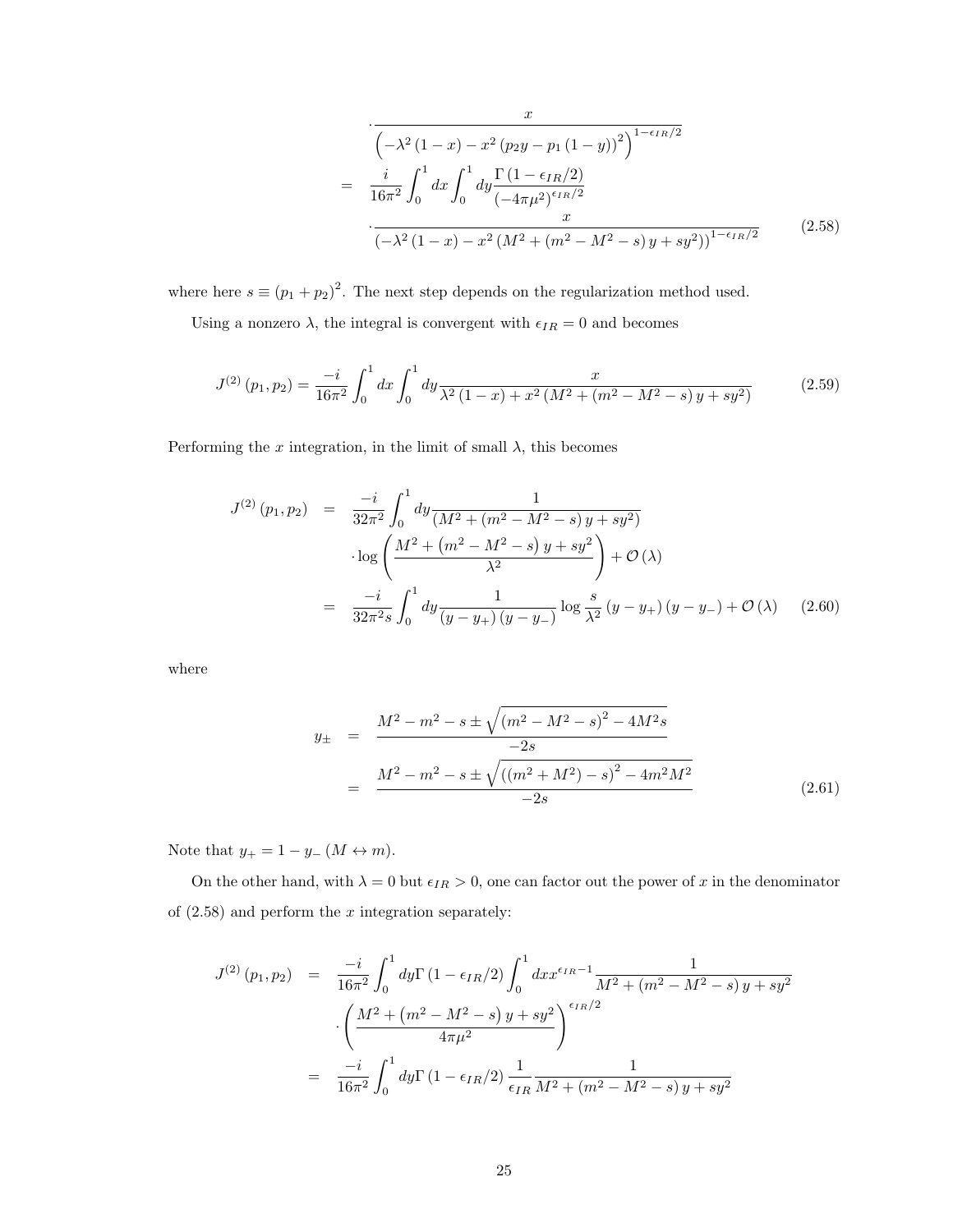$$
\begin{aligned}
&\cdot \frac{x}{\left(-\lambda^2 (1-x) - x^2 \left(p_2 y - p_1 (1-y)\right)^2\right)^{1-\epsilon_{IR}/2}} \\
=\ & \frac{i}{16\pi^2} \int_0^1 dx \int_0^1 dy \frac{\Gamma(1-\epsilon_{IR}/2)}{\left(-4\pi\mu^2\right)^{\epsilon_{IR}/2}} \\
&\cdot \frac{x}{\left(-\lambda^2 (1-x) - x^2 \left(M^2 + \left(m^2 - M^2 - s\right) y + s y^2\right)\right)^{1-\epsilon_{IR}/2}}
\end{aligned}
\tag{2.58}
$$

where here $s \equiv (p_1 + p_2)^2$. The next step depends on the regularization method used.

Using a nonzero $\lambda$, the integral is convergent with $\epsilon_{IR} = 0$ and becomes

$$
J^{(2)}(p_1, p_2) = \frac{-i}{16\pi^2} \int_0^1 dx \int_0^1 dy \frac{x}{\lambda^2 (1-x) + x^2 \left(M^2 + \left(m^2 - M^2 - s\right) y + s y^2\right)}
\tag{2.59}
$$

Performing the $x$ integration, in the limit of small $\lambda$, this becomes

$$
\begin{aligned}
J^{(2)}(p_1, p_2) &= \frac{-i}{32\pi^2} \int_0^1 dy \frac{1}{\left(M^2 + \left(m^2 - M^2 - s\right) y + s y^2\right)} \\
&\quad \cdot \log\left(\frac{M^2 + \left(m^2 - M^2 - s\right) y + s y^2}{\lambda^2}\right) + \mathcal{O}(\lambda) \\
&= \frac{-i}{32\pi^2 s} \int_0^1 dy \frac{1}{(y - y_+)(y - y_-)} \log \frac{s}{\lambda^2} (y - y_+)(y - y_-) + \mathcal{O}(\lambda)
\end{aligned}
\tag{2.60}
$$

where

$$
\begin{aligned}
y_\pm &= \frac{M^2 - m^2 - s \pm \sqrt{\left(m^2 - M^2 - s\right)^2 - 4M^2 s}}{-2s} \\
&= \frac{M^2 - m^2 - s \pm \sqrt{\left(\left(m^2 + M^2\right) - s\right)^2 - 4m^2 M^2}}{-2s}
\end{aligned}
\tag{2.61}
$$

Note that $y_+ = 1 - y_- \ (M \leftrightarrow m)$.

On the other hand, with $\lambda = 0$ but $\epsilon_{IR} > 0$, one can factor out the power of $x$ in the denominator of (2.58) and perform the $x$ integration separately:

$$
\begin{aligned}
J^{(2)}(p_1, p_2) &= \frac{-i}{16\pi^2} \int_0^1 dy \Gamma(1-\epsilon_{IR}/2) \int_0^1 dx x^{\epsilon_{IR}-1} \frac{1}{M^2 + \left(m^2 - M^2 - s\right) y + s y^2} \\
&\quad \cdot \left(\frac{M^2 + \left(m^2 - M^2 - s\right) y + s y^2}{4\pi\mu^2}\right)^{\epsilon_{IR}/2} \\
&= \frac{-i}{16\pi^2} \int_0^1 dy \Gamma(1-\epsilon_{IR}/2) \frac{1}{\epsilon_{IR}} \frac{1}{M^2 + \left(m^2 - M^2 - s\right) y + s y^2}
\end{aligned}
$$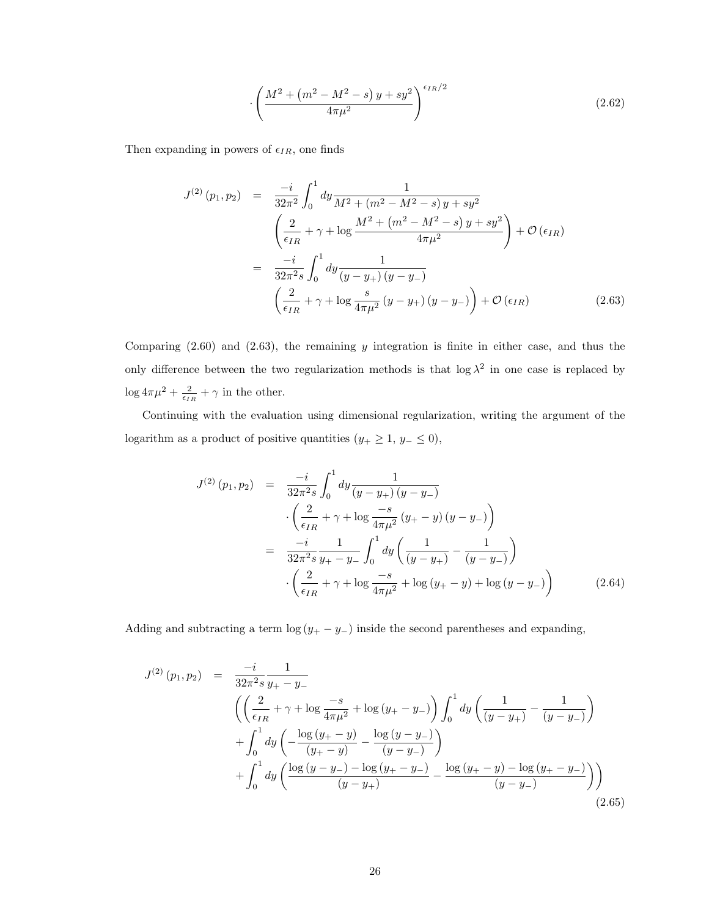$$\cdot \left( \frac{M^2 + \left(m^2 - M^2 - s\right) y + sy^2}{4\pi\mu^2} \right)^{\epsilon_{IR}/2} \tag{2.62}$$

Then expanding in powers of $\epsilon_{IR}$, one finds

$$\begin{aligned}
J^{(2)}(p_1, p_2) &= \frac{-i}{32\pi^2} \int_0^1 dy \frac{1}{M^2 + (m^2 - M^2 - s) y + sy^2} \\
&\quad \left( \frac{2}{\epsilon_{IR}} + \gamma + \log \frac{M^2 + \left(m^2 - M^2 - s\right) y + sy^2}{4\pi\mu^2} \right) + \mathcal{O}(\epsilon_{IR}) \\
&= \frac{-i}{32\pi^2 s} \int_0^1 dy \frac{1}{(y - y_+)(y - y_-)} \\
&\quad \left( \frac{2}{\epsilon_{IR}} + \gamma + \log \frac{s}{4\pi\mu^2} (y - y_+)(y - y_-) \right) + \mathcal{O}(\epsilon_{IR})
\end{aligned} \tag{2.63}$$

Comparing (2.60) and (2.63), the remaining $y$ integration is finite in either case, and thus the only difference between the two regularization methods is that $\log \lambda^2$ in one case is replaced by $\log 4\pi\mu^2 + \frac{2}{\epsilon_{IR}} + \gamma$ in the other.

Continuing with the evaluation using dimensional regularization, writing the argument of the logarithm as a product of positive quantities ($y_+ \geq 1$, $y_- \leq 0$),

$$\begin{aligned}
J^{(2)}(p_1, p_2) &= \frac{-i}{32\pi^2 s} \int_0^1 dy \frac{1}{(y - y_+)(y - y_-)} \\
&\quad \cdot \left( \frac{2}{\epsilon_{IR}} + \gamma + \log \frac{-s}{4\pi\mu^2} (y_+ - y)(y - y_-) \right) \\
&= \frac{-i}{32\pi^2 s} \frac{1}{y_+ - y_-} \int_0^1 dy \left( \frac{1}{(y - y_+)} - \frac{1}{(y - y_-)} \right) \\
&\quad \cdot \left( \frac{2}{\epsilon_{IR}} + \gamma + \log \frac{-s}{4\pi\mu^2} + \log(y_+ - y) + \log(y - y_-) \right)
\end{aligned} \tag{2.64}$$

Adding and subtracting a term $\log(y_+ - y_-)$ inside the second parentheses and expanding,

$$\begin{aligned}
J^{(2)}(p_1, p_2) &= \frac{-i}{32\pi^2 s} \frac{1}{y_+ - y_-} \\
&\quad \left( \left( \frac{2}{\epsilon_{IR}} + \gamma + \log \frac{-s}{4\pi\mu^2} + \log(y_+ - y_-) \right) \int_0^1 dy \left( \frac{1}{(y - y_+)} - \frac{1}{(y - y_-)} \right) \right. \\
&\quad + \int_0^1 dy \left( -\frac{\log(y_+ - y)}{(y_+ - y)} - \frac{\log(y - y_-)}{(y - y_-)} \right) \\
&\quad \left. + \int_0^1 dy \left( \frac{\log(y - y_-) - \log(y_+ - y_-)}{(y - y_+)} - \frac{\log(y_+ - y) - \log(y_+ - y_-)}{(y - y_-)} \right) \right)
\end{aligned} \tag{2.65}$$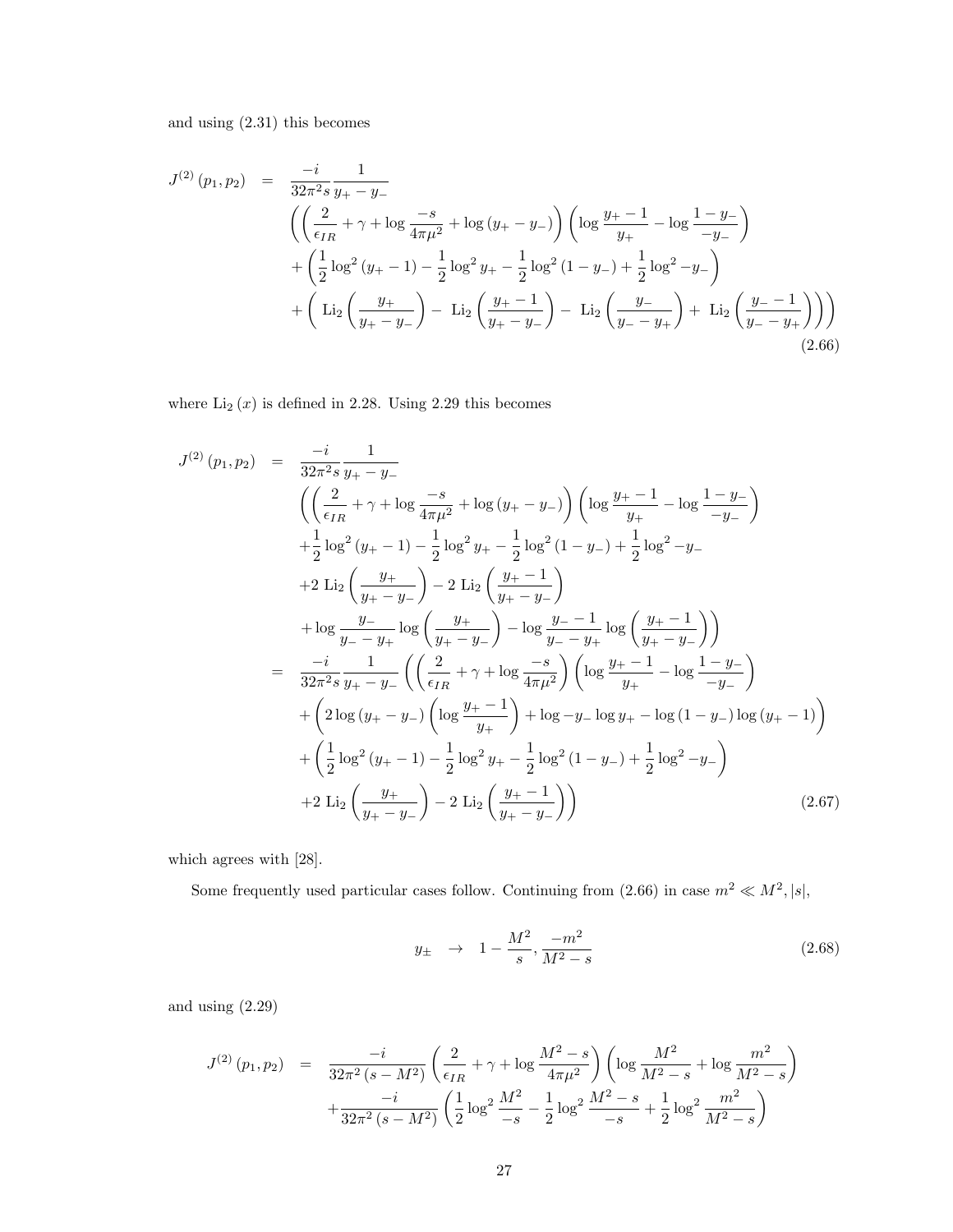and using (2.31) this becomes

$$
\begin{aligned}
J^{(2)}(p_1,p_2) \;=\;& \frac{-i}{32\pi^2 s}\frac{1}{y_+-y_-} \\
&\left(\left(\frac{2}{\epsilon_{IR}}+\gamma+\log\frac{-s}{4\pi\mu^2}+\log(y_+-y_-)\right)\left(\log\frac{y_+-1}{y_+}-\log\frac{1-y_-}{-y_-}\right)\right. \\
&+\left(\frac{1}{2}\log^2(y_+-1)-\frac{1}{2}\log^2 y_+-\frac{1}{2}\log^2(1-y_-)+\frac{1}{2}\log^2 -y_-\right) \\
&\left.+\left(\text{ Li}_2\left(\frac{y_+}{y_+-y_-}\right)-\text{ Li}_2\left(\frac{y_+-1}{y_+-y_-}\right)-\text{ Li}_2\left(\frac{y_-}{y_--y_+}\right)+\text{ Li}_2\left(\frac{y_--1}{y_--y_+}\right)\right)\right)
\end{aligned}
\tag{2.66}
$$

where $\text{Li}_2(x)$ is defined in 2.28. Using 2.29 this becomes

$$
\begin{aligned}
J^{(2)}(p_1,p_2) \;=\;& \frac{-i}{32\pi^2 s}\frac{1}{y_+-y_-} \\
&\left(\left(\frac{2}{\epsilon_{IR}}+\gamma+\log\frac{-s}{4\pi\mu^2}+\log(y_+-y_-)\right)\left(\log\frac{y_+-1}{y_+}-\log\frac{1-y_-}{-y_-}\right)\right. \\
&+\frac{1}{2}\log^2(y_+-1)-\frac{1}{2}\log^2 y_+-\frac{1}{2}\log^2(1-y_-)+\frac{1}{2}\log^2 -y_- \\
&+2\text{ Li}_2\left(\frac{y_+}{y_+-y_-}\right)-2\text{ Li}_2\left(\frac{y_+-1}{y_+-y_-}\right) \\
&\left.+\log\frac{y_-}{y_--y_+}\log\left(\frac{y_+}{y_+-y_-}\right)-\log\frac{y_--1}{y_--y_+}\log\left(\frac{y_+-1}{y_+-y_-}\right)\right) \\
=\;& \frac{-i}{32\pi^2 s}\frac{1}{y_+-y_-}\left(\left(\frac{2}{\epsilon_{IR}}+\gamma+\log\frac{-s}{4\pi\mu^2}\right)\left(\log\frac{y_+-1}{y_+}-\log\frac{1-y_-}{-y_-}\right)\right. \\
&+\left(2\log(y_+-y_-)\left(\log\frac{y_+-1}{y_+}\right)+\log -y_-\log y_+-\log(1-y_-)\log(y_+-1)\right) \\
&+\left(\frac{1}{2}\log^2(y_+-1)-\frac{1}{2}\log^2 y_+-\frac{1}{2}\log^2(1-y_-)+\frac{1}{2}\log^2 -y_-\right) \\
&\left.+2\text{ Li}_2\left(\frac{y_+}{y_+-y_-}\right)-2\text{ Li}_2\left(\frac{y_+-1}{y_+-y_-}\right)\right)
\end{aligned}
\tag{2.67}
$$

which agrees with [28].

Some frequently used particular cases follow. Continuing from (2.66) in case $m^2 \ll M^2, |s|$,

$$
y_\pm \;\rightarrow\; 1-\frac{M^2}{s}, \frac{-m^2}{M^2-s}
\tag{2.68}
$$

and using (2.29)

$$
\begin{aligned}
J^{(2)}(p_1,p_2) \;=\;& \frac{-i}{32\pi^2(s-M^2)}\left(\frac{2}{\epsilon_{IR}}+\gamma+\log\frac{M^2-s}{4\pi\mu^2}\right)\left(\log\frac{M^2}{M^2-s}+\log\frac{m^2}{M^2-s}\right) \\
&+\frac{-i}{32\pi^2(s-M^2)}\left(\frac{1}{2}\log^2\frac{M^2}{-s}-\frac{1}{2}\log^2\frac{M^2-s}{-s}+\frac{1}{2}\log^2\frac{m^2}{M^2-s}\right)
\end{aligned}
$$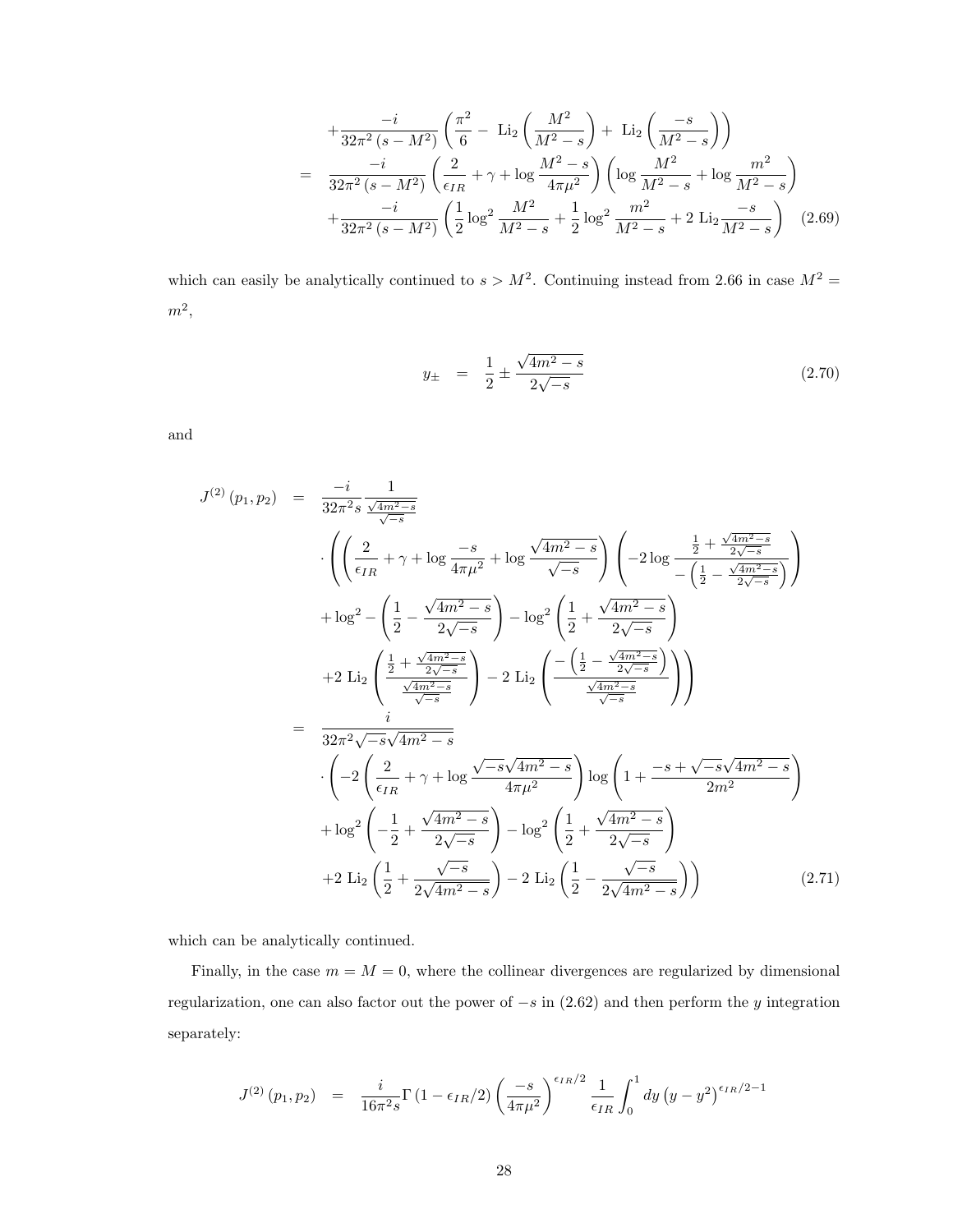$$
\begin{aligned}
&+\frac{-i}{32\pi^2(s-M^2)}\left(\frac{\pi^2}{6}-\text{ Li}_2\left(\frac{M^2}{M^2-s}\right)+\text{ Li}_2\left(\frac{-s}{M^2-s}\right)\right)\\
=\quad&\frac{-i}{32\pi^2(s-M^2)}\left(\frac{2}{\epsilon_{IR}}+\gamma+\log\frac{M^2-s}{4\pi\mu^2}\right)\left(\log\frac{M^2}{M^2-s}+\log\frac{m^2}{M^2-s}\right)\\
&+\frac{-i}{32\pi^2(s-M^2)}\left(\frac{1}{2}\log^2\frac{M^2}{M^2-s}+\frac{1}{2}\log^2\frac{m^2}{M^2-s}+2\text{ Li}_2\frac{-s}{M^2-s}\right) \quad (2.69)
\end{aligned}
$$

which can easily be analytically continued to $s > M^2$. Continuing instead from 2.66 in case $M^2 = m^2$,

$$
y_\pm \quad = \quad \frac{1}{2}\pm\frac{\sqrt{4m^2-s}}{2\sqrt{-s}} \quad (2.70)
$$

and

$$
\begin{aligned}
J^{(2)}(p_1,p_2) \quad =\quad & \frac{-i}{32\pi^2 s}\frac{1}{\frac{\sqrt{4m^2-s}}{\sqrt{-s}}}\\
&\cdot\left(\left(\frac{2}{\epsilon_{IR}}+\gamma+\log\frac{-s}{4\pi\mu^2}+\log\frac{\sqrt{4m^2-s}}{\sqrt{-s}}\right)\left(-2\log\frac{\frac{1}{2}+\frac{\sqrt{4m^2-s}}{2\sqrt{-s}}}{-\left(\frac{1}{2}-\frac{\sqrt{4m^2-s}}{2\sqrt{-s}}\right)}\right)\right.\\
&+\log^2-\left(\frac{1}{2}-\frac{\sqrt{4m^2-s}}{2\sqrt{-s}}\right)-\log^2\left(\frac{1}{2}+\frac{\sqrt{4m^2-s}}{2\sqrt{-s}}\right)\\
&\left.+2\text{ Li}_2\left(\frac{\frac{1}{2}+\frac{\sqrt{4m^2-s}}{2\sqrt{-s}}}{\frac{\sqrt{4m^2-s}}{\sqrt{-s}}}\right)-2\text{ Li}_2\left(\frac{-\left(\frac{1}{2}-\frac{\sqrt{4m^2-s}}{2\sqrt{-s}}\right)}{\frac{\sqrt{4m^2-s}}{\sqrt{-s}}}\right)\right)\\
=\quad & \frac{i}{32\pi^2\sqrt{-s}\sqrt{4m^2-s}}\\
&\cdot\left(-2\left(\frac{2}{\epsilon_{IR}}+\gamma+\log\frac{\sqrt{-s}\sqrt{4m^2-s}}{4\pi\mu^2}\right)\log\left(1+\frac{-s+\sqrt{-s}\sqrt{4m^2-s}}{2m^2}\right)\right.\\
&+\log^2\left(-\frac{1}{2}+\frac{\sqrt{4m^2-s}}{2\sqrt{-s}}\right)-\log^2\left(\frac{1}{2}+\frac{\sqrt{4m^2-s}}{2\sqrt{-s}}\right)\\
&\left.+2\text{ Li}_2\left(\frac{1}{2}+\frac{\sqrt{-s}}{2\sqrt{4m^2-s}}\right)-2\text{ Li}_2\left(\frac{1}{2}-\frac{\sqrt{-s}}{2\sqrt{4m^2-s}}\right)\right) \quad (2.71)
\end{aligned}
$$

which can be analytically continued.

Finally, in the case $m = M = 0$, where the collinear divergences are regularized by dimensional regularization, one can also factor out the power of $-s$ in (2.62) and then perform the $y$ integration separately:

$$
J^{(2)}(p_1,p_2) \quad = \quad \frac{i}{16\pi^2 s}\Gamma(1-\epsilon_{IR}/2)\left(\frac{-s}{4\pi\mu^2}\right)^{\epsilon_{IR}/2}\frac{1}{\epsilon_{IR}}\int_0^1 dy\left(y-y^2\right)^{\epsilon_{IR}/2-1}
$$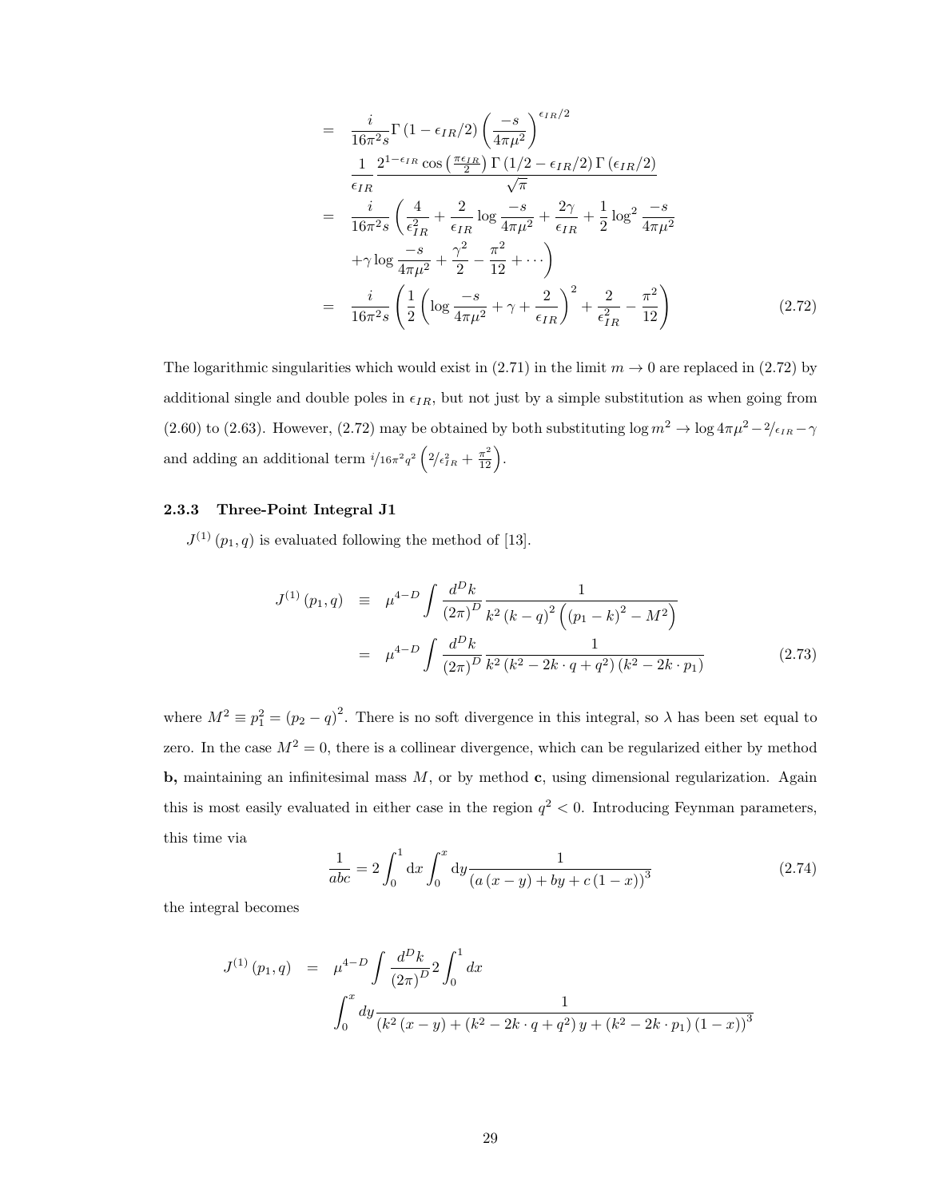$$
\begin{aligned}
&= \frac{i}{16\pi^2 s}\Gamma\left(1-\epsilon_{IR}/2\right)\left(\frac{-s}{4\pi\mu^2}\right)^{\epsilon_{IR}/2} \\
&\quad \frac{1}{\epsilon_{IR}}\frac{2^{1-\epsilon_{IR}}\cos\left(\frac{\pi\epsilon_{IR}}{2}\right)\Gamma\left(1/2-\epsilon_{IR}/2\right)\Gamma\left(\epsilon_{IR}/2\right)}{\sqrt{\pi}} \\
&= \frac{i}{16\pi^2 s}\left(\frac{4}{\epsilon_{IR}^2}+\frac{2}{\epsilon_{IR}}\log\frac{-s}{4\pi\mu^2}+\frac{2\gamma}{\epsilon_{IR}}+\frac{1}{2}\log^2\frac{-s}{4\pi\mu^2}\right. \\
&\quad \left.+\gamma\log\frac{-s}{4\pi\mu^2}+\frac{\gamma^2}{2}-\frac{\pi^2}{12}+\cdots\right) \\
&= \frac{i}{16\pi^2 s}\left(\frac{1}{2}\left(\log\frac{-s}{4\pi\mu^2}+\gamma+\frac{2}{\epsilon_{IR}}\right)^2+\frac{2}{\epsilon_{IR}^2}-\frac{\pi^2}{12}\right) \qquad (2.72)
\end{aligned}
$$

The logarithmic singularities which would exist in (2.71) in the limit $m\to 0$ are replaced in (2.72) by additional single and double poles in $\epsilon_{IR}$, but not just by a simple substitution as when going from (2.60) to (2.63). However, (2.72) may be obtained by both substituting $\log m^2 \to \log 4\pi\mu^2 - {}^{2}/_{\epsilon_{IR}} - \gamma$ and adding an additional term ${}^{i}/_{16\pi^2 q^2}\left({}^{2}/_{\epsilon_{IR}^2}+\frac{\pi^2}{12}\right)$.

### 2.3.3 Three-Point Integral J1

$J^{(1)}(p_1,q)$ is evaluated following the method of [13].

$$
\begin{aligned}
J^{(1)}(p_1,q) &\equiv \mu^{4-D}\int\frac{d^Dk}{(2\pi)^D}\frac{1}{k^2(k-q)^2\left((p_1-k)^2-M^2\right)} \\
&= \mu^{4-D}\int\frac{d^Dk}{(2\pi)^D}\frac{1}{k^2\left(k^2-2k\cdot q+q^2\right)\left(k^2-2k\cdot p_1\right)} \qquad (2.73)
\end{aligned}
$$

where $M^2\equiv p_1^2=(p_2-q)^2$. There is no soft divergence in this integral, so $\lambda$ has been set equal to zero. In the case $M^2=0$, there is a collinear divergence, which can be regularized either by method **b,** maintaining an infinitesimal mass $M$, or by method **c**, using dimensional regularization. Again this is most easily evaluated in either case in the region $q^2<0$. Introducing Feynman parameters, this time via

$$
\frac{1}{abc}=2\int_0^1 \mathrm{d}x\int_0^x \mathrm{d}y\frac{1}{\left(a(x-y)+by+c(1-x)\right)^3} \qquad (2.74)
$$

the integral becomes

$$
\begin{aligned}
J^{(1)}(p_1,q) &= \mu^{4-D}\int\frac{d^Dk}{(2\pi)^D}2\int_0^1 dx \\
&\quad \int_0^x dy\frac{1}{\left(k^2(x-y)+\left(k^2-2k\cdot q+q^2\right)y+\left(k^2-2k\cdot p_1\right)(1-x)\right)^3}
\end{aligned}
$$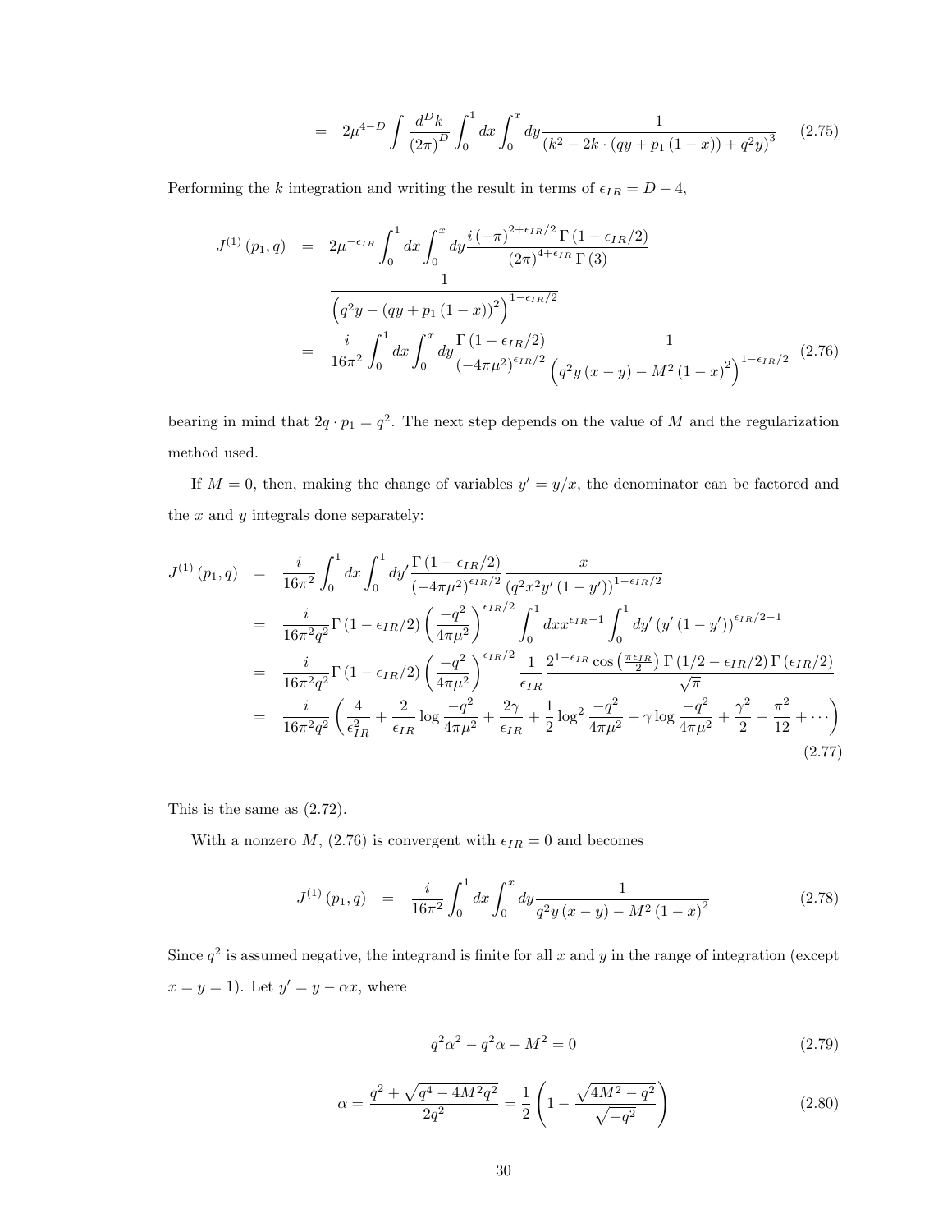$$= \quad 2\mu^{4-D} \int \frac{d^D k}{(2\pi)^D} \int_0^1 dx \int_0^x dy \frac{1}{\left(k^2 - 2k \cdot (qy + p_1 (1-x)) + q^2 y\right)^3} \tag{2.75}$$

Performing the $k$ integration and writing the result in terms of $\epsilon_{IR} = D - 4$,

$$\begin{aligned}
J^{(1)}(p_1, q) &= 2\mu^{-\epsilon_{IR}} \int_0^1 dx \int_0^x dy \frac{i(-\pi)^{2+\epsilon_{IR}/2}\,\Gamma(1-\epsilon_{IR}/2)}{(2\pi)^{4+\epsilon_{IR}}\,\Gamma(3)} \\
&\quad \frac{1}{\left(q^2 y - (qy + p_1(1-x))^2\right)^{1-\epsilon_{IR}/2}} \\
&= \frac{i}{16\pi^2} \int_0^1 dx \int_0^x dy \frac{\Gamma(1-\epsilon_{IR}/2)}{(-4\pi\mu^2)^{\epsilon_{IR}/2}} \frac{1}{\left(q^2 y (x-y) - M^2 (1-x)^2\right)^{1-\epsilon_{IR}/2}}
\end{aligned} \tag{2.76}$$

bearing in mind that $2q \cdot p_1 = q^2$. The next step depends on the value of $M$ and the regularization method used.

If $M = 0$, then, making the change of variables $y' = y/x$, the denominator can be factored and the $x$ and $y$ integrals done separately:

$$\begin{aligned}
J^{(1)}(p_1, q) &= \frac{i}{16\pi^2} \int_0^1 dx \int_0^1 dy' \frac{\Gamma(1-\epsilon_{IR}/2)}{(-4\pi\mu^2)^{\epsilon_{IR}/2}} \frac{x}{\left(q^2 x^2 y' (1-y')\right)^{1-\epsilon_{IR}/2}} \\
&= \frac{i}{16\pi^2 q^2} \Gamma(1-\epsilon_{IR}/2) \left(\frac{-q^2}{4\pi\mu^2}\right)^{\epsilon_{IR}/2} \int_0^1 dx x^{\epsilon_{IR}-1} \int_0^1 dy' \left(y'(1-y')\right)^{\epsilon_{IR}/2-1} \\
&= \frac{i}{16\pi^2 q^2} \Gamma(1-\epsilon_{IR}/2) \left(\frac{-q^2}{4\pi\mu^2}\right)^{\epsilon_{IR}/2} \frac{1}{\epsilon_{IR}} \frac{2^{1-\epsilon_{IR}} \cos\left(\frac{\pi\epsilon_{IR}}{2}\right) \Gamma(1/2 - \epsilon_{IR}/2)\,\Gamma(\epsilon_{IR}/2)}{\sqrt{\pi}} \\
&= \frac{i}{16\pi^2 q^2} \left(\frac{4}{\epsilon_{IR}^2} + \frac{2}{\epsilon_{IR}} \log\frac{-q^2}{4\pi\mu^2} + \frac{2\gamma}{\epsilon_{IR}} + \frac{1}{2}\log^2\frac{-q^2}{4\pi\mu^2} + \gamma \log\frac{-q^2}{4\pi\mu^2} + \frac{\gamma^2}{2} - \frac{\pi^2}{12} + \cdots\right)
\end{aligned} \tag{2.77}$$

This is the same as (2.72).

With a nonzero $M$, (2.76) is convergent with $\epsilon_{IR} = 0$ and becomes

$$J^{(1)}(p_1, q) = \frac{i}{16\pi^2} \int_0^1 dx \int_0^x dy \frac{1}{q^2 y (x-y) - M^2 (1-x)^2} \tag{2.78}$$

Since $q^2$ is assumed negative, the integrand is finite for all $x$ and $y$ in the range of integration (except $x = y = 1$). Let $y' = y - \alpha x$, where

$$q^2 \alpha^2 - q^2 \alpha + M^2 = 0 \tag{2.79}$$

$$\alpha = \frac{q^2 + \sqrt{q^4 - 4M^2 q^2}}{2q^2} = \frac{1}{2}\left(1 - \frac{\sqrt{4M^2 - q^2}}{\sqrt{-q^2}}\right) \tag{2.80}$$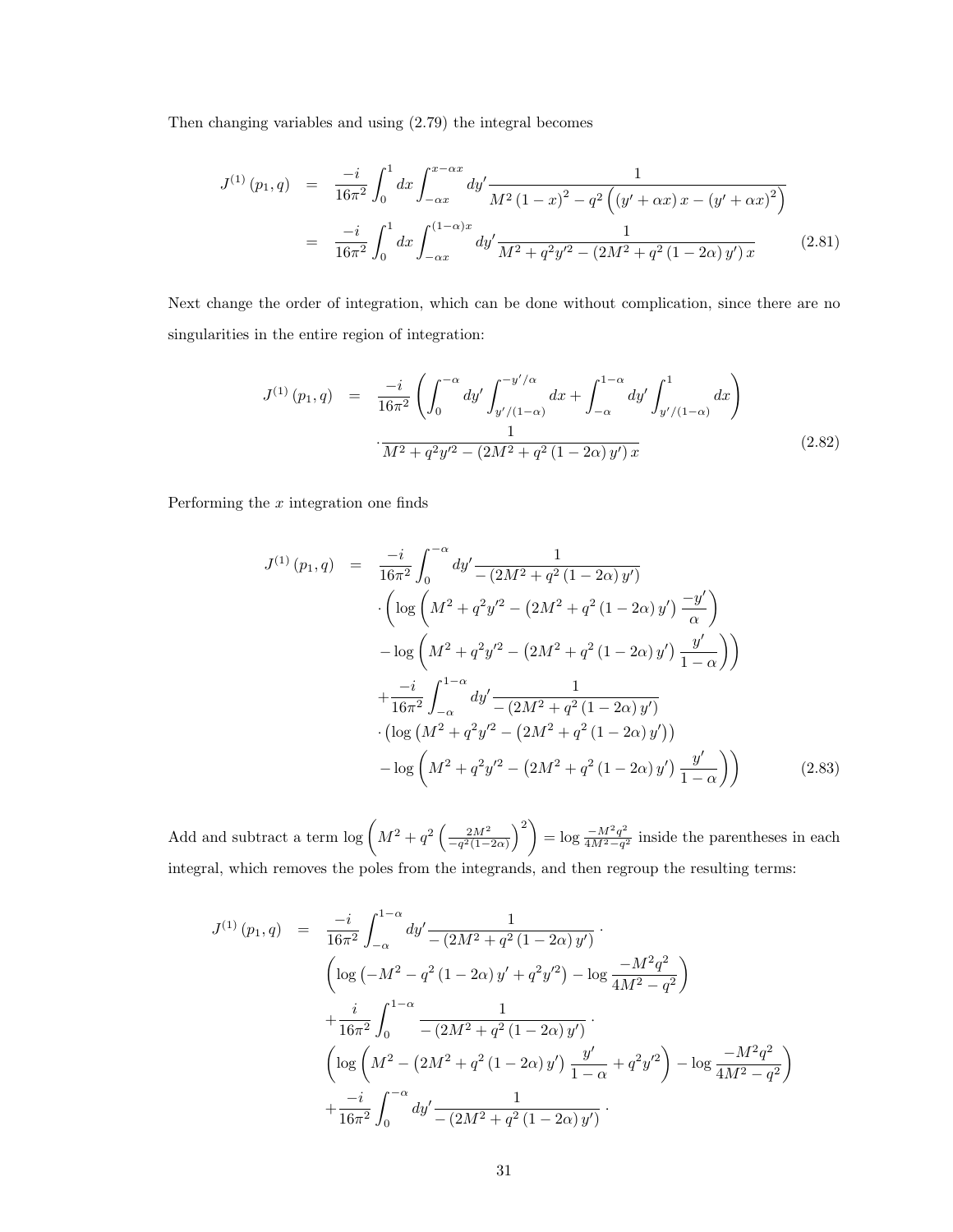Then changing variables and using (2.79) the integral becomes

$$
\begin{aligned}
J^{(1)}(p_1,q) &= \frac{-i}{16\pi^2}\int_0^1 dx \int_{-\alpha x}^{x-\alpha x} dy' \frac{1}{M^2(1-x)^2 - q^2\left((y'+\alpha x)x - (y'+\alpha x)^2\right)} \\
&= \frac{-i}{16\pi^2}\int_0^1 dx \int_{-\alpha x}^{(1-\alpha)x} dy' \frac{1}{M^2 + q^2 y'^2 - (2M^2 + q^2(1-2\alpha)y')x} \qquad (2.81)
\end{aligned}
$$

Next change the order of integration, which can be done without complication, since there are no singularities in the entire region of integration:

$$
\begin{aligned}
J^{(1)}(p_1,q) &= \frac{-i}{16\pi^2}\left(\int_0^{-\alpha} dy' \int_{y'/(1-\alpha)}^{-y'/\alpha} dx + \int_{-\alpha}^{1-\alpha} dy' \int_{y'/(1-\alpha)}^{1} dx\right) \\
&\quad \cdot \frac{1}{M^2 + q^2 y'^2 - (2M^2 + q^2(1-2\alpha)y')x} \qquad (2.82)
\end{aligned}
$$

Performing the $x$ integration one finds

$$
\begin{aligned}
J^{(1)}(p_1,q) &= \frac{-i}{16\pi^2}\int_0^{-\alpha} dy' \frac{1}{-(2M^2 + q^2(1-2\alpha)y')} \\
&\quad \cdot \left(\log\left(M^2 + q^2 y'^2 - \left(2M^2 + q^2(1-2\alpha)y'\right)\frac{-y'}{\alpha}\right)\right. \\
&\quad \left. - \log\left(M^2 + q^2 y'^2 - \left(2M^2 + q^2(1-2\alpha)y'\right)\frac{y'}{1-\alpha}\right)\right) \\
&\quad + \frac{-i}{16\pi^2}\int_{-\alpha}^{1-\alpha} dy' \frac{1}{-(2M^2 + q^2(1-2\alpha)y')} \\
&\quad \cdot \left(\log\left(M^2 + q^2 y'^2 - \left(2M^2 + q^2(1-2\alpha)y'\right)\right)\right. \\
&\quad \left. - \log\left(M^2 + q^2 y'^2 - \left(2M^2 + q^2(1-2\alpha)y'\right)\frac{y'}{1-\alpha}\right)\right) \qquad (2.83)
\end{aligned}
$$

Add and subtract a term $\log\left(M^2 + q^2\left(\frac{2M^2}{-q^2(1-2\alpha)}\right)^2\right) = \log\frac{-M^2q^2}{4M^2-q^2}$ inside the parentheses in each integral, which removes the poles from the integrands, and then regroup the resulting terms:

$$
\begin{aligned}
J^{(1)}(p_1,q) &= \frac{-i}{16\pi^2}\int_{-\alpha}^{1-\alpha} dy' \frac{1}{-(2M^2 + q^2(1-2\alpha)y')} \cdot \\
&\quad \left(\log\left(-M^2 - q^2(1-2\alpha)y' + q^2 y'^2\right) - \log\frac{-M^2q^2}{4M^2-q^2}\right) \\
&\quad + \frac{i}{16\pi^2}\int_0^{1-\alpha} \frac{1}{-(2M^2 + q^2(1-2\alpha)y')} \cdot \\
&\quad \left(\log\left(M^2 - \left(2M^2 + q^2(1-2\alpha)y'\right)\frac{y'}{1-\alpha} + q^2 y'^2\right) - \log\frac{-M^2q^2}{4M^2-q^2}\right) \\
&\quad + \frac{-i}{16\pi^2}\int_0^{-\alpha} dy' \frac{1}{-(2M^2 + q^2(1-2\alpha)y')} \cdot
\end{aligned}
$$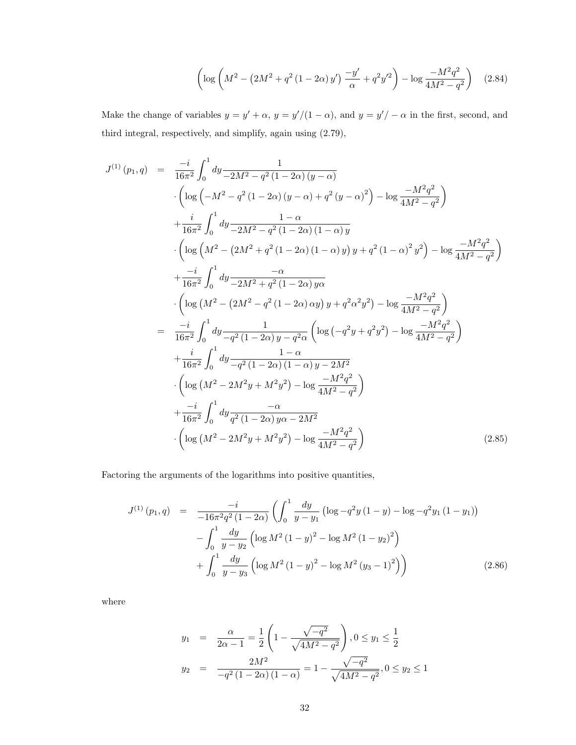$$\left(\log\left(M^2-\left(2M^2+q^2\left(1-2\alpha\right)y'\right)\frac{-y'}{\alpha}+q^2y'^2\right)-\log\frac{-M^2q^2}{4M^2-q^2}\right) \qquad (2.84)$$

Make the change of variables $y=y'+\alpha$, $y=y'/(1-\alpha)$, and $y=y'/-\alpha$ in the first, second, and third integral, respectively, and simplify, again using (2.79),

$$\begin{aligned}
J^{(1)}\left(p_1,q\right) &= \frac{-i}{16\pi^2}\int_0^1 dy\frac{1}{-2M^2-q^2\left(1-2\alpha\right)\left(y-\alpha\right)} \\
&\cdot\left(\log\left(-M^2-q^2\left(1-2\alpha\right)\left(y-\alpha\right)+q^2\left(y-\alpha\right)^2\right)-\log\frac{-M^2q^2}{4M^2-q^2}\right) \\
&+\frac{i}{16\pi^2}\int_0^1 dy\frac{1-\alpha}{-2M^2-q^2\left(1-2\alpha\right)\left(1-\alpha\right)y} \\
&\cdot\left(\log\left(M^2-\left(2M^2+q^2\left(1-2\alpha\right)\left(1-\alpha\right)y\right)y+q^2\left(1-\alpha\right)^2y^2\right)-\log\frac{-M^2q^2}{4M^2-q^2}\right) \\
&+\frac{-i}{16\pi^2}\int_0^1 dy\frac{-\alpha}{-2M^2+q^2\left(1-2\alpha\right)y\alpha} \\
&\cdot\left(\log\left(M^2-\left(2M^2-q^2\left(1-2\alpha\right)\alpha y\right)y+q^2\alpha^2y^2\right)-\log\frac{-M^2q^2}{4M^2-q^2}\right) \\
&= \frac{-i}{16\pi^2}\int_0^1 dy\frac{1}{-q^2\left(1-2\alpha\right)y-q^2\alpha}\left(\log\left(-q^2y+q^2y^2\right)-\log\frac{-M^2q^2}{4M^2-q^2}\right) \\
&+\frac{i}{16\pi^2}\int_0^1 dy\frac{1-\alpha}{-q^2\left(1-2\alpha\right)\left(1-\alpha\right)y-2M^2} \\
&\cdot\left(\log\left(M^2-2M^2y+M^2y^2\right)-\log\frac{-M^2q^2}{4M^2-q^2}\right) \\
&+\frac{-i}{16\pi^2}\int_0^1 dy\frac{-\alpha}{q^2\left(1-2\alpha\right)y\alpha-2M^2} \\
&\cdot\left(\log\left(M^2-2M^2y+M^2y^2\right)-\log\frac{-M^2q^2}{4M^2-q^2}\right)
\end{aligned} \qquad (2.85)$$

Factoring the arguments of the logarithms into positive quantities,

$$\begin{aligned}
J^{(1)}\left(p_1,q\right) &= \frac{-i}{-16\pi^2q^2\left(1-2\alpha\right)}\left(\int_0^1\frac{dy}{y-y_1}\left(\log -q^2y\left(1-y\right)-\log -q^2y_1\left(1-y_1\right)\right)\right. \\
&-\int_0^1\frac{dy}{y-y_2}\left(\log M^2\left(1-y\right)^2-\log M^2\left(1-y_2\right)^2\right) \\
&\left.+\int_0^1\frac{dy}{y-y_3}\left(\log M^2\left(1-y\right)^2-\log M^2\left(y_3-1\right)^2\right)\right)
\end{aligned} \qquad (2.86)$$

where

$$\begin{aligned}
y_1 &= \frac{\alpha}{2\alpha-1}=\frac{1}{2}\left(1-\frac{\sqrt{-q^2}}{\sqrt{4M^2-q^2}}\right), 0\leq y_1\leq\frac{1}{2} \\
y_2 &= \frac{2M^2}{-q^2\left(1-2\alpha\right)\left(1-\alpha\right)}=1-\frac{\sqrt{-q^2}}{\sqrt{4M^2-q^2}}, 0\leq y_2\leq 1
\end{aligned}$$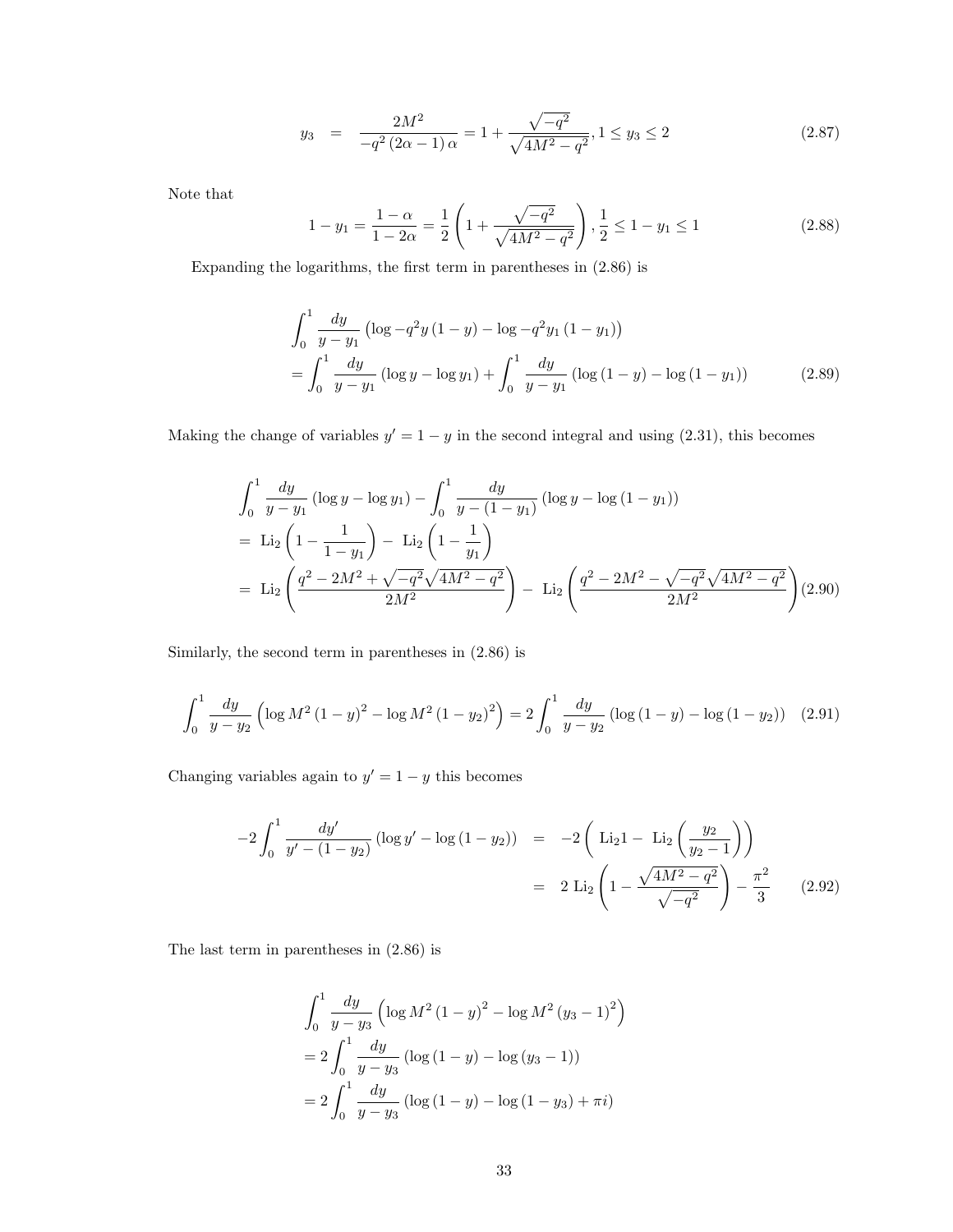$$y_3 = \frac{2M^2}{-q^2\left(2\alpha-1\right)\alpha} = 1 + \frac{\sqrt{-q^2}}{\sqrt{4M^2-q^2}}, 1 \le y_3 \le 2 \tag{2.87}$$

Note that

$$1 - y_1 = \frac{1-\alpha}{1-2\alpha} = \frac{1}{2}\left(1 + \frac{\sqrt{-q^2}}{\sqrt{4M^2-q^2}}\right), \frac{1}{2} \le 1 - y_1 \le 1 \tag{2.88}$$

Expanding the logarithms, the first term in parentheses in (2.86) is

$$\begin{aligned}
&\int_0^1 \frac{dy}{y-y_1}\left(\log -q^2 y\left(1-y\right) - \log -q^2 y_1\left(1-y_1\right)\right) \\
&= \int_0^1 \frac{dy}{y-y_1}\left(\log y - \log y_1\right) + \int_0^1 \frac{dy}{y-y_1}\left(\log\left(1-y\right) - \log\left(1-y_1\right)\right)
\end{aligned} \tag{2.89}$$

Making the change of variables $y' = 1 - y$ in the second integral and using (2.31), this becomes

$$\begin{aligned}
&\int_0^1 \frac{dy}{y-y_1}\left(\log y - \log y_1\right) - \int_0^1 \frac{dy}{y-\left(1-y_1\right)}\left(\log y - \log\left(1-y_1\right)\right) \\
&= \ \mathrm{Li}_2\left(1 - \frac{1}{1-y_1}\right) - \ \mathrm{Li}_2\left(1 - \frac{1}{y_1}\right) \\
&= \ \mathrm{Li}_2\left(\frac{q^2 - 2M^2 + \sqrt{-q^2}\sqrt{4M^2-q^2}}{2M^2}\right) - \ \mathrm{Li}_2\left(\frac{q^2 - 2M^2 - \sqrt{-q^2}\sqrt{4M^2-q^2}}{2M^2}\right)
\end{aligned} \tag{2.90}$$

Similarly, the second term in parentheses in (2.86) is

$$\int_0^1 \frac{dy}{y-y_2}\left(\log M^2\left(1-y\right)^2 - \log M^2\left(1-y_2\right)^2\right) = 2\int_0^1 \frac{dy}{y-y_2}\left(\log\left(1-y\right) - \log\left(1-y_2\right)\right) \tag{2.91}$$

Changing variables again to $y' = 1 - y$ this becomes

$$\begin{aligned}
-2\int_0^1 \frac{dy'}{y'-\left(1-y_2\right)}\left(\log y' - \log\left(1-y_2\right)\right) &= -2\left(\ \mathrm{Li}_2 1 - \ \mathrm{Li}_2\left(\frac{y_2}{y_2-1}\right)\right) \\
&= 2\ \mathrm{Li}_2\left(1 - \frac{\sqrt{4M^2-q^2}}{\sqrt{-q^2}}\right) - \frac{\pi^2}{3}
\end{aligned} \tag{2.92}$$

The last term in parentheses in (2.86) is

$$\begin{aligned}
&\int_0^1 \frac{dy}{y-y_3}\left(\log M^2\left(1-y\right)^2 - \log M^2\left(y_3-1\right)^2\right) \\
&= 2\int_0^1 \frac{dy}{y-y_3}\left(\log\left(1-y\right) - \log\left(y_3-1\right)\right) \\
&= 2\int_0^1 \frac{dy}{y-y_3}\left(\log\left(1-y\right) - \log\left(1-y_3\right) + \pi i\right)
\end{aligned}$$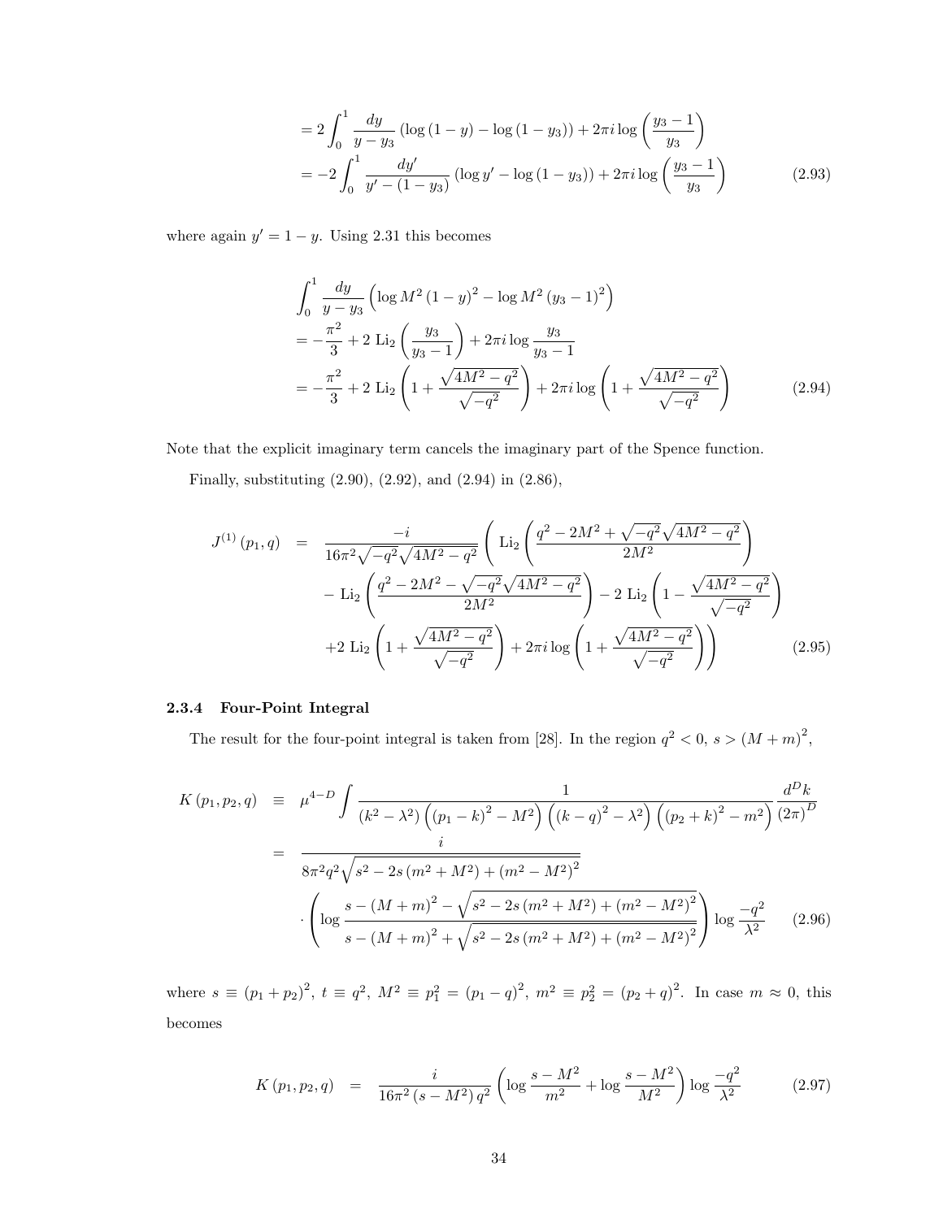$$
\begin{aligned}
&= 2\int_0^1 \frac{dy}{y-y_3}\left(\log\left(1-y\right)-\log\left(1-y_3\right)\right)+2\pi i\log\left(\frac{y_3-1}{y_3}\right)\\
&= -2\int_0^1 \frac{dy'}{y'-\left(1-y_3\right)}\left(\log y'-\log\left(1-y_3\right)\right)+2\pi i\log\left(\frac{y_3-1}{y_3}\right)
\end{aligned}
\tag{2.93}
$$

where again $y' = 1 - y$. Using 2.31 this becomes

$$
\begin{aligned}
&\int_0^1 \frac{dy}{y-y_3}\left(\log M^2\left(1-y\right)^2-\log M^2\left(y_3-1\right)^2\right)\\
&= -\frac{\pi^2}{3}+2\ \mathrm{Li}_2\left(\frac{y_3}{y_3-1}\right)+2\pi i\log\frac{y_3}{y_3-1}\\
&= -\frac{\pi^2}{3}+2\ \mathrm{Li}_2\left(1+\frac{\sqrt{4M^2-q^2}}{\sqrt{-q^2}}\right)+2\pi i\log\left(1+\frac{\sqrt{4M^2-q^2}}{\sqrt{-q^2}}\right)
\end{aligned}
\tag{2.94}
$$

Note that the explicit imaginary term cancels the imaginary part of the Spence function.

Finally, substituting (2.90), (2.92), and (2.94) in (2.86),

$$
\begin{aligned}
J^{(1)}\left(p_1,q\right) \;=\;& \frac{-i}{16\pi^2\sqrt{-q^2}\sqrt{4M^2-q^2}}\left(\ \mathrm{Li}_2\left(\frac{q^2-2M^2+\sqrt{-q^2}\sqrt{4M^2-q^2}}{2M^2}\right)\right.\\
&-\mathrm{Li}_2\left(\frac{q^2-2M^2-\sqrt{-q^2}\sqrt{4M^2-q^2}}{2M^2}\right)-2\ \mathrm{Li}_2\left(1-\frac{\sqrt{4M^2-q^2}}{\sqrt{-q^2}}\right)\\
&\left.+2\ \mathrm{Li}_2\left(1+\frac{\sqrt{4M^2-q^2}}{\sqrt{-q^2}}\right)+2\pi i\log\left(1+\frac{\sqrt{4M^2-q^2}}{\sqrt{-q^2}}\right)\right)
\end{aligned}
\tag{2.95}
$$

### 2.3.4 Four-Point Integral

The result for the four-point integral is taken from [28]. In the region $q^2 < 0$, $s > (M+m)^2$,

$$
\begin{aligned}
K\left(p_1,p_2,q\right) \;\equiv\;& \mu^{4-D}\int \frac{1}{\left(k^2-\lambda^2\right)\left(\left(p_1-k\right)^2-M^2\right)\left(\left(k-q\right)^2-\lambda^2\right)\left(\left(p_2+k\right)^2-m^2\right)}\frac{d^Dk}{\left(2\pi\right)^D}\\
=\;& \frac{i}{8\pi^2q^2\sqrt{s^2-2s\left(m^2+M^2\right)+\left(m^2-M^2\right)^2}}\\
&\cdot\left(\log\frac{s-\left(M+m\right)^2-\sqrt{s^2-2s\left(m^2+M^2\right)+\left(m^2-M^2\right)^2}}{s-\left(M+m\right)^2+\sqrt{s^2-2s\left(m^2+M^2\right)+\left(m^2-M^2\right)^2}}\right)\log\frac{-q^2}{\lambda^2}
\end{aligned}
\tag{2.96}
$$

where $s \equiv (p_1+p_2)^2$, $t \equiv q^2$, $M^2 \equiv p_1^2 = (p_1-q)^2$, $m^2 \equiv p_2^2 = (p_2+q)^2$. In case $m \approx 0$, this becomes

$$
K\left(p_1,p_2,q\right) \;=\; \frac{i}{16\pi^2\left(s-M^2\right)q^2}\left(\log\frac{s-M^2}{m^2}+\log\frac{s-M^2}{M^2}\right)\log\frac{-q^2}{\lambda^2}
\tag{2.97}
$$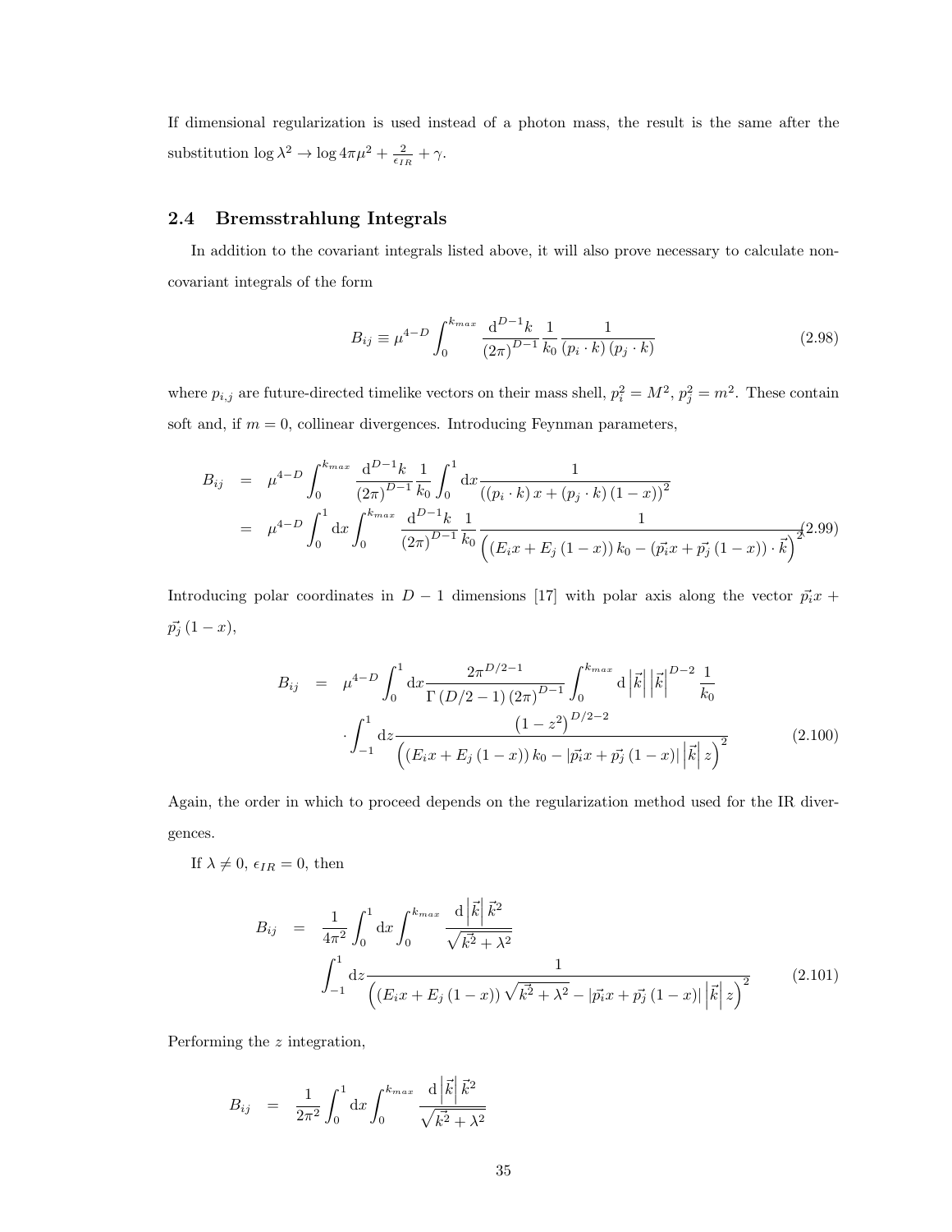If dimensional regularization is used instead of a photon mass, the result is the same after the substitution $\log \lambda^2 \to \log 4\pi\mu^2 + \frac{2}{\epsilon_{IR}} + \gamma$.

### 2.4 Bremsstrahlung Integrals

In addition to the covariant integrals listed above, it will also prove necessary to calculate non-covariant integrals of the form

$$B_{ij} \equiv \mu^{4-D} \int_0^{k_{max}} \frac{\mathrm{d}^{D-1}k}{(2\pi)^{D-1}} \frac{1}{k_0} \frac{1}{(p_i \cdot k)(p_j \cdot k)} \tag{2.98}$$

where $p_{i,j}$ are future-directed timelike vectors on their mass shell, $p_i^2 = M^2$, $p_j^2 = m^2$. These contain soft and, if $m = 0$, collinear divergences. Introducing Feynman parameters,

$$\begin{aligned} B_{ij} &= \mu^{4-D} \int_0^{k_{max}} \frac{\mathrm{d}^{D-1}k}{(2\pi)^{D-1}} \frac{1}{k_0} \int_0^1 \mathrm{d}x \frac{1}{((p_i \cdot k)\, x + (p_j \cdot k)(1-x))^2} \\ &= \mu^{4-D} \int_0^1 \mathrm{d}x \int_0^{k_{max}} \frac{\mathrm{d}^{D-1}k}{(2\pi)^{D-1}} \frac{1}{k_0} \frac{1}{\left((E_i x + E_j (1-x))\, k_0 - (\vec{p_i} x + \vec{p_j}(1-x)) \cdot \vec{k}\right)^2} \end{aligned} \tag{2.99}$$

Introducing polar coordinates in $D-1$ dimensions [17] with polar axis along the vector $\vec{p_i}x + \vec{p_j}(1-x)$,

$$\begin{aligned} B_{ij} &= \mu^{4-D} \int_0^1 \mathrm{d}x \frac{2\pi^{D/2-1}}{\Gamma(D/2-1)(2\pi)^{D-1}} \int_0^{k_{max}} \mathrm{d}\left|\vec{k}\right| \left|\vec{k}\right|^{D-2} \frac{1}{k_0} \\ &\quad \cdot \int_{-1}^1 \mathrm{d}z \frac{\left(1-z^2\right)^{D/2-2}}{\left((E_i x + E_j (1-x))\, k_0 - |\vec{p_i} x + \vec{p_j}(1-x)| \left|\vec{k}\right| z\right)^2} \end{aligned} \tag{2.100}$$

Again, the order in which to proceed depends on the regularization method used for the IR divergences.

If $\lambda \neq 0$, $\epsilon_{IR} = 0$, then

$$\begin{aligned} B_{ij} &= \frac{1}{4\pi^2} \int_0^1 \mathrm{d}x \int_0^{k_{max}} \frac{\mathrm{d}\left|\vec{k}\right| \vec{k}^2}{\sqrt{\vec{k}^2 + \lambda^2}} \\ &\quad \int_{-1}^1 \mathrm{d}z \frac{1}{\left((E_i x + E_j (1-x)) \sqrt{\vec{k}^2 + \lambda^2} - |\vec{p_i} x + \vec{p_j}(1-x)| \left|\vec{k}\right| z\right)^2} \end{aligned} \tag{2.101}$$

Performing the $z$ integration,

$$B_{ij} = \frac{1}{2\pi^2} \int_0^1 \mathrm{d}x \int_0^{k_{max}} \frac{\mathrm{d}\left|\vec{k}\right| \vec{k}^2}{\sqrt{\vec{k}^2 + \lambda^2}}$$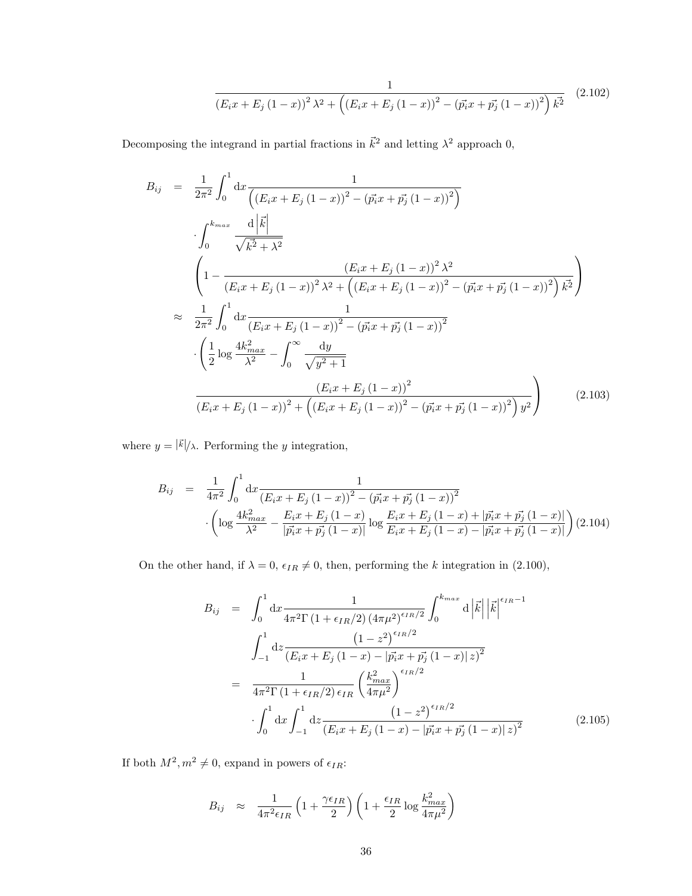$$\frac{1}{\left(E_i x + E_j (1-x)\right)^2 \lambda^2 + \left(\left(E_i x + E_j (1-x)\right)^2 - \left(\vec{p_i} x + \vec{p_j} (1-x)\right)^2\right) \vec{k}^2} \tag{2.102}$$

Decomposing the integrand in partial fractions in $\vec{k}^2$ and letting $\lambda^2$ approach 0,

$$\begin{aligned}
B_{ij} &= \frac{1}{2\pi^2} \int_0^1 \mathrm{d}x \frac{1}{\left(\left(E_i x + E_j (1-x)\right)^2 - \left(\vec{p_i} x + \vec{p_j} (1-x)\right)^2\right)} \\
&\quad \cdot \int_0^{k_{max}} \frac{\mathrm{d}\left|\vec{k}\right|}{\sqrt{\vec{k}^2 + \lambda^2}} \\
&\quad \left(1 - \frac{\left(E_i x + E_j (1-x)\right)^2 \lambda^2}{\left(E_i x + E_j (1-x)\right)^2 \lambda^2 + \left(\left(E_i x + E_j (1-x)\right)^2 - \left(\vec{p_i} x + \vec{p_j} (1-x)\right)^2\right) \vec{k}^2}\right) \\
&\approx \frac{1}{2\pi^2} \int_0^1 \mathrm{d}x \frac{1}{\left(E_i x + E_j (1-x)\right)^2 - \left(\vec{p_i} x + \vec{p_j} (1-x)\right)^2} \\
&\quad \cdot \left(\frac{1}{2} \log \frac{4k_{max}^2}{\lambda^2} - \int_0^\infty \frac{\mathrm{d}y}{\sqrt{y^2+1}}\right. \\
&\quad \left. \frac{\left(E_i x + E_j (1-x)\right)^2}{\left(E_i x + E_j (1-x)\right)^2 + \left(\left(E_i x + E_j (1-x)\right)^2 - \left(\vec{p_i} x + \vec{p_j} (1-x)\right)^2\right) y^2}\right)
\end{aligned} \tag{2.103}$$

where $y = |\vec{k}|/\lambda$. Performing the $y$ integration,

$$\begin{aligned}
B_{ij} &= \frac{1}{4\pi^2} \int_0^1 \mathrm{d}x \frac{1}{\left(E_i x + E_j (1-x)\right)^2 - \left(\vec{p_i} x + \vec{p_j} (1-x)\right)^2} \\
&\quad \cdot \left(\log \frac{4k_{max}^2}{\lambda^2} - \frac{E_i x + E_j (1-x)}{\left|\vec{p_i} x + \vec{p_j} (1-x)\right|} \log \frac{E_i x + E_j (1-x) + \left|\vec{p_i} x + \vec{p_j} (1-x)\right|}{E_i x + E_j (1-x) - \left|\vec{p_i} x + \vec{p_j} (1-x)\right|}\right)
\end{aligned} \tag{2.104}$$

On the other hand, if $\lambda = 0$, $\epsilon_{IR} \neq 0$, then, performing the $k$ integration in (2.100),

$$\begin{aligned}
B_{ij} &= \int_0^1 \mathrm{d}x \frac{1}{4\pi^2 \Gamma\left(1 + \epsilon_{IR}/2\right) \left(4\pi\mu^2\right)^{\epsilon_{IR}/2}} \int_0^{k_{max}} \mathrm{d}\left|\vec{k}\right| \left|\vec{k}\right|^{\epsilon_{IR}-1} \\
&\quad \int_{-1}^1 \mathrm{d}z \frac{\left(1 - z^2\right)^{\epsilon_{IR}/2}}{\left(E_i x + E_j (1-x) - \left|\vec{p_i} x + \vec{p_j} (1-x)\right| z\right)^2} \\
&= \frac{1}{4\pi^2 \Gamma\left(1 + \epsilon_{IR}/2\right) \epsilon_{IR}} \left(\frac{k_{max}^2}{4\pi\mu^2}\right)^{\epsilon_{IR}/2} \\
&\quad \cdot \int_0^1 \mathrm{d}x \int_{-1}^1 \mathrm{d}z \frac{\left(1 - z^2\right)^{\epsilon_{IR}/2}}{\left(E_i x + E_j (1-x) - \left|\vec{p_i} x + \vec{p_j} (1-x)\right| z\right)^2}
\end{aligned} \tag{2.105}$$

If both $M^2, m^2 \neq 0$, expand in powers of $\epsilon_{IR}$:

$$B_{ij} \approx \frac{1}{4\pi^2 \epsilon_{IR}} \left(1 + \frac{\gamma \epsilon_{IR}}{2}\right) \left(1 + \frac{\epsilon_{IR}}{2} \log \frac{k_{max}^2}{4\pi\mu^2}\right)$$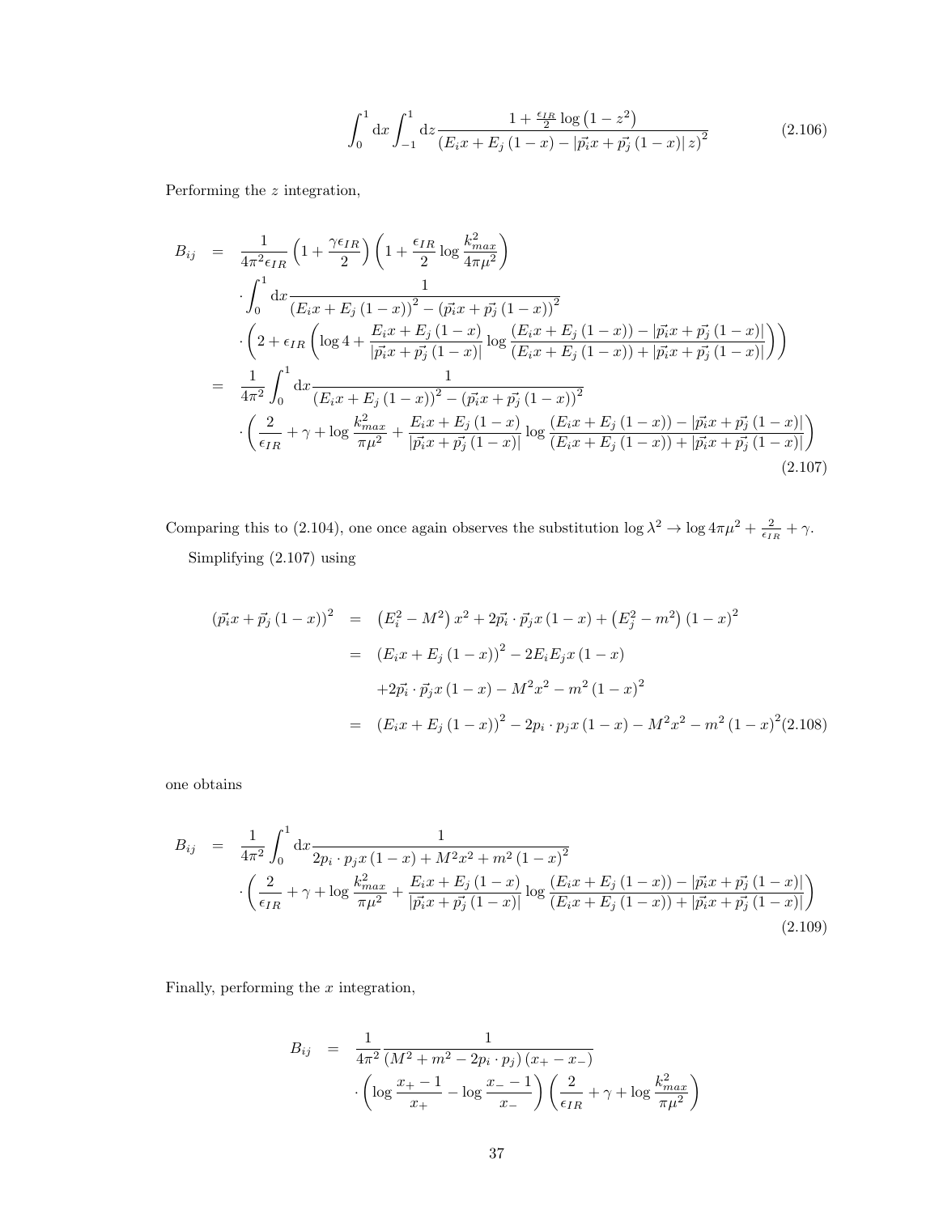$$\int_0^1 \mathrm{d}x \int_{-1}^{1} \mathrm{d}z \frac{1+\frac{\epsilon_{IR}}{2}\log\left(1-z^2\right)}{\left(E_i x + E_j\left(1-x\right) - \left|\vec{p_i}x + \vec{p_j}\left(1-x\right)\right| z\right)^2} \tag{2.106}$$

Performing the $z$ integration,

$$\begin{aligned}
B_{ij} &= \frac{1}{4\pi^2\epsilon_{IR}}\left(1+\frac{\gamma\epsilon_{IR}}{2}\right)\left(1+\frac{\epsilon_{IR}}{2}\log\frac{k_{max}^2}{4\pi\mu^2}\right) \\
&\quad \cdot \int_0^1 \mathrm{d}x \frac{1}{\left(E_i x + E_j\left(1-x\right)\right)^2 - \left(\vec{p_i}x + \vec{p_j}\left(1-x\right)\right)^2} \\
&\quad \cdot \left(2 + \epsilon_{IR}\left(\log 4 + \frac{E_i x + E_j\left(1-x\right)}{\left|\vec{p_i}x + \vec{p_j}\left(1-x\right)\right|}\log\frac{\left(E_i x + E_j\left(1-x\right)\right) - \left|\vec{p_i}x + \vec{p_j}\left(1-x\right)\right|}{\left(E_i x + E_j\left(1-x\right)\right) + \left|\vec{p_i}x + \vec{p_j}\left(1-x\right)\right|}\right)\right) \\
&= \frac{1}{4\pi^2}\int_0^1 \mathrm{d}x \frac{1}{\left(E_i x + E_j\left(1-x\right)\right)^2 - \left(\vec{p_i}x + \vec{p_j}\left(1-x\right)\right)^2} \\
&\quad \cdot \left(\frac{2}{\epsilon_{IR}} + \gamma + \log\frac{k_{max}^2}{\pi\mu^2} + \frac{E_i x + E_j\left(1-x\right)}{\left|\vec{p_i}x + \vec{p_j}\left(1-x\right)\right|}\log\frac{\left(E_i x + E_j\left(1-x\right)\right) - \left|\vec{p_i}x + \vec{p_j}\left(1-x\right)\right|}{\left(E_i x + E_j\left(1-x\right)\right) + \left|\vec{p_i}x + \vec{p_j}\left(1-x\right)\right|}\right)
\end{aligned} \tag{2.107}$$

Comparing this to (2.104), one once again observes the substitution $\log\lambda^2 \to \log 4\pi\mu^2 + \frac{2}{\epsilon_{IR}} + \gamma$.

Simplifying (2.107) using

$$\begin{aligned}
\left(\vec{p_i}x + \vec{p_j}\left(1-x\right)\right)^2 &= \left(E_i^2 - M^2\right)x^2 + 2\vec{p_i}\cdot\vec{p_j}x\left(1-x\right) + \left(E_j^2 - m^2\right)\left(1-x\right)^2 \\
&= \left(E_i x + E_j\left(1-x\right)\right)^2 - 2E_iE_jx\left(1-x\right) \\
&\quad + 2\vec{p_i}\cdot\vec{p_j}x\left(1-x\right) - M^2x^2 - m^2\left(1-x\right)^2 \\
&= \left(E_i x + E_j\left(1-x\right)\right)^2 - 2p_i\cdot p_j x\left(1-x\right) - M^2x^2 - m^2\left(1-x\right)^2
\end{aligned} \tag{2.108}$$

one obtains

$$\begin{aligned}
B_{ij} &= \frac{1}{4\pi^2}\int_0^1 \mathrm{d}x \frac{1}{2p_i\cdot p_j x\left(1-x\right) + M^2x^2 + m^2\left(1-x\right)^2} \\
&\quad \cdot \left(\frac{2}{\epsilon_{IR}} + \gamma + \log\frac{k_{max}^2}{\pi\mu^2} + \frac{E_i x + E_j\left(1-x\right)}{\left|\vec{p_i}x + \vec{p_j}\left(1-x\right)\right|}\log\frac{\left(E_i x + E_j\left(1-x\right)\right) - \left|\vec{p_i}x + \vec{p_j}\left(1-x\right)\right|}{\left(E_i x + E_j\left(1-x\right)\right) + \left|\vec{p_i}x + \vec{p_j}\left(1-x\right)\right|}\right)
\end{aligned} \tag{2.109}$$

Finally, performing the $x$ integration,

$$\begin{aligned}
B_{ij} &= \frac{1}{4\pi^2}\frac{1}{\left(M^2 + m^2 - 2p_i\cdot p_j\right)\left(x_+ - x_-\right)} \\
&\quad \cdot \left(\log\frac{x_+ - 1}{x_+} - \log\frac{x_- - 1}{x_-}\right)\left(\frac{2}{\epsilon_{IR}} + \gamma + \log\frac{k_{max}^2}{\pi\mu^2}\right)
\end{aligned}$$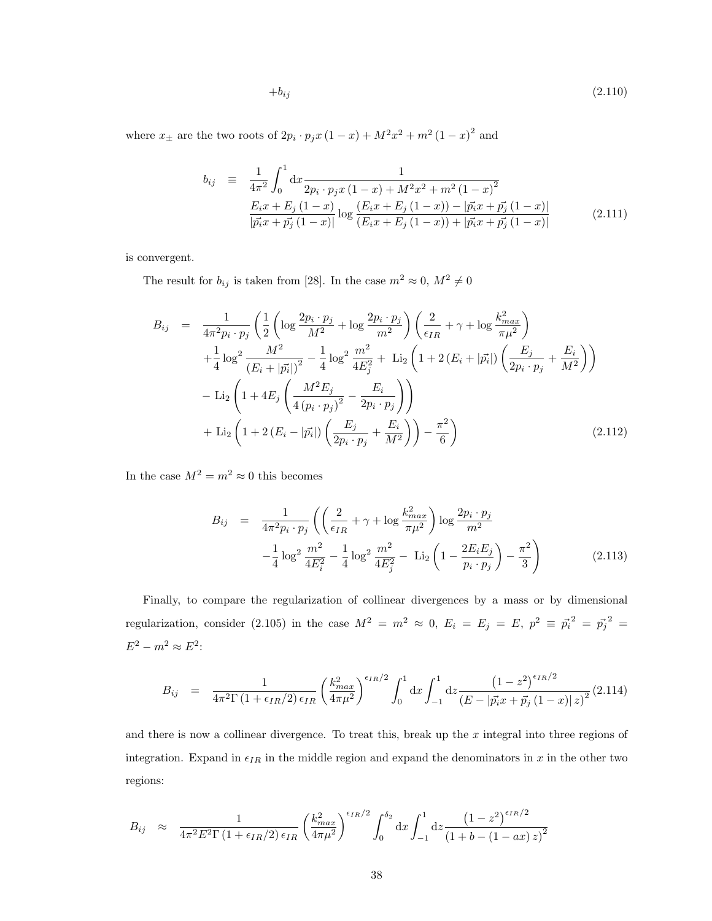$$+b_{ij} \tag{2.110}$$

where $x_\pm$ are the two roots of $2p_i \cdot p_j x(1-x) + M^2x^2 + m^2(1-x)^2$ and

$$\begin{aligned} b_{ij} &\equiv \frac{1}{4\pi^2}\int_0^1 \mathrm{d}x \frac{1}{2p_i \cdot p_j x(1-x) + M^2x^2 + m^2(1-x)^2} \\ & \quad \frac{E_i x + E_j(1-x)}{|\vec{p_i}x + \vec{p_j}(1-x)|} \log \frac{(E_i x + E_j(1-x)) - |\vec{p_i}x + \vec{p_j}(1-x)|}{(E_i x + E_j(1-x)) + |\vec{p_i}x + \vec{p_j}(1-x)|} \end{aligned} \tag{2.111}$$

is convergent.

The result for $b_{ij}$ is taken from [28]. In the case $m^2 \approx 0$, $M^2 \neq 0$

$$\begin{aligned} B_{ij} &= \frac{1}{4\pi^2 p_i \cdot p_j}\left(\frac{1}{2}\left(\log\frac{2p_i \cdot p_j}{M^2} + \log\frac{2p_i \cdot p_j}{m^2}\right)\left(\frac{2}{\epsilon_{IR}} + \gamma + \log\frac{k_{max}^2}{\pi\mu^2}\right)\right. \\ & \quad + \frac{1}{4}\log^2\frac{M^2}{(E_i + |\vec{p_i}|)^2} - \frac{1}{4}\log^2\frac{m^2}{4E_j^2} + \operatorname{Li}_2\left(1 + 2(E_i + |\vec{p_i}|)\left(\frac{E_j}{2p_i \cdot p_j} + \frac{E_i}{M^2}\right)\right) \\ & \quad - \operatorname{Li}_2\left(1 + 4E_j\left(\frac{M^2 E_j}{4(p_i \cdot p_j)^2} - \frac{E_i}{2p_i \cdot p_j}\right)\right) \\ & \quad \left. + \operatorname{Li}_2\left(1 + 2(E_i - |\vec{p_i}|)\left(\frac{E_j}{2p_i \cdot p_j} + \frac{E_i}{M^2}\right)\right) - \frac{\pi^2}{6}\right) \end{aligned} \tag{2.112}$$

In the case $M^2 = m^2 \approx 0$ this becomes

$$\begin{aligned} B_{ij} &= \frac{1}{4\pi^2 p_i \cdot p_j}\left(\left(\frac{2}{\epsilon_{IR}} + \gamma + \log\frac{k_{max}^2}{\pi\mu^2}\right)\log\frac{2p_i \cdot p_j}{m^2}\right. \\ & \quad \left. - \frac{1}{4}\log^2\frac{m^2}{4E_i^2} - \frac{1}{4}\log^2\frac{m^2}{4E_j^2} - \operatorname{Li}_2\left(1 - \frac{2E_iE_j}{p_i \cdot p_j}\right) - \frac{\pi^2}{3}\right) \end{aligned} \tag{2.113}$$

Finally, to compare the regularization of collinear divergences by a mass or by dimensional regularization, consider (2.105) in the case $M^2 = m^2 \approx 0$, $E_i = E_j = E$, $p^2 \equiv \vec{p_i}^2 = \vec{p_j}^2 = E^2 - m^2 \approx E^2$:

$$B_{ij} = \frac{1}{4\pi^2\Gamma(1+\epsilon_{IR}/2)\epsilon_{IR}}\left(\frac{k_{max}^2}{4\pi\mu^2}\right)^{\epsilon_{IR}/2}\int_0^1 \mathrm{d}x \int_{-1}^1 \mathrm{d}z \frac{(1-z^2)^{\epsilon_{IR}/2}}{(E - |\vec{p_i}x + \vec{p_j}(1-x)|z)^2} \tag{2.114}$$

and there is now a collinear divergence. To treat this, break up the $x$ integral into three regions of integration. Expand in $\epsilon_{IR}$ in the middle region and expand the denominators in $x$ in the other two regions:

$$B_{ij} \approx \frac{1}{4\pi^2 E^2\Gamma(1+\epsilon_{IR}/2)\epsilon_{IR}}\left(\frac{k_{max}^2}{4\pi\mu^2}\right)^{\epsilon_{IR}/2}\int_0^{\delta_2}\mathrm{d}x\int_{-1}^1\mathrm{d}z\frac{(1-z^2)^{\epsilon_{IR}/2}}{(1+b-(1-ax)z)^2}$$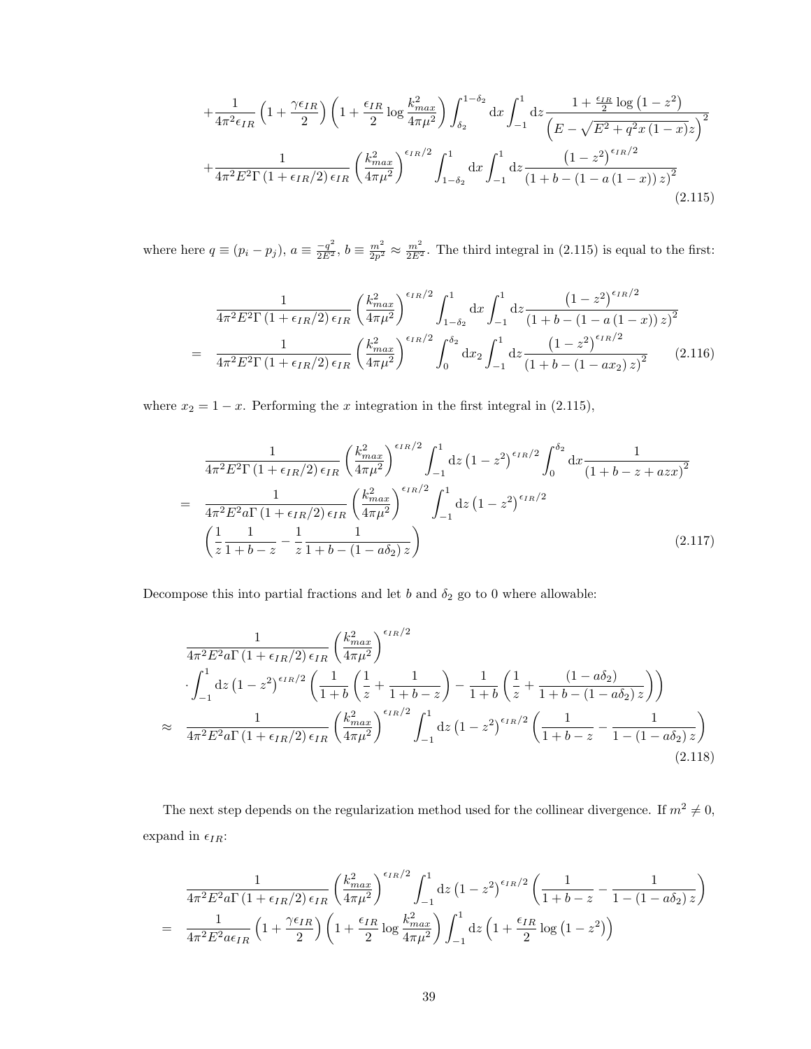$$
+\frac{1}{4\pi^2\epsilon_{IR}}\left(1+\frac{\gamma\epsilon_{IR}}{2}\right)\left(1+\frac{\epsilon_{IR}}{2}\log\frac{k_{max}^2}{4\pi\mu^2}\right)\int_{\delta_2}^{1-\delta_2}\mathrm{d}x\int_{-1}^{1}\mathrm{d}z\frac{1+\frac{\epsilon_{IR}}{2}\log\left(1-z^2\right)}{\left(E-\sqrt{E^2+q^2x\left(1-x\right)}z\right)^2}
$$

$$
+\frac{1}{4\pi^2E^2\Gamma\left(1+\epsilon_{IR}/2\right)\epsilon_{IR}}\left(\frac{k_{max}^2}{4\pi\mu^2}\right)^{\epsilon_{IR}/2}\int_{1-\delta_2}^{1}\mathrm{d}x\int_{-1}^{1}\mathrm{d}z\frac{\left(1-z^2\right)^{\epsilon_{IR}/2}}{\left(1+b-\left(1-a\left(1-x\right)\right)z\right)^2} \tag{2.115}
$$

where here $q\equiv(p_i-p_j)$, $a\equiv\frac{-q^2}{2E^2}$, $b\equiv\frac{m^2}{2p^2}\approx\frac{m^2}{2E^2}$. The third integral in (2.115) is equal to the first:

$$
\begin{aligned}
&\frac{1}{4\pi^2E^2\Gamma\left(1+\epsilon_{IR}/2\right)\epsilon_{IR}}\left(\frac{k_{max}^2}{4\pi\mu^2}\right)^{\epsilon_{IR}/2}\int_{1-\delta_2}^{1}\mathrm{d}x\int_{-1}^{1}\mathrm{d}z\frac{\left(1-z^2\right)^{\epsilon_{IR}/2}}{\left(1+b-\left(1-a\left(1-x\right)\right)z\right)^2}\\
=\;&\frac{1}{4\pi^2E^2\Gamma\left(1+\epsilon_{IR}/2\right)\epsilon_{IR}}\left(\frac{k_{max}^2}{4\pi\mu^2}\right)^{\epsilon_{IR}/2}\int_{0}^{\delta_2}\mathrm{d}x_2\int_{-1}^{1}\mathrm{d}z\frac{\left(1-z^2\right)^{\epsilon_{IR}/2}}{\left(1+b-\left(1-ax_2\right)z\right)^2}
\end{aligned} \tag{2.116}
$$

where $x_2=1-x$. Performing the $x$ integration in the first integral in (2.115),

$$
\begin{aligned}
&\frac{1}{4\pi^2E^2\Gamma\left(1+\epsilon_{IR}/2\right)\epsilon_{IR}}\left(\frac{k_{max}^2}{4\pi\mu^2}\right)^{\epsilon_{IR}/2}\int_{-1}^{1}\mathrm{d}z\left(1-z^2\right)^{\epsilon_{IR}/2}\int_{0}^{\delta_2}\mathrm{d}x\frac{1}{\left(1+b-z+azx\right)^2}\\
=\;&\frac{1}{4\pi^2E^2a\Gamma\left(1+\epsilon_{IR}/2\right)\epsilon_{IR}}\left(\frac{k_{max}^2}{4\pi\mu^2}\right)^{\epsilon_{IR}/2}\int_{-1}^{1}\mathrm{d}z\left(1-z^2\right)^{\epsilon_{IR}/2}\\
&\left(\frac{1}{z}\frac{1}{1+b-z}-\frac{1}{z}\frac{1}{1+b-\left(1-a\delta_2\right)z}\right)
\end{aligned} \tag{2.117}
$$

Decompose this into partial fractions and let $b$ and $\delta_2$ go to 0 where allowable:

$$
\begin{aligned}
&\frac{1}{4\pi^2E^2a\Gamma\left(1+\epsilon_{IR}/2\right)\epsilon_{IR}}\left(\frac{k_{max}^2}{4\pi\mu^2}\right)^{\epsilon_{IR}/2}\\
&\cdot\int_{-1}^{1}\mathrm{d}z\left(1-z^2\right)^{\epsilon_{IR}/2}\left(\frac{1}{1+b}\left(\frac{1}{z}+\frac{1}{1+b-z}\right)-\frac{1}{1+b}\left(\frac{1}{z}+\frac{\left(1-a\delta_2\right)}{1+b-\left(1-a\delta_2\right)z}\right)\right)\\
\approx\;&\frac{1}{4\pi^2E^2a\Gamma\left(1+\epsilon_{IR}/2\right)\epsilon_{IR}}\left(\frac{k_{max}^2}{4\pi\mu^2}\right)^{\epsilon_{IR}/2}\int_{-1}^{1}\mathrm{d}z\left(1-z^2\right)^{\epsilon_{IR}/2}\left(\frac{1}{1+b-z}-\frac{1}{1-\left(1-a\delta_2\right)z}\right)
\end{aligned} \tag{2.118}
$$

The next step depends on the regularization method used for the collinear divergence. If $m^2\neq 0$, expand in $\epsilon_{IR}$:

$$
\begin{aligned}
&\frac{1}{4\pi^2E^2a\Gamma\left(1+\epsilon_{IR}/2\right)\epsilon_{IR}}\left(\frac{k_{max}^2}{4\pi\mu^2}\right)^{\epsilon_{IR}/2}\int_{-1}^{1}\mathrm{d}z\left(1-z^2\right)^{\epsilon_{IR}/2}\left(\frac{1}{1+b-z}-\frac{1}{1-\left(1-a\delta_2\right)z}\right)\\
=\;&\frac{1}{4\pi^2E^2a\epsilon_{IR}}\left(1+\frac{\gamma\epsilon_{IR}}{2}\right)\left(1+\frac{\epsilon_{IR}}{2}\log\frac{k_{max}^2}{4\pi\mu^2}\right)\int_{-1}^{1}\mathrm{d}z\left(1+\frac{\epsilon_{IR}}{2}\log\left(1-z^2\right)\right)
\end{aligned}
$$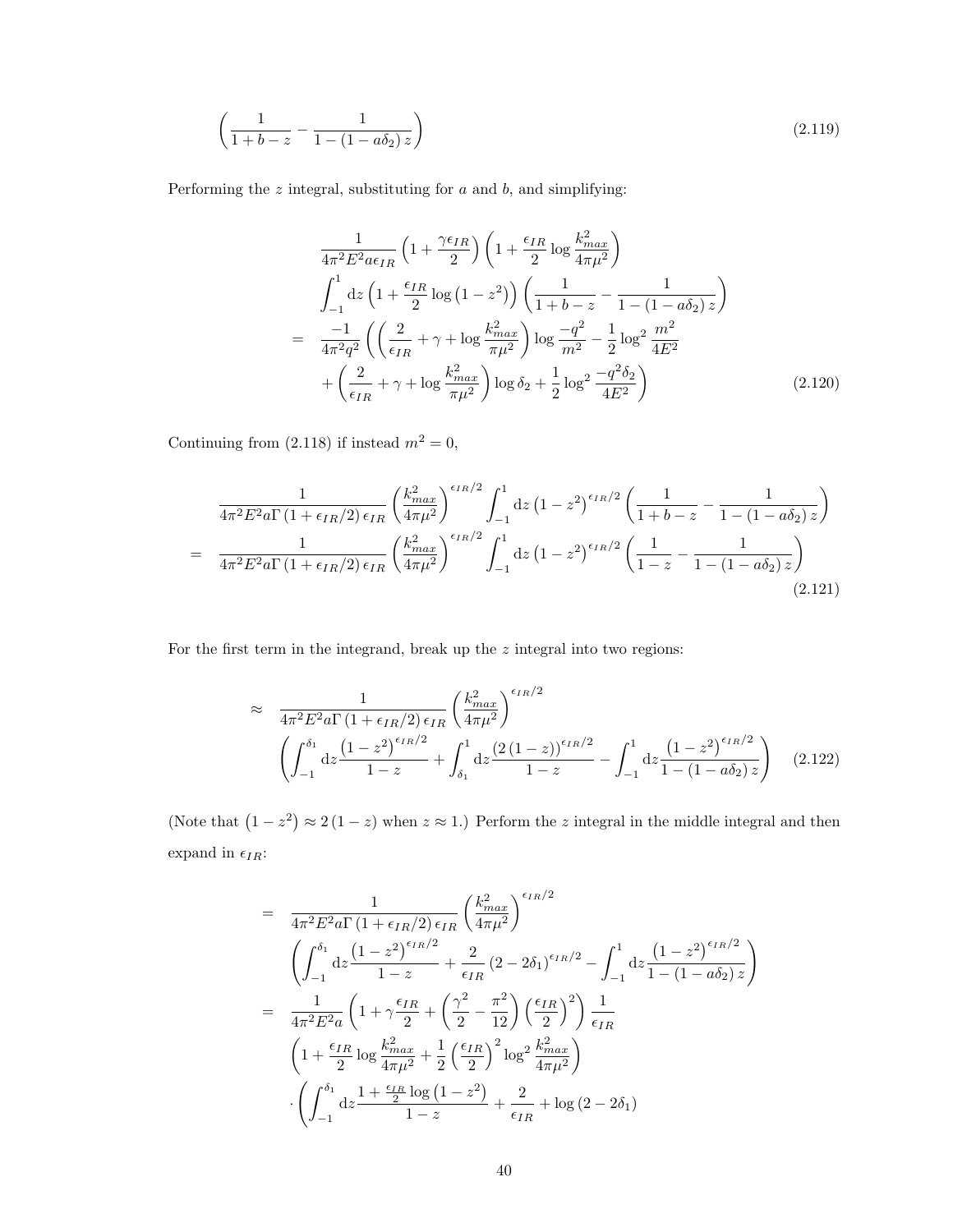$$\left(\frac{1}{1+b-z}-\frac{1}{1-(1-a\delta_2)\,z}\right) \tag{2.119}$$

Performing the $z$ integral, substituting for $a$ and $b$, and simplifying:

$$\begin{aligned}
&\frac{1}{4\pi^2E^2a\epsilon_{IR}}\left(1+\frac{\gamma\epsilon_{IR}}{2}\right)\left(1+\frac{\epsilon_{IR}}{2}\log\frac{k_{max}^2}{4\pi\mu^2}\right)\\
&\int_{-1}^{1}\mathrm{d}z\left(1+\frac{\epsilon_{IR}}{2}\log\left(1-z^2\right)\right)\left(\frac{1}{1+b-z}-\frac{1}{1-(1-a\delta_2)\,z}\right)\\
=\;&\frac{-1}{4\pi^2q^2}\left(\left(\frac{2}{\epsilon_{IR}}+\gamma+\log\frac{k_{max}^2}{\pi\mu^2}\right)\log\frac{-q^2}{m^2}-\frac{1}{2}\log^2\frac{m^2}{4E^2}\right.\\
&\left.+\left(\frac{2}{\epsilon_{IR}}+\gamma+\log\frac{k_{max}^2}{\pi\mu^2}\right)\log\delta_2+\frac{1}{2}\log^2\frac{-q^2\delta_2}{4E^2}\right)
\end{aligned} \tag{2.120}$$

Continuing from (2.118) if instead $m^2=0$,

$$\begin{aligned}
&\frac{1}{4\pi^2E^2a\Gamma\left(1+\epsilon_{IR}/2\right)\epsilon_{IR}}\left(\frac{k_{max}^2}{4\pi\mu^2}\right)^{\epsilon_{IR}/2}\int_{-1}^{1}\mathrm{d}z\left(1-z^2\right)^{\epsilon_{IR}/2}\left(\frac{1}{1+b-z}-\frac{1}{1-(1-a\delta_2)\,z}\right)\\
=\;&\frac{1}{4\pi^2E^2a\Gamma\left(1+\epsilon_{IR}/2\right)\epsilon_{IR}}\left(\frac{k_{max}^2}{4\pi\mu^2}\right)^{\epsilon_{IR}/2}\int_{-1}^{1}\mathrm{d}z\left(1-z^2\right)^{\epsilon_{IR}/2}\left(\frac{1}{1-z}-\frac{1}{1-(1-a\delta_2)\,z}\right)
\end{aligned} \tag{2.121}$$

For the first term in the integrand, break up the $z$ integral into two regions:

$$\begin{aligned}
\approx\;&\frac{1}{4\pi^2E^2a\Gamma\left(1+\epsilon_{IR}/2\right)\epsilon_{IR}}\left(\frac{k_{max}^2}{4\pi\mu^2}\right)^{\epsilon_{IR}/2}\\
&\left(\int_{-1}^{\delta_1}\mathrm{d}z\frac{\left(1-z^2\right)^{\epsilon_{IR}/2}}{1-z}+\int_{\delta_1}^{1}\mathrm{d}z\frac{\left(2\left(1-z\right)\right)^{\epsilon_{IR}/2}}{1-z}-\int_{-1}^{1}\mathrm{d}z\frac{\left(1-z^2\right)^{\epsilon_{IR}/2}}{1-(1-a\delta_2)\,z}\right)
\end{aligned} \tag{2.122}$$

(Note that $\left(1-z^2\right)\approx 2\left(1-z\right)$ when $z\approx 1$.) Perform the $z$ integral in the middle integral and then expand in $\epsilon_{IR}$:

$$\begin{aligned}
=\;&\frac{1}{4\pi^2E^2a\Gamma\left(1+\epsilon_{IR}/2\right)\epsilon_{IR}}\left(\frac{k_{max}^2}{4\pi\mu^2}\right)^{\epsilon_{IR}/2}\\
&\left(\int_{-1}^{\delta_1}\mathrm{d}z\frac{\left(1-z^2\right)^{\epsilon_{IR}/2}}{1-z}+\frac{2}{\epsilon_{IR}}\left(2-2\delta_1\right)^{\epsilon_{IR}/2}-\int_{-1}^{1}\mathrm{d}z\frac{\left(1-z^2\right)^{\epsilon_{IR}/2}}{1-(1-a\delta_2)\,z}\right)\\
=\;&\frac{1}{4\pi^2E^2a}\left(1+\gamma\frac{\epsilon_{IR}}{2}+\left(\frac{\gamma^2}{2}-\frac{\pi^2}{12}\right)\left(\frac{\epsilon_{IR}}{2}\right)^2\right)\frac{1}{\epsilon_{IR}}\\
&\left(1+\frac{\epsilon_{IR}}{2}\log\frac{k_{max}^2}{4\pi\mu^2}+\frac{1}{2}\left(\frac{\epsilon_{IR}}{2}\right)^2\log^2\frac{k_{max}^2}{4\pi\mu^2}\right)\\
&\cdot\left(\int_{-1}^{\delta_1}\mathrm{d}z\frac{1+\frac{\epsilon_{IR}}{2}\log\left(1-z^2\right)}{1-z}+\frac{2}{\epsilon_{IR}}+\log\left(2-2\delta_1\right)\right.
\end{aligned}$$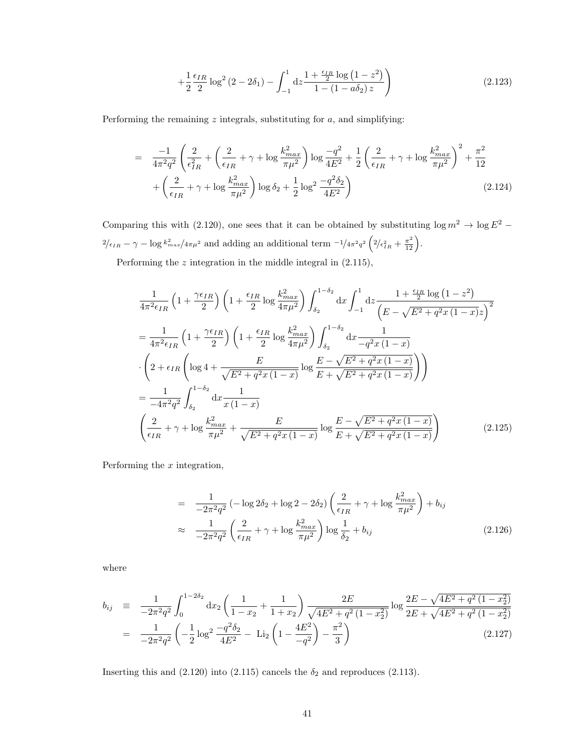$$+\frac{1}{2}\frac{\epsilon_{IR}}{2}\log^2\left(2-2\delta_1\right)-\int_{-1}^{1}\mathrm{d}z\frac{1+\frac{\epsilon_{IR}}{2}\log\left(1-z^2\right)}{1-\left(1-a\delta_2\right)z}\Bigg) \tag{2.123}$$

Performing the remaining $z$ integrals, substituting for $a$, and simplifying:

$$\begin{aligned}
&= \frac{-1}{4\pi^2 q^2}\left(\frac{2}{\epsilon_{IR}^2}+\left(\frac{2}{\epsilon_{IR}}+\gamma+\log\frac{k_{max}^2}{\pi\mu^2}\right)\log\frac{-q^2}{4E^2}+\frac{1}{2}\left(\frac{2}{\epsilon_{IR}}+\gamma+\log\frac{k_{max}^2}{\pi\mu^2}\right)^2+\frac{\pi^2}{12}\right.\\
&\left.\quad+\left(\frac{2}{\epsilon_{IR}}+\gamma+\log\frac{k_{max}^2}{\pi\mu^2}\right)\log\delta_2+\frac{1}{2}\log^2\frac{-q^2\delta_2}{4E^2}\right)
\end{aligned} \tag{2.124}$$

Comparing this with (2.120), one sees that it can be obtained by substituting $\log m^2 \to \log E^2 - {}^{2}/_{\epsilon_{IR}} - \gamma - \log {}^{k_{max}^2}/_{4\pi\mu^2}$ and adding an additional term ${}^{-1}/_{4\pi^2 q^2}\left({}^{2}/_{\epsilon_{IR}^2}+\frac{\pi^2}{12}\right)$.

Performing the $z$ integration in the middle integral in (2.115),

$$\begin{aligned}
&\frac{1}{4\pi^2\epsilon_{IR}}\left(1+\frac{\gamma\epsilon_{IR}}{2}\right)\left(1+\frac{\epsilon_{IR}}{2}\log\frac{k_{max}^2}{4\pi\mu^2}\right)\int_{\delta_2}^{1-\delta_2}\mathrm{d}x\int_{-1}^{1}\mathrm{d}z\frac{1+\frac{\epsilon_{IR}}{2}\log\left(1-z^2\right)}{\left(E-\sqrt{E^2+q^2x\left(1-x\right)}z\right)^2}\\
&=\frac{1}{4\pi^2\epsilon_{IR}}\left(1+\frac{\gamma\epsilon_{IR}}{2}\right)\left(1+\frac{\epsilon_{IR}}{2}\log\frac{k_{max}^2}{4\pi\mu^2}\right)\int_{\delta_2}^{1-\delta_2}\mathrm{d}x\frac{1}{-q^2x\left(1-x\right)}\\
&\cdot\left(2+\epsilon_{IR}\left(\log 4+\frac{E}{\sqrt{E^2+q^2x\left(1-x\right)}}\log\frac{E-\sqrt{E^2+q^2x\left(1-x\right)}}{E+\sqrt{E^2+q^2x\left(1-x\right)}}\right)\right)\\
&=\frac{1}{-4\pi^2q^2}\int_{\delta_2}^{1-\delta_2}\mathrm{d}x\frac{1}{x\left(1-x\right)}\\
&\left(\frac{2}{\epsilon_{IR}}+\gamma+\log\frac{k_{max}^2}{\pi\mu^2}+\frac{E}{\sqrt{E^2+q^2x\left(1-x\right)}}\log\frac{E-\sqrt{E^2+q^2x\left(1-x\right)}}{E+\sqrt{E^2+q^2x\left(1-x\right)}}\right)
\end{aligned} \tag{2.125}$$

Performing the $x$ integration,

$$\begin{aligned}
&= \frac{1}{-2\pi^2q^2}\left(-\log 2\delta_2+\log 2-2\delta_2\right)\left(\frac{2}{\epsilon_{IR}}+\gamma+\log\frac{k_{max}^2}{\pi\mu^2}\right)+b_{ij}\\
&\approx \frac{1}{-2\pi^2q^2}\left(\frac{2}{\epsilon_{IR}}+\gamma+\log\frac{k_{max}^2}{\pi\mu^2}\right)\log\frac{1}{\delta_2}+b_{ij}
\end{aligned} \tag{2.126}$$

where

$$\begin{aligned}
b_{ij} &\equiv \frac{1}{-2\pi^2q^2}\int_0^{1-2\delta_2}\mathrm{d}x_2\left(\frac{1}{1-x_2}+\frac{1}{1+x_2}\right)\frac{2E}{\sqrt{4E^2+q^2\left(1-x_2^2\right)}}\log\frac{2E-\sqrt{4E^2+q^2\left(1-x_2^2\right)}}{2E+\sqrt{4E^2+q^2\left(1-x_2^2\right)}}\\
&= \frac{1}{-2\pi^2q^2}\left(-\frac{1}{2}\log^2\frac{-q^2\delta_2}{4E^2}-\ \mathrm{Li}_2\left(1-\frac{4E^2}{-q^2}\right)-\frac{\pi^2}{3}\right)
\end{aligned} \tag{2.127}$$

Inserting this and (2.120) into (2.115) cancels the $\delta_2$ and reproduces (2.113).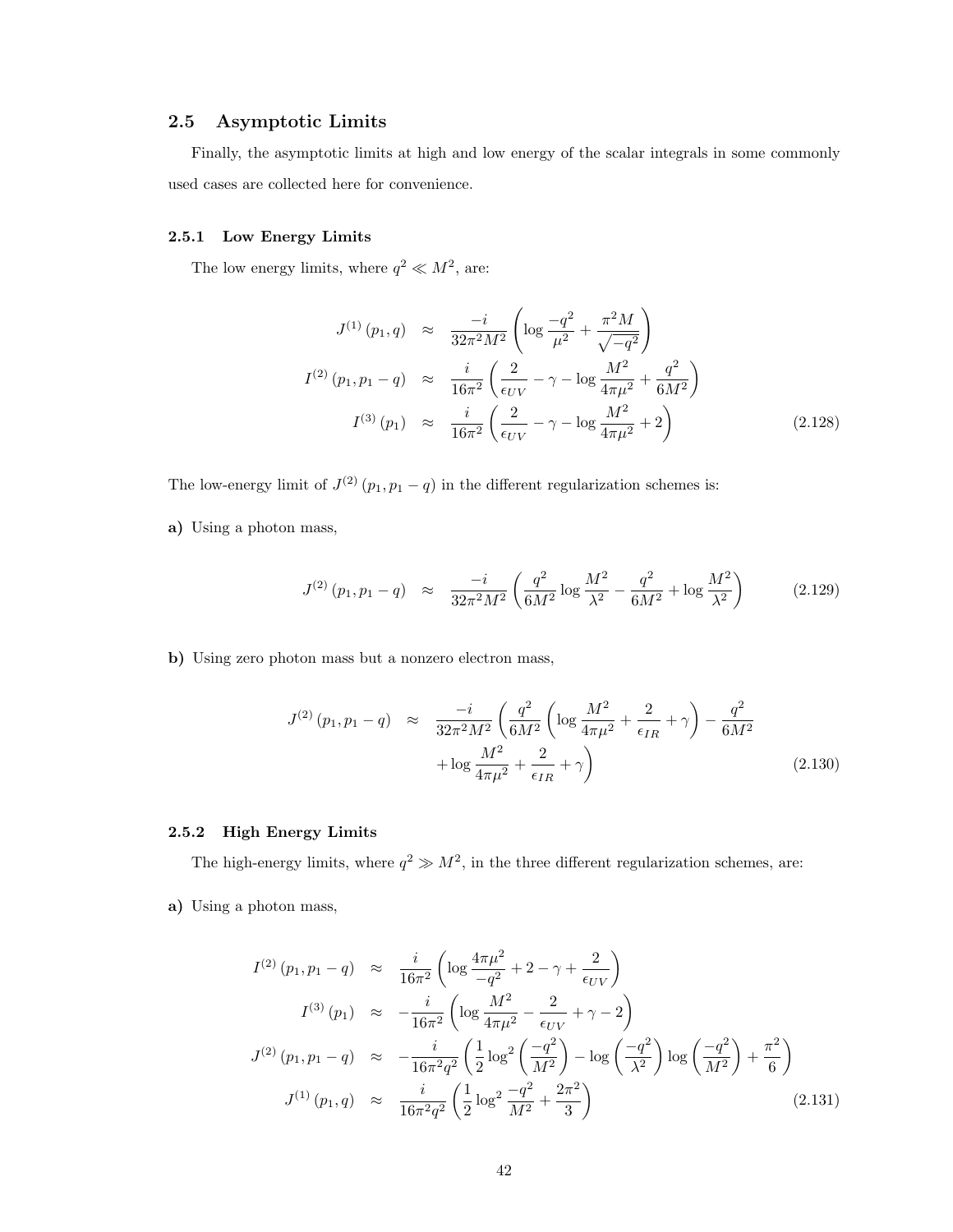## 2.5 Asymptotic Limits

Finally, the asymptotic limits at high and low energy of the scalar integrals in some commonly used cases are collected here for convenience.

### 2.5.1 Low Energy Limits

The low energy limits, where $q^2 \ll M^2$, are:

$$
\begin{aligned}
J^{(1)}(p_1, q) &\approx \frac{-i}{32\pi^2 M^2}\left(\log\frac{-q^2}{\mu^2} + \frac{\pi^2 M}{\sqrt{-q^2}}\right) \\
I^{(2)}(p_1, p_1 - q) &\approx \frac{i}{16\pi^2}\left(\frac{2}{\epsilon_{UV}} - \gamma - \log\frac{M^2}{4\pi\mu^2} + \frac{q^2}{6M^2}\right) \\
I^{(3)}(p_1) &\approx \frac{i}{16\pi^2}\left(\frac{2}{\epsilon_{UV}} - \gamma - \log\frac{M^2}{4\pi\mu^2} + 2\right)
\end{aligned}
\tag{2.128}
$$

The low-energy limit of $J^{(2)}(p_1, p_1 - q)$ in the different regularization schemes is:

**a)** Using a photon mass,

$$
J^{(2)}(p_1, p_1 - q) \approx \frac{-i}{32\pi^2 M^2}\left(\frac{q^2}{6M^2}\log\frac{M^2}{\lambda^2} - \frac{q^2}{6M^2} + \log\frac{M^2}{\lambda^2}\right)
\tag{2.129}
$$

**b)** Using zero photon mass but a nonzero electron mass,

$$
\begin{aligned}
J^{(2)}(p_1, p_1 - q) \approx \frac{-i}{32\pi^2 M^2}&\left(\frac{q^2}{6M^2}\left(\log\frac{M^2}{4\pi\mu^2} + \frac{2}{\epsilon_{IR}} + \gamma\right) - \frac{q^2}{6M^2}\right. \\
&\left. + \log\frac{M^2}{4\pi\mu^2} + \frac{2}{\epsilon_{IR}} + \gamma\right)
\end{aligned}
\tag{2.130}
$$

### 2.5.2 High Energy Limits

The high-energy limits, where $q^2 \gg M^2$, in the three different regularization schemes, are:

**a)** Using a photon mass,

$$
\begin{aligned}
I^{(2)}(p_1, p_1 - q) &\approx \frac{i}{16\pi^2}\left(\log\frac{4\pi\mu^2}{-q^2} + 2 - \gamma + \frac{2}{\epsilon_{UV}}\right) \\
I^{(3)}(p_1) &\approx -\frac{i}{16\pi^2}\left(\log\frac{M^2}{4\pi\mu^2} - \frac{2}{\epsilon_{UV}} + \gamma - 2\right) \\
J^{(2)}(p_1, p_1 - q) &\approx -\frac{i}{16\pi^2 q^2}\left(\frac{1}{2}\log^2\left(\frac{-q^2}{M^2}\right) - \log\left(\frac{-q^2}{\lambda^2}\right)\log\left(\frac{-q^2}{M^2}\right) + \frac{\pi^2}{6}\right) \\
J^{(1)}(p_1, q) &\approx \frac{i}{16\pi^2 q^2}\left(\frac{1}{2}\log^2\frac{-q^2}{M^2} + \frac{2\pi^2}{3}\right)
\end{aligned}
\tag{2.131}
$$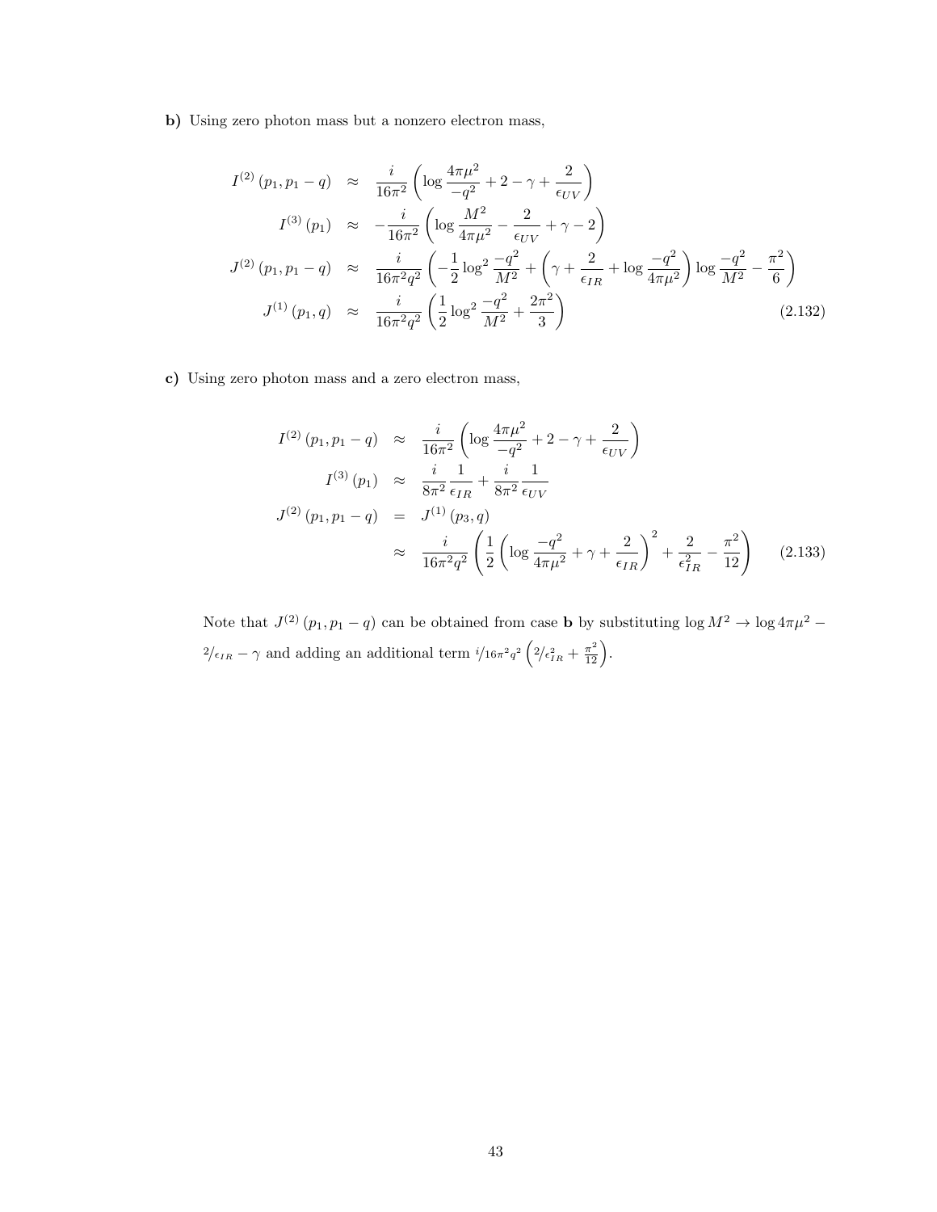**b)** Using zero photon mass but a nonzero electron mass,

$$
\begin{aligned}
I^{(2)}\left(p_1, p_1 - q\right) &\approx \frac{i}{16\pi^2}\left(\log\frac{4\pi\mu^2}{-q^2} + 2 - \gamma + \frac{2}{\epsilon_{UV}}\right) \\
I^{(3)}\left(p_1\right) &\approx -\frac{i}{16\pi^2}\left(\log\frac{M^2}{4\pi\mu^2} - \frac{2}{\epsilon_{UV}} + \gamma - 2\right) \\
J^{(2)}\left(p_1, p_1 - q\right) &\approx \frac{i}{16\pi^2 q^2}\left(-\frac{1}{2}\log^2\frac{-q^2}{M^2} + \left(\gamma + \frac{2}{\epsilon_{IR}} + \log\frac{-q^2}{4\pi\mu^2}\right)\log\frac{-q^2}{M^2} - \frac{\pi^2}{6}\right) \\
J^{(1)}\left(p_1, q\right) &\approx \frac{i}{16\pi^2 q^2}\left(\frac{1}{2}\log^2\frac{-q^2}{M^2} + \frac{2\pi^2}{3}\right)
\end{aligned} \tag{2.132}
$$

**c)** Using zero photon mass and a zero electron mass,

$$
\begin{aligned}
I^{(2)}\left(p_1, p_1 - q\right) &\approx \frac{i}{16\pi^2}\left(\log\frac{4\pi\mu^2}{-q^2} + 2 - \gamma + \frac{2}{\epsilon_{UV}}\right) \\
I^{(3)}\left(p_1\right) &\approx \frac{i}{8\pi^2}\frac{1}{\epsilon_{IR}} + \frac{i}{8\pi^2}\frac{1}{\epsilon_{UV}} \\
J^{(2)}\left(p_1, p_1 - q\right) &= J^{(1)}\left(p_3, q\right) \\
&\approx \frac{i}{16\pi^2 q^2}\left(\frac{1}{2}\left(\log\frac{-q^2}{4\pi\mu^2} + \gamma + \frac{2}{\epsilon_{IR}}\right)^2 + \frac{2}{\epsilon_{IR}^2} - \frac{\pi^2}{12}\right)
\end{aligned} \tag{2.133}
$$

Note that $J^{(2)}\left(p_1, p_1 - q\right)$ can be obtained from case **b** by substituting $\log M^2 \to \log 4\pi\mu^2 - {}^{2}/_{\epsilon_{IR}} - \gamma$ and adding an additional term ${}^{i}/_{16\pi^2 q^2}\left({}^{2}/_{\epsilon_{IR}^2} + \frac{\pi^2}{12}\right)$.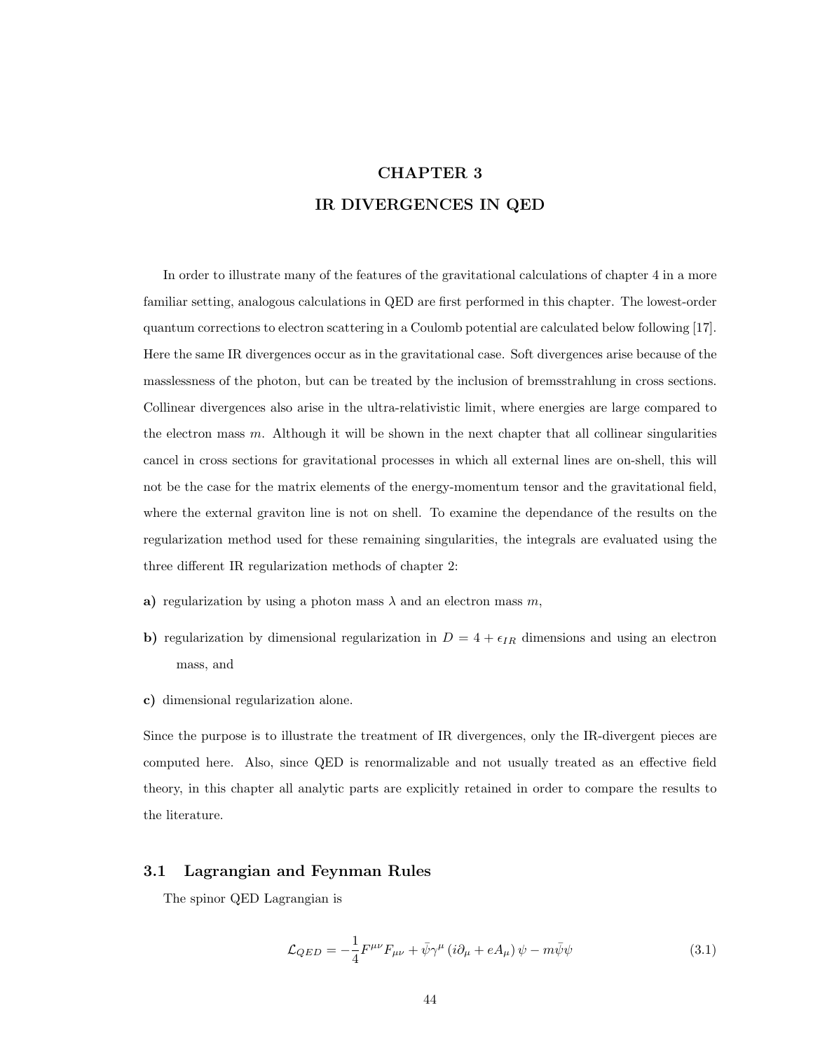# CHAPTER 3

# IR DIVERGENCES IN QED

In order to illustrate many of the features of the gravitational calculations of chapter 4 in a more familiar setting, analogous calculations in QED are first performed in this chapter. The lowest-order quantum corrections to electron scattering in a Coulomb potential are calculated below following [17]. Here the same IR divergences occur as in the gravitational case. Soft divergences arise because of the masslessness of the photon, but can be treated by the inclusion of bremsstrahlung in cross sections. Collinear divergences also arise in the ultra-relativistic limit, where energies are large compared to the electron mass $m$. Although it will be shown in the next chapter that all collinear singularities cancel in cross sections for gravitational processes in which all external lines are on-shell, this will not be the case for the matrix elements of the energy-momentum tensor and the gravitational field, where the external graviton line is not on shell. To examine the dependance of the results on the regularization method used for these remaining singularities, the integrals are evaluated using the three different IR regularization methods of chapter 2:

**a)** regularization by using a photon mass $\lambda$ and an electron mass $m$,

**b)** regularization by dimensional regularization in $D = 4 + \epsilon_{IR}$ dimensions and using an electron mass, and

**c)** dimensional regularization alone.

Since the purpose is to illustrate the treatment of IR divergences, only the IR-divergent pieces are computed here. Also, since QED is renormalizable and not usually treated as an effective field theory, in this chapter all analytic parts are explicitly retained in order to compare the results to the literature.

## 3.1 Lagrangian and Feynman Rules

The spinor QED Lagrangian is

$$\mathcal{L}_{QED} = -\frac{1}{4}F^{\mu\nu}F_{\mu\nu} + \bar{\psi}\gamma^{\mu}\left(i\partial_{\mu} + eA_{\mu}\right)\psi - m\bar{\psi}\psi \tag{3.1}$$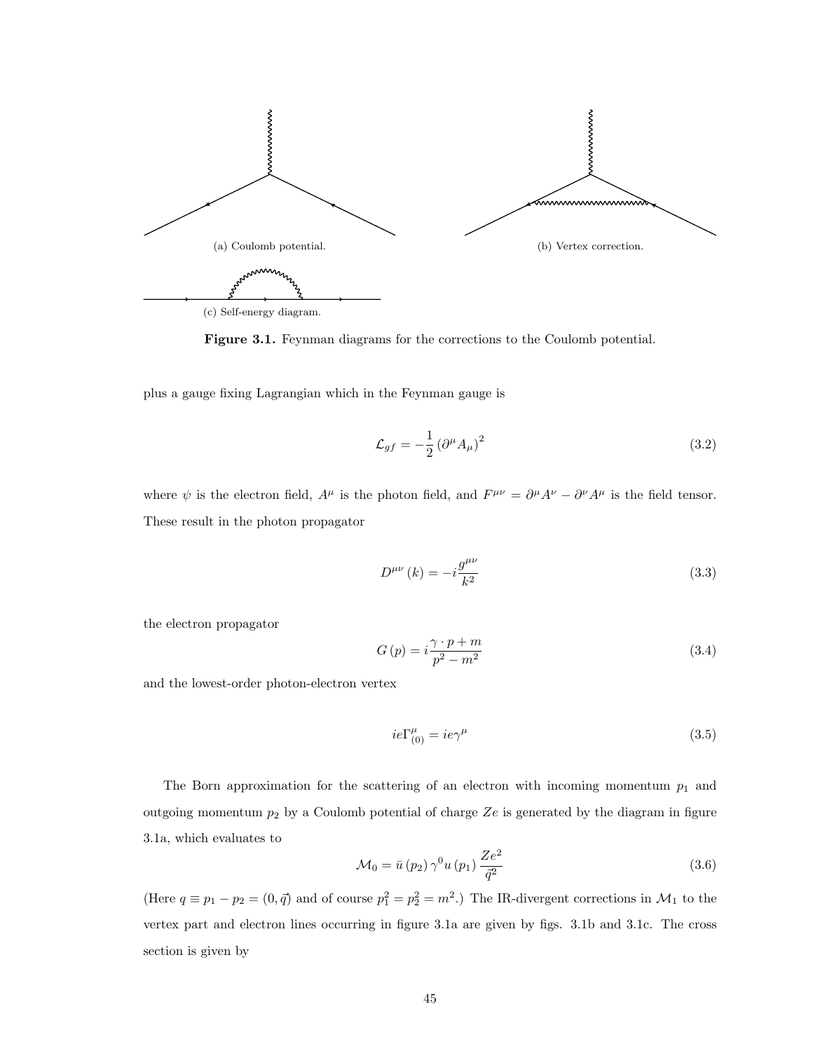(a) Coulomb potential.

(b) Vertex correction.

(c) Self-energy diagram.

**Figure 3.1.** Feynman diagrams for the corrections to the Coulomb potential.

plus a gauge fixing Lagrangian which in the Feynman gauge is

$$\mathcal{L}_{gf} = -\frac{1}{2} \left(\partial^{\mu} A_{\mu}\right)^2 \tag{3.2}$$

where $\psi$ is the electron field, $A^{\mu}$ is the photon field, and $F^{\mu\nu} = \partial^{\mu} A^{\nu} - \partial^{\nu} A^{\mu}$ is the field tensor. These result in the photon propagator

$$D^{\mu\nu}(k) = -i \frac{g^{\mu\nu}}{k^2} \tag{3.3}$$

the electron propagator

$$G(p) = i \frac{\gamma \cdot p + m}{p^2 - m^2} \tag{3.4}$$

and the lowest-order photon-electron vertex

$$ie\Gamma^{\mu}_{(0)} = ie\gamma^{\mu} \tag{3.5}$$

The Born approximation for the scattering of an electron with incoming momentum $p_1$ and outgoing momentum $p_2$ by a Coulomb potential of charge $Ze$ is generated by the diagram in figure 3.1a, which evaluates to

$$\mathcal{M}_0 = \bar{u}(p_2) \gamma^0 u(p_1) \frac{Ze^2}{\vec{q}^2} \tag{3.6}$$

(Here $q \equiv p_1 - p_2 = (0, \vec{q})$ and of course $p_1^2 = p_2^2 = m^2$.) The IR-divergent corrections in $\mathcal{M}_1$ to the vertex part and electron lines occurring in figure 3.1a are given by figs. 3.1b and 3.1c. The cross section is given by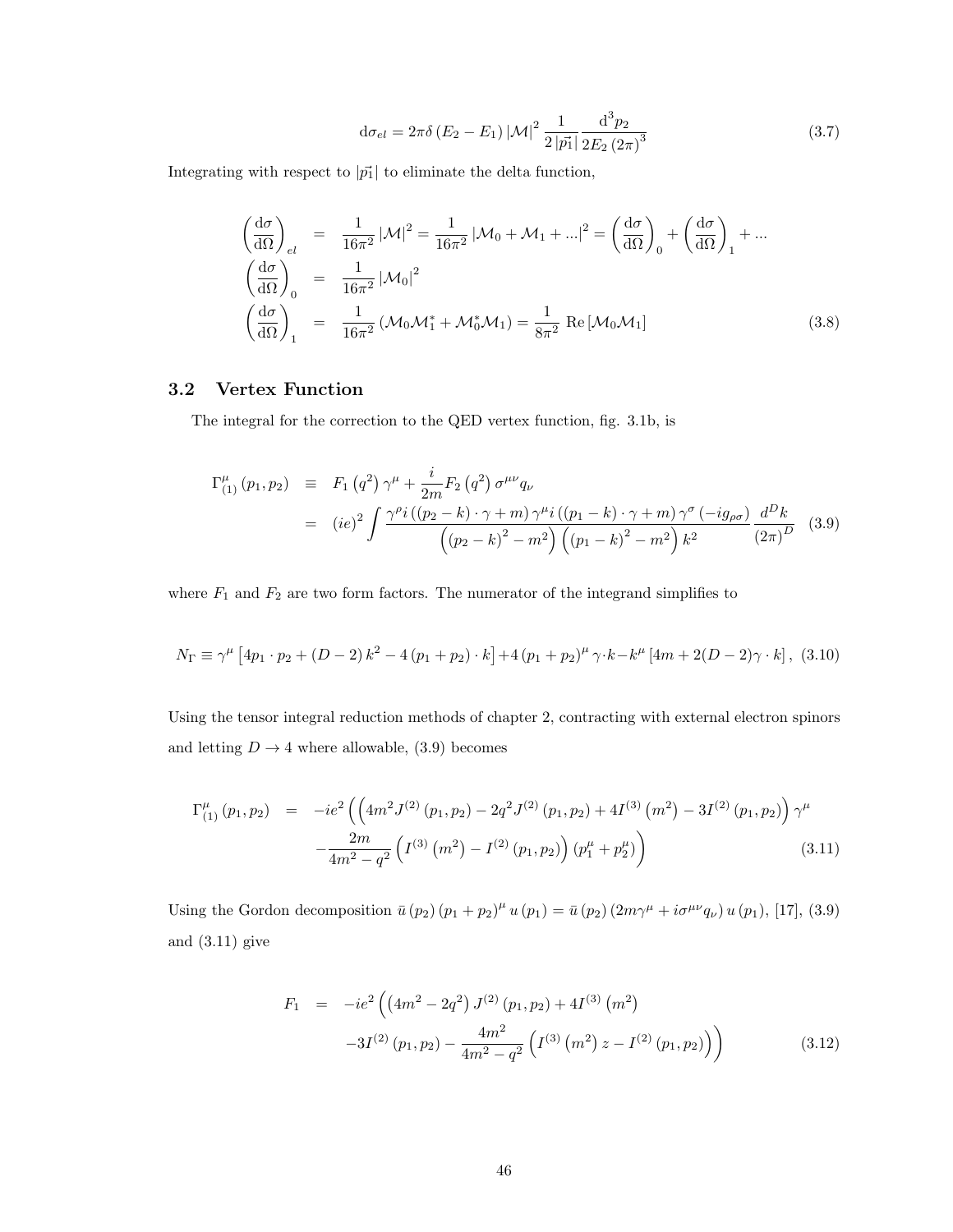$$
\mathrm{d}\sigma_{el} = 2\pi\delta\left(E_2 - E_1\right)\left|\mathcal{M}\right|^2 \frac{1}{2\left|\vec{p_1}\right|}\frac{\mathrm{d}^3 p_2}{2E_2\left(2\pi\right)^3} \tag{3.7}
$$

Integrating with respect to $|\vec{p_1}|$ to eliminate the delta function,

$$
\begin{aligned}
\left(\frac{\mathrm{d}\sigma}{\mathrm{d}\Omega}\right)_{el} &= \frac{1}{16\pi^2}\left|\mathcal{M}\right|^2 = \frac{1}{16\pi^2}\left|\mathcal{M}_0 + \mathcal{M}_1 + ...\right|^2 = \left(\frac{\mathrm{d}\sigma}{\mathrm{d}\Omega}\right)_0 + \left(\frac{\mathrm{d}\sigma}{\mathrm{d}\Omega}\right)_1 + ... \\
\left(\frac{\mathrm{d}\sigma}{\mathrm{d}\Omega}\right)_0 &= \frac{1}{16\pi^2}\left|\mathcal{M}_0\right|^2 \\
\left(\frac{\mathrm{d}\sigma}{\mathrm{d}\Omega}\right)_1 &= \frac{1}{16\pi^2}\left(\mathcal{M}_0\mathcal{M}_1^* + \mathcal{M}_0^*\mathcal{M}_1\right) = \frac{1}{8\pi^2}\,\mathrm{Re}\left[\mathcal{M}_0\mathcal{M}_1\right]
\end{aligned} \tag{3.8}
$$

## 3.2 Vertex Function

The integral for the correction to the QED vertex function, fig. 3.1b, is

$$
\begin{aligned}
\Gamma^{\mu}_{(1)}\left(p_1, p_2\right) &\equiv F_1\left(q^2\right)\gamma^{\mu} + \frac{i}{2m}F_2\left(q^2\right)\sigma^{\mu\nu}q_{\nu} \\
&= \left(ie\right)^2 \int \frac{\gamma^{\rho} i\left(\left(p_2 - k\right)\cdot\gamma + m\right)\gamma^{\mu} i\left(\left(p_1 - k\right)\cdot\gamma + m\right)\gamma^{\sigma}\left(-ig_{\rho\sigma}\right)}{\left(\left(p_2 - k\right)^2 - m^2\right)\left(\left(p_1 - k\right)^2 - m^2\right)k^2}\frac{d^D k}{\left(2\pi\right)^D}
\end{aligned} \tag{3.9}
$$

where $F_1$ and $F_2$ are two form factors. The numerator of the integrand simplifies to

$$
N_{\Gamma} \equiv \gamma^{\mu}\left[4p_1\cdot p_2 + \left(D-2\right)k^2 - 4\left(p_1 + p_2\right)\cdot k\right] + 4\left(p_1 + p_2\right)^{\mu}\gamma\cdot k - k^{\mu}\left[4m + 2(D-2)\gamma\cdot k\right], \tag{3.10}
$$

Using the tensor integral reduction methods of chapter 2, contracting with external electron spinors and letting $D \to 4$ where allowable, (3.9) becomes

$$
\begin{aligned}
\Gamma^{\mu}_{(1)}\left(p_1, p_2\right) &= -ie^2\Big(\left(4m^2 J^{(2)}\left(p_1, p_2\right) - 2q^2 J^{(2)}\left(p_1, p_2\right) + 4I^{(3)}\left(m^2\right) - 3I^{(2)}\left(p_1, p_2\right)\right)\gamma^{\mu} \\
&\quad - \frac{2m}{4m^2 - q^2}\left(I^{(3)}\left(m^2\right) - I^{(2)}\left(p_1, p_2\right)\right)\left(p_1^{\mu} + p_2^{\mu}\right)\Big)
\end{aligned} \tag{3.11}
$$

Using the Gordon decomposition $\bar{u}\left(p_2\right)\left(p_1 + p_2\right)^{\mu}u\left(p_1\right) = \bar{u}\left(p_2\right)\left(2m\gamma^{\mu} + i\sigma^{\mu\nu}q_{\nu}\right)u\left(p_1\right)$, [17], (3.9) and (3.11) give

$$
\begin{aligned}
F_1 &= -ie^2\Big(\left(4m^2 - 2q^2\right)J^{(2)}\left(p_1, p_2\right) + 4I^{(3)}\left(m^2\right) \\
&\quad - 3I^{(2)}\left(p_1, p_2\right) - \frac{4m^2}{4m^2 - q^2}\left(I^{(3)}\left(m^2\right)z - I^{(2)}\left(p_1, p_2\right)\right)\Big)
\end{aligned} \tag{3.12}
$$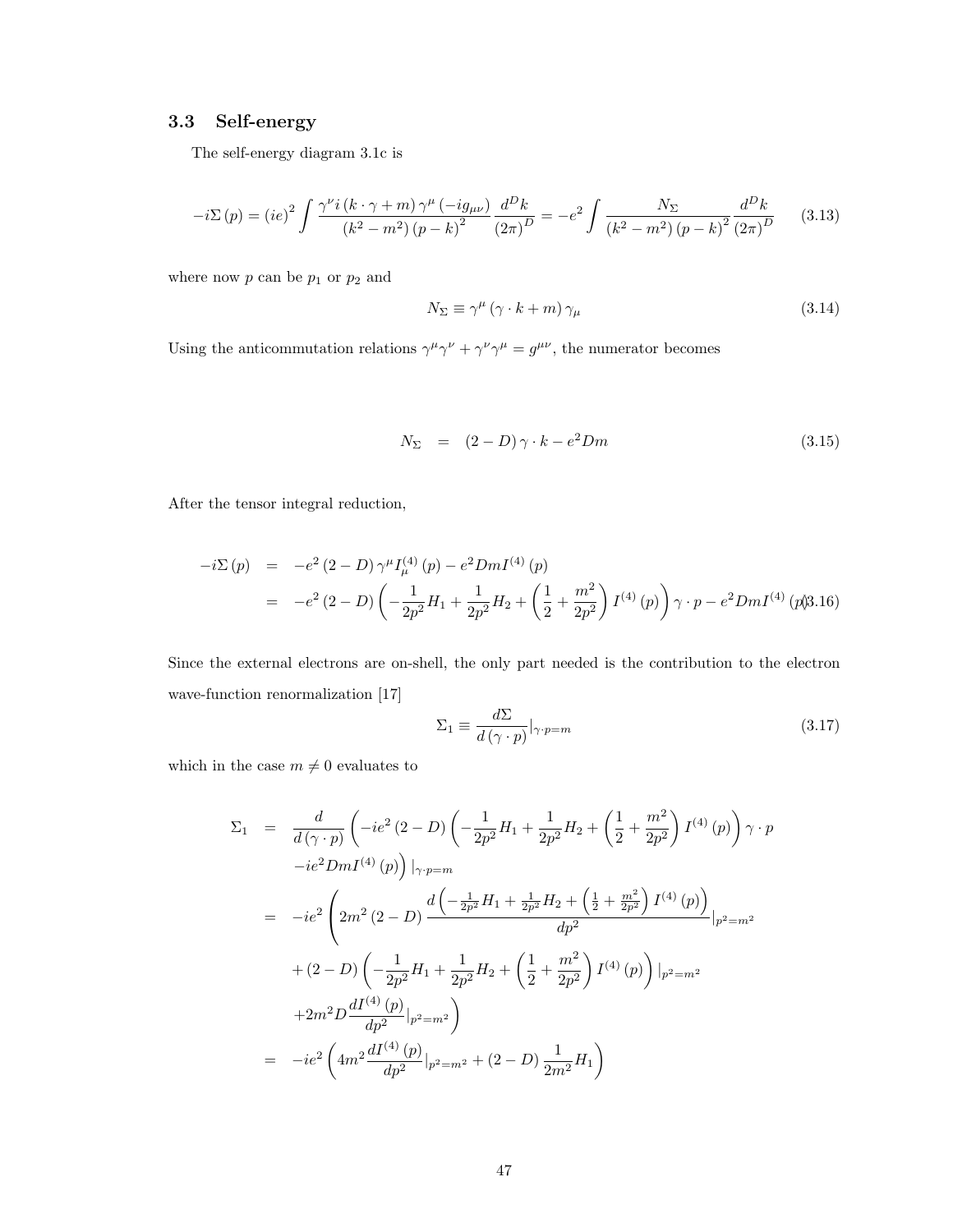### 3.3 Self-energy

The self-energy diagram 3.1c is

$$-i\Sigma(p) = (ie)^2 \int \frac{\gamma^\nu i (k\cdot\gamma + m)\gamma^\mu (-ig_{\mu\nu})}{(k^2-m^2)(p-k)^2}\frac{d^Dk}{(2\pi)^D} = -e^2 \int \frac{N_\Sigma}{(k^2-m^2)(p-k)^2}\frac{d^Dk}{(2\pi)^D} \tag{3.13}$$

where now $p$ can be $p_1$ or $p_2$ and

$$N_\Sigma \equiv \gamma^\mu (\gamma\cdot k + m)\gamma_\mu \tag{3.14}$$

Using the anticommutation relations $\gamma^\mu\gamma^\nu + \gamma^\nu\gamma^\mu = g^{\mu\nu}$, the numerator becomes

$$N_\Sigma = (2-D)\gamma\cdot k - e^2 Dm \tag{3.15}$$

After the tensor integral reduction,

$$\begin{aligned}
-i\Sigma(p) &= -e^2(2-D)\gamma^\mu I^{(4)}_\mu(p) - e^2 Dm I^{(4)}(p) \\
&= -e^2(2-D)\left(-\frac{1}{2p^2}H_1 + \frac{1}{2p^2}H_2 + \left(\frac{1}{2}+\frac{m^2}{2p^2}\right)I^{(4)}(p)\right)\gamma\cdot p - e^2 Dm I^{(4)}(p)
\end{aligned}\tag{3.16}$$

Since the external electrons are on-shell, the only part needed is the contribution to the electron wave-function renormalization [17]

$$\Sigma_1 \equiv \frac{d\Sigma}{d(\gamma\cdot p)}|_{\gamma\cdot p=m} \tag{3.17}$$

which in the case $m \neq 0$ evaluates to

$$\begin{aligned}
\Sigma_1 &= \frac{d}{d(\gamma\cdot p)}\left(-ie^2(2-D)\left(-\frac{1}{2p^2}H_1 + \frac{1}{2p^2}H_2 + \left(\frac{1}{2}+\frac{m^2}{2p^2}\right)I^{(4)}(p)\right)\gamma\cdot p\right. \\
&\quad \left. -ie^2 Dm I^{(4)}(p)\right)|_{\gamma\cdot p=m} \\
&= -ie^2\left(2m^2(2-D)\frac{d\left(-\frac{1}{2p^2}H_1 + \frac{1}{2p^2}H_2 + \left(\frac{1}{2}+\frac{m^2}{2p^2}\right)I^{(4)}(p)\right)}{dp^2}|_{p^2=m^2}\right. \\
&\quad + (2-D)\left(-\frac{1}{2p^2}H_1 + \frac{1}{2p^2}H_2 + \left(\frac{1}{2}+\frac{m^2}{2p^2}\right)I^{(4)}(p)\right)|_{p^2=m^2} \\
&\quad \left. +2m^2 D\frac{dI^{(4)}(p)}{dp^2}|_{p^2=m^2}\right) \\
&= -ie^2\left(4m^2\frac{dI^{(4)}(p)}{dp^2}|_{p^2=m^2} + (2-D)\frac{1}{2m^2}H_1\right)
\end{aligned}$$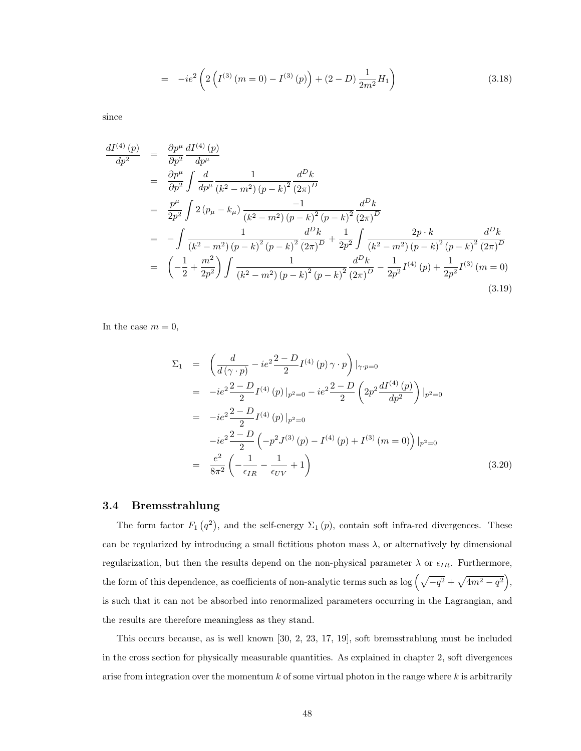$$= \quad -ie^2 \left( 2 \left( I^{(3)} \left( m = 0 \right) - I^{(3)} \left( p \right) \right) + \left( 2 - D \right) \frac{1}{2m^2} H_1 \right) \tag{3.18}$$

since

$$\begin{aligned}
\frac{dI^{(4)}\left(p\right)}{dp^2} &= \frac{\partial p^\mu}{\partial p^2} \frac{dI^{(4)}\left(p\right)}{dp^\mu} \\
&= \frac{\partial p^\mu}{\partial p^2} \int \frac{d}{dp^\mu} \frac{1}{\left(k^2 - m^2\right)\left(p-k\right)^2} \frac{d^D k}{\left(2\pi\right)^D} \\
&= \frac{p^\mu}{2p^2} \int 2\left(p_\mu - k_\mu\right) \frac{-1}{\left(k^2 - m^2\right)\left(p-k\right)^2 \left(p-k\right)^2} \frac{d^D k}{\left(2\pi\right)^D} \\
&= -\int \frac{1}{\left(k^2 - m^2\right)\left(p-k\right)^2 \left(p-k\right)^2} \frac{d^D k}{\left(2\pi\right)^D} + \frac{1}{2p^2} \int \frac{2p\cdot k}{\left(k^2 - m^2\right)\left(p-k\right)^2 \left(p-k\right)^2} \frac{d^D k}{\left(2\pi\right)^D} \\
&= \left(-\frac{1}{2} + \frac{m^2}{2p^2}\right) \int \frac{1}{\left(k^2 - m^2\right)\left(p-k\right)^2 \left(p-k\right)^2} \frac{d^D k}{\left(2\pi\right)^D} - \frac{1}{2p^2} I^{(4)}\left(p\right) + \frac{1}{2p^2} I^{(3)}\left(m=0\right)
\end{aligned} \tag{3.19}$$

In the case $m = 0$,

$$\begin{aligned}
\Sigma_1 &= \left( \frac{d}{d\left(\gamma\cdot p\right)} - ie^2 \frac{2-D}{2} I^{(4)}\left(p\right) \gamma\cdot p \right) |_{\gamma\cdot p = 0} \\
&= -ie^2 \frac{2-D}{2} I^{(4)}\left(p\right) |_{p^2=0} - ie^2 \frac{2-D}{2} \left( 2p^2 \frac{dI^{(4)}\left(p\right)}{dp^2} \right) |_{p^2=0} \\
&= -ie^2 \frac{2-D}{2} I^{(4)}\left(p\right) |_{p^2=0} \\
&\quad -ie^2 \frac{2-D}{2} \left( -p^2 J^{(3)}\left(p\right) - I^{(4)}\left(p\right) + I^{(3)}\left(m=0\right) \right) |_{p^2=0} \\
&= \frac{e^2}{8\pi^2} \left( -\frac{1}{\epsilon_{IR}} - \frac{1}{\epsilon_{UV}} + 1 \right)
\end{aligned} \tag{3.20}$$

### 3.4 Bremsstrahlung

The form factor $F_1\left(q^2\right)$, and the self-energy $\Sigma_1\left(p\right)$, contain soft infra-red divergences. These can be regularized by introducing a small fictitious photon mass $\lambda$, or alternatively by dimensional regularization, but then the results depend on the non-physical parameter $\lambda$ or $\epsilon_{IR}$. Furthermore, the form of this dependence, as coefficients of non-analytic terms such as $\log\left(\sqrt{-q^2} + \sqrt{4m^2 - q^2}\right)$, is such that it can not be absorbed into renormalized parameters occurring in the Lagrangian, and the results are therefore meaningless as they stand.

This occurs because, as is well known [30, 2, 23, 17, 19], soft bremsstrahlung must be included in the cross section for physically measurable quantities. As explained in chapter 2, soft divergences arise from integration over the momentum $k$ of some virtual photon in the range where $k$ is arbitrarily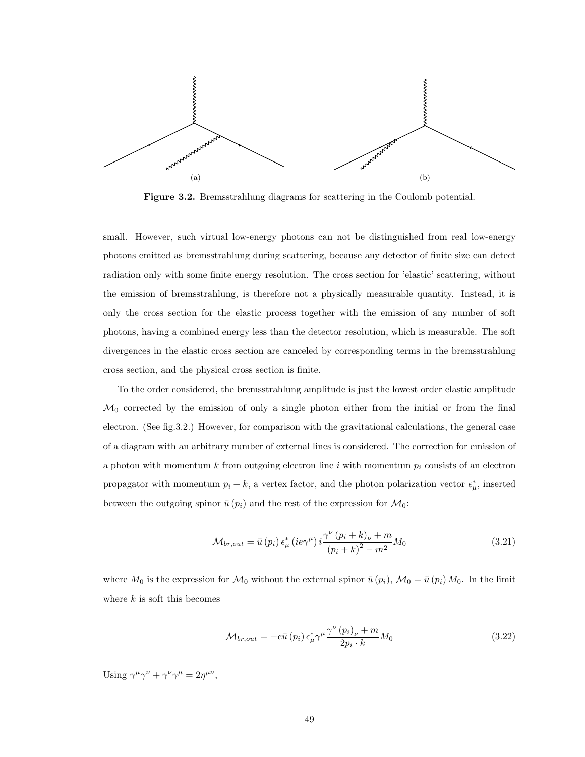(a)

(b)

**Figure 3.2.** Bremsstrahlung diagrams for scattering in the Coulomb potential.

small. However, such virtual low-energy photons can not be distinguished from real low-energy photons emitted as bremsstrahlung during scattering, because any detector of finite size can detect radiation only with some finite energy resolution. The cross section for 'elastic' scattering, without the emission of bremsstrahlung, is therefore not a physically measurable quantity. Instead, it is only the cross section for the elastic process together with the emission of any number of soft photons, having a combined energy less than the detector resolution, which is measurable. The soft divergences in the elastic cross section are canceled by corresponding terms in the bremsstrahlung cross section, and the physical cross section is finite.

To the order considered, the bremsstrahlung amplitude is just the lowest order elastic amplitude $\mathcal{M}_0$ corrected by the emission of only a single photon either from the initial or from the final electron. (See fig.3.2.) However, for comparison with the gravitational calculations, the general case of a diagram with an arbitrary number of external lines is considered. The correction for emission of a photon with momentum $k$ from outgoing electron line $i$ with momentum $p_i$ consists of an electron propagator with momentum $p_i + k$, a vertex factor, and the photon polarization vector $\epsilon^*_\mu$, inserted between the outgoing spinor $\bar{u}(p_i)$ and the rest of the expression for $\mathcal{M}_0$:

$$\mathcal{M}_{br,out} = \bar{u}(p_i)\,\epsilon^*_\mu\,(ie\gamma^\mu)\,i\frac{\gamma^\nu\,(p_i+k)_\nu + m}{(p_i+k)^2 - m^2}M_0 \tag{3.21}$$

where $M_0$ is the expression for $\mathcal{M}_0$ without the external spinor $\bar{u}(p_i)$, $\mathcal{M}_0 = \bar{u}(p_i)\,M_0$. In the limit where $k$ is soft this becomes

$$\mathcal{M}_{br,out} = -e\bar{u}(p_i)\,\epsilon^*_\mu\gamma^\mu\frac{\gamma^\nu\,(p_i)_\nu + m}{2p_i\cdot k}M_0 \tag{3.22}$$

Using $\gamma^\mu\gamma^\nu + \gamma^\nu\gamma^\mu = 2\eta^{\mu\nu}$,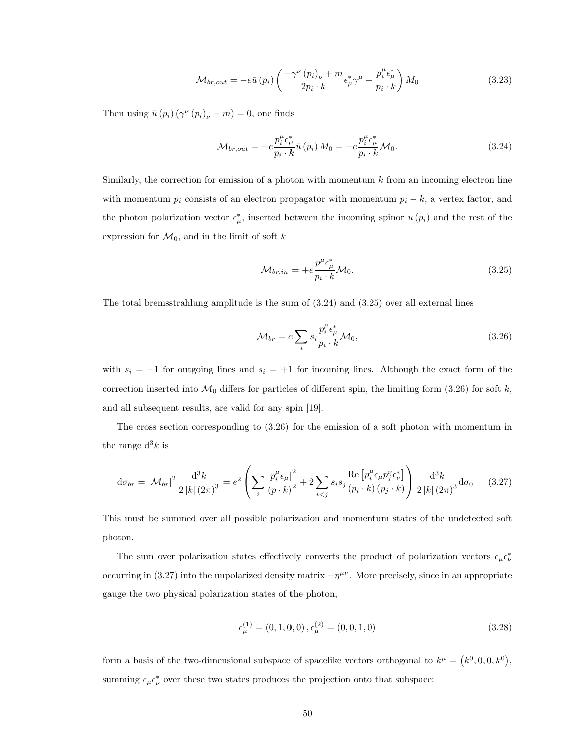$$\mathcal{M}_{br,out} = -e\bar{u}\left(p_i\right)\left(\frac{-\gamma^{\nu}\left(p_i\right)_{\nu} + m}{2p_i \cdot k}\epsilon^*_{\mu}\gamma^{\mu} + \frac{p_i^{\mu}\epsilon^*_{\mu}}{p_i \cdot k}\right)M_0 \tag{3.23}$$

Then using $\bar{u}\left(p_i\right)\left(\gamma^{\nu}\left(p_i\right)_{\nu} - m\right) = 0$, one finds

$$\mathcal{M}_{br,out} = -e\frac{p_i^{\mu}\epsilon^*_{\mu}}{p_i \cdot k}\bar{u}\left(p_i\right)M_0 = -e\frac{p_i^{\mu}\epsilon^*_{\mu}}{p_i \cdot k}\mathcal{M}_0. \tag{3.24}$$

Similarly, the correction for emission of a photon with momentum $k$ from an incoming electron line with momentum $p_i$ consists of an electron propagator with momentum $p_i - k$, a vertex factor, and the photon polarization vector $\epsilon^*_{\mu}$, inserted between the incoming spinor $u\left(p_i\right)$ and the rest of the expression for $\mathcal{M}_0$, and in the limit of soft $k$

$$\mathcal{M}_{br,in} = +e\frac{p^{\mu}\epsilon^*_{\mu}}{p_i \cdot k}\mathcal{M}_0. \tag{3.25}$$

The total bremsstrahlung amplitude is the sum of (3.24) and (3.25) over all external lines

$$\mathcal{M}_{br} = e\sum_i s_i\frac{p_i^{\mu}\epsilon^*_{\mu}}{p_i \cdot k}\mathcal{M}_0, \tag{3.26}$$

with $s_i = -1$ for outgoing lines and $s_i = +1$ for incoming lines. Although the exact form of the correction inserted into $\mathcal{M}_0$ differs for particles of different spin, the limiting form (3.26) for soft $k$, and all subsequent results, are valid for any spin [19].

The cross section corresponding to (3.26) for the emission of a soft photon with momentum in the range $\mathrm{d}^3k$ is

$$\mathrm{d}\sigma_{br} = \left|\mathcal{M}_{br}\right|^2\frac{\mathrm{d}^3k}{2\left|k\right|\left(2\pi\right)^3} = e^2\left(\sum_i\frac{\left|p_i^{\mu}\epsilon_{\mu}\right|^2}{\left(p \cdot k\right)^2} + 2\sum_{i<j}s_is_j\frac{\mathrm{Re}\left[p_i^{\mu}\epsilon_{\mu}p_j^{\nu}\epsilon^*_{\nu}\right]}{\left(p_i \cdot k\right)\left(p_j \cdot k\right)}\right)\frac{\mathrm{d}^3k}{2\left|k\right|\left(2\pi\right)^3}\mathrm{d}\sigma_0 \tag{3.27}$$

This must be summed over all possible polarization and momentum states of the undetected soft photon.

The sum over polarization states effectively converts the product of polarization vectors $\epsilon_{\mu}\epsilon^*_{\nu}$ occurring in (3.27) into the unpolarized density matrix $-\eta^{\mu\nu}$. More precisely, since in an appropriate gauge the two physical polarization states of the photon,

$$\epsilon^{(1)}_{\mu} = \left(0,1,0,0\right), \epsilon^{(2)}_{\mu} = \left(0,0,1,0\right) \tag{3.28}$$

form a basis of the two-dimensional subspace of spacelike vectors orthogonal to $k^{\mu} = \left(k^0,0,0,k^0\right)$, summing $\epsilon_{\mu}\epsilon^*_{\nu}$ over these two states produces the projection onto that subspace: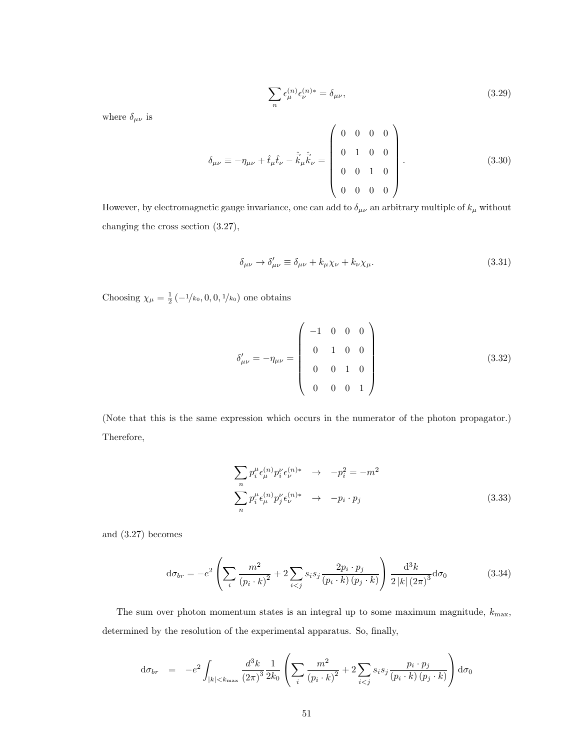$$\sum_n \epsilon_\mu^{(n)} \epsilon_\nu^{(n)*} = \delta_{\mu\nu}, \tag{3.29}$$

where $\delta_{\mu\nu}$ is

$$\delta_{\mu\nu} \equiv -\eta_{\mu\nu} + \hat{t}_\mu \hat{t}_\nu - \hat{\vec{k}}_\mu \hat{\vec{k}}_\nu = \begin{pmatrix} 0 & 0 & 0 & 0 \\ 0 & 1 & 0 & 0 \\ 0 & 0 & 1 & 0 \\ 0 & 0 & 0 & 0 \end{pmatrix}. \tag{3.30}$$

However, by electromagnetic gauge invariance, one can add to $\delta_{\mu\nu}$ an arbitrary multiple of $k_\mu$ without changing the cross section (3.27),

$$\delta_{\mu\nu} \to \delta'_{\mu\nu} \equiv \delta_{\mu\nu} + k_\mu \chi_\nu + k_\nu \chi_\mu. \tag{3.31}$$

Choosing $\chi_\mu = \frac{1}{2}\left(-1/k_0, 0, 0, 1/k_0\right)$ one obtains

$$\delta'_{\mu\nu} = -\eta_{\mu\nu} = \begin{pmatrix} -1 & 0 & 0 & 0 \\ 0 & 1 & 0 & 0 \\ 0 & 0 & 1 & 0 \\ 0 & 0 & 0 & 1 \end{pmatrix} \tag{3.32}$$

(Note that this is the same expression which occurs in the numerator of the photon propagator.) Therefore,

$$\begin{aligned} \sum_n p_i^\mu \epsilon_\mu^{(n)} p_i^\nu \epsilon_\nu^{(n)*} &\to -p_i^2 = -m^2 \\ \sum_n p_i^\mu \epsilon_\mu^{(n)} p_j^\nu \epsilon_\nu^{(n)*} &\to -p_i \cdot p_j \end{aligned} \tag{3.33}$$

and (3.27) becomes

$$\mathrm{d}\sigma_{br} = -e^2 \left( \sum_i \frac{m^2}{(p_i \cdot k)^2} + 2 \sum_{i<j} s_i s_j \frac{2 p_i \cdot p_j}{(p_i \cdot k)(p_j \cdot k)} \right) \frac{\mathrm{d}^3 k}{2|k|(2\pi)^3} \mathrm{d}\sigma_0 \tag{3.34}$$

The sum over photon momentum states is an integral up to some maximum magnitude, $k_{\max}$, determined by the resolution of the experimental apparatus. So, finally,

$$\mathrm{d}\sigma_{br} = -e^2 \int_{|k|<k_{\max}} \frac{d^3 k}{(2\pi)^3} \frac{1}{2k_0} \left( \sum_i \frac{m^2}{(p_i \cdot k)^2} + 2 \sum_{i<j} s_i s_j \frac{p_i \cdot p_j}{(p_i \cdot k)(p_j \cdot k)} \right) \mathrm{d}\sigma_0$$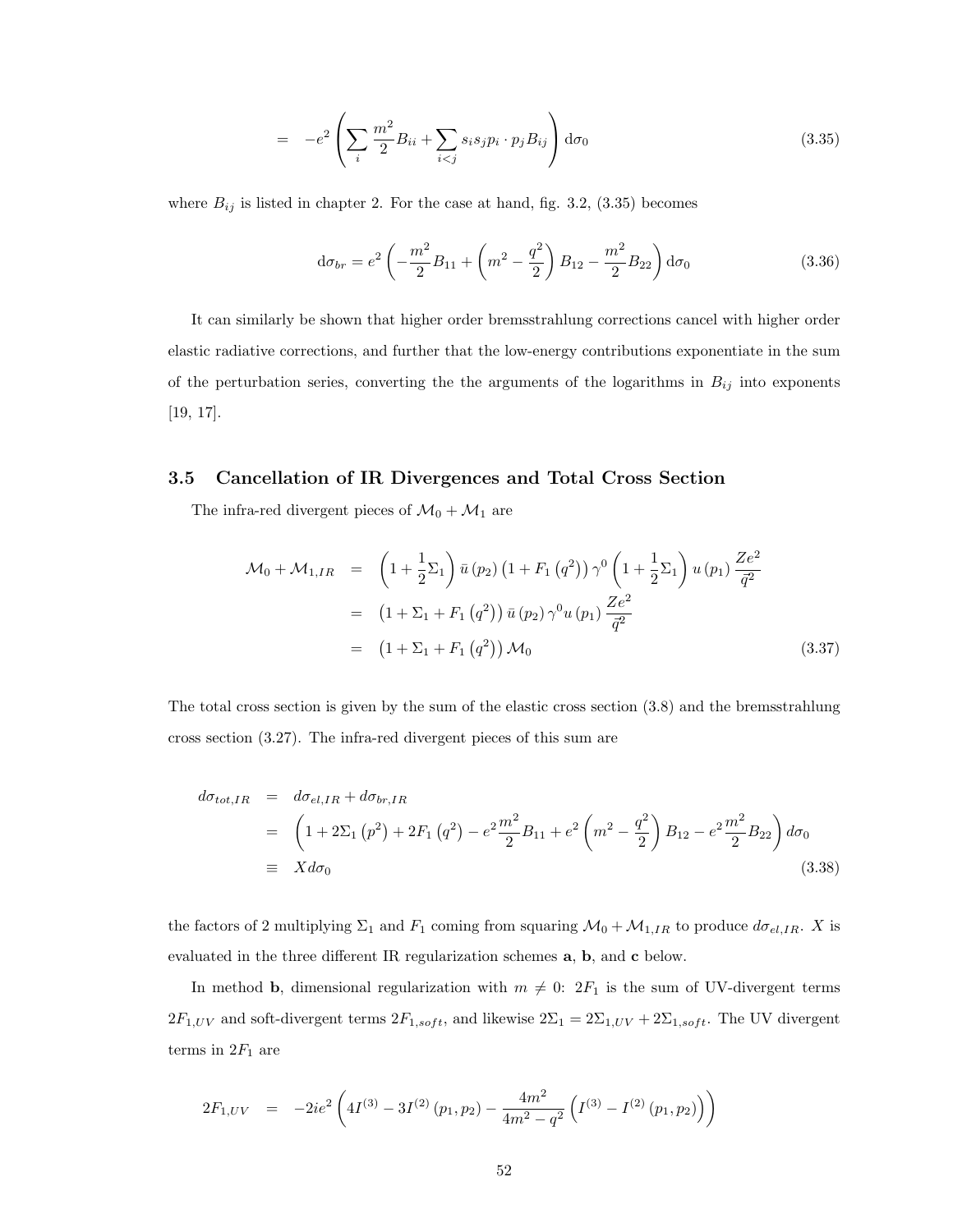$$= -e^2 \left( \sum_i \frac{m^2}{2} B_{ii} + \sum_{i<j} s_i s_j p_i \cdot p_j B_{ij} \right) \mathrm{d}\sigma_0 \tag{3.35}$$

where $B_{ij}$ is listed in chapter 2. For the case at hand, fig. 3.2, (3.35) becomes

$$\mathrm{d}\sigma_{br} = e^2 \left( -\frac{m^2}{2} B_{11} + \left( m^2 - \frac{q^2}{2} \right) B_{12} - \frac{m^2}{2} B_{22} \right) \mathrm{d}\sigma_0 \tag{3.36}$$

It can similarly be shown that higher order bremsstrahlung corrections cancel with higher order elastic radiative corrections, and further that the low-energy contributions exponentiate in the sum of the perturbation series, converting the the arguments of the logarithms in $B_{ij}$ into exponents [19, 17].

## 3.5 Cancellation of IR Divergences and Total Cross Section

The infra-red divergent pieces of $\mathcal{M}_0 + \mathcal{M}_1$ are

$$\begin{aligned}
\mathcal{M}_0 + \mathcal{M}_{1,IR} &= \left(1 + \frac{1}{2}\Sigma_1\right) \bar{u}(p_2) \left(1 + F_1\left(q^2\right)\right) \gamma^0 \left(1 + \frac{1}{2}\Sigma_1\right) u(p_1) \frac{Ze^2}{\vec{q}^2} \\
&= \left(1 + \Sigma_1 + F_1\left(q^2\right)\right) \bar{u}(p_2) \gamma^0 u(p_1) \frac{Ze^2}{\vec{q}^2} \\
&= \left(1 + \Sigma_1 + F_1\left(q^2\right)\right) \mathcal{M}_0
\end{aligned} \tag{3.37}$$

The total cross section is given by the sum of the elastic cross section (3.8) and the bremsstrahlung cross section (3.27). The infra-red divergent pieces of this sum are

$$\begin{aligned}
d\sigma_{tot,IR} &= d\sigma_{el,IR} + d\sigma_{br,IR} \\
&= \left(1 + 2\Sigma_1\left(p^2\right) + 2F_1\left(q^2\right) - e^2 \frac{m^2}{2} B_{11} + e^2 \left(m^2 - \frac{q^2}{2}\right) B_{12} - e^2 \frac{m^2}{2} B_{22}\right) d\sigma_0 \\
&\equiv X d\sigma_0
\end{aligned} \tag{3.38}$$

the factors of 2 multiplying $\Sigma_1$ and $F_1$ coming from squaring $\mathcal{M}_0 + \mathcal{M}_{1,IR}$ to produce $d\sigma_{el,IR}$. $X$ is evaluated in the three different IR regularization schemes **a**, **b**, and **c** below.

In method **b**, dimensional regularization with $m \neq 0$: $2F_1$ is the sum of UV-divergent terms $2F_{1,UV}$ and soft-divergent terms $2F_{1,soft}$, and likewise $2\Sigma_1 = 2\Sigma_{1,UV} + 2\Sigma_{1,soft}$. The UV divergent terms in $2F_1$ are

$$2F_{1,UV} = -2ie^2 \left( 4I^{(3)} - 3I^{(2)}(p_1, p_2) - \frac{4m^2}{4m^2 - q^2} \left( I^{(3)} - I^{(2)}(p_1, p_2) \right) \right)$$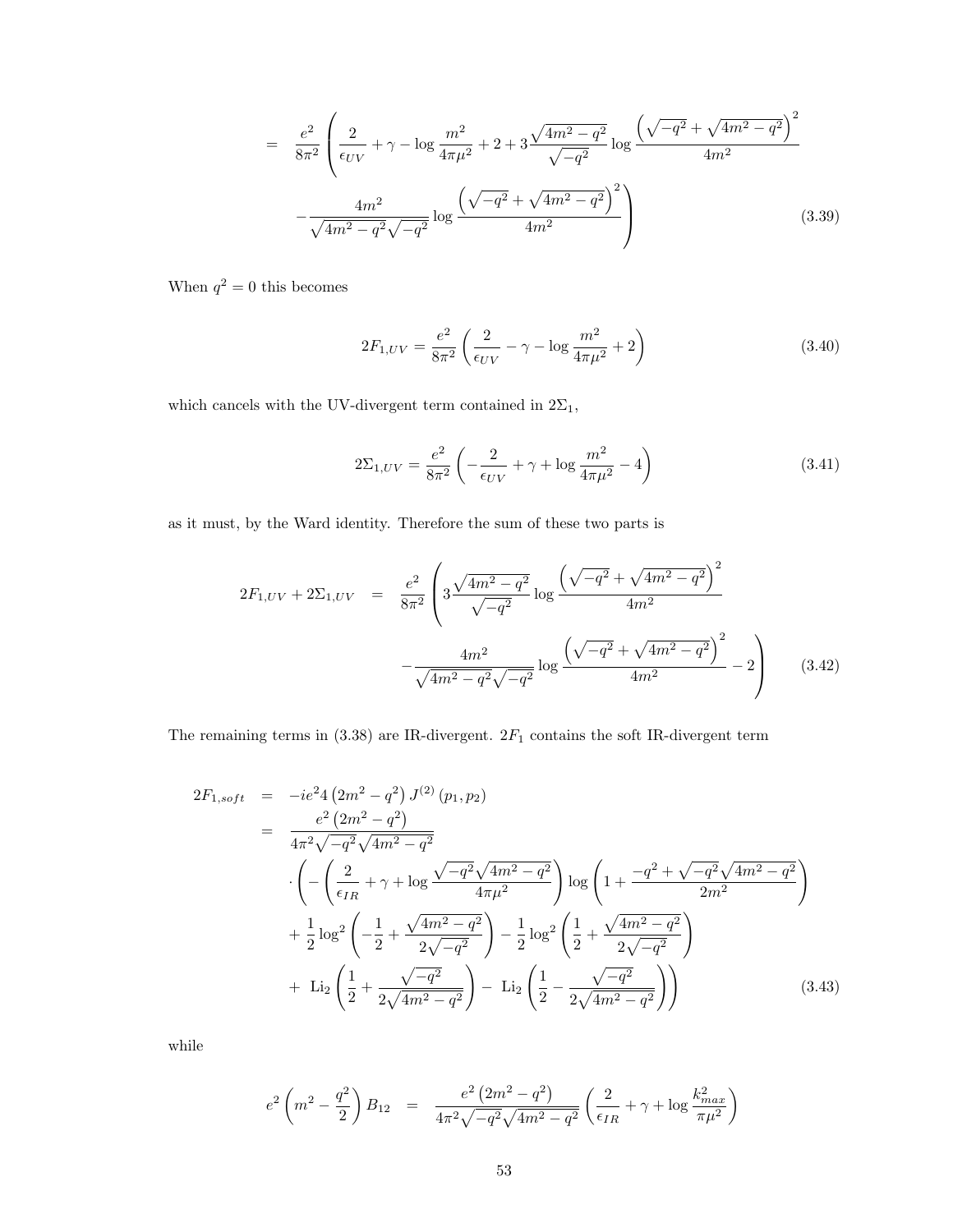$$
\begin{aligned}
&= \frac{e^2}{8\pi^2}\left(\frac{2}{\epsilon_{UV}}+\gamma-\log\frac{m^2}{4\pi\mu^2}+2+3\frac{\sqrt{4m^2-q^2}}{\sqrt{-q^2}}\log\frac{\left(\sqrt{-q^2}+\sqrt{4m^2-q^2}\right)^2}{4m^2}\right. \\
&\quad \left. -\frac{4m^2}{\sqrt{4m^2-q^2}\sqrt{-q^2}}\log\frac{\left(\sqrt{-q^2}+\sqrt{4m^2-q^2}\right)^2}{4m^2}\right) \qquad (3.39)
\end{aligned}
$$

When $q^2 = 0$ this becomes

$$
2F_{1,UV} = \frac{e^2}{8\pi^2}\left(\frac{2}{\epsilon_{UV}}-\gamma-\log\frac{m^2}{4\pi\mu^2}+2\right) \qquad (3.40)
$$

which cancels with the UV-divergent term contained in $2\Sigma_1$,

$$
2\Sigma_{1,UV} = \frac{e^2}{8\pi^2}\left(-\frac{2}{\epsilon_{UV}}+\gamma+\log\frac{m^2}{4\pi\mu^2}-4\right) \qquad (3.41)
$$

as it must, by the Ward identity. Therefore the sum of these two parts is

$$
\begin{aligned}
2F_{1,UV}+2\Sigma_{1,UV} &= \frac{e^2}{8\pi^2}\left(3\frac{\sqrt{4m^2-q^2}}{\sqrt{-q^2}}\log\frac{\left(\sqrt{-q^2}+\sqrt{4m^2-q^2}\right)^2}{4m^2}\right. \\
&\quad \left. -\frac{4m^2}{\sqrt{4m^2-q^2}\sqrt{-q^2}}\log\frac{\left(\sqrt{-q^2}+\sqrt{4m^2-q^2}\right)^2}{4m^2}-2\right) \qquad (3.42)
\end{aligned}
$$

The remaining terms in (3.38) are IR-divergent. $2F_1$ contains the soft IR-divergent term

$$
\begin{aligned}
2F_{1,soft} &= -ie^2 4\left(2m^2-q^2\right)J^{(2)}\left(p_1,p_2\right) \\
&= \frac{e^2\left(2m^2-q^2\right)}{4\pi^2\sqrt{-q^2}\sqrt{4m^2-q^2}} \\
&\quad \cdot\left(-\left(\frac{2}{\epsilon_{IR}}+\gamma+\log\frac{\sqrt{-q^2}\sqrt{4m^2-q^2}}{4\pi\mu^2}\right)\log\left(1+\frac{-q^2+\sqrt{-q^2}\sqrt{4m^2-q^2}}{2m^2}\right)\right. \\
&\quad +\frac{1}{2}\log^2\left(-\frac{1}{2}+\frac{\sqrt{4m^2-q^2}}{2\sqrt{-q^2}}\right)-\frac{1}{2}\log^2\left(\frac{1}{2}+\frac{\sqrt{4m^2-q^2}}{2\sqrt{-q^2}}\right) \\
&\quad \left. +\ \mathrm{Li}_2\left(\frac{1}{2}+\frac{\sqrt{-q^2}}{2\sqrt{4m^2-q^2}}\right)-\ \mathrm{Li}_2\left(\frac{1}{2}-\frac{\sqrt{-q^2}}{2\sqrt{4m^2-q^2}}\right)\right) \qquad (3.43)
\end{aligned}
$$

while

$$
e^2\left(m^2-\frac{q^2}{2}\right)B_{12} = \frac{e^2\left(2m^2-q^2\right)}{4\pi^2\sqrt{-q^2}\sqrt{4m^2-q^2}}\left(\frac{2}{\epsilon_{IR}}+\gamma+\log\frac{k_{max}^2}{\pi\mu^2}\right)
$$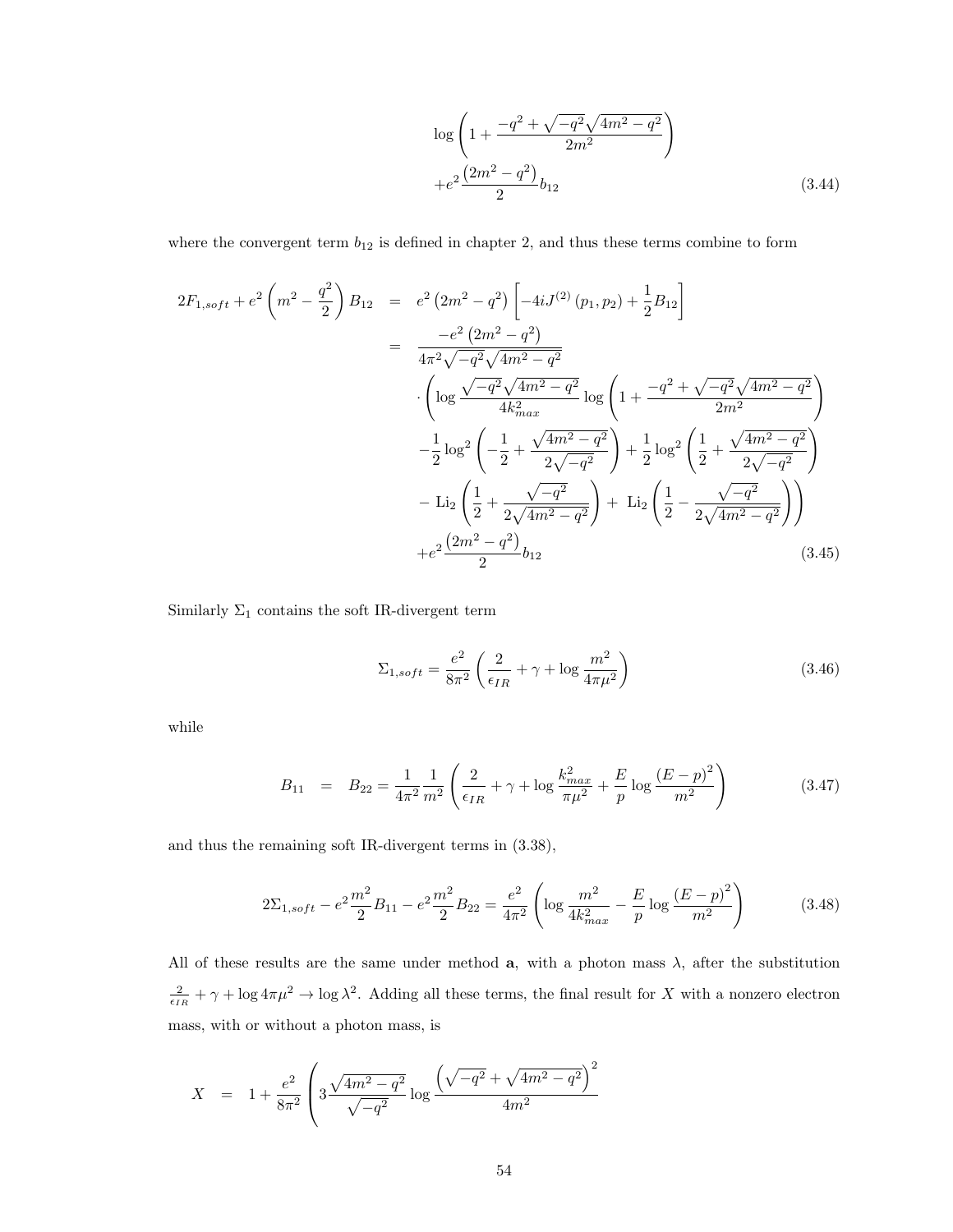$$
\log\left(1+\frac{-q^2+\sqrt{-q^2}\sqrt{4m^2-q^2}}{2m^2}\right)
$$

$$
+e^2\frac{\left(2m^2-q^2\right)}{2}b_{12} \tag{3.44}
$$

where the convergent term $b_{12}$ is defined in chapter 2, and thus these terms combine to form

$$
\begin{aligned}
2F_{1,soft}+e^2\left(m^2-\frac{q^2}{2}\right)B_{12} &= e^2\left(2m^2-q^2\right)\left[-4iJ^{(2)}\left(p_1,p_2\right)+\frac{1}{2}B_{12}\right] \\
&= \frac{-e^2\left(2m^2-q^2\right)}{4\pi^2\sqrt{-q^2}\sqrt{4m^2-q^2}} \\
&\quad\cdot\left(\log\frac{\sqrt{-q^2}\sqrt{4m^2-q^2}}{4k_{max}^2}\log\left(1+\frac{-q^2+\sqrt{-q^2}\sqrt{4m^2-q^2}}{2m^2}\right)\right. \\
&\quad-\frac{1}{2}\log^2\left(-\frac{1}{2}+\frac{\sqrt{4m^2-q^2}}{2\sqrt{-q^2}}\right)+\frac{1}{2}\log^2\left(\frac{1}{2}+\frac{\sqrt{4m^2-q^2}}{2\sqrt{-q^2}}\right) \\
&\quad\left.-\ \mathrm{Li}_2\left(\frac{1}{2}+\frac{\sqrt{-q^2}}{2\sqrt{4m^2-q^2}}\right)+\ \mathrm{Li}_2\left(\frac{1}{2}-\frac{\sqrt{-q^2}}{2\sqrt{4m^2-q^2}}\right)\right) \\
&\quad+e^2\frac{\left(2m^2-q^2\right)}{2}b_{12}
\end{aligned} \tag{3.45}
$$

Similarly $\Sigma_1$ contains the soft IR-divergent term

$$
\Sigma_{1,soft}=\frac{e^2}{8\pi^2}\left(\frac{2}{\epsilon_{IR}}+\gamma+\log\frac{m^2}{4\pi\mu^2}\right) \tag{3.46}
$$

while

$$
B_{11} \;=\; B_{22}=\frac{1}{4\pi^2}\frac{1}{m^2}\left(\frac{2}{\epsilon_{IR}}+\gamma+\log\frac{k_{max}^2}{\pi\mu^2}+\frac{E}{p}\log\frac{(E-p)^2}{m^2}\right) \tag{3.47}
$$

and thus the remaining soft IR-divergent terms in (3.38),

$$
2\Sigma_{1,soft}-e^2\frac{m^2}{2}B_{11}-e^2\frac{m^2}{2}B_{22}=\frac{e^2}{4\pi^2}\left(\log\frac{m^2}{4k_{max}^2}-\frac{E}{p}\log\frac{(E-p)^2}{m^2}\right) \tag{3.48}
$$

All of these results are the same under method **a**, with a photon mass $\lambda$, after the substitution $\frac{2}{\epsilon_{IR}}+\gamma+\log 4\pi\mu^2\to\log\lambda^2$. Adding all these terms, the final result for $X$ with a nonzero electron mass, with or without a photon mass, is

$$
X \;=\; 1+\frac{e^2}{8\pi^2}\left(3\frac{\sqrt{4m^2-q^2}}{\sqrt{-q^2}}\log\frac{\left(\sqrt{-q^2}+\sqrt{4m^2-q^2}\right)^2}{4m^2}\right.
$$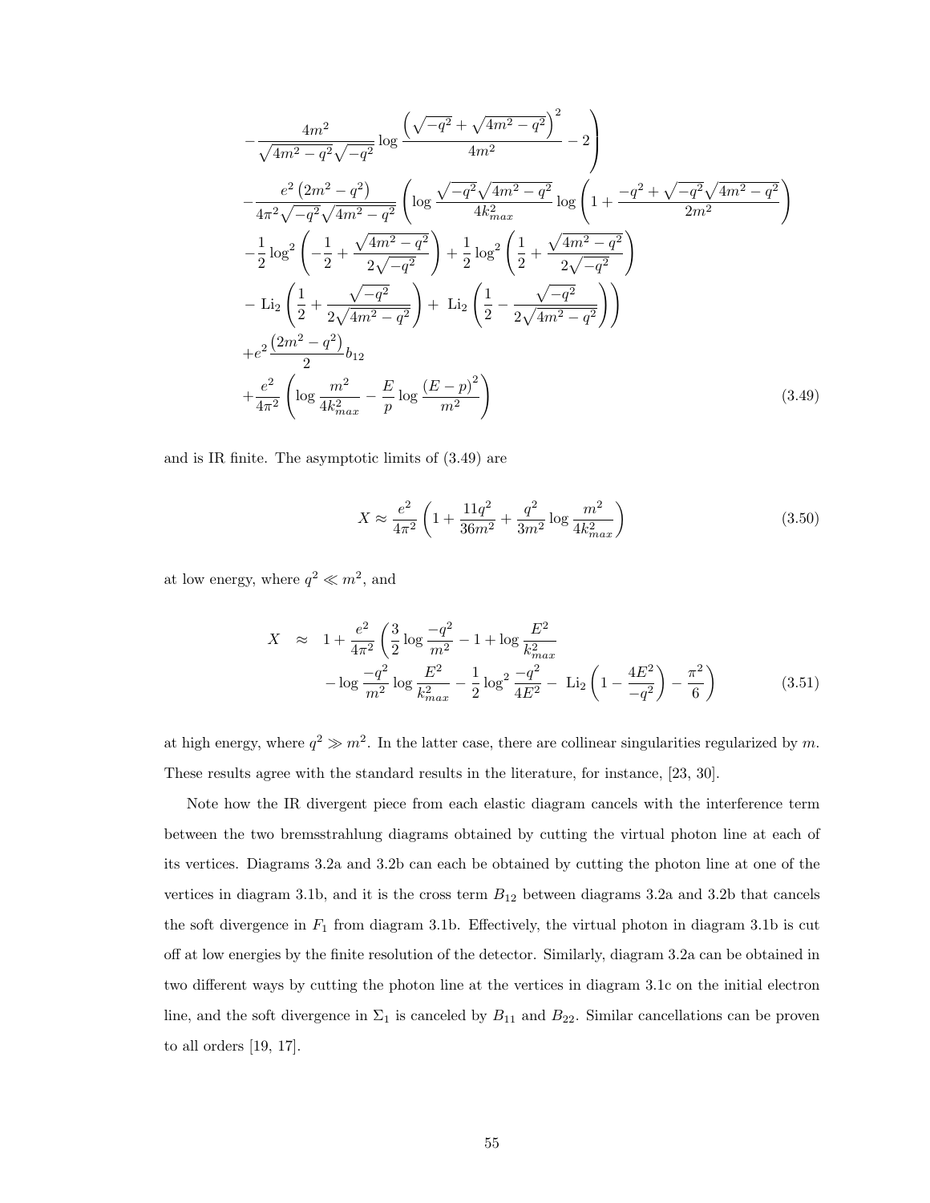$$
\begin{aligned}
&-\frac{4m^2}{\sqrt{4m^2-q^2}\sqrt{-q^2}}\log\frac{\left(\sqrt{-q^2}+\sqrt{4m^2-q^2}\right)^2}{4m^2}-2\Bigg) \\
&-\frac{e^2\left(2m^2-q^2\right)}{4\pi^2\sqrt{-q^2}\sqrt{4m^2-q^2}}\left(\log\frac{\sqrt{-q^2}\sqrt{4m^2-q^2}}{4k_{max}^2}\log\left(1+\frac{-q^2+\sqrt{-q^2}\sqrt{4m^2-q^2}}{2m^2}\right)\right. \\
&-\frac{1}{2}\log^2\left(-\frac{1}{2}+\frac{\sqrt{4m^2-q^2}}{2\sqrt{-q^2}}\right)+\frac{1}{2}\log^2\left(\frac{1}{2}+\frac{\sqrt{4m^2-q^2}}{2\sqrt{-q^2}}\right) \\
&\left.-\ \mathrm{Li}_2\left(\frac{1}{2}+\frac{\sqrt{-q^2}}{2\sqrt{4m^2-q^2}}\right)+\ \mathrm{Li}_2\left(\frac{1}{2}-\frac{\sqrt{-q^2}}{2\sqrt{4m^2-q^2}}\right)\right) \\
&+e^2\frac{\left(2m^2-q^2\right)}{2}b_{12} \\
&+\frac{e^2}{4\pi^2}\left(\log\frac{m^2}{4k_{max}^2}-\frac{E}{p}\log\frac{(E-p)^2}{m^2}\right)
\end{aligned}
\tag{3.49}
$$

and is IR finite. The asymptotic limits of (3.49) are

$$
X \approx \frac{e^2}{4\pi^2}\left(1+\frac{11q^2}{36m^2}+\frac{q^2}{3m^2}\log\frac{m^2}{4k_{max}^2}\right) \tag{3.50}
$$

at low energy, where $q^2 \ll m^2$, and

$$
\begin{aligned}
X \quad \approx \quad & 1+\frac{e^2}{4\pi^2}\left(\frac{3}{2}\log\frac{-q^2}{m^2}-1+\log\frac{E^2}{k_{max}^2}\right. \\
& \left.-\log\frac{-q^2}{m^2}\log\frac{E^2}{k_{max}^2}-\frac{1}{2}\log^2\frac{-q^2}{4E^2}-\ \mathrm{Li}_2\left(1-\frac{4E^2}{-q^2}\right)-\frac{\pi^2}{6}\right)
\end{aligned}
\tag{3.51}
$$

at high energy, where $q^2 \gg m^2$. In the latter case, there are collinear singularities regularized by $m$. These results agree with the standard results in the literature, for instance, [23, 30].

Note how the IR divergent piece from each elastic diagram cancels with the interference term between the two bremsstrahlung diagrams obtained by cutting the virtual photon line at each of its vertices. Diagrams 3.2a and 3.2b can each be obtained by cutting the photon line at one of the vertices in diagram 3.1b, and it is the cross term $B_{12}$ between diagrams 3.2a and 3.2b that cancels the soft divergence in $F_1$ from diagram 3.1b. Effectively, the virtual photon in diagram 3.1b is cut off at low energies by the finite resolution of the detector. Similarly, diagram 3.2a can be obtained in two different ways by cutting the photon line at the vertices in diagram 3.1c on the initial electron line, and the soft divergence in $\Sigma_1$ is canceled by $B_{11}$ and $B_{22}$. Similar cancellations can be proven to all orders [19, 17].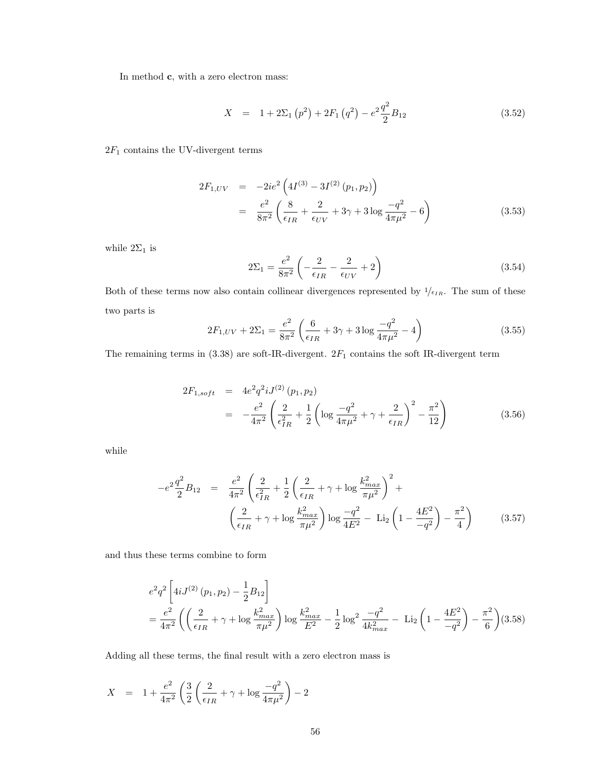In method **c**, with a zero electron mass:

$$X = 1 + 2\Sigma_1\left(p^2\right) + 2F_1\left(q^2\right) - e^2\frac{q^2}{2}B_{12} \tag{3.52}$$

$2F_1$ contains the UV-divergent terms

$$\begin{aligned} 2F_{1,UV} &= -2ie^2\left(4I^{(3)} - 3I^{(2)}\left(p_1, p_2\right)\right) \\ &= \frac{e^2}{8\pi^2}\left(\frac{8}{\epsilon_{IR}} + \frac{2}{\epsilon_{UV}} + 3\gamma + 3\log\frac{-q^2}{4\pi\mu^2} - 6\right) \end{aligned} \tag{3.53}$$

while $2\Sigma_1$ is

$$2\Sigma_1 = \frac{e^2}{8\pi^2}\left(-\frac{2}{\epsilon_{IR}} - \frac{2}{\epsilon_{UV}} + 2\right) \tag{3.54}$$

Both of these terms now also contain collinear divergences represented by $1/\epsilon_{IR}$. The sum of these two parts is

$$2F_{1,UV} + 2\Sigma_1 = \frac{e^2}{8\pi^2}\left(\frac{6}{\epsilon_{IR}} + 3\gamma + 3\log\frac{-q^2}{4\pi\mu^2} - 4\right) \tag{3.55}$$

The remaining terms in (3.38) are soft-IR-divergent. $2F_1$ contains the soft IR-divergent term

$$\begin{aligned} 2F_{1,soft} &= 4e^2q^2iJ^{(2)}\left(p_1, p_2\right) \\ &= -\frac{e^2}{4\pi^2}\left(\frac{2}{\epsilon_{IR}^2} + \frac{1}{2}\left(\log\frac{-q^2}{4\pi\mu^2} + \gamma + \frac{2}{\epsilon_{IR}}\right)^2 - \frac{\pi^2}{12}\right) \end{aligned} \tag{3.56}$$

while

$$\begin{aligned} -e^2\frac{q^2}{2}B_{12} &= \frac{e^2}{4\pi^2}\left(\frac{2}{\epsilon_{IR}^2} + \frac{1}{2}\left(\frac{2}{\epsilon_{IR}} + \gamma + \log\frac{k_{max}^2}{\pi\mu^2}\right)^2 + \right. \\ &\left.\left(\frac{2}{\epsilon_{IR}} + \gamma + \log\frac{k_{max}^2}{\pi\mu^2}\right)\log\frac{-q^2}{4E^2} - \text{Li}_2\left(1 - \frac{4E^2}{-q^2}\right) - \frac{\pi^2}{4}\right) \end{aligned} \tag{3.57}$$

and thus these terms combine to form

$$\begin{aligned} &e^2q^2\left[4iJ^{(2)}\left(p_1, p_2\right) - \frac{1}{2}B_{12}\right] \\ &= \frac{e^2}{4\pi^2}\left(\left(\frac{2}{\epsilon_{IR}} + \gamma + \log\frac{k_{max}^2}{\pi\mu^2}\right)\log\frac{k_{max}^2}{E^2} - \frac{1}{2}\log^2\frac{-q^2}{4k_{max}^2} - \text{Li}_2\left(1 - \frac{4E^2}{-q^2}\right) - \frac{\pi^2}{6}\right) \end{aligned} \tag{3.58}$$

Adding all these terms, the final result with a zero electron mass is

$$X = 1 + \frac{e^2}{4\pi^2}\left(\frac{3}{2}\left(\frac{2}{\epsilon_{IR}} + \gamma + \log\frac{-q^2}{4\pi\mu^2}\right) - 2\right.$$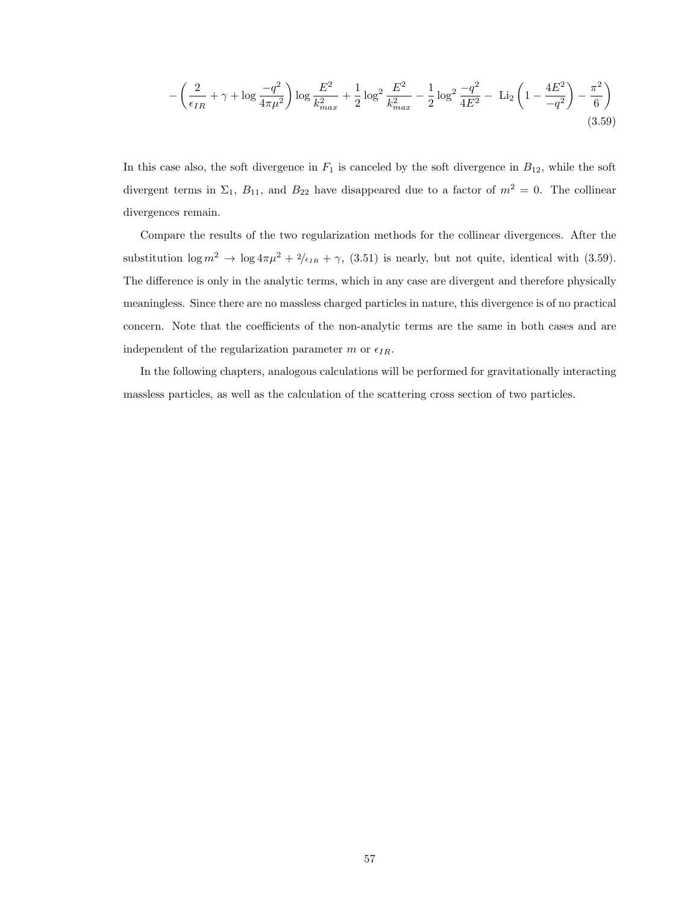$$
-\left(\frac{2}{\epsilon_{IR}}+\gamma+\log\frac{-q^2}{4\pi\mu^2}\right)\log\frac{E^2}{k_{max}^2}+\frac{1}{2}\log^2\frac{E^2}{k_{max}^2}-\frac{1}{2}\log^2\frac{-q^2}{4E^2}-\ \mathrm{Li}_2\left(1-\frac{4E^2}{-q^2}\right)-\frac{\pi^2}{6}\Bigg) \tag{3.59}
$$

In this case also, the soft divergence in $F_1$ is canceled by the soft divergence in $B_{12}$, while the soft divergent terms in $\Sigma_1$, $B_{11}$, and $B_{22}$ have disappeared due to a factor of $m^2 = 0$. The collinear divergences remain.

Compare the results of the two regularization methods for the collinear divergences. After the substitution $\log m^2 \to \log 4\pi\mu^2 + {}^2/_{\epsilon_{IR}} + \gamma$, (3.51) is nearly, but not quite, identical with (3.59). The difference is only in the analytic terms, which in any case are divergent and therefore physically meaningless. Since there are no massless charged particles in nature, this divergence is of no practical concern. Note that the coefficients of the non-analytic terms are the same in both cases and are independent of the regularization parameter $m$ or $\epsilon_{IR}$.

In the following chapters, analogous calculations will be performed for gravitationally interacting massless particles, as well as the calculation of the scattering cross section of two particles.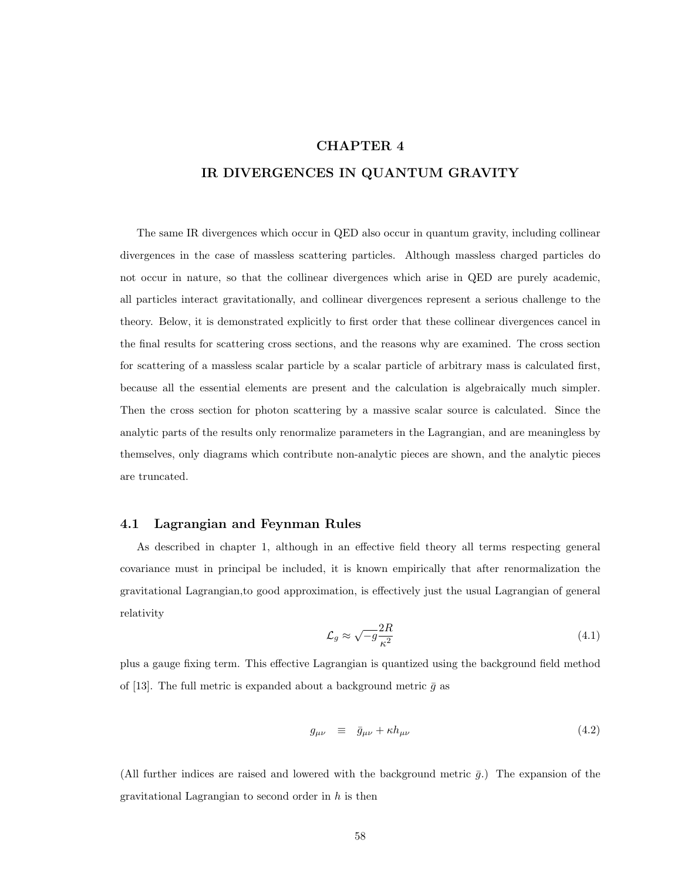# CHAPTER 4
# IR DIVERGENCES IN QUANTUM GRAVITY

The same IR divergences which occur in QED also occur in quantum gravity, including collinear divergences in the case of massless scattering particles. Although massless charged particles do not occur in nature, so that the collinear divergences which arise in QED are purely academic, all particles interact gravitationally, and collinear divergences represent a serious challenge to the theory. Below, it is demonstrated explicitly to first order that these collinear divergences cancel in the final results for scattering cross sections, and the reasons why are examined. The cross section for scattering of a massless scalar particle by a scalar particle of arbitrary mass is calculated first, because all the essential elements are present and the calculation is algebraically much simpler. Then the cross section for photon scattering by a massive scalar source is calculated. Since the analytic parts of the results only renormalize parameters in the Lagrangian, and are meaningless by themselves, only diagrams which contribute non-analytic pieces are shown, and the analytic pieces are truncated.

## 4.1 Lagrangian and Feynman Rules

As described in chapter 1, although in an effective field theory all terms respecting general covariance must in principle be included, it is known empirically that after renormalization the gravitational Lagrangian,to good approximation, is effectively just the usual Lagrangian of general relativity

$$\mathcal{L}_g \approx \sqrt{-g}\frac{2R}{\kappa^2} \tag{4.1}$$

plus a gauge fixing term. This effective Lagrangian is quantized using the background field method of [13]. The full metric is expanded about a background metric $\bar{g}$ as

$$g_{\mu\nu} \equiv \bar{g}_{\mu\nu} + \kappa h_{\mu\nu} \tag{4.2}$$

(All further indices are raised and lowered with the background metric $\bar{g}$.) The expansion of the gravitational Lagrangian to second order in $h$ is then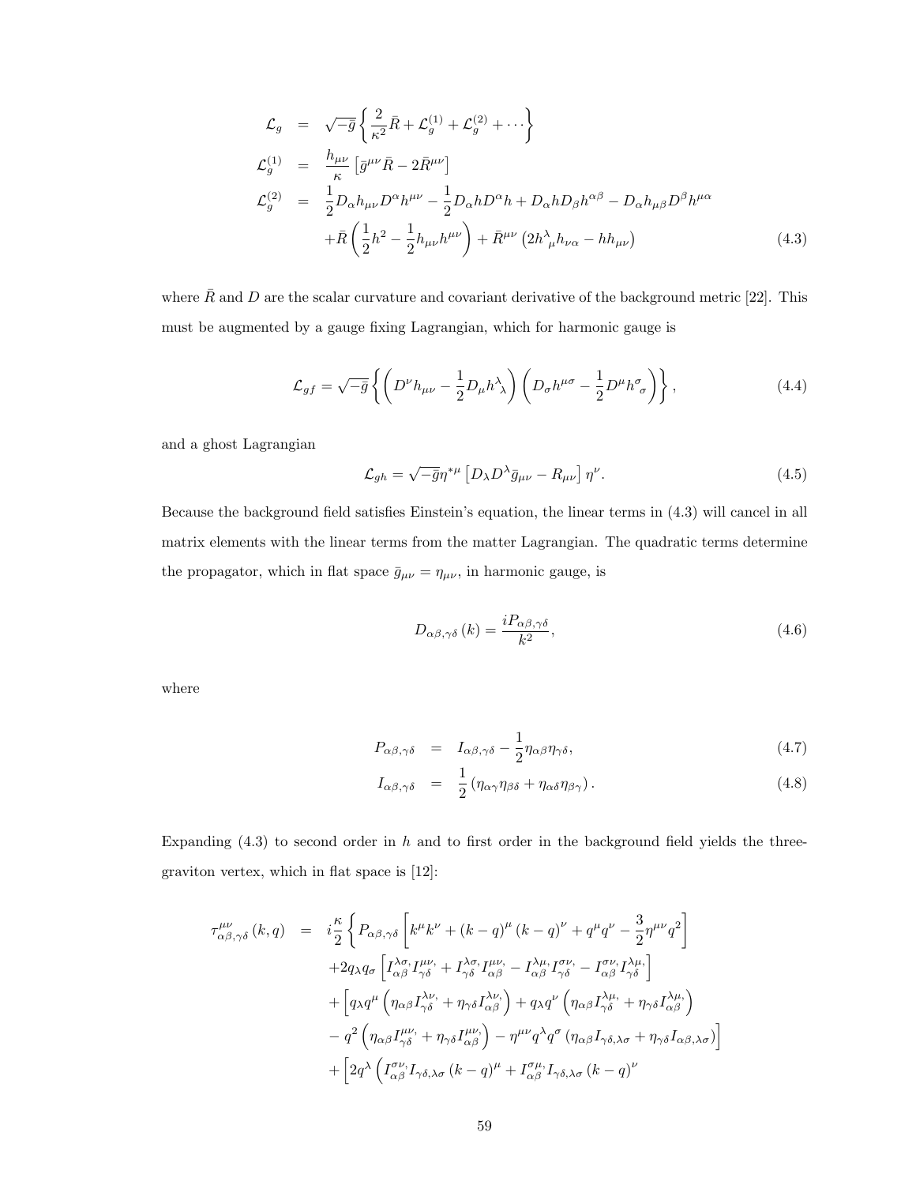$$
\begin{aligned}
\mathcal{L}_g &= \sqrt{-\bar{g}}\left\{\frac{2}{\kappa^2}\bar{R} + \mathcal{L}_g^{(1)} + \mathcal{L}_g^{(2)} + \cdots\right\} \\
\mathcal{L}_g^{(1)} &= \frac{h_{\mu\nu}}{\kappa}\left[\bar{g}^{\mu\nu}\bar{R} - 2\bar{R}^{\mu\nu}\right] \\
\mathcal{L}_g^{(2)} &= \frac{1}{2}D_\alpha h_{\mu\nu}D^\alpha h^{\mu\nu} - \frac{1}{2}D_\alpha h D^\alpha h + D_\alpha h D_\beta h^{\alpha\beta} - D_\alpha h_{\mu\beta}D^\beta h^{\mu\alpha} \\
&\quad + \bar{R}\left(\frac{1}{2}h^2 - \frac{1}{2}h_{\mu\nu}h^{\mu\nu}\right) + \bar{R}^{\mu\nu}\left(2h^\lambda{}_\mu h_{\nu\alpha} - hh_{\mu\nu}\right)
\end{aligned}
\tag{4.3}
$$

where $\bar{R}$ and $D$ are the scalar curvature and covariant derivative of the background metric [22]. This must be augmented by a gauge fixing Lagrangian, which for harmonic gauge is

$$
\mathcal{L}_{gf} = \sqrt{-\bar{g}}\left\{\left(D^\nu h_{\mu\nu} - \frac{1}{2}D_\mu h^\lambda{}_\lambda\right)\left(D_\sigma h^{\mu\sigma} - \frac{1}{2}D^\mu h^\sigma{}_\sigma\right)\right\}, \tag{4.4}
$$

and a ghost Lagrangian

$$
\mathcal{L}_{gh} = \sqrt{-\bar{g}}\eta^{*\mu}\left[D_\lambda D^\lambda \bar{g}_{\mu\nu} - R_{\mu\nu}\right]\eta^\nu. \tag{4.5}
$$

Because the background field satisfies Einstein's equation, the linear terms in (4.3) will cancel in all matrix elements with the linear terms from the matter Lagrangian. The quadratic terms determine the propagator, which in flat space $\bar{g}_{\mu\nu} = \eta_{\mu\nu}$, in harmonic gauge, is

$$
D_{\alpha\beta,\gamma\delta}(k) = \frac{iP_{\alpha\beta,\gamma\delta}}{k^2}, \tag{4.6}
$$

where

$$
\begin{aligned}
P_{\alpha\beta,\gamma\delta} &= I_{\alpha\beta,\gamma\delta} - \frac{1}{2}\eta_{\alpha\beta}\eta_{\gamma\delta}, &(4.7)\\
I_{\alpha\beta,\gamma\delta} &= \frac{1}{2}\left(\eta_{\alpha\gamma}\eta_{\beta\delta} + \eta_{\alpha\delta}\eta_{\beta\gamma}\right). &(4.8)
\end{aligned}
$$

Expanding (4.3) to second order in $h$ and to first order in the background field yields the three-graviton vertex, which in flat space is [12]:

$$
\begin{aligned}
\tau^{\mu\nu}_{\alpha\beta,\gamma\delta}(k,q) &= i\frac{\kappa}{2}\Big\{P_{\alpha\beta,\gamma\delta}\left[k^\mu k^\nu + (k-q)^\mu(k-q)^\nu + q^\mu q^\nu - \frac{3}{2}\eta^{\mu\nu}q^2\right] \\
&\quad + 2q_\lambda q_\sigma\left[I^{\lambda\sigma,}_{\alpha\beta}I^{\mu\nu,}_{\gamma\delta} + I^{\lambda\sigma,}_{\gamma\delta}I^{\mu\nu,}_{\alpha\beta} - I^{\lambda\mu,}_{\alpha\beta}I^{\sigma\nu,}_{\gamma\delta} - I^{\sigma\nu,}_{\alpha\beta}I^{\lambda\mu,}_{\gamma\delta}\right] \\
&\quad + \Big[q_\lambda q^\mu\left(\eta_{\alpha\beta}I^{\lambda\nu,}_{\gamma\delta} + \eta_{\gamma\delta}I^{\lambda\nu,}_{\alpha\beta}\right) + q_\lambda q^\nu\left(\eta_{\alpha\beta}I^{\lambda\mu,}_{\gamma\delta} + \eta_{\gamma\delta}I^{\lambda\mu,}_{\alpha\beta}\right) \\
&\quad - q^2\left(\eta_{\alpha\beta}I^{\mu\nu,}_{\gamma\delta} + \eta_{\gamma\delta}I^{\mu\nu,}_{\alpha\beta}\right) - \eta^{\mu\nu}q^\lambda q^\sigma\left(\eta_{\alpha\beta}I_{\gamma\delta,\lambda\sigma} + \eta_{\gamma\delta}I_{\alpha\beta,\lambda\sigma}\right)\Big] \\
&\quad + \Big[2q^\lambda\Big(I^{\sigma\nu,}_{\alpha\beta}I_{\gamma\delta,\lambda\sigma}(k-q)^\mu + I^{\sigma\mu,}_{\alpha\beta}I_{\gamma\delta,\lambda\sigma}(k-q)^\nu
\end{aligned}
$$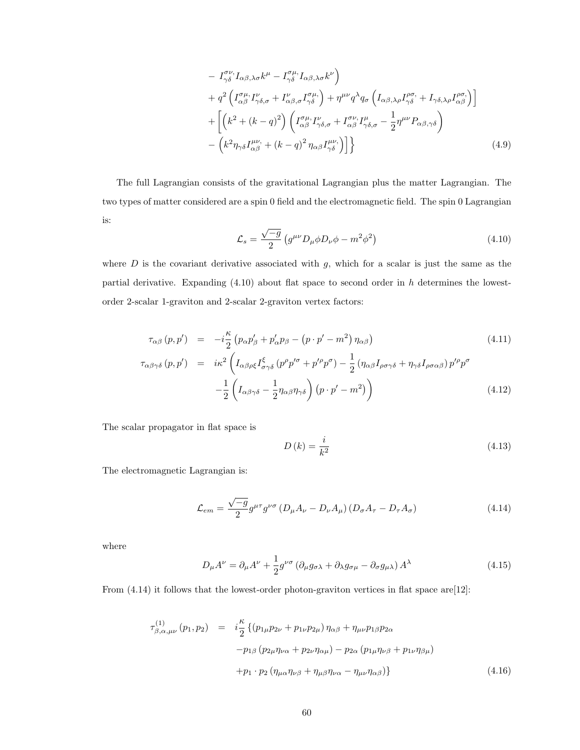$$
\begin{aligned}
&- I^{\sigma\nu,}_{\gamma\delta} I_{\alpha\beta,\lambda\sigma} k^{\mu} - I^{\sigma\mu,}_{\gamma\delta} I_{\alpha\beta,\lambda\sigma} k^{\nu} \Big) \\
&+ q^2 \left( I^{\sigma\mu,}_{\alpha\beta} I^{\nu}_{\gamma\delta,\sigma} + I^{\nu}_{\alpha\beta,\sigma} I^{\sigma\mu,}_{\gamma\delta} \right) + \eta^{\mu\nu} q^{\lambda} q_{\sigma} \left( I_{\alpha\beta,\lambda\rho} I^{\rho\sigma,}_{\gamma\delta} + I_{\gamma\delta,\lambda\rho} I^{\rho\sigma,}_{\alpha\beta} \right) \Big] \\
&+ \Big[ \left( k^2 + (k-q)^2 \right) \left( I^{\sigma\mu,}_{\alpha\beta} I^{\nu}_{\gamma\delta,\sigma} + I^{\sigma\nu,}_{\alpha\beta} I^{\mu}_{\gamma\delta,\sigma} - \frac{1}{2} \eta^{\mu\nu} P_{\alpha\beta,\gamma\delta} \right) \\
&- \left( k^2 \eta_{\gamma\delta} I^{\mu\nu,}_{\alpha\beta} + (k-q)^2 \eta_{\alpha\beta} I^{\mu\nu,}_{\gamma\delta} \right) \Big] \Big\}
\end{aligned}
\tag{4.9}
$$

The full Lagrangian consists of the gravitational Lagrangian plus the matter Lagrangian. The two types of matter considered are a spin 0 field and the electromagnetic field. The spin 0 Lagrangian is:

$$
\mathcal{L}_s = \frac{\sqrt{-g}}{2} \left( g^{\mu\nu} D_{\mu}\phi D_{\nu}\phi - m^2 \phi^2 \right) \tag{4.10}
$$

where $D$ is the covariant derivative associated with $g$, which for a scalar is just the same as the partial derivative. Expanding (4.10) about flat space to second order in $h$ determines the lowest-order 2-scalar 1-graviton and 2-scalar 2-graviton vertex factors:

$$
\tau_{\alpha\beta}(p, p') = -i\frac{\kappa}{2} \left( p_{\alpha} p'_{\beta} + p'_{\alpha} p_{\beta} - \left( p \cdot p' - m^2 \right) \eta_{\alpha\beta} \right) \tag{4.11}
$$

$$
\begin{aligned}
\tau_{\alpha\beta\gamma\delta}(p, p') = \; & i\kappa^2 \Big( I_{\alpha\beta\rho\xi} I^{\xi}_{\sigma\gamma\delta} \left( p^{\rho} p'^{\sigma} + p'^{\rho} p^{\sigma} \right) - \frac{1}{2} \left( \eta_{\alpha\beta} I_{\rho\sigma\gamma\delta} + \eta_{\gamma\delta} I_{\rho\sigma\alpha\beta} \right) p'^{\rho} p^{\sigma} \\
& - \frac{1}{2} \left( I_{\alpha\beta\gamma\delta} - \frac{1}{2} \eta_{\alpha\beta} \eta_{\gamma\delta} \right) \left( p \cdot p' - m^2 \right) \Big)
\end{aligned}
\tag{4.12}
$$

The scalar propagator in flat space is

$$
D(k) = \frac{i}{k^2} \tag{4.13}
$$

The electromagnetic Lagrangian is:

$$
\mathcal{L}_{em} = \frac{\sqrt{-g}}{2} g^{\mu\tau} g^{\nu\sigma} \left( D_{\mu} A_{\nu} - D_{\nu} A_{\mu} \right) \left( D_{\sigma} A_{\tau} - D_{\tau} A_{\sigma} \right) \tag{4.14}
$$

where

$$
D_{\mu} A^{\nu} = \partial_{\mu} A^{\nu} + \frac{1}{2} g^{\nu\sigma} \left( \partial_{\mu} g_{\sigma\lambda} + \partial_{\lambda} g_{\sigma\mu} - \partial_{\sigma} g_{\mu\lambda} \right) A^{\lambda} \tag{4.15}
$$

From (4.14) it follows that the lowest-order photon-graviton vertices in flat space are[12]:

$$
\begin{aligned}
\tau^{(1)}_{\beta,\alpha,\mu\nu}(p_1, p_2) = \; & i\frac{\kappa}{2} \{ \left( p_{1\mu} p_{2\nu} + p_{1\nu} p_{2\mu} \right) \eta_{\alpha\beta} + \eta_{\mu\nu} p_{1\beta} p_{2\alpha} \\
& - p_{1\beta} \left( p_{2\mu} \eta_{\nu\alpha} + p_{2\nu} \eta_{\alpha\mu} \right) - p_{2\alpha} \left( p_{1\mu} \eta_{\nu\beta} + p_{1\nu} \eta_{\beta\mu} \right) \\
& + p_1 \cdot p_2 \left( \eta_{\mu\alpha} \eta_{\nu\beta} + \eta_{\mu\beta} \eta_{\nu\alpha} - \eta_{\mu\nu} \eta_{\alpha\beta} \right) \}
\end{aligned}
\tag{4.16}
$$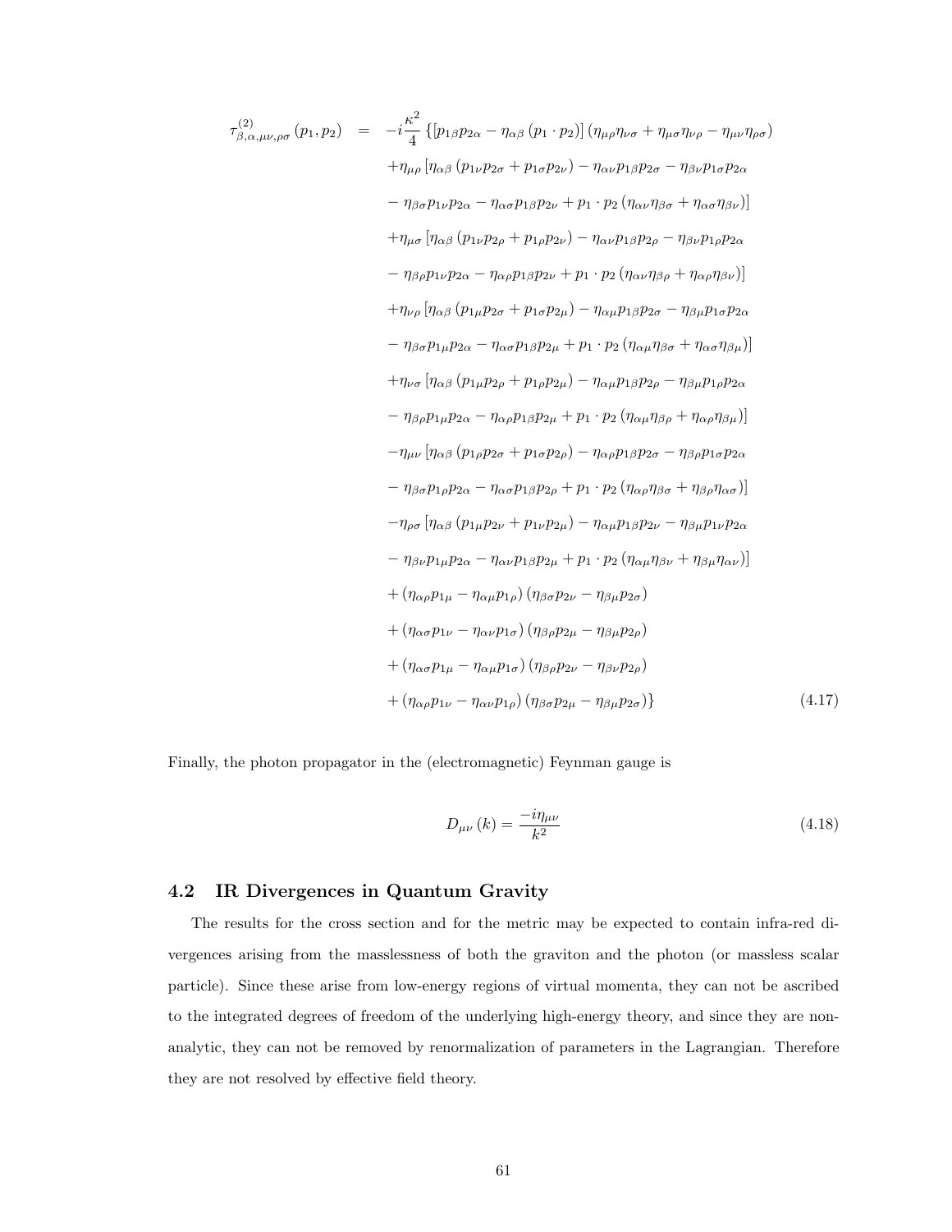$$
\begin{aligned}
\tau^{(2)}_{\beta,\alpha,\mu\nu,\rho\sigma}(p_1,p_2) \;=\; & -i\frac{\kappa^2}{4}\left\{\left[p_{1\beta}p_{2\alpha}-\eta_{\alpha\beta}\left(p_1\cdot p_2\right)\right]\left(\eta_{\mu\rho}\eta_{\nu\sigma}+\eta_{\mu\sigma}\eta_{\nu\rho}-\eta_{\mu\nu}\eta_{\rho\sigma}\right)\right. \\
& +\eta_{\mu\rho}\left[\eta_{\alpha\beta}\left(p_{1\nu}p_{2\sigma}+p_{1\sigma}p_{2\nu}\right)-\eta_{\alpha\nu}p_{1\beta}p_{2\sigma}-\eta_{\beta\nu}p_{1\sigma}p_{2\alpha}\right. \\
& \left.-\,\eta_{\beta\sigma}p_{1\nu}p_{2\alpha}-\eta_{\alpha\sigma}p_{1\beta}p_{2\nu}+p_1\cdot p_2\left(\eta_{\alpha\nu}\eta_{\beta\sigma}+\eta_{\alpha\sigma}\eta_{\beta\nu}\right)\right] \\
& +\eta_{\mu\sigma}\left[\eta_{\alpha\beta}\left(p_{1\nu}p_{2\rho}+p_{1\rho}p_{2\nu}\right)-\eta_{\alpha\nu}p_{1\beta}p_{2\rho}-\eta_{\beta\nu}p_{1\rho}p_{2\alpha}\right. \\
& \left.-\,\eta_{\beta\rho}p_{1\nu}p_{2\alpha}-\eta_{\alpha\rho}p_{1\beta}p_{2\nu}+p_1\cdot p_2\left(\eta_{\alpha\nu}\eta_{\beta\rho}+\eta_{\alpha\rho}\eta_{\beta\nu}\right)\right] \\
& +\eta_{\nu\rho}\left[\eta_{\alpha\beta}\left(p_{1\mu}p_{2\sigma}+p_{1\sigma}p_{2\mu}\right)-\eta_{\alpha\mu}p_{1\beta}p_{2\sigma}-\eta_{\beta\mu}p_{1\sigma}p_{2\alpha}\right. \\
& \left.-\,\eta_{\beta\sigma}p_{1\mu}p_{2\alpha}-\eta_{\alpha\sigma}p_{1\beta}p_{2\mu}+p_1\cdot p_2\left(\eta_{\alpha\mu}\eta_{\beta\sigma}+\eta_{\alpha\sigma}\eta_{\beta\mu}\right)\right] \\
& +\eta_{\nu\sigma}\left[\eta_{\alpha\beta}\left(p_{1\mu}p_{2\rho}+p_{1\rho}p_{2\mu}\right)-\eta_{\alpha\mu}p_{1\beta}p_{2\rho}-\eta_{\beta\mu}p_{1\rho}p_{2\alpha}\right. \\
& \left.-\,\eta_{\beta\rho}p_{1\mu}p_{2\alpha}-\eta_{\alpha\rho}p_{1\beta}p_{2\mu}+p_1\cdot p_2\left(\eta_{\alpha\mu}\eta_{\beta\rho}+\eta_{\alpha\rho}\eta_{\beta\mu}\right)\right] \\
& -\eta_{\mu\nu}\left[\eta_{\alpha\beta}\left(p_{1\rho}p_{2\sigma}+p_{1\sigma}p_{2\rho}\right)-\eta_{\alpha\rho}p_{1\beta}p_{2\sigma}-\eta_{\beta\rho}p_{1\sigma}p_{2\alpha}\right. \\
& \left.-\,\eta_{\beta\sigma}p_{1\rho}p_{2\alpha}-\eta_{\alpha\sigma}p_{1\beta}p_{2\rho}+p_1\cdot p_2\left(\eta_{\alpha\rho}\eta_{\beta\sigma}+\eta_{\beta\rho}\eta_{\alpha\sigma}\right)\right] \\
& -\eta_{\rho\sigma}\left[\eta_{\alpha\beta}\left(p_{1\mu}p_{2\nu}+p_{1\nu}p_{2\mu}\right)-\eta_{\alpha\mu}p_{1\beta}p_{2\nu}-\eta_{\beta\mu}p_{1\nu}p_{2\alpha}\right. \\
& \left.-\,\eta_{\beta\nu}p_{1\mu}p_{2\alpha}-\eta_{\alpha\nu}p_{1\beta}p_{2\mu}+p_1\cdot p_2\left(\eta_{\alpha\mu}\eta_{\beta\nu}+\eta_{\beta\mu}\eta_{\alpha\nu}\right)\right] \\
& +\left(\eta_{\alpha\rho}p_{1\mu}-\eta_{\alpha\mu}p_{1\rho}\right)\left(\eta_{\beta\sigma}p_{2\nu}-\eta_{\beta\mu}p_{2\sigma}\right) \\
& +\left(\eta_{\alpha\sigma}p_{1\nu}-\eta_{\alpha\nu}p_{1\sigma}\right)\left(\eta_{\beta\rho}p_{2\mu}-\eta_{\beta\mu}p_{2\rho}\right) \\
& +\left(\eta_{\alpha\sigma}p_{1\mu}-\eta_{\alpha\mu}p_{1\sigma}\right)\left(\eta_{\beta\rho}p_{2\nu}-\eta_{\beta\nu}p_{2\rho}\right) \\
& \left.+\left(\eta_{\alpha\rho}p_{1\nu}-\eta_{\alpha\nu}p_{1\rho}\right)\left(\eta_{\beta\sigma}p_{2\mu}-\eta_{\beta\mu}p_{2\sigma}\right)\right\}
\end{aligned}
\tag{4.17}
$$

Finally, the photon propagator in the (electromagnetic) Feynman gauge is

$$
D_{\mu\nu}(k)=\frac{-i\eta_{\mu\nu}}{k^2} \tag{4.18}
$$

## 4.2 IR Divergences in Quantum Gravity

The results for the cross section and for the metric may be expected to contain infra-red divergences arising from the masslessness of both the graviton and the photon (or massless scalar particle). Since these arise from low-energy regions of virtual momenta, they can not be ascribed to the integrated degrees of freedom of the underlying high-energy theory, and since they are non-analytic, they can not be removed by renormalization of parameters in the Lagrangian. Therefore they are not resolved by effective field theory.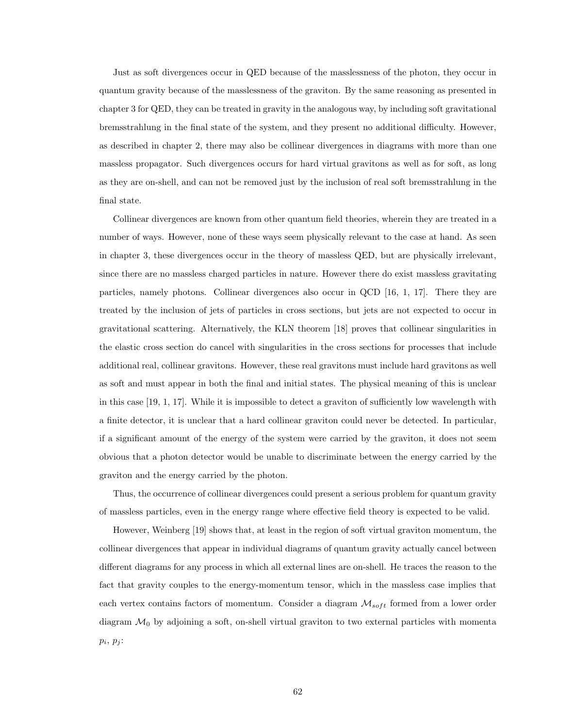Just as soft divergences occur in QED because of the masslessness of the photon, they occur in quantum gravity because of the masslessness of the graviton. By the same reasoning as presented in chapter 3 for QED, they can be treated in gravity in the analogous way, by including soft gravitational bremsstrahlung in the final state of the system, and they present no additional difficulty. However, as described in chapter 2, there may also be collinear divergences in diagrams with more than one massless propagator. Such divergences occurs for hard virtual gravitons as well as for soft, as long as they are on-shell, and can not be removed just by the inclusion of real soft bremsstrahlung in the final state.

Collinear divergences are known from other quantum field theories, wherein they are treated in a number of ways. However, none of these ways seem physically relevant to the case at hand. As seen in chapter 3, these divergences occur in the theory of massless QED, but are physically irrelevant, since there are no massless charged particles in nature. However there do exist massless gravitating particles, namely photons. Collinear divergences also occur in QCD [16, 1, 17]. There they are treated by the inclusion of jets of particles in cross sections, but jets are not expected to occur in gravitational scattering. Alternatively, the KLN theorem [18] proves that collinear singularities in the elastic cross section do cancel with singularities in the cross sections for processes that include additional real, collinear gravitons. However, these real gravitons must include hard gravitons as well as soft and must appear in both the final and initial states. The physical meaning of this is unclear in this case [19, 1, 17]. While it is impossible to detect a graviton of sufficiently low wavelength with a finite detector, it is unclear that a hard collinear graviton could never be detected. In particular, if a significant amount of the energy of the system were carried by the graviton, it does not seem obvious that a photon detector would be unable to discriminate between the energy carried by the graviton and the energy carried by the photon.

Thus, the occurrence of collinear divergences could present a serious problem for quantum gravity of massless particles, even in the energy range where effective field theory is expected to be valid.

However, Weinberg [19] shows that, at least in the region of soft virtual graviton momentum, the collinear divergences that appear in individual diagrams of quantum gravity actually cancel between different diagrams for any process in which all external lines are on-shell. He traces the reason to the fact that gravity couples to the energy-momentum tensor, which in the massless case implies that each vertex contains factors of momentum. Consider a diagram $\mathcal{M}_{soft}$ formed from a lower order diagram $\mathcal{M}_0$ by adjoining a soft, on-shell virtual graviton to two external particles with momenta $p_i$, $p_j$: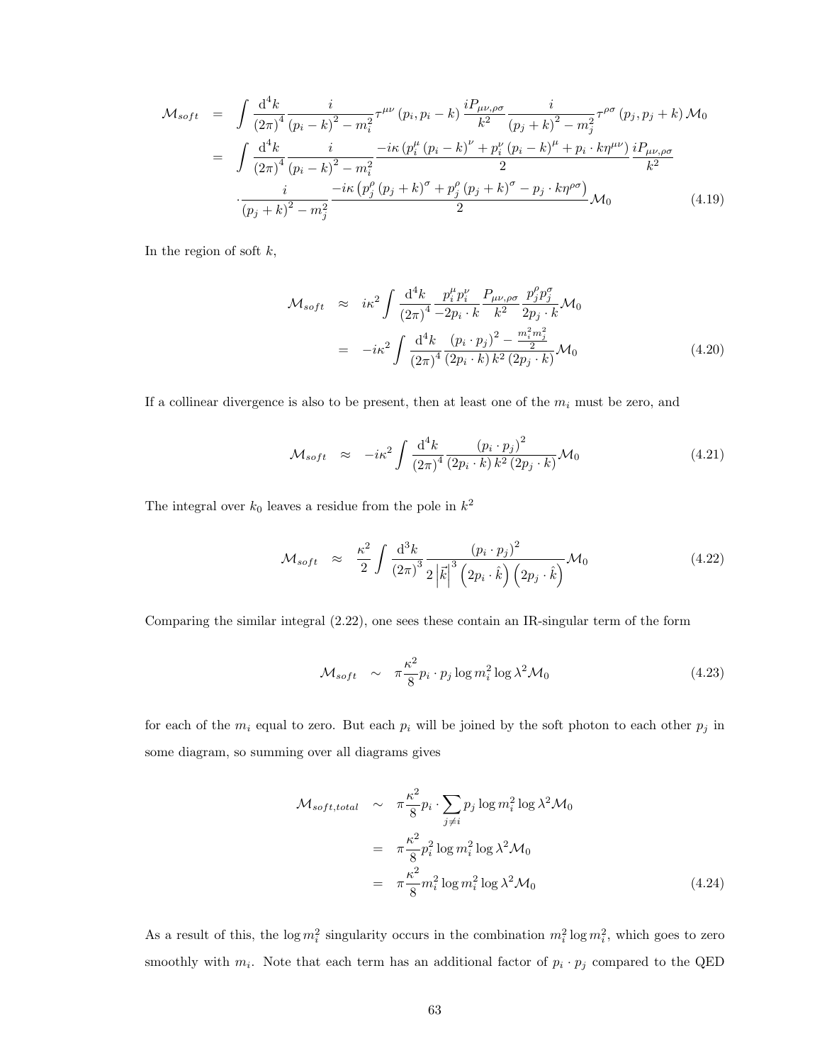$$
\begin{aligned}
\mathcal{M}_{soft} &= \int \frac{\mathrm{d}^4k}{(2\pi)^4} \frac{i}{(p_i-k)^2 - m_i^2} \tau^{\mu\nu}(p_i, p_i - k) \frac{iP_{\mu\nu,\rho\sigma}}{k^2} \frac{i}{(p_j+k)^2 - m_j^2} \tau^{\rho\sigma}(p_j, p_j + k) \mathcal{M}_0 \\
&= \int \frac{\mathrm{d}^4k}{(2\pi)^4} \frac{i}{(p_i-k)^2 - m_i^2} \frac{-i\kappa \left(p_i^\mu (p_i-k)^\nu + p_i^\nu (p_i-k)^\mu + p_i \cdot k \eta^{\mu\nu}\right)}{2} \frac{iP_{\mu\nu,\rho\sigma}}{k^2} \\
&\quad \cdot \frac{i}{(p_j+k)^2 - m_j^2} \frac{-i\kappa \left(p_j^\rho (p_j+k)^\sigma + p_j^\rho (p_j+k)^\sigma - p_j \cdot k \eta^{\rho\sigma}\right)}{2} \mathcal{M}_0
\end{aligned} \tag{4.19}
$$

In the region of soft $k$,

$$
\begin{aligned}
\mathcal{M}_{soft} &\approx i\kappa^2 \int \frac{\mathrm{d}^4k}{(2\pi)^4} \frac{p_i^\mu p_i^\nu}{-2p_i \cdot k} \frac{P_{\mu\nu,\rho\sigma}}{k^2} \frac{p_j^\rho p_j^\sigma}{2p_j \cdot k} \mathcal{M}_0 \\
&= -i\kappa^2 \int \frac{\mathrm{d}^4k}{(2\pi)^4} \frac{(p_i \cdot p_j)^2 - \frac{m_i^2 m_j^2}{2}}{(2p_i \cdot k)\, k^2\, (2p_j \cdot k)} \mathcal{M}_0
\end{aligned} \tag{4.20}
$$

If a collinear divergence is also to be present, then at least one of the $m_i$ must be zero, and

$$
\mathcal{M}_{soft} \approx -i\kappa^2 \int \frac{\mathrm{d}^4k}{(2\pi)^4} \frac{(p_i \cdot p_j)^2}{(2p_i \cdot k)\, k^2\, (2p_j \cdot k)} \mathcal{M}_0 \tag{4.21}
$$

The integral over $k_0$ leaves a residue from the pole in $k^2$

$$
\mathcal{M}_{soft} \approx \frac{\kappa^2}{2} \int \frac{\mathrm{d}^3k}{(2\pi)^3} \frac{(p_i \cdot p_j)^2}{2\left|\vec{k}\right|^3 \left(2p_i \cdot \hat{k}\right)\left(2p_j \cdot \hat{k}\right)} \mathcal{M}_0 \tag{4.22}
$$

Comparing the similar integral (2.22), one sees these contain an IR-singular term of the form

$$
\mathcal{M}_{soft} \sim \pi \frac{\kappa^2}{8} p_i \cdot p_j \log m_i^2 \log \lambda^2 \mathcal{M}_0 \tag{4.23}
$$

for each of the $m_i$ equal to zero. But each $p_i$ will be joined by the soft photon to each other $p_j$ in some diagram, so summing over all diagrams gives

$$
\begin{aligned}
\mathcal{M}_{soft,total} &\sim \pi \frac{\kappa^2}{8} p_i \cdot \sum_{j \neq i} p_j \log m_i^2 \log \lambda^2 \mathcal{M}_0 \\
&= \pi \frac{\kappa^2}{8} p_i^2 \log m_i^2 \log \lambda^2 \mathcal{M}_0 \\
&= \pi \frac{\kappa^2}{8} m_i^2 \log m_i^2 \log \lambda^2 \mathcal{M}_0
\end{aligned} \tag{4.24}
$$

As a result of this, the $\log m_i^2$ singularity occurs in the combination $m_i^2 \log m_i^2$, which goes to zero smoothly with $m_i$. Note that each term has an additional factor of $p_i \cdot p_j$ compared to the QED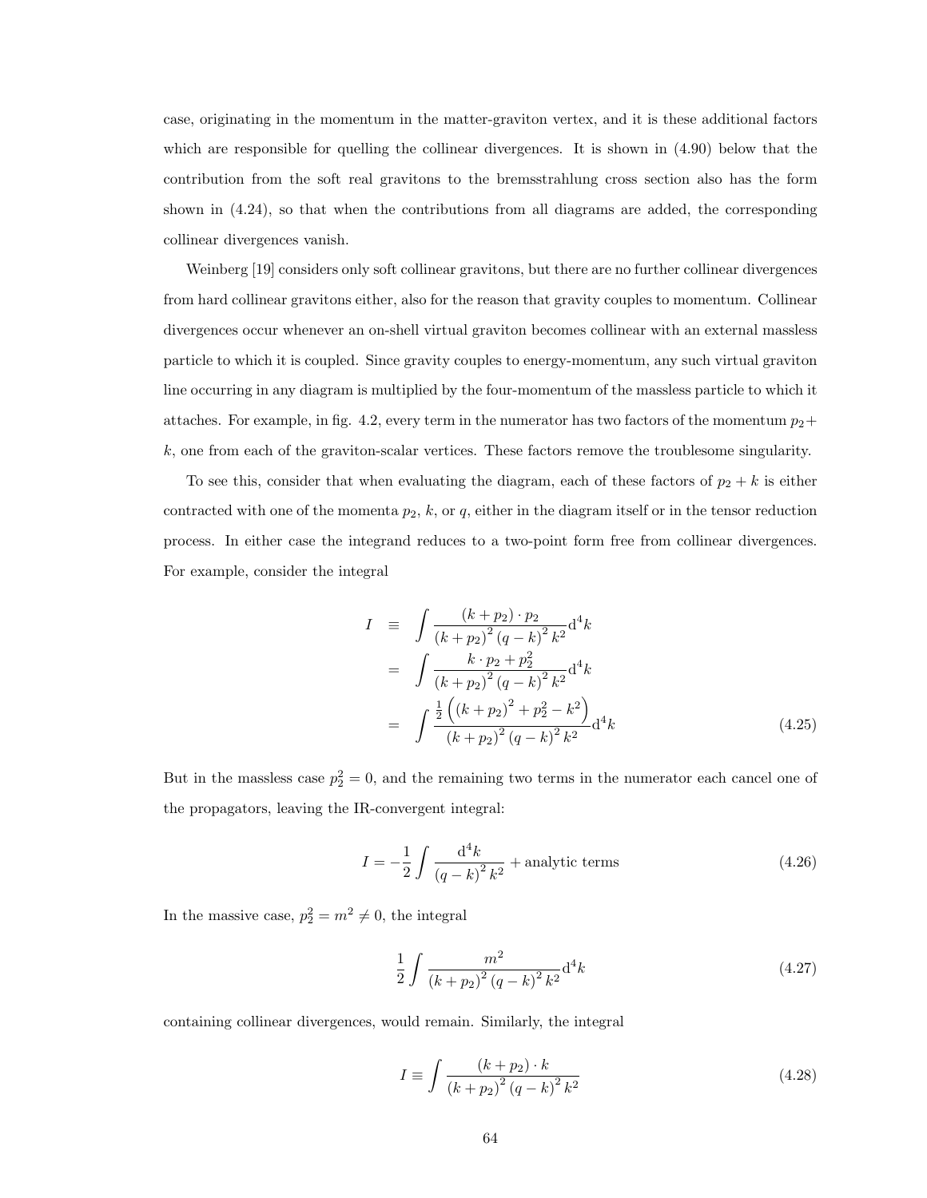case, originating in the momentum in the matter-graviton vertex, and it is these additional factors which are responsible for quelling the collinear divergences. It is shown in (4.90) below that the contribution from the soft real gravitons to the bremsstrahlung cross section also has the form shown in (4.24), so that when the contributions from all diagrams are added, the corresponding collinear divergences vanish.

Weinberg [19] considers only soft collinear gravitons, but there are no further collinear divergences from hard collinear gravitons either, also for the reason that gravity couples to momentum. Collinear divergences occur whenever an on-shell virtual graviton becomes collinear with an external massless particle to which it is coupled. Since gravity couples to energy-momentum, any such virtual graviton line occurring in any diagram is multiplied by the four-momentum of the massless particle to which it attaches. For example, in fig. 4.2, every term in the numerator has two factors of the momentum $p_2 + k$, one from each of the graviton-scalar vertices. These factors remove the troublesome singularity.

To see this, consider that when evaluating the diagram, each of these factors of $p_2 + k$ is either contracted with one of the momenta $p_2$, $k$, or $q$, either in the diagram itself or in the tensor reduction process. In either case the integrand reduces to a two-point form free from collinear divergences. For example, consider the integral

$$
\begin{aligned}
I &\equiv \int \frac{(k+p_2)\cdot p_2}{(k+p_2)^2 (q-k)^2 k^2} \mathrm{d}^4 k \\
&= \int \frac{k\cdot p_2 + p_2^2}{(k+p_2)^2 (q-k)^2 k^2} \mathrm{d}^4 k \\
&= \int \frac{\frac{1}{2}\left((k+p_2)^2 + p_2^2 - k^2\right)}{(k+p_2)^2 (q-k)^2 k^2} \mathrm{d}^4 k
\end{aligned}
\tag{4.25}
$$

But in the massless case $p_2^2 = 0$, and the remaining two terms in the numerator each cancel one of the propagators, leaving the IR-convergent integral:

$$
I = -\frac{1}{2} \int \frac{\mathrm{d}^4 k}{(q-k)^2 k^2} + \text{analytic terms} \tag{4.26}
$$

In the massive case, $p_2^2 = m^2 \neq 0$, the integral

$$
\frac{1}{2} \int \frac{m^2}{(k+p_2)^2 (q-k)^2 k^2} \mathrm{d}^4 k \tag{4.27}
$$

containing collinear divergences, would remain. Similarly, the integral

$$
I \equiv \int \frac{(k+p_2)\cdot k}{(k+p_2)^2 (q-k)^2 k^2} \tag{4.28}
$$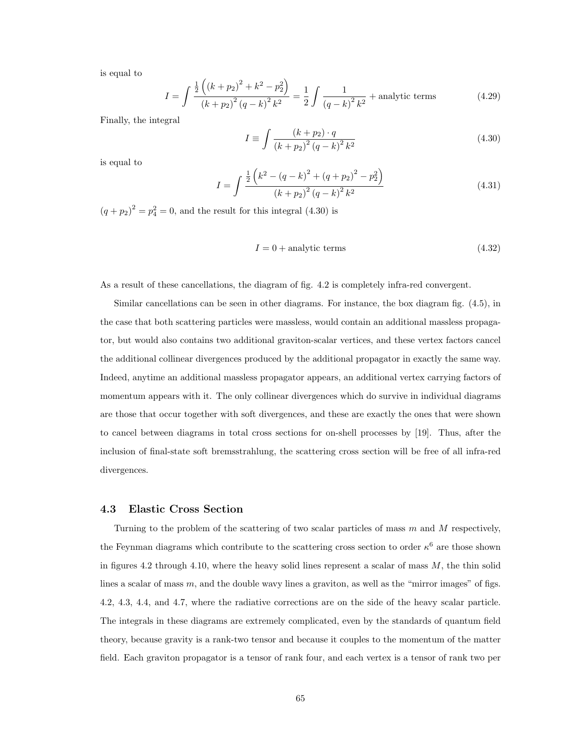is equal to

$$I = \int \frac{\frac{1}{2}\left((k+p_2)^2 + k^2 - p_2^2\right)}{(k+p_2)^2 (q-k)^2 k^2} = \frac{1}{2}\int \frac{1}{(q-k)^2 k^2} + \text{analytic terms} \tag{4.29}$$

Finally, the integral

$$I \equiv \int \frac{(k+p_2)\cdot q}{(k+p_2)^2 (q-k)^2 k^2} \tag{4.30}$$

is equal to

$$I = \int \frac{\frac{1}{2}\left(k^2 - (q-k)^2 + (q+p_2)^2 - p_2^2\right)}{(k+p_2)^2 (q-k)^2 k^2} \tag{4.31}$$

$(q+p_2)^2 = p_4^2 = 0$, and the result for this integral (4.30) is

$$I = 0 + \text{analytic terms} \tag{4.32}$$

As a result of these cancellations, the diagram of fig. 4.2 is completely infra-red convergent.

Similar cancellations can be seen in other diagrams. For instance, the box diagram fig. (4.5), in the case that both scattering particles were massless, would contain an additional massless propagator, but would also contains two additional graviton-scalar vertices, and these vertex factors cancel the additional collinear divergences produced by the additional propagator in exactly the same way. Indeed, anytime an additional massless propagator appears, an additional vertex carrying factors of momentum appears with it. The only collinear divergences which do survive in individual diagrams are those that occur together with soft divergences, and these are exactly the ones that were shown to cancel between diagrams in total cross sections for on-shell processes by [19]. Thus, after the inclusion of final-state soft bremsstrahlung, the scattering cross section will be free of all infra-red divergences.

### 4.3 Elastic Cross Section

Turning to the problem of the scattering of two scalar particles of mass $m$ and $M$ respectively, the Feynman diagrams which contribute to the scattering cross section to order $\kappa^6$ are those shown in figures 4.2 through 4.10, where the heavy solid lines represent a scalar of mass $M$, the thin solid lines a scalar of mass $m$, and the double wavy lines a graviton, as well as the "mirror images" of figs. 4.2, 4.3, 4.4, and 4.7, where the radiative corrections are on the side of the heavy scalar particle. The integrals in these diagrams are extremely complicated, even by the standards of quantum field theory, because gravity is a rank-two tensor and because it couples to the momentum of the matter field. Each graviton propagator is a tensor of rank four, and each vertex is a tensor of rank two per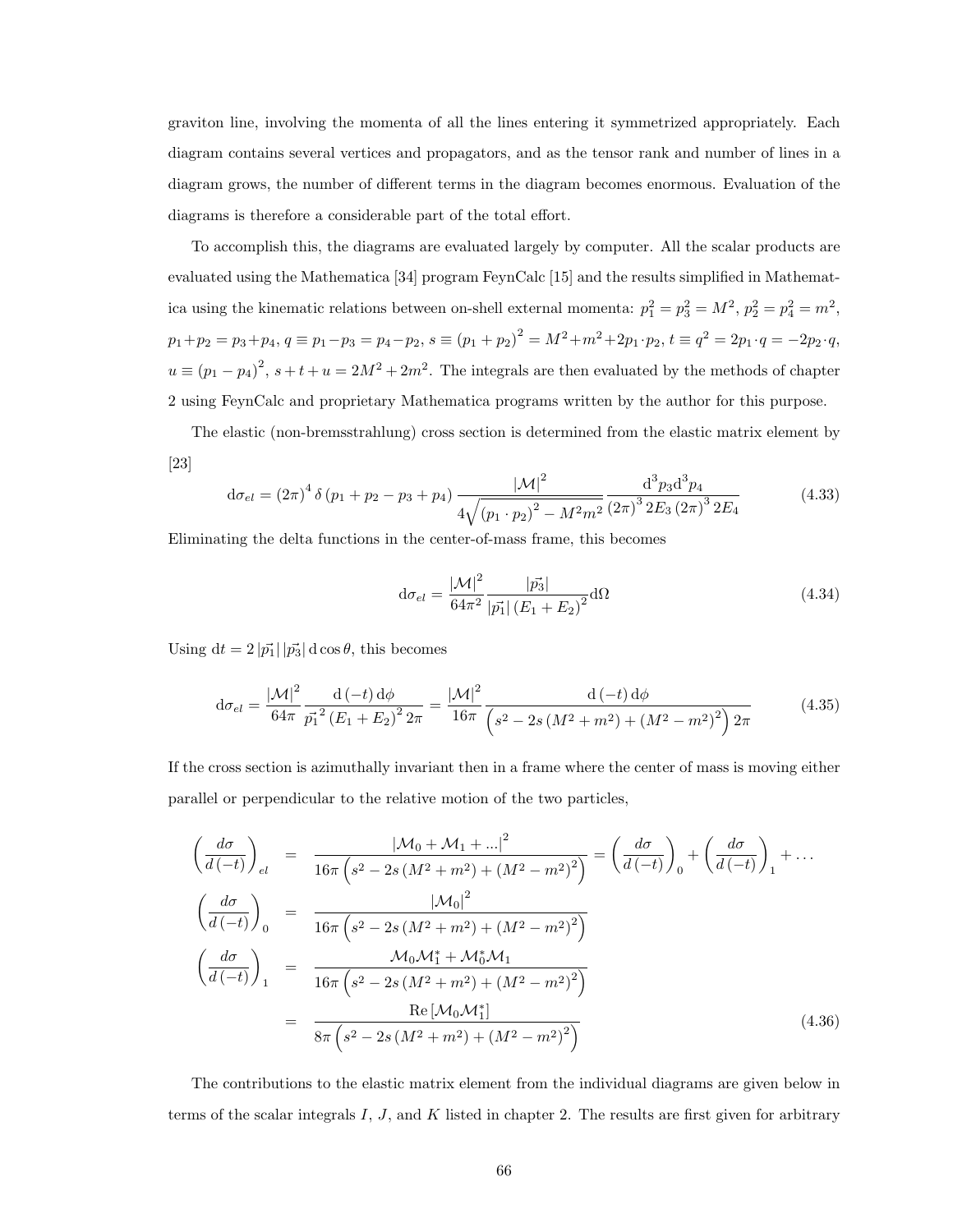graviton line, involving the momenta of all the lines entering it symmetrized appropriately. Each diagram contains several vertices and propagators, and as the tensor rank and number of lines in a diagram grows, the number of different terms in the diagram becomes enormous. Evaluation of the diagrams is therefore a considerable part of the total effort.

To accomplish this, the diagrams are evaluated largely by computer. All the scalar products are evaluated using the Mathematica [34] program FeynCalc [15] and the results simplified in Mathematica using the kinematic relations between on-shell external momenta: $p_1^2 = p_3^2 = M^2$, $p_2^2 = p_4^2 = m^2$, $p_1 + p_2 = p_3 + p_4$, $q \equiv p_1 - p_3 = p_4 - p_2$, $s \equiv (p_1 + p_2)^2 = M^2 + m^2 + 2p_1 \cdot p_2$, $t \equiv q^2 = 2p_1 \cdot q = -2p_2 \cdot q$, $u \equiv (p_1 - p_4)^2$, $s + t + u = 2M^2 + 2m^2$. The integrals are then evaluated by the methods of chapter 2 using FeynCalc and proprietary Mathematica programs written by the author for this purpose.

The elastic (non-bremsstrahlung) cross section is determined from the elastic matrix element by [23]

$$\mathrm{d}\sigma_{el} = (2\pi)^4 \delta(p_1 + p_2 - p_3 + p_4) \frac{|\mathcal{M}|^2}{4\sqrt{(p_1 \cdot p_2)^2 - M^2 m^2}} \frac{\mathrm{d}^3 p_3 \mathrm{d}^3 p_4}{(2\pi)^3 2E_3 (2\pi)^3 2E_4} \tag{4.33}$$

Eliminating the delta functions in the center-of-mass frame, this becomes

$$\mathrm{d}\sigma_{el} = \frac{|\mathcal{M}|^2}{64\pi^2} \frac{|\vec{p_3}|}{|\vec{p_1}| (E_1 + E_2)^2} \mathrm{d}\Omega \tag{4.34}$$

Using $\mathrm{d}t = 2|\vec{p_1}||\vec{p_3}| \mathrm{d}\cos\theta$, this becomes

$$\mathrm{d}\sigma_{el} = \frac{|\mathcal{M}|^2}{64\pi} \frac{\mathrm{d}(-t)\,\mathrm{d}\phi}{\vec{p_1}^2 (E_1 + E_2)^2 2\pi} = \frac{|\mathcal{M}|^2}{16\pi} \frac{\mathrm{d}(-t)\,\mathrm{d}\phi}{\left(s^2 - 2s(M^2 + m^2) + (M^2 - m^2)^2\right) 2\pi} \tag{4.35}$$

If the cross section is azimuthally invariant then in a frame where the center of mass is moving either parallel or perpendicular to the relative motion of the two particles,

$$\begin{aligned}
\left(\frac{d\sigma}{d(-t)}\right)_{el} &= \frac{|\mathcal{M}_0 + \mathcal{M}_1 + ...|^2}{16\pi\left(s^2 - 2s(M^2 + m^2) + (M^2 - m^2)^2\right)} = \left(\frac{d\sigma}{d(-t)}\right)_0 + \left(\frac{d\sigma}{d(-t)}\right)_1 + \ldots \\
\left(\frac{d\sigma}{d(-t)}\right)_0 &= \frac{|\mathcal{M}_0|^2}{16\pi\left(s^2 - 2s(M^2 + m^2) + (M^2 - m^2)^2\right)} \\
\left(\frac{d\sigma}{d(-t)}\right)_1 &= \frac{\mathcal{M}_0 \mathcal{M}_1^* + \mathcal{M}_0^* \mathcal{M}_1}{16\pi\left(s^2 - 2s(M^2 + m^2) + (M^2 - m^2)^2\right)} \\
&= \frac{\mathrm{Re}\left[\mathcal{M}_0 \mathcal{M}_1^*\right]}{8\pi\left(s^2 - 2s(M^2 + m^2) + (M^2 - m^2)^2\right)}
\end{aligned} \tag{4.36}$$

The contributions to the elastic matrix element from the individual diagrams are given below in terms of the scalar integrals $I$, $J$, and $K$ listed in chapter 2. The results are first given for arbitrary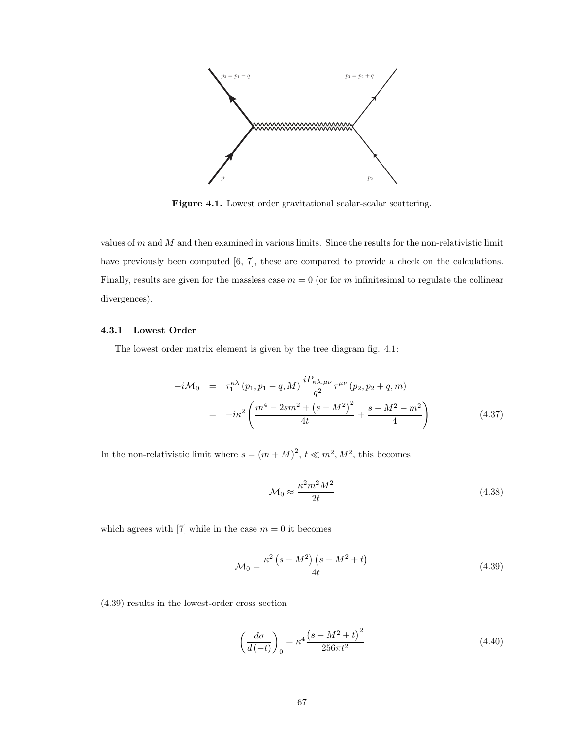**Figure 4.1.** Lowest order gravitational scalar-scalar scattering.

values of $m$ and $M$ and then examined in various limits. Since the results for the non-relativistic limit have previously been computed [6, 7], these are compared to provide a check on the calculations. Finally, results are given for the massless case $m = 0$ (or for $m$ infinitesimal to regulate the collinear divergences).

### 4.3.1 Lowest Order

The lowest order matrix element is given by the tree diagram fig. 4.1:

$$
\begin{aligned}
-i\mathcal{M}_0 &= \tau_1^{\kappa\lambda}\left(p_1, p_1 - q, M\right) \frac{iP_{\kappa\lambda,\mu\nu}}{q^2} \tau^{\mu\nu}\left(p_2, p_2 + q, m\right) \\
&= -i\kappa^2 \left( \frac{m^4 - 2sm^2 + \left(s - M^2\right)^2}{4t} + \frac{s - M^2 - m^2}{4} \right)
\end{aligned}
\tag{4.37}
$$

In the non-relativistic limit where $s = (m + M)^2$, $t \ll m^2, M^2$, this becomes

$$
\mathcal{M}_0 \approx \frac{\kappa^2 m^2 M^2}{2t} \tag{4.38}
$$

which agrees with [7] while in the case $m = 0$ it becomes

$$
\mathcal{M}_0 = \frac{\kappa^2 \left(s - M^2\right)\left(s - M^2 + t\right)}{4t} \tag{4.39}
$$

(4.39) results in the lowest-order cross section

$$
\left(\frac{d\sigma}{d\left(-t\right)}\right)_0 = \kappa^4 \frac{\left(s - M^2 + t\right)^2}{256\pi t^2} \tag{4.40}
$$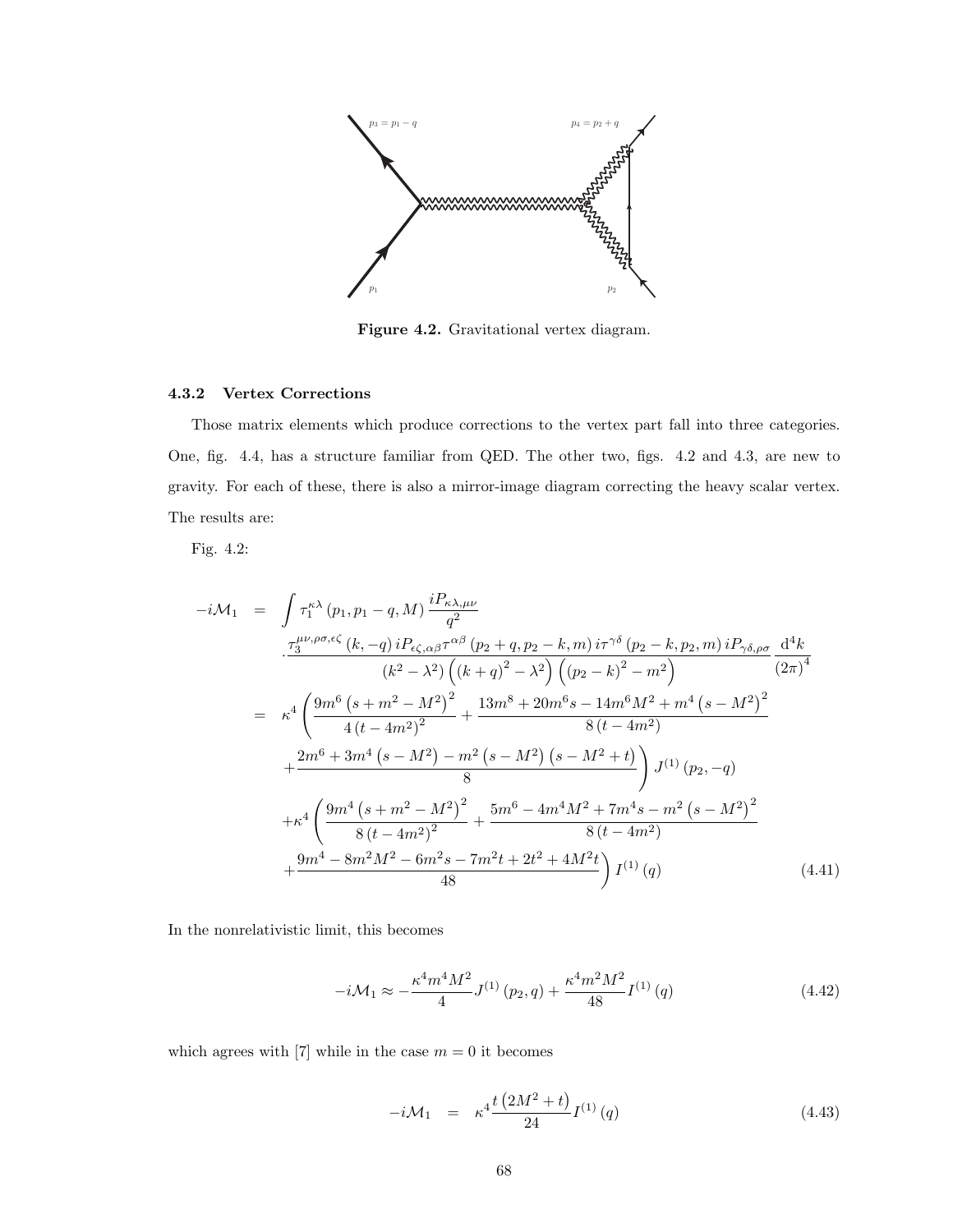Figure 4.2. Gravitational vertex diagram.

### 4.3.2 Vertex Corrections

Those matrix elements which produce corrections to the vertex part fall into three categories. One, fig. 4.4, has a structure familiar from QED. The other two, figs. 4.2 and 4.3, are new to gravity. For each of these, there is also a mirror-image diagram correcting the heavy scalar vertex. The results are:

Fig. 4.2:

$$
\begin{aligned}
-i\mathcal{M}_1 &= \int \tau_1^{\kappa\lambda}\left(p_1, p_1 - q, M\right) \frac{iP_{\kappa\lambda,\mu\nu}}{q^2} \\
&\quad \cdot \frac{\tau_3^{\mu\nu,\rho\sigma,\epsilon\zeta}\left(k, -q\right) iP_{\epsilon\zeta,\alpha\beta}\tau^{\alpha\beta}\left(p_2 + q, p_2 - k, m\right) i\tau^{\gamma\delta}\left(p_2 - k, p_2, m\right) iP_{\gamma\delta,\rho\sigma}}{\left(k^2 - \lambda^2\right)\left(\left(k + q\right)^2 - \lambda^2\right)\left(\left(p_2 - k\right)^2 - m^2\right)} \frac{\mathrm{d}^4 k}{\left(2\pi\right)^4} \\
&= \kappa^4 \left( \frac{9m^6\left(s + m^2 - M^2\right)^2}{4\left(t - 4m^2\right)^2} + \frac{13m^8 + 20m^6 s - 14m^6 M^2 + m^4\left(s - M^2\right)^2}{8\left(t - 4m^2\right)} \right. \\
&\quad \left. + \frac{2m^6 + 3m^4\left(s - M^2\right) - m^2\left(s - M^2\right)\left(s - M^2 + t\right)}{8} \right) J^{(1)}\left(p_2, -q\right) \\
&\quad + \kappa^4 \left( \frac{9m^4\left(s + m^2 - M^2\right)^2}{8\left(t - 4m^2\right)^2} + \frac{5m^6 - 4m^4 M^2 + 7m^4 s - m^2\left(s - M^2\right)^2}{8\left(t - 4m^2\right)} \right. \\
&\quad \left. + \frac{9m^4 - 8m^2 M^2 - 6m^2 s - 7m^2 t + 2t^2 + 4M^2 t}{48} \right) I^{(1)}\left(q\right)
\end{aligned}
\tag{4.41}
$$

In the nonrelativistic limit, this becomes

$$
-i\mathcal{M}_1 \approx -\frac{\kappa^4 m^4 M^2}{4} J^{(1)}\left(p_2, q\right) + \frac{\kappa^4 m^2 M^2}{48} I^{(1)}\left(q\right) \tag{4.42}
$$

which agrees with [7] while in the case $m = 0$ it becomes

$$
-i\mathcal{M}_1 = \kappa^4 \frac{t\left(2M^2 + t\right)}{24} I^{(1)}\left(q\right) \tag{4.43}
$$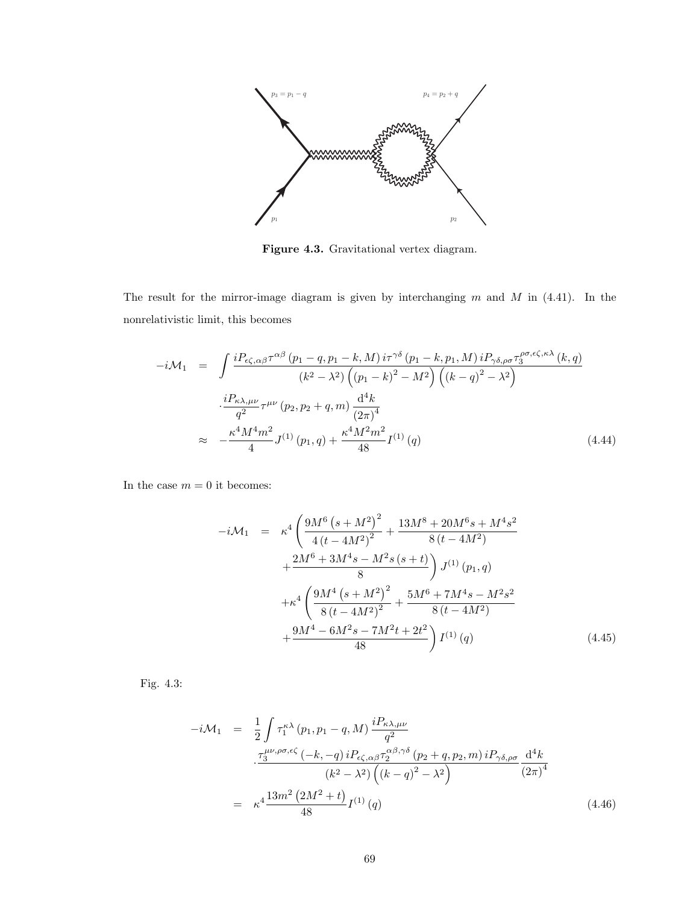**Figure 4.3.** Gravitational vertex diagram.

The result for the mirror-image diagram is given by interchanging $m$ and $M$ in (4.41). In the nonrelativistic limit, this becomes

$$
\begin{aligned}
-i\mathcal{M}_1 &= \int \frac{iP_{\epsilon\zeta,\alpha\beta}\tau^{\alpha\beta}\left(p_1-q,p_1-k,M\right)i\tau^{\gamma\delta}\left(p_1-k,p_1,M\right)iP_{\gamma\delta,\rho\sigma}\tau_3^{\rho\sigma,\epsilon\zeta,\kappa\lambda}\left(k,q\right)}{\left(k^2-\lambda^2\right)\left(\left(p_1-k\right)^2-M^2\right)\left(\left(k-q\right)^2-\lambda^2\right)} \\
&\quad \cdot \frac{iP_{\kappa\lambda,\mu\nu}}{q^2}\tau^{\mu\nu}\left(p_2,p_2+q,m\right)\frac{\mathrm{d}^4k}{\left(2\pi\right)^4} \\
&\approx -\frac{\kappa^4M^4m^2}{4}J^{(1)}\left(p_1,q\right)+\frac{\kappa^4M^2m^2}{48}I^{(1)}\left(q\right)
\end{aligned}
\tag{4.44}
$$

In the case $m=0$ it becomes:

$$
\begin{aligned}
-i\mathcal{M}_1 &= \kappa^4\left(\frac{9M^6\left(s+M^2\right)^2}{4\left(t-4M^2\right)^2}+\frac{13M^8+20M^6s+M^4s^2}{8\left(t-4M^2\right)}\right. \\
&\quad \left.+\frac{2M^6+3M^4s-M^2s\left(s+t\right)}{8}\right)J^{(1)}\left(p_1,q\right) \\
&\quad +\kappa^4\left(\frac{9M^4\left(s+M^2\right)^2}{8\left(t-4M^2\right)^2}+\frac{5M^6+7M^4s-M^2s^2}{8\left(t-4M^2\right)}\right. \\
&\quad \left.+\frac{9M^4-6M^2s-7M^2t+2t^2}{48}\right)I^{(1)}\left(q\right)
\end{aligned}
\tag{4.45}
$$

Fig. 4.3:

$$
\begin{aligned}
-i\mathcal{M}_1 &= \frac{1}{2}\int \tau_1^{\kappa\lambda}\left(p_1,p_1-q,M\right)\frac{iP_{\kappa\lambda,\mu\nu}}{q^2} \\
&\quad \cdot\frac{\tau_3^{\mu\nu,\rho\sigma,\epsilon\zeta}\left(-k,-q\right)iP_{\epsilon\zeta,\alpha\beta}\tau_2^{\alpha\beta,\gamma\delta}\left(p_2+q,p_2,m\right)iP_{\gamma\delta,\rho\sigma}}{\left(k^2-\lambda^2\right)\left(\left(k-q\right)^2-\lambda^2\right)}\frac{\mathrm{d}^4k}{\left(2\pi\right)^4} \\
&= \kappa^4\frac{13m^2\left(2M^2+t\right)}{48}I^{(1)}\left(q\right)
\end{aligned}
\tag{4.46}
$$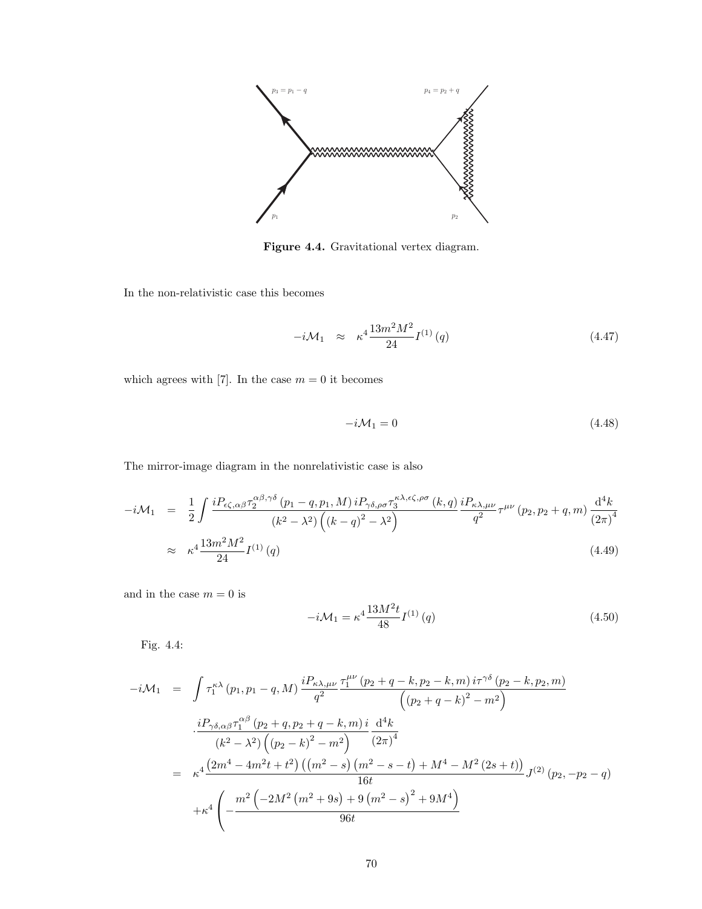Figure 4.4. Gravitational vertex diagram.

In the non-relativistic case this becomes

$$-i\mathcal{M}_1 \approx \kappa^4 \frac{13m^2M^2}{24} I^{(1)}(q) \tag{4.47}$$

which agrees with [7]. In the case $m=0$ it becomes

$$-i\mathcal{M}_1 = 0 \tag{4.48}$$

The mirror-image diagram in the nonrelativistic case is also

$$\begin{aligned}
-i\mathcal{M}_1 &= \frac{1}{2}\int \frac{iP_{\epsilon\zeta,\alpha\beta}\tau_2^{\alpha\beta,\gamma\delta}(p_1-q,p_1,M)\, iP_{\gamma\delta,\rho\sigma}\tau_3^{\kappa\lambda,\epsilon\zeta,\rho\sigma}(k,q)}{(k^2-\lambda^2)\left((k-q)^2-\lambda^2\right)} \frac{iP_{\kappa\lambda,\mu\nu}}{q^2}\tau^{\mu\nu}(p_2,p_2+q,m)\frac{\mathrm{d}^4k}{(2\pi)^4} \\
&\approx \kappa^4 \frac{13m^2M^2}{24} I^{(1)}(q)
\end{aligned} \tag{4.49}$$

and in the case $m=0$ is

$$-i\mathcal{M}_1 = \kappa^4 \frac{13M^2t}{48} I^{(1)}(q) \tag{4.50}$$

Fig. 4.4:

$$\begin{aligned}
-i\mathcal{M}_1 &= \int \tau_1^{\kappa\lambda}(p_1,p_1-q,M)\frac{iP_{\kappa\lambda,\mu\nu}}{q^2}\frac{\tau_1^{\mu\nu}(p_2+q-k,p_2-k,m)\, i\tau^{\gamma\delta}(p_2-k,p_2,m)}{\left((p_2+q-k)^2-m^2\right)} \\
&\quad \cdot \frac{iP_{\gamma\delta,\alpha\beta}\tau_1^{\alpha\beta}(p_2+q,p_2+q-k,m)\, i}{(k^2-\lambda^2)\left((p_2-k)^2-m^2\right)}\frac{\mathrm{d}^4k}{(2\pi)^4} \\
&= \kappa^4 \frac{\left(2m^4-4m^2t+t^2\right)\left(\left(m^2-s\right)\left(m^2-s-t\right)+M^4-M^2(2s+t)\right)}{16t} J^{(2)}(p_2,-p_2-q) \\
&\quad + \kappa^4\left(-\frac{m^2\left(-2M^2\left(m^2+9s\right)+9\left(m^2-s\right)^2+9M^4\right)}{96t}\right.
\end{aligned}$$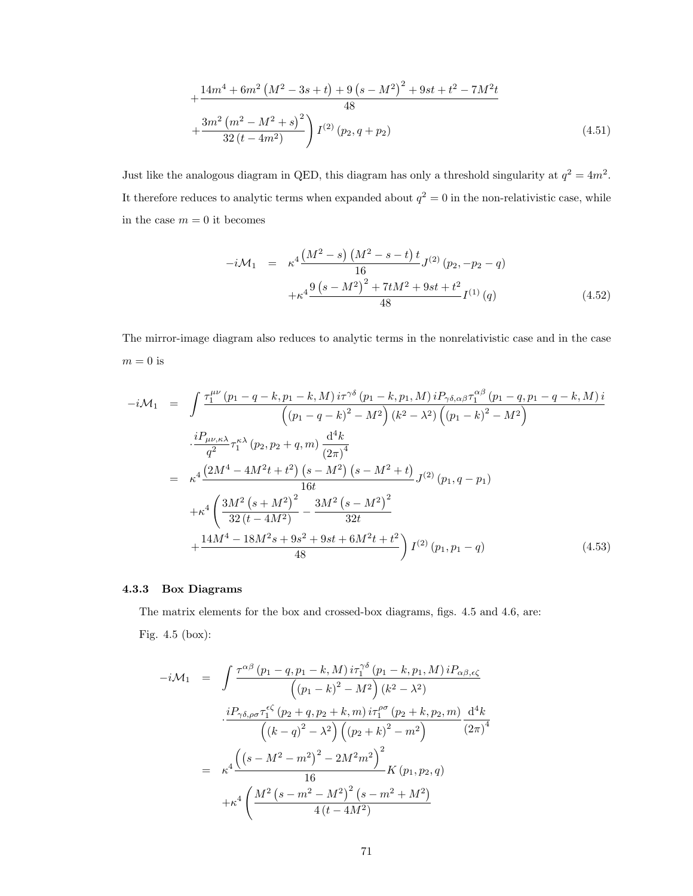$$
\begin{aligned}
&+\frac{14m^4 + 6m^2\left(M^2 - 3s + t\right) + 9\left(s - M^2\right)^2 + 9st + t^2 - 7M^2 t}{48} \\
&+\left.\frac{3m^2\left(m^2 - M^2 + s\right)^2}{32\left(t - 4m^2\right)}\right) I^{(2)}\left(p_2, q + p_2\right)
\end{aligned}
\tag{4.51}
$$

Just like the analogous diagram in QED, this diagram has only a threshold singularity at $q^2 = 4m^2$. It therefore reduces to analytic terms when expanded about $q^2 = 0$ in the non-relativistic case, while in the case $m = 0$ it becomes

$$
\begin{aligned}
-i\mathcal{M}_1 &= \kappa^4 \frac{\left(M^2 - s\right)\left(M^2 - s - t\right)t}{16} J^{(2)}\left(p_2, -p_2 - q\right) \\
&\quad + \kappa^4 \frac{9\left(s - M^2\right)^2 + 7tM^2 + 9st + t^2}{48} I^{(1)}(q)
\end{aligned}
\tag{4.52}
$$

The mirror-image diagram also reduces to analytic terms in the nonrelativistic case and in the case $m = 0$ is

$$
\begin{aligned}
-i\mathcal{M}_1 &= \int \frac{\tau_1^{\mu\nu}\left(p_1 - q - k, p_1 - k, M\right) i\tau^{\gamma\delta}\left(p_1 - k, p_1, M\right) iP_{\gamma\delta,\alpha\beta}\tau_1^{\alpha\beta}\left(p_1 - q, p_1 - q - k, M\right) i}{\left(\left(p_1 - q - k\right)^2 - M^2\right)\left(k^2 - \lambda^2\right)\left(\left(p_1 - k\right)^2 - M^2\right)} \\
&\quad \cdot \frac{iP_{\mu\nu,\kappa\lambda}}{q^2}\tau_1^{\kappa\lambda}\left(p_2, p_2 + q, m\right)\frac{\mathrm{d}^4 k}{(2\pi)^4} \\
&= \kappa^4 \frac{\left(2M^4 - 4M^2 t + t^2\right)\left(s - M^2\right)\left(s - M^2 + t\right)}{16t} J^{(2)}\left(p_1, q - p_1\right) \\
&\quad + \kappa^4 \left(\frac{3M^2\left(s + M^2\right)^2}{32\left(t - 4M^2\right)} - \frac{3M^2\left(s - M^2\right)^2}{32t}\right. \\
&\quad + \left.\frac{14M^4 - 18M^2 s + 9s^2 + 9st + 6M^2 t + t^2}{48}\right) I^{(2)}\left(p_1, p_1 - q\right)
\end{aligned}
\tag{4.53}
$$

### 4.3.3 Box Diagrams

The matrix elements for the box and crossed-box diagrams, figs. 4.5 and 4.6, are:

Fig. 4.5 (box):

$$
\begin{aligned}
-i\mathcal{M}_1 &= \int \frac{\tau^{\alpha\beta}\left(p_1 - q, p_1 - k, M\right) i\tau_1^{\gamma\delta}\left(p_1 - k, p_1, M\right) iP_{\alpha\beta,\epsilon\zeta}}{\left(\left(p_1 - k\right)^2 - M^2\right)\left(k^2 - \lambda^2\right)} \\
&\quad \cdot \frac{iP_{\gamma\delta,\rho\sigma}\tau_1^{\epsilon\zeta}\left(p_2 + q, p_2 + k, m\right) i\tau_1^{\rho\sigma}\left(p_2 + k, p_2, m\right)}{\left(\left(k - q\right)^2 - \lambda^2\right)\left(\left(p_2 + k\right)^2 - m^2\right)}\frac{\mathrm{d}^4 k}{(2\pi)^4} \\
&= \kappa^4 \frac{\left(\left(s - M^2 - m^2\right)^2 - 2M^2 m^2\right)^2}{16} K\left(p_1, p_2, q\right) \\
&\quad + \kappa^4 \left(\frac{M^2\left(s - m^2 - M^2\right)^2\left(s - m^2 + M^2\right)}{4\left(t - 4M^2\right)}\right.
\end{aligned}
$$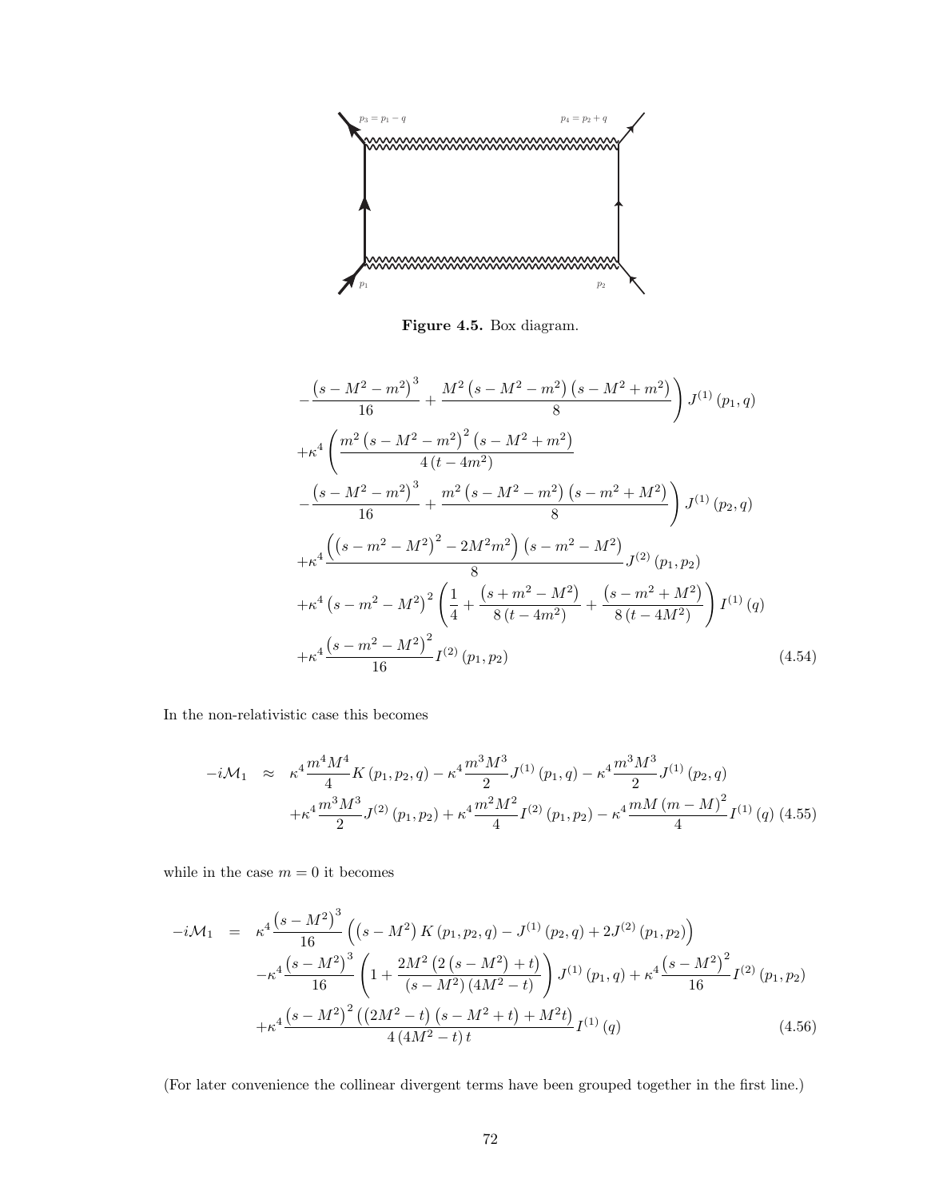Figure 4.5. Box diagram.

$$
\begin{aligned}
&-\frac{\left(s-M^2-m^2\right)^3}{16}+\frac{M^2\left(s-M^2-m^2\right)\left(s-M^2+m^2\right)}{8}\Bigg) J^{(1)}\left(p_1,q\right) \\
&+\kappa^4\left(\frac{m^2\left(s-M^2-m^2\right)^2\left(s-M^2+m^2\right)}{4\left(t-4m^2\right)}\right. \\
&-\frac{\left(s-M^2-m^2\right)^3}{16}+\frac{m^2\left(s-M^2-m^2\right)\left(s-m^2+M^2\right)}{8}\Bigg) J^{(1)}\left(p_2,q\right) \\
&+\kappa^4\frac{\left(\left(s-m^2-M^2\right)^2-2M^2m^2\right)\left(s-m^2-M^2\right)}{8}J^{(2)}\left(p_1,p_2\right) \\
&+\kappa^4\left(s-m^2-M^2\right)^2\left(\frac{1}{4}+\frac{\left(s+m^2-M^2\right)}{8\left(t-4m^2\right)}+\frac{\left(s-m^2+M^2\right)}{8\left(t-4M^2\right)}\right)I^{(1)}\left(q\right) \\
&+\kappa^4\frac{\left(s-m^2-M^2\right)^2}{16}I^{(2)}\left(p_1,p_2\right)
\end{aligned}
\tag{4.54}
$$

In the non-relativistic case this becomes

$$
\begin{aligned}
-i\mathcal{M}_1 \;\approx\;& \kappa^4\frac{m^4M^4}{4}K\left(p_1,p_2,q\right)-\kappa^4\frac{m^3M^3}{2}J^{(1)}\left(p_1,q\right)-\kappa^4\frac{m^3M^3}{2}J^{(1)}\left(p_2,q\right) \\
&+\kappa^4\frac{m^3M^3}{2}J^{(2)}\left(p_1,p_2\right)+\kappa^4\frac{m^2M^2}{4}I^{(2)}\left(p_1,p_2\right)-\kappa^4\frac{mM\left(m-M\right)^2}{4}I^{(1)}\left(q\right)
\end{aligned}
\tag{4.55}
$$

while in the case $m=0$ it becomes

$$
\begin{aligned}
-i\mathcal{M}_1 \;=\;& \kappa^4\frac{\left(s-M^2\right)^3}{16}\left(\left(s-M^2\right)K\left(p_1,p_2,q\right)-J^{(1)}\left(p_2,q\right)+2J^{(2)}\left(p_1,p_2\right)\right) \\
&-\kappa^4\frac{\left(s-M^2\right)^3}{16}\left(1+\frac{2M^2\left(2\left(s-M^2\right)+t\right)}{\left(s-M^2\right)\left(4M^2-t\right)}\right)J^{(1)}\left(p_1,q\right)+\kappa^4\frac{\left(s-M^2\right)^2}{16}I^{(2)}\left(p_1,p_2\right) \\
&+\kappa^4\frac{\left(s-M^2\right)^2\left(\left(2M^2-t\right)\left(s-M^2+t\right)+M^2t\right)}{4\left(4M^2-t\right)t}I^{(1)}\left(q\right)
\end{aligned}
\tag{4.56}
$$

(For later convenience the collinear divergent terms have been grouped together in the first line.)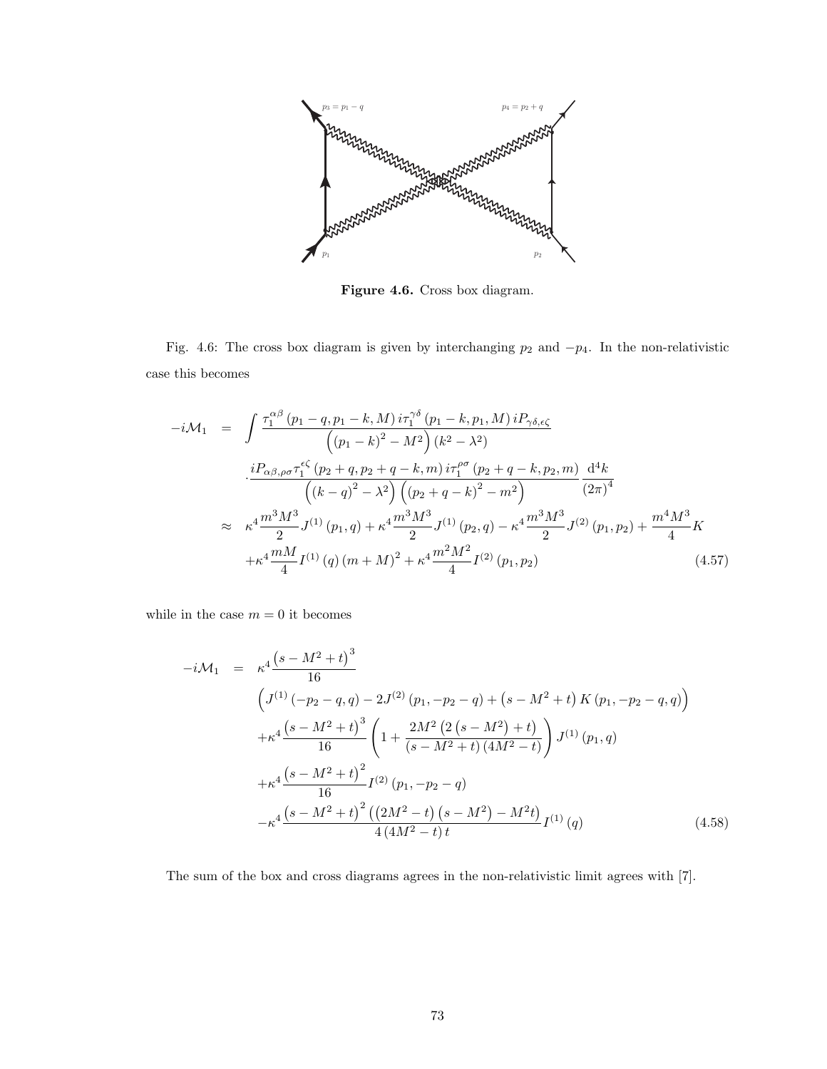**Figure 4.6.** Cross box diagram.

Fig. 4.6: The cross box diagram is given by interchanging $p_2$ and $-p_4$. In the non-relativistic case this becomes

$$
\begin{aligned}
-i\mathcal{M}_1 &= \int \frac{\tau_1^{\alpha\beta}\left(p_1-q,p_1-k,M\right) i\tau_1^{\gamma\delta}\left(p_1-k,p_1,M\right) iP_{\gamma\delta,\epsilon\zeta}}{\left(\left(p_1-k\right)^2-M^2\right)\left(k^2-\lambda^2\right)} \\
&\quad \cdot \frac{iP_{\alpha\beta,\rho\sigma}\tau_1^{\epsilon\zeta}\left(p_2+q,p_2+q-k,m\right) i\tau_1^{\rho\sigma}\left(p_2+q-k,p_2,m\right)}{\left(\left(k-q\right)^2-\lambda^2\right)\left(\left(p_2+q-k\right)^2-m^2\right)} \frac{\mathrm{d}^4k}{\left(2\pi\right)^4} \\
&\approx \kappa^4\frac{m^3M^3}{2}J^{(1)}\left(p_1,q\right)+\kappa^4\frac{m^3M^3}{2}J^{(1)}\left(p_2,q\right)-\kappa^4\frac{m^3M^3}{2}J^{(2)}\left(p_1,p_2\right)+\frac{m^4M^3}{4}K \\
&\quad +\kappa^4\frac{mM}{4}I^{(1)}\left(q\right)\left(m+M\right)^2+\kappa^4\frac{m^2M^2}{4}I^{(2)}\left(p_1,p_2\right)
\end{aligned}
\tag{4.57}
$$

while in the case $m=0$ it becomes

$$
\begin{aligned}
-i\mathcal{M}_1 &= \kappa^4\frac{\left(s-M^2+t\right)^3}{16} \\
&\quad \left(J^{(1)}\left(-p_2-q,q\right)-2J^{(2)}\left(p_1,-p_2-q\right)+\left(s-M^2+t\right)K\left(p_1,-p_2-q,q\right)\right) \\
&\quad +\kappa^4\frac{\left(s-M^2+t\right)^3}{16}\left(1+\frac{2M^2\left(2\left(s-M^2\right)+t\right)}{\left(s-M^2+t\right)\left(4M^2-t\right)}\right)J^{(1)}\left(p_1,q\right) \\
&\quad +\kappa^4\frac{\left(s-M^2+t\right)^2}{16}I^{(2)}\left(p_1,-p_2-q\right) \\
&\quad -\kappa^4\frac{\left(s-M^2+t\right)^2\left(\left(2M^2-t\right)\left(s-M^2\right)-M^2t\right)}{4\left(4M^2-t\right)t}I^{(1)}\left(q\right)
\end{aligned}
\tag{4.58}
$$

The sum of the box and cross diagrams agrees in the non-relativistic limit agrees with [7].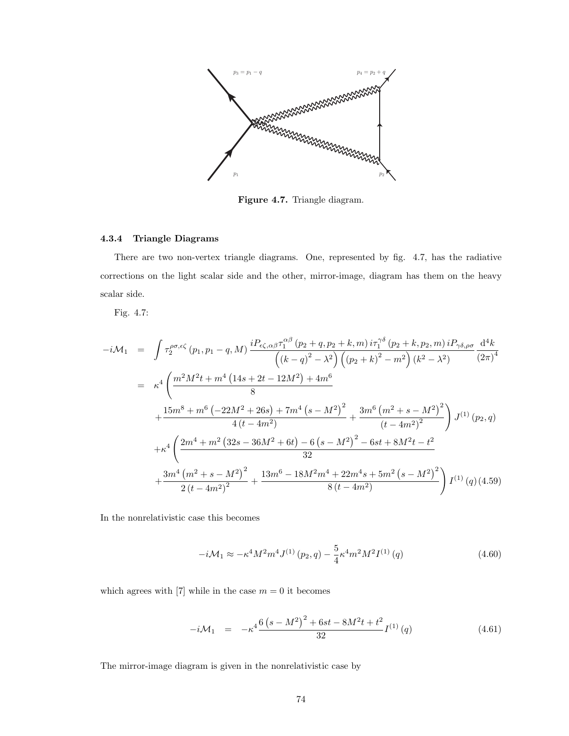Figure 4.7. Triangle diagram.

### 4.3.4 Triangle Diagrams

There are two non-vertex triangle diagrams. One, represented by fig. 4.7, has the radiative corrections on the light scalar side and the other, mirror-image, diagram has them on the heavy scalar side.

Fig. 4.7:

$$
\begin{aligned}
-i\mathcal{M}_1 &= \int \tau_2^{\rho\sigma,\epsilon\zeta}\left(p_1, p_1 - q, M\right) \frac{iP_{\epsilon\zeta,\alpha\beta}\tau_1^{\alpha\beta}\left(p_2+q, p_2+k, m\right) i\tau_1^{\gamma\delta}\left(p_2+k, p_2, m\right) iP_{\gamma\delta,\rho\sigma}}{\left((k-q)^2-\lambda^2\right)\left((p_2+k)^2-m^2\right)\left(k^2-\lambda^2\right)} \frac{\mathrm{d}^4k}{(2\pi)^4} \\
&= \kappa^4\left(\frac{m^2M^2t + m^4\left(14s+2t-12M^2\right)+4m^6}{8}\right. \\
&\quad \left.+\frac{15m^8+m^6\left(-22M^2+26s\right)+7m^4\left(s-M^2\right)^2}{4\left(t-4m^2\right)} + \frac{3m^6\left(m^2+s-M^2\right)^2}{\left(t-4m^2\right)^2}\right) J^{(1)}\left(p_2, q\right) \\
&\quad +\kappa^4\left(\frac{2m^4+m^2\left(32s-36M^2+6t\right)-6\left(s-M^2\right)^2-6st+8M^2t-t^2}{32}\right. \\
&\quad \left.+\frac{3m^4\left(m^2+s-M^2\right)^2}{2\left(t-4m^2\right)^2} + \frac{13m^6-18M^2m^4+22m^4s+5m^2\left(s-M^2\right)^2}{8\left(t-4m^2\right)}\right) I^{(1)}(q)
\end{aligned}
\tag{4.59}
$$

In the nonrelativistic case this becomes

$$
-i\mathcal{M}_1 \approx -\kappa^4M^2m^4J^{(1)}\left(p_2, q\right) - \frac{5}{4}\kappa^4m^2M^2I^{(1)}(q) \tag{4.60}
$$

which agrees with [7] while in the case $m = 0$ it becomes

$$
-i\mathcal{M}_1 = -\kappa^4\frac{6\left(s-M^2\right)^2+6st-8M^2t+t^2}{32}I^{(1)}(q) \tag{4.61}
$$

The mirror-image diagram is given in the nonrelativistic case by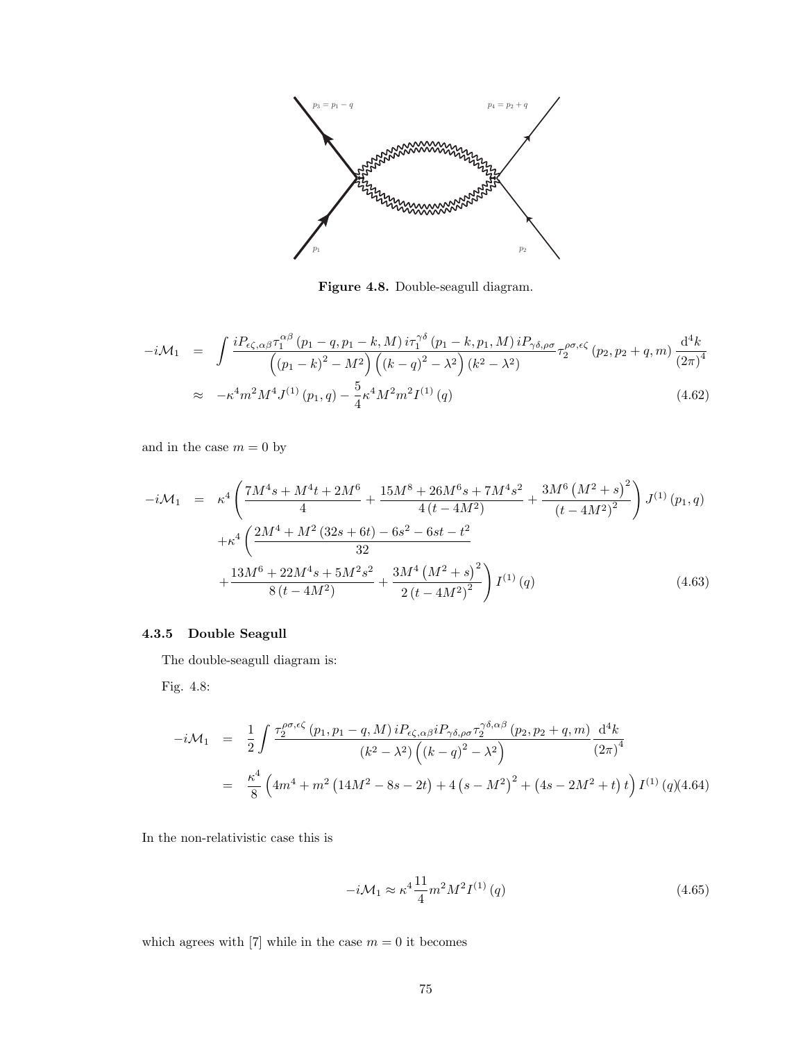$p_3 = p_1 - q$ $p_4 = p_2 + q$

$p_1$ $p_2$

**Figure 4.8.** Double-seagull diagram.

$$
\begin{aligned}
-i\mathcal{M}_1 &= \int \frac{iP_{\epsilon\zeta,\alpha\beta}\tau_1^{\alpha\beta}\left(p_1-q,p_1-k,M\right)i\tau_1^{\gamma\delta}\left(p_1-k,p_1,M\right)iP_{\gamma\delta,\rho\sigma}}{\left(\left(p_1-k\right)^2-M^2\right)\left(\left(k-q\right)^2-\lambda^2\right)\left(k^2-\lambda^2\right)}\tau_2^{\rho\sigma,\epsilon\zeta}\left(p_2,p_2+q,m\right)\frac{\mathrm{d}^4k}{\left(2\pi\right)^4} \\
&\approx -\kappa^4 m^2 M^4 J^{(1)}\left(p_1,q\right) - \frac{5}{4}\kappa^4 M^2 m^2 I^{(1)}\left(q\right) \qquad (4.62)
\end{aligned}
$$

and in the case $m = 0$ by

$$
\begin{aligned}
-i\mathcal{M}_1 &= \kappa^4\left(\frac{7M^4s+M^4t+2M^6}{4}+\frac{15M^8+26M^6s+7M^4s^2}{4\left(t-4M^2\right)}+\frac{3M^6\left(M^2+s\right)^2}{\left(t-4M^2\right)^2}\right)J^{(1)}\left(p_1,q\right) \\
&\quad +\kappa^4\left(\frac{2M^4+M^2\left(32s+6t\right)-6s^2-6st-t^2}{32}\right. \\
&\quad \left.+\frac{13M^6+22M^4s+5M^2s^2}{8\left(t-4M^2\right)}+\frac{3M^4\left(M^2+s\right)^2}{2\left(t-4M^2\right)^2}\right)I^{(1)}\left(q\right) \qquad (4.63)
\end{aligned}
$$

### 4.3.5 Double Seagull

The double-seagull diagram is:

Fig. 4.8:

$$
\begin{aligned}
-i\mathcal{M}_1 &= \frac{1}{2}\int \frac{\tau_2^{\rho\sigma,\epsilon\zeta}\left(p_1,p_1-q,M\right)iP_{\epsilon\zeta,\alpha\beta}iP_{\gamma\delta,\rho\sigma}\tau_2^{\gamma\delta,\alpha\beta}\left(p_2,p_2+q,m\right)}{\left(k^2-\lambda^2\right)\left(\left(k-q\right)^2-\lambda^2\right)}\frac{\mathrm{d}^4k}{\left(2\pi\right)^4} \\
&= \frac{\kappa^4}{8}\left(4m^4+m^2\left(14M^2-8s-2t\right)+4\left(s-M^2\right)^2+\left(4s-2M^2+t\right)t\right)I^{(1)}\left(q\right) \qquad (4.64)
\end{aligned}
$$

In the non-relativistic case this is

$$
-i\mathcal{M}_1 \approx \kappa^4\frac{11}{4}m^2M^2I^{(1)}\left(q\right) \qquad (4.65)
$$

which agrees with [7] while in the case $m = 0$ it becomes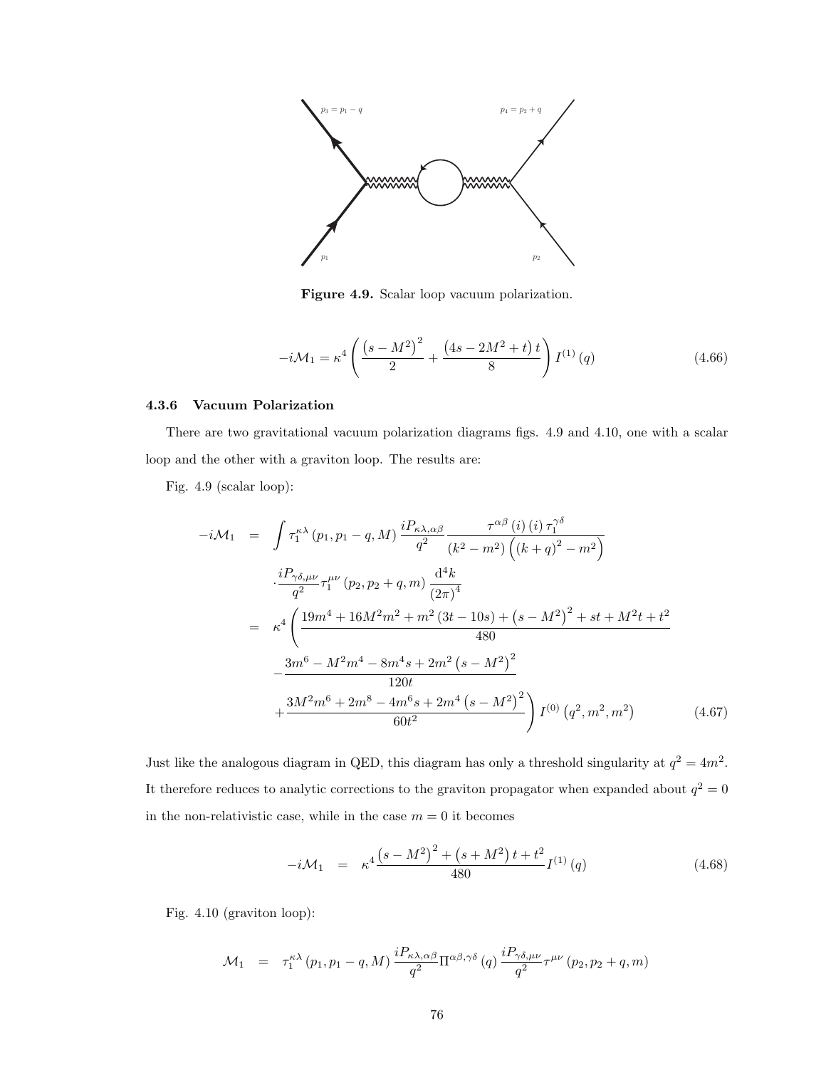Figure 4.9. Scalar loop vacuum polarization.

$$-i\mathcal{M}_1 = \kappa^4 \left( \frac{\left(s - M^2\right)^2}{2} + \frac{\left(4s - 2M^2 + t\right) t}{8} \right) I^{(1)}(q) \tag{4.66}$$

### 4.3.6 Vacuum Polarization

There are two gravitational vacuum polarization diagrams figs. 4.9 and 4.10, one with a scalar loop and the other with a graviton loop. The results are:

Fig. 4.9 (scalar loop):

$$\begin{aligned}
-i\mathcal{M}_1 &= \int \tau_1^{\kappa\lambda}(p_1, p_1 - q, M) \frac{iP_{\kappa\lambda,\alpha\beta}}{q^2} \frac{\tau^{\alpha\beta}(i)(i)\tau_1^{\gamma\delta}}{(k^2 - m^2)\left((k+q)^2 - m^2\right)} \\
&\quad \cdot \frac{iP_{\gamma\delta,\mu\nu}}{q^2} \tau_1^{\mu\nu}(p_2, p_2 + q, m) \frac{\mathrm{d}^4 k}{(2\pi)^4} \\
&= \kappa^4 \left( \frac{19m^4 + 16M^2 m^2 + m^2(3t - 10s) + \left(s - M^2\right)^2 + st + M^2 t + t^2}{480} \right. \\
&\quad - \frac{3m^6 - M^2 m^4 - 8m^4 s + 2m^2\left(s - M^2\right)^2}{120t} \\
&\quad \left. + \frac{3M^2 m^6 + 2m^8 - 4m^6 s + 2m^4\left(s - M^2\right)^2}{60t^2} \right) I^{(0)}\left(q^2, m^2, m^2\right)
\end{aligned} \tag{4.67}$$

Just like the analogous diagram in QED, this diagram has only a threshold singularity at $q^2 = 4m^2$. It therefore reduces to analytic corrections to the graviton propagator when expanded about $q^2 = 0$ in the non-relativistic case, while in the case $m = 0$ it becomes

$$-i\mathcal{M}_1 = \kappa^4 \frac{\left(s - M^2\right)^2 + \left(s + M^2\right)t + t^2}{480} I^{(1)}(q) \tag{4.68}$$

Fig. 4.10 (graviton loop):

$$\mathcal{M}_1 = \tau_1^{\kappa\lambda}(p_1, p_1 - q, M) \frac{iP_{\kappa\lambda,\alpha\beta}}{q^2} \Pi^{\alpha\beta,\gamma\delta}(q) \frac{iP_{\gamma\delta,\mu\nu}}{q^2} \tau^{\mu\nu}(p_2, p_2 + q, m)$$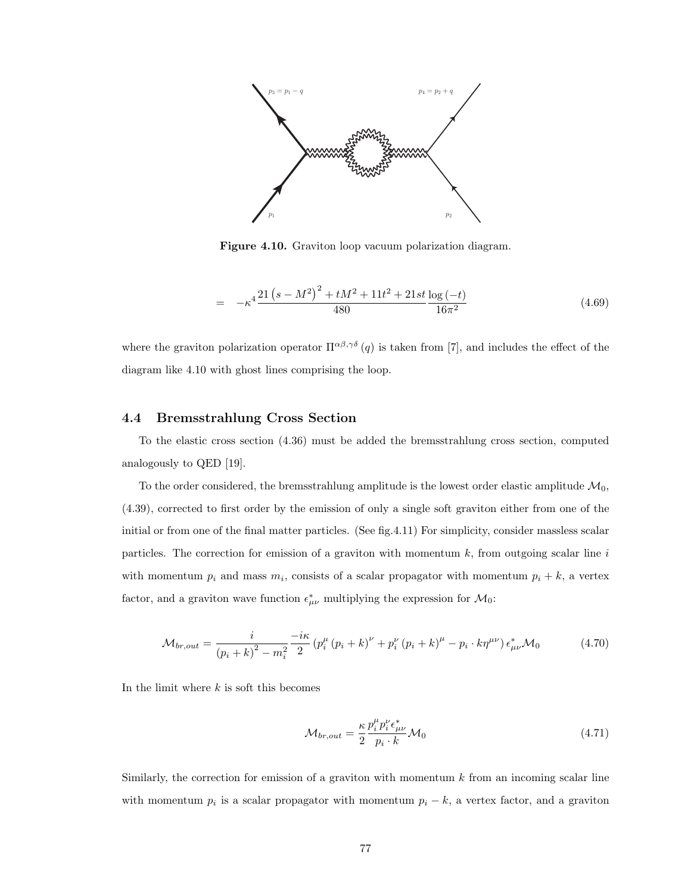Figure 4.10. Graviton loop vacuum polarization diagram.

$$= \quad -\kappa^4 \frac{21\left(s-M^2\right)^2 + tM^2 + 11t^2 + 21st}{480} \frac{\log(-t)}{16\pi^2} \tag{4.69}$$

where the graviton polarization operator $\Pi^{\alpha\beta,\gamma\delta}(q)$ is taken from [7], and includes the effect of the diagram like 4.10 with ghost lines comprising the loop.

## 4.4 Bremsstrahlung Cross Section

To the elastic cross section (4.36) must be added the bremsstrahlung cross section, computed analogously to QED [19].

To the order considered, the bremsstrahlung amplitude is the lowest order elastic amplitude $\mathcal{M}_0$, (4.39), corrected to first order by the emission of only a single soft graviton either from one of the initial or from one of the final matter particles. (See fig.4.11) For simplicity, consider massless scalar particles. The correction for emission of a graviton with momentum $k$, from outgoing scalar line $i$ with momentum $p_i$ and mass $m_i$, consists of a scalar propagator with momentum $p_i + k$, a vertex factor, and a graviton wave function $\epsilon^*_{\mu\nu}$ multiplying the expression for $\mathcal{M}_0$:

$$\mathcal{M}_{br,out} = \frac{i}{\left(p_i+k\right)^2 - m_i^2} \frac{-i\kappa}{2} \left(p_i^\mu \left(p_i+k\right)^\nu + p_i^\nu \left(p_i+k\right)^\mu - p_i \cdot k\eta^{\mu\nu}\right) \epsilon^*_{\mu\nu} \mathcal{M}_0 \tag{4.70}$$

In the limit where $k$ is soft this becomes

$$\mathcal{M}_{br,out} = \frac{\kappa}{2} \frac{p_i^\mu p_i^\nu \epsilon^*_{\mu\nu}}{p_i \cdot k} \mathcal{M}_0 \tag{4.71}$$

Similarly, the correction for emission of a graviton with momentum $k$ from an incoming scalar line with momentum $p_i$ is a scalar propagator with momentum $p_i - k$, a vertex factor, and a graviton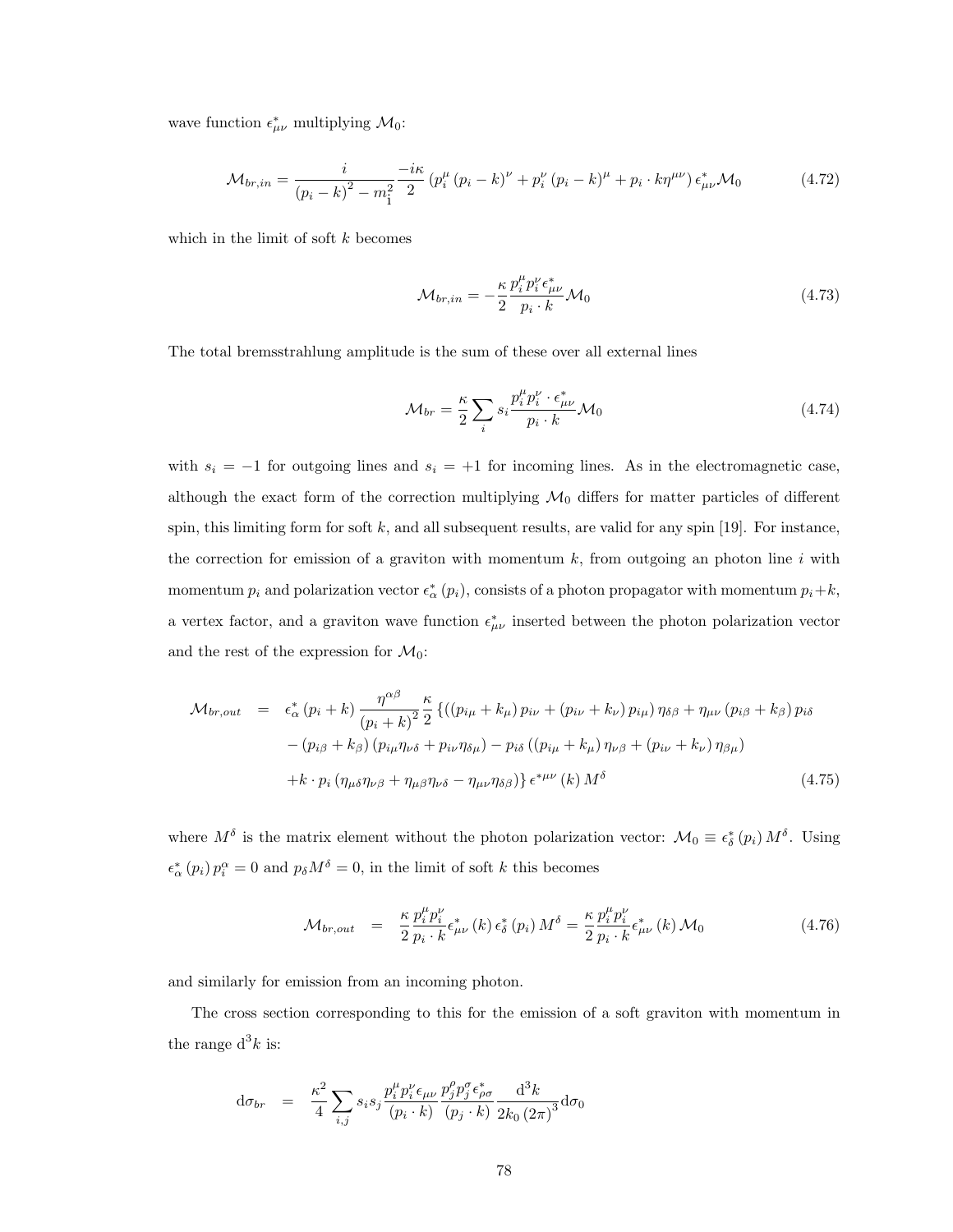wave function $\epsilon^*_{\mu\nu}$ multiplying $\mathcal{M}_0$:

$$\mathcal{M}_{br,in} = \frac{i}{\left(p_i - k\right)^2 - m_{\rm i}^2} \frac{-i\kappa}{2} \left(p_i^\mu \left(p_i - k\right)^\nu + p_i^\nu \left(p_i - k\right)^\mu + p_i \cdot k \eta^{\mu\nu}\right) \epsilon^*_{\mu\nu} \mathcal{M}_0 \tag{4.72}$$

which in the limit of soft $k$ becomes

$$\mathcal{M}_{br,in} = -\frac{\kappa}{2} \frac{p_i^\mu p_i^\nu \epsilon^*_{\mu\nu}}{p_i \cdot k} \mathcal{M}_0 \tag{4.73}$$

The total bremsstrahlung amplitude is the sum of these over all external lines

$$\mathcal{M}_{br} = \frac{\kappa}{2} \sum_i s_i \frac{p_i^\mu p_i^\nu \cdot \epsilon^*_{\mu\nu}}{p_i \cdot k} \mathcal{M}_0 \tag{4.74}$$

with $s_i = -1$ for outgoing lines and $s_i = +1$ for incoming lines. As in the electromagnetic case, although the exact form of the correction multiplying $\mathcal{M}_0$ differs for matter particles of different spin, this limiting form for soft $k$, and all subsequent results, are valid for any spin [19]. For instance, the correction for emission of a graviton with momentum $k$, from outgoing an photon line $i$ with momentum $p_i$ and polarization vector $\epsilon^*_\alpha(p_i)$, consists of a photon propagator with momentum $p_i + k$, a vertex factor, and a graviton wave function $\epsilon^*_{\mu\nu}$ inserted between the photon polarization vector and the rest of the expression for $\mathcal{M}_0$:

$$\begin{aligned}
\mathcal{M}_{br,out} \quad = \quad & \epsilon^*_\alpha(p_i + k) \frac{\eta^{\alpha\beta}}{(p_i + k)^2} \frac{\kappa}{2} \{((p_{i\mu} + k_\mu) p_{i\nu} + (p_{i\nu} + k_\nu) p_{i\mu}) \eta_{\delta\beta} + \eta_{\mu\nu} (p_{i\beta} + k_\beta) p_{i\delta} \\
& - (p_{i\beta} + k_\beta)(p_{i\mu}\eta_{\nu\delta} + p_{i\nu}\eta_{\delta\mu}) - p_{i\delta}((p_{i\mu} + k_\mu)\eta_{\nu\beta} + (p_{i\nu} + k_\nu)\eta_{\beta\mu}) \\
& + k \cdot p_i (\eta_{\mu\delta}\eta_{\nu\beta} + \eta_{\mu\beta}\eta_{\nu\delta} - \eta_{\mu\nu}\eta_{\delta\beta})\} \epsilon^{*\mu\nu}(k) M^\delta
\end{aligned} \tag{4.75}$$

where $M^\delta$ is the matrix element without the photon polarization vector: $\mathcal{M}_0 \equiv \epsilon^*_\delta(p_i) M^\delta$. Using $\epsilon^*_\alpha(p_i) p_i^\alpha = 0$ and $p_\delta M^\delta = 0$, in the limit of soft $k$ this becomes

$$\mathcal{M}_{br,out} \quad = \quad \frac{\kappa}{2} \frac{p_i^\mu p_i^\nu}{p_i \cdot k} \epsilon^*_{\mu\nu}(k) \epsilon^*_\delta(p_i) M^\delta = \frac{\kappa}{2} \frac{p_i^\mu p_i^\nu}{p_i \cdot k} \epsilon^*_{\mu\nu}(k) \mathcal{M}_0 \tag{4.76}$$

and similarly for emission from an incoming photon.

The cross section corresponding to this for the emission of a soft graviton with momentum in the range $\mathrm{d}^3k$ is:

$$\mathrm{d}\sigma_{br} \quad = \quad \frac{\kappa^2}{4} \sum_{i,j} s_i s_j \frac{p_i^\mu p_i^\nu \epsilon_{\mu\nu}}{(p_i \cdot k)} \frac{p_j^\rho p_j^\sigma \epsilon^*_{\rho\sigma}}{(p_j \cdot k)} \frac{\mathrm{d}^3k}{2k_0 (2\pi)^3} \mathrm{d}\sigma_0$$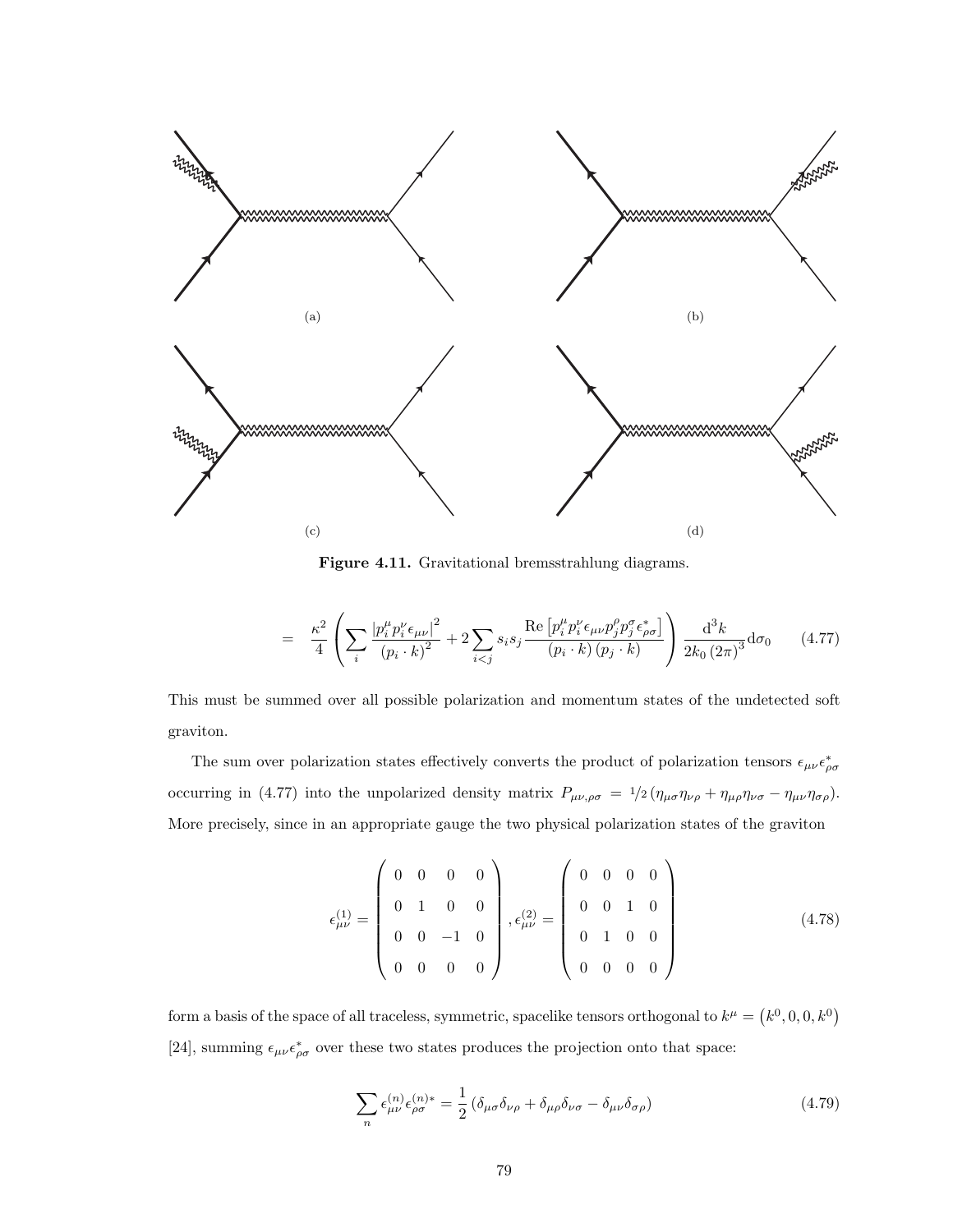(a)

(b)

(c)

(d)

**Figure 4.11.** Gravitational bremsstrahlung diagrams.

$$= \quad \frac{\kappa^2}{4}\left(\sum_i \frac{\left|p_i^\mu p_i^\nu \epsilon_{\mu\nu}\right|^2}{\left(p_i \cdot k\right)^2} + 2\sum_{i<j} s_i s_j \frac{\mathrm{Re}\left[p_i^\mu p_i^\nu \epsilon_{\mu\nu} p_j^\rho p_j^\sigma \epsilon_{\rho\sigma}^*\right]}{\left(p_i \cdot k\right)\left(p_j \cdot k\right)}\right) \frac{\mathrm{d}^3 k}{2k_0 \left(2\pi\right)^3} \mathrm{d}\sigma_0 \qquad (4.77)$$

This must be summed over all possible polarization and momentum states of the undetected soft graviton.

The sum over polarization states effectively converts the product of polarization tensors $\epsilon_{\mu\nu}\epsilon_{\rho\sigma}^*$ occurring in (4.77) into the unpolarized density matrix $P_{\mu\nu,\rho\sigma} = {}^1\!/\!{}_2 \left(\eta_{\mu\sigma}\eta_{\nu\rho} + \eta_{\mu\rho}\eta_{\nu\sigma} - \eta_{\mu\nu}\eta_{\sigma\rho}\right)$. More precisely, since in an appropriate gauge the two physical polarization states of the graviton

$$\epsilon_{\mu\nu}^{(1)} = \begin{pmatrix} 0 & 0 & 0 & 0 \\ 0 & 1 & 0 & 0 \\ 0 & 0 & -1 & 0 \\ 0 & 0 & 0 & 0 \end{pmatrix}, \epsilon_{\mu\nu}^{(2)} = \begin{pmatrix} 0 & 0 & 0 & 0 \\ 0 & 0 & 1 & 0 \\ 0 & 1 & 0 & 0 \\ 0 & 0 & 0 & 0 \end{pmatrix} \qquad (4.78)$$

form a basis of the space of all traceless, symmetric, spacelike tensors orthogonal to $k^\mu = \left(k^0, 0, 0, k^0\right)$ [24], summing $\epsilon_{\mu\nu}\epsilon_{\rho\sigma}^*$ over these two states produces the projection onto that space:

$$\sum_n \epsilon_{\mu\nu}^{(n)}\epsilon_{\rho\sigma}^{(n)*} = \frac{1}{2}\left(\delta_{\mu\sigma}\delta_{\nu\rho} + \delta_{\mu\rho}\delta_{\nu\sigma} - \delta_{\mu\nu}\delta_{\sigma\rho}\right) \qquad (4.79)$$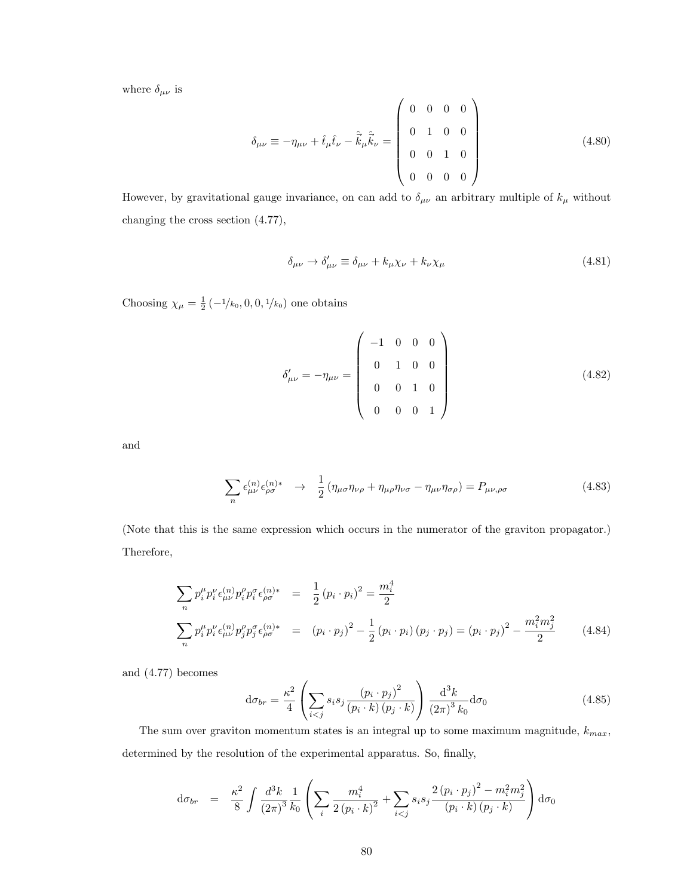where $\delta_{\mu\nu}$ is

$$\delta_{\mu\nu} \equiv -\eta_{\mu\nu} + \hat{t}_\mu \hat{t}_\nu - \hat{\vec{k}}_\mu \hat{\vec{k}}_\nu = \begin{pmatrix} 0 & 0 & 0 & 0 \\ 0 & 1 & 0 & 0 \\ 0 & 0 & 1 & 0 \\ 0 & 0 & 0 & 0 \end{pmatrix} \tag{4.80}$$

However, by gravitational gauge invariance, on can add to $\delta_{\mu\nu}$ an arbitrary multiple of $k_\mu$ without changing the cross section (4.77),

$$\delta_{\mu\nu} \to \delta'_{\mu\nu} \equiv \delta_{\mu\nu} + k_\mu \chi_\nu + k_\nu \chi_\mu \tag{4.81}$$

Choosing $\chi_\mu = \frac{1}{2}\left(-1/k_0, 0, 0, 1/k_0\right)$ one obtains

$$\delta'_{\mu\nu} = -\eta_{\mu\nu} = \begin{pmatrix} -1 & 0 & 0 & 0 \\ 0 & 1 & 0 & 0 \\ 0 & 0 & 1 & 0 \\ 0 & 0 & 0 & 1 \end{pmatrix} \tag{4.82}$$

and

$$\sum_n \epsilon^{(n)}_{\mu\nu} \epsilon^{(n)*}_{\rho\sigma} \quad \to \quad \frac{1}{2}\left(\eta_{\mu\sigma}\eta_{\nu\rho} + \eta_{\mu\rho}\eta_{\nu\sigma} - \eta_{\mu\nu}\eta_{\sigma\rho}\right) = P_{\mu\nu,\rho\sigma} \tag{4.83}$$

(Note that this is the same expression which occurs in the numerator of the graviton propagator.) Therefore,

$$\begin{aligned} \sum_n p_i^\mu p_i^\nu \epsilon^{(n)}_{\mu\nu} p_i^\rho p_i^\sigma \epsilon^{(n)*}_{\rho\sigma} &= \frac{1}{2}\left(p_i \cdot p_i\right)^2 = \frac{m_i^4}{2} \\ \sum_n p_i^\mu p_i^\nu \epsilon^{(n)}_{\mu\nu} p_j^\rho p_j^\sigma \epsilon^{(n)*}_{\rho\sigma} &= \left(p_i \cdot p_j\right)^2 - \frac{1}{2}\left(p_i \cdot p_i\right)\left(p_j \cdot p_j\right) = \left(p_i \cdot p_j\right)^2 - \frac{m_i^2 m_j^2}{2} \end{aligned} \tag{4.84}$$

and (4.77) becomes

$$\mathrm{d}\sigma_{br} = \frac{\kappa^2}{4}\left(\sum_{i<j} s_i s_j \frac{\left(p_i \cdot p_j\right)^2}{\left(p_i \cdot k\right)\left(p_j \cdot k\right)}\right) \frac{\mathrm{d}^3 k}{(2\pi)^3 k_0} \mathrm{d}\sigma_0 \tag{4.85}$$

The sum over graviton momentum states is an integral up to some maximum magnitude, $k_{max}$, determined by the resolution of the experimental apparatus. So, finally,

$$\mathrm{d}\sigma_{br} \quad = \quad \frac{\kappa^2}{8} \int \frac{d^3 k}{(2\pi)^3} \frac{1}{k_0} \left(\sum_i \frac{m_i^4}{2\left(p_i \cdot k\right)^2} + \sum_{i<j} s_i s_j \frac{2\left(p_i \cdot p_j\right)^2 - m_i^2 m_j^2}{\left(p_i \cdot k\right)\left(p_j \cdot k\right)}\right) \mathrm{d}\sigma_0$$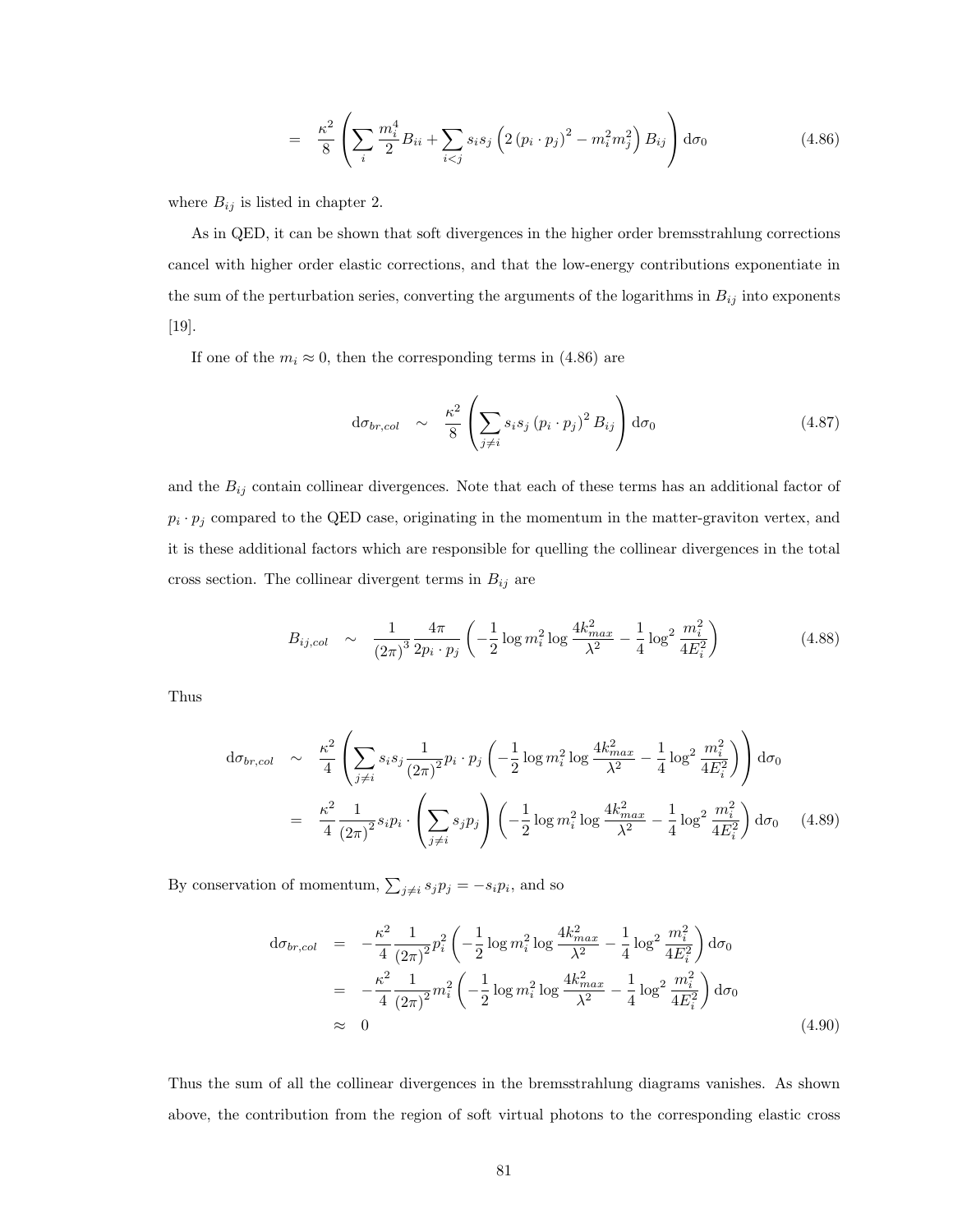$$= \frac{\kappa^2}{8}\left(\sum_i \frac{m_i^4}{2}B_{ii} + \sum_{i<j} s_i s_j \left(2\left(p_i \cdot p_j\right)^2 - m_i^2 m_j^2\right) B_{ij}\right) \mathrm{d}\sigma_0 \tag{4.86}$$

where $B_{ij}$ is listed in chapter 2.

As in QED, it can be shown that soft divergences in the higher order bremsstrahlung corrections cancel with higher order elastic corrections, and that the low-energy contributions exponentiate in the sum of the perturbation series, converting the arguments of the logarithms in $B_{ij}$ into exponents [19].

If one of the $m_i \approx 0$, then the corresponding terms in (4.86) are

$$\mathrm{d}\sigma_{br,col} \sim \frac{\kappa^2}{8}\left(\sum_{j\neq i} s_i s_j \left(p_i \cdot p_j\right)^2 B_{ij}\right) \mathrm{d}\sigma_0 \tag{4.87}$$

and the $B_{ij}$ contain collinear divergences. Note that each of these terms has an additional factor of $p_i \cdot p_j$ compared to the QED case, originating in the momentum in the matter-graviton vertex, and it is these additional factors which are responsible for quelling the collinear divergences in the total cross section. The collinear divergent terms in $B_{ij}$ are

$$B_{ij,col} \sim \frac{1}{(2\pi)^3}\frac{4\pi}{2p_i \cdot p_j}\left(-\frac{1}{2}\log m_i^2 \log\frac{4k_{max}^2}{\lambda^2} - \frac{1}{4}\log^2\frac{m_i^2}{4E_i^2}\right) \tag{4.88}$$

Thus

$$\begin{aligned}
\mathrm{d}\sigma_{br,col} &\sim \frac{\kappa^2}{4}\left(\sum_{j\neq i} s_i s_j \frac{1}{(2\pi)^2} p_i \cdot p_j \left(-\frac{1}{2}\log m_i^2 \log\frac{4k_{max}^2}{\lambda^2} - \frac{1}{4}\log^2\frac{m_i^2}{4E_i^2}\right)\right) \mathrm{d}\sigma_0 \\
&= \frac{\kappa^2}{4}\frac{1}{(2\pi)^2} s_i p_i \cdot \left(\sum_{j\neq i} s_j p_j\right)\left(-\frac{1}{2}\log m_i^2 \log\frac{4k_{max}^2}{\lambda^2} - \frac{1}{4}\log^2\frac{m_i^2}{4E_i^2}\right) \mathrm{d}\sigma_0 
\end{aligned}\tag{4.89}$$

By conservation of momentum, $\sum_{j\neq i} s_j p_j = -s_i p_i$, and so

$$\begin{aligned}
\mathrm{d}\sigma_{br,col} &= -\frac{\kappa^2}{4}\frac{1}{(2\pi)^2} p_i^2 \left(-\frac{1}{2}\log m_i^2 \log\frac{4k_{max}^2}{\lambda^2} - \frac{1}{4}\log^2\frac{m_i^2}{4E_i^2}\right) \mathrm{d}\sigma_0 \\
&= -\frac{\kappa^2}{4}\frac{1}{(2\pi)^2} m_i^2 \left(-\frac{1}{2}\log m_i^2 \log\frac{4k_{max}^2}{\lambda^2} - \frac{1}{4}\log^2\frac{m_i^2}{4E_i^2}\right) \mathrm{d}\sigma_0 \\
&\approx 0
\end{aligned}\tag{4.90}$$

Thus the sum of all the collinear divergences in the bremsstrahlung diagrams vanishes. As shown above, the contribution from the region of soft virtual photons to the corresponding elastic cross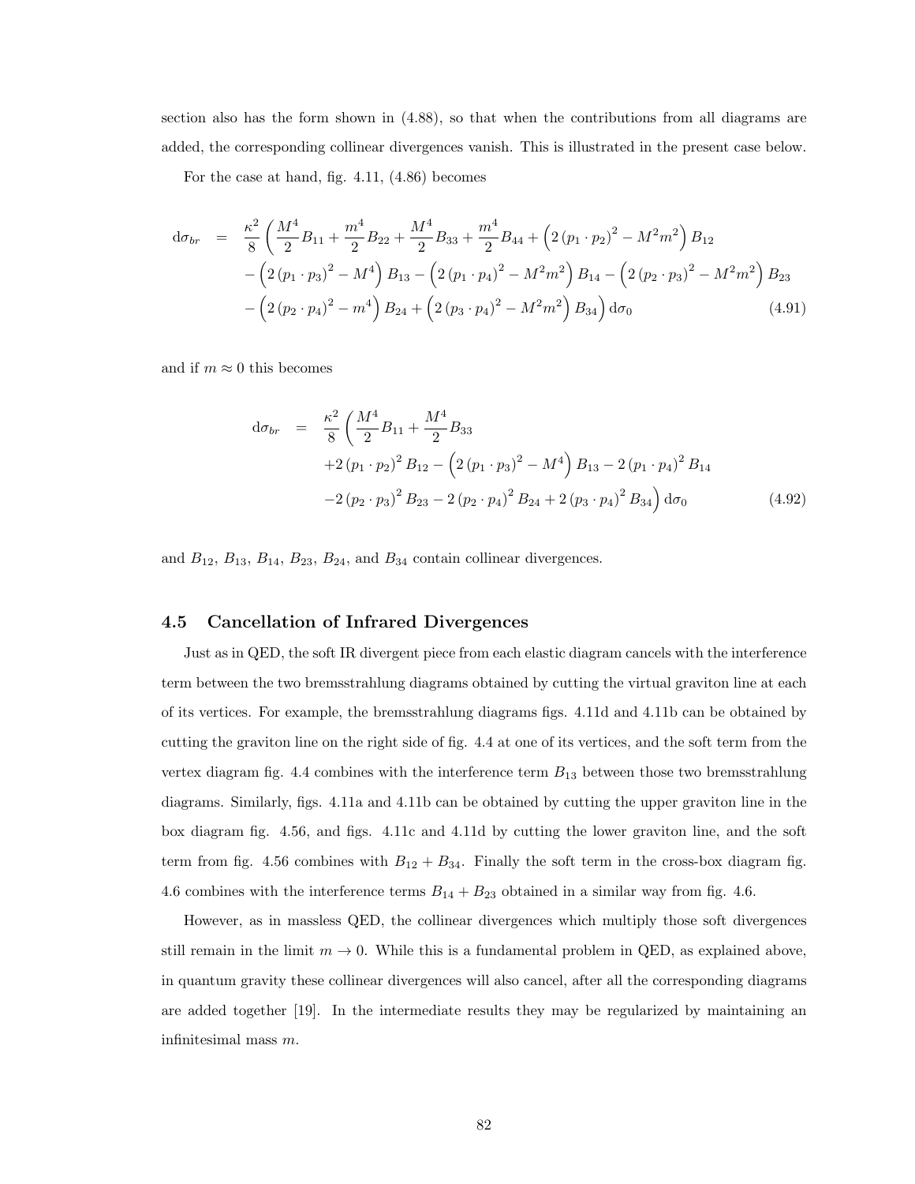section also has the form shown in (4.88), so that when the contributions from all diagrams are added, the corresponding collinear divergences vanish. This is illustrated in the present case below.

For the case at hand, fig. 4.11, (4.86) becomes

$$
\begin{aligned}
\mathrm{d}\sigma_{br} \quad = \quad & \frac{\kappa^2}{8}\bigg(\frac{M^4}{2}B_{11} + \frac{m^4}{2}B_{22} + \frac{M^4}{2}B_{33} + \frac{m^4}{2}B_{44} + \Big(2\left(p_1\cdot p_2\right)^2 - M^2m^2\Big)B_{12} \\
& - \Big(2\left(p_1\cdot p_3\right)^2 - M^4\Big)B_{13} - \Big(2\left(p_1\cdot p_4\right)^2 - M^2m^2\Big)B_{14} - \Big(2\left(p_2\cdot p_3\right)^2 - M^2m^2\Big)B_{23} \\
& - \Big(2\left(p_2\cdot p_4\right)^2 - m^4\Big)B_{24} + \Big(2\left(p_3\cdot p_4\right)^2 - M^2m^2\Big)B_{34}\bigg)\mathrm{d}\sigma_0 \qquad (4.91)
\end{aligned}
$$

and if $m \approx 0$ this becomes

$$
\begin{aligned}
\mathrm{d}\sigma_{br} \quad = \quad & \frac{\kappa^2}{8}\bigg(\frac{M^4}{2}B_{11} + \frac{M^4}{2}B_{33} \\
& + 2\left(p_1\cdot p_2\right)^2 B_{12} - \Big(2\left(p_1\cdot p_3\right)^2 - M^4\Big)B_{13} - 2\left(p_1\cdot p_4\right)^2 B_{14} \\
& - 2\left(p_2\cdot p_3\right)^2 B_{23} - 2\left(p_2\cdot p_4\right)^2 B_{24} + 2\left(p_3\cdot p_4\right)^2 B_{34}\bigg)\mathrm{d}\sigma_0 \qquad (4.92)
\end{aligned}
$$

and $B_{12}$, $B_{13}$, $B_{14}$, $B_{23}$, $B_{24}$, and $B_{34}$ contain collinear divergences.

## 4.5 Cancellation of Infrared Divergences

Just as in QED, the soft IR divergent piece from each elastic diagram cancels with the interference term between the two bremsstrahlung diagrams obtained by cutting the virtual graviton line at each of its vertices. For example, the bremsstrahlung diagrams figs. 4.11d and 4.11b can be obtained by cutting the graviton line on the right side of fig. 4.4 at one of its vertices, and the soft term from the vertex diagram fig. 4.4 combines with the interference term $B_{13}$ between those two bremsstrahlung diagrams. Similarly, figs. 4.11a and 4.11b can be obtained by cutting the upper graviton line in the box diagram fig. 4.56, and figs. 4.11c and 4.11d by cutting the lower graviton line, and the soft term from fig. 4.56 combines with $B_{12} + B_{34}$. Finally the soft term in the cross-box diagram fig. 4.6 combines with the interference terms $B_{14} + B_{23}$ obtained in a similar way from fig. 4.6.

However, as in massless QED, the collinear divergences which multiply those soft divergences still remain in the limit $m \to 0$. While this is a fundamental problem in QED, as explained above, in quantum gravity these collinear divergences will also cancel, after all the corresponding diagrams are added together [19]. In the intermediate results they may be regularized by maintaining an infinitesimal mass $m$.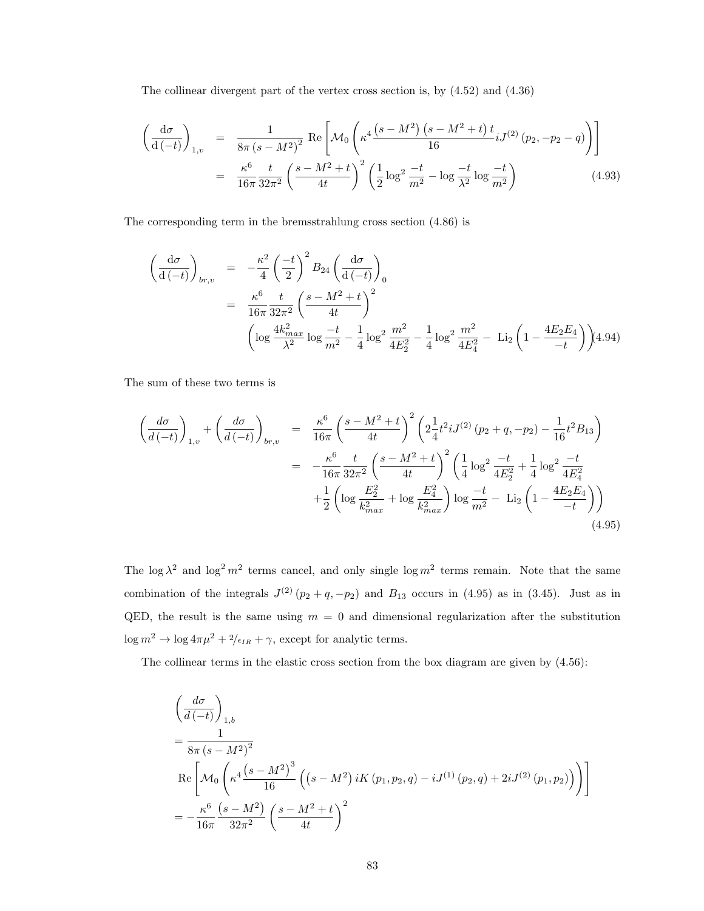The collinear divergent part of the vertex cross section is, by (4.52) and (4.36)

$$
\begin{aligned}
\left(\frac{\mathrm{d}\sigma}{\mathrm{d}\left(-t\right)}\right)_{1,v} &= \frac{1}{8\pi\left(s-M^2\right)^2}\,\mathrm{Re}\left[\mathcal{M}_0\left(\kappa^4\frac{\left(s-M^2\right)\left(s-M^2+t\right)t}{16}iJ^{(2)}\left(p_2,-p_2-q\right)\right)\right] \\
&= \frac{\kappa^6}{16\pi}\frac{t}{32\pi^2}\left(\frac{s-M^2+t}{4t}\right)^2\left(\frac{1}{2}\log^2\frac{-t}{m^2}-\log\frac{-t}{\lambda^2}\log\frac{-t}{m^2}\right)
\end{aligned}
\tag{4.93}
$$

The corresponding term in the bremsstrahlung cross section (4.86) is

$$
\begin{aligned}
\left(\frac{\mathrm{d}\sigma}{\mathrm{d}\left(-t\right)}\right)_{br,v} &= -\frac{\kappa^2}{4}\left(\frac{-t}{2}\right)^2 B_{24}\left(\frac{\mathrm{d}\sigma}{\mathrm{d}\left(-t\right)}\right)_0 \\
&= \frac{\kappa^6}{16\pi}\frac{t}{32\pi^2}\left(\frac{s-M^2+t}{4t}\right)^2 \\
&\quad \left(\log\frac{4k_{max}^2}{\lambda^2}\log\frac{-t}{m^2}-\frac{1}{4}\log^2\frac{m^2}{4E_2^2}-\frac{1}{4}\log^2\frac{m^2}{4E_4^2}-\mathrm{Li}_2\left(1-\frac{4E_2E_4}{-t}\right)\right)
\end{aligned}
\tag{4.94}
$$

The sum of these two terms is

$$
\begin{aligned}
\left(\frac{d\sigma}{d\left(-t\right)}\right)_{1,v}+\left(\frac{d\sigma}{d\left(-t\right)}\right)_{br,v} &= \frac{\kappa^6}{16\pi}\left(\frac{s-M^2+t}{4t}\right)^2\left(2\frac{1}{4}t^2 iJ^{(2)}\left(p_2+q,-p_2\right)-\frac{1}{16}t^2B_{13}\right) \\
&= -\frac{\kappa^6}{16\pi}\frac{t}{32\pi^2}\left(\frac{s-M^2+t}{4t}\right)^2\left(\frac{1}{4}\log^2\frac{-t}{4E_2^2}+\frac{1}{4}\log^2\frac{-t}{4E_4^2}\right. \\
&\quad \left.+\frac{1}{2}\left(\log\frac{E_2^2}{k_{max}^2}+\log\frac{E_4^2}{k_{max}^2}\right)\log\frac{-t}{m^2}-\mathrm{Li}_2\left(1-\frac{4E_2E_4}{-t}\right)\right)
\end{aligned}
\tag{4.95}
$$

The $\log\lambda^2$ and $\log^2 m^2$ terms cancel, and only single $\log m^2$ terms remain. Note that the same combination of the integrals $J^{(2)}\left(p_2+q,-p_2\right)$ and $B_{13}$ occurs in (4.95) as in (3.45). Just as in QED, the result is the same using $m=0$ and dimensional regularization after the substitution $\log m^2 \to \log 4\pi\mu^2 + {}^2\!/\epsilon_{IR} + \gamma$, except for analytic terms.

The collinear terms in the elastic cross section from the box diagram are given by (4.56):

$$
\begin{aligned}
&\left(\frac{d\sigma}{d\left(-t\right)}\right)_{1,b} \\
&= \frac{1}{8\pi\left(s-M^2\right)^2} \\
&\quad \mathrm{Re}\left[\mathcal{M}_0\left(\kappa^4\frac{\left(s-M^2\right)^3}{16}\left(\left(s-M^2\right)iK\left(p_1,p_2,q\right)-iJ^{(1)}\left(p_2,q\right)+2iJ^{(2)}\left(p_1,p_2\right)\right)\right)\right] \\
&= -\frac{\kappa^6}{16\pi}\frac{\left(s-M^2\right)}{32\pi^2}\left(\frac{s-M^2+t}{4t}\right)^2
\end{aligned}
$$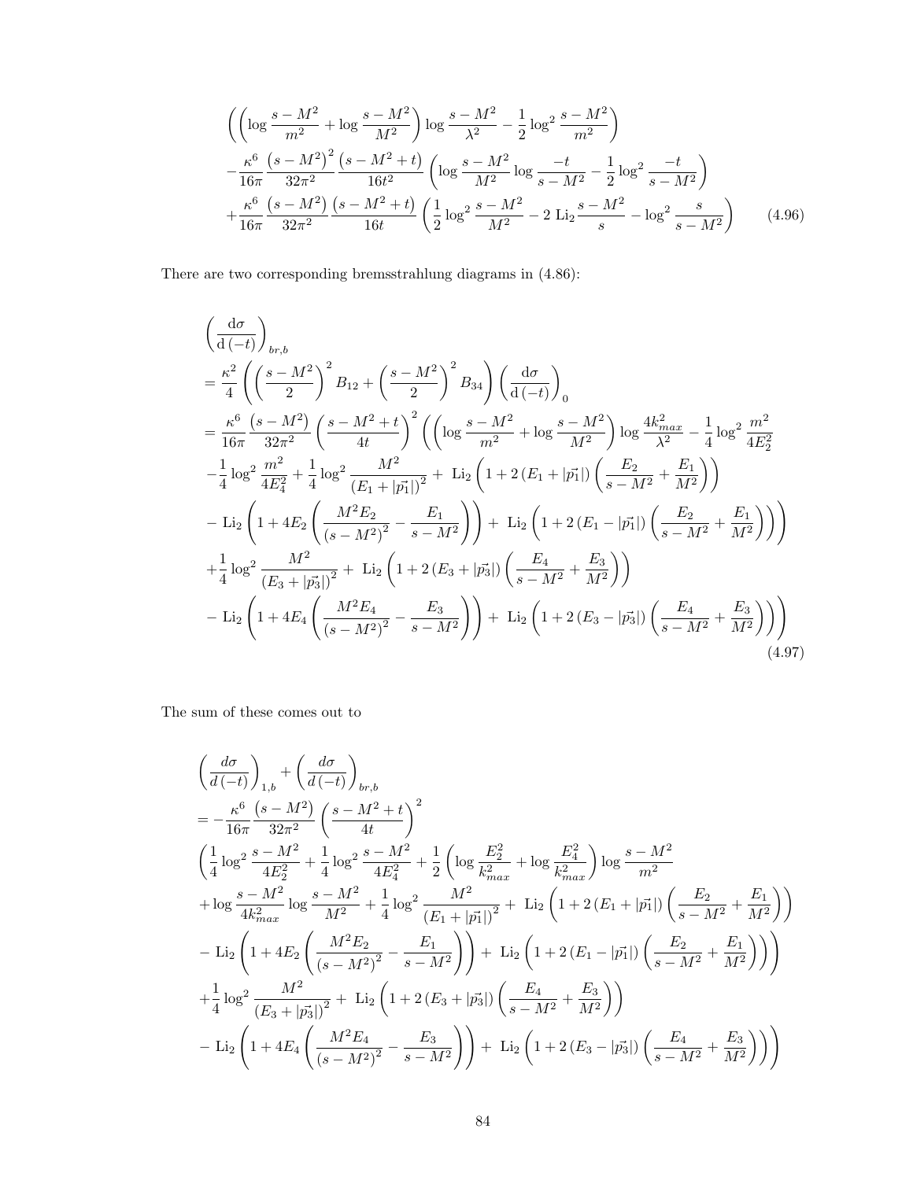$$
\left(\left(\log\frac{s-M^2}{m^2}+\log\frac{s-M^2}{M^2}\right)\log\frac{s-M^2}{\lambda^2}-\frac{1}{2}\log^2\frac{s-M^2}{m^2}\right)
$$

$$
-\frac{\kappa^6}{16\pi}\frac{\left(s-M^2\right)^2}{32\pi^2}\frac{\left(s-M^2+t\right)}{16t^2}\left(\log\frac{s-M^2}{M^2}\log\frac{-t}{s-M^2}-\frac{1}{2}\log^2\frac{-t}{s-M^2}\right)
$$

$$
+\frac{\kappa^6}{16\pi}\frac{\left(s-M^2\right)}{32\pi^2}\frac{\left(s-M^2+t\right)}{16t}\left(\frac{1}{2}\log^2\frac{s-M^2}{M^2}-2\,\mathrm{Li}_2\frac{s-M^2}{s}-\log^2\frac{s}{s-M^2}\right) \tag{4.96}
$$

There are two corresponding bremsstrahlung diagrams in (4.86):

$$
\begin{aligned}
&\left(\frac{\mathrm{d}\sigma}{\mathrm{d}\left(-t\right)}\right)_{br,b}\\
&=\frac{\kappa^2}{4}\left(\left(\frac{s-M^2}{2}\right)^2 B_{12}+\left(\frac{s-M^2}{2}\right)^2 B_{34}\right)\left(\frac{\mathrm{d}\sigma}{\mathrm{d}\left(-t\right)}\right)_0\\
&=\frac{\kappa^6}{16\pi}\frac{\left(s-M^2\right)}{32\pi^2}\left(\frac{s-M^2+t}{4t}\right)^2\left(\left(\log\frac{s-M^2}{m^2}+\log\frac{s-M^2}{M^2}\right)\log\frac{4k_{max}^2}{\lambda^2}-\frac{1}{4}\log^2\frac{m^2}{4E_2^2}\right.\\
&-\frac{1}{4}\log^2\frac{m^2}{4E_4^2}+\frac{1}{4}\log^2\frac{M^2}{\left(E_1+|\vec{p_1}|\right)^2}+\ \mathrm{Li}_2\left(1+2\left(E_1+|\vec{p_1}|\right)\left(\frac{E_2}{s-M^2}+\frac{E_1}{M^2}\right)\right)\\
&-\ \mathrm{Li}_2\left(1+4E_2\left(\frac{M^2E_2}{\left(s-M^2\right)^2}-\frac{E_1}{s-M^2}\right)\right)+\ \mathrm{Li}_2\left(1+2\left(E_1-|\vec{p_1}|\right)\left(\frac{E_2}{s-M^2}+\frac{E_1}{M^2}\right)\right)\Bigg)\\
&+\frac{1}{4}\log^2\frac{M^2}{\left(E_3+|\vec{p_3}|\right)^2}+\ \mathrm{Li}_2\left(1+2\left(E_3+|\vec{p_3}|\right)\left(\frac{E_4}{s-M^2}+\frac{E_3}{M^2}\right)\right)\\
&\left.-\ \mathrm{Li}_2\left(1+4E_4\left(\frac{M^2E_4}{\left(s-M^2\right)^2}-\frac{E_3}{s-M^2}\right)\right)+\ \mathrm{Li}_2\left(1+2\left(E_3-|\vec{p_3}|\right)\left(\frac{E_4}{s-M^2}+\frac{E_3}{M^2}\right)\right)\right)
\end{aligned} \tag{4.97}
$$

The sum of these comes out to

$$
\begin{aligned}
&\left(\frac{d\sigma}{d\left(-t\right)}\right)_{1,b}+\left(\frac{d\sigma}{d\left(-t\right)}\right)_{br,b}\\
&=-\frac{\kappa^6}{16\pi}\frac{\left(s-M^2\right)}{32\pi^2}\left(\frac{s-M^2+t}{4t}\right)^2\\
&\left(\frac{1}{4}\log^2\frac{s-M^2}{4E_2^2}+\frac{1}{4}\log^2\frac{s-M^2}{4E_4^2}+\frac{1}{2}\left(\log\frac{E_2^2}{k_{max}^2}+\log\frac{E_4^2}{k_{max}^2}\right)\log\frac{s-M^2}{m^2}\right.\\
&+\log\frac{s-M^2}{4k_{max}^2}\log\frac{s-M^2}{M^2}+\frac{1}{4}\log^2\frac{M^2}{\left(E_1+|\vec{p_1}|\right)^2}+\ \mathrm{Li}_2\left(1+2\left(E_1+|\vec{p_1}|\right)\left(\frac{E_2}{s-M^2}+\frac{E_1}{M^2}\right)\right)\\
&-\ \mathrm{Li}_2\left(1+4E_2\left(\frac{M^2E_2}{\left(s-M^2\right)^2}-\frac{E_1}{s-M^2}\right)\right)+\ \mathrm{Li}_2\left(1+2\left(E_1-|\vec{p_1}|\right)\left(\frac{E_2}{s-M^2}+\frac{E_1}{M^2}\right)\right)\Bigg)\\
&+\frac{1}{4}\log^2\frac{M^2}{\left(E_3+|\vec{p_3}|\right)^2}+\ \mathrm{Li}_2\left(1+2\left(E_3+|\vec{p_3}|\right)\left(\frac{E_4}{s-M^2}+\frac{E_3}{M^2}\right)\right)\\
&\left.-\ \mathrm{Li}_2\left(1+4E_4\left(\frac{M^2E_4}{\left(s-M^2\right)^2}-\frac{E_3}{s-M^2}\right)\right)+\ \mathrm{Li}_2\left(1+2\left(E_3-|\vec{p_3}|\right)\left(\frac{E_4}{s-M^2}+\frac{E_3}{M^2}\right)\right)\right)
\end{aligned}
$$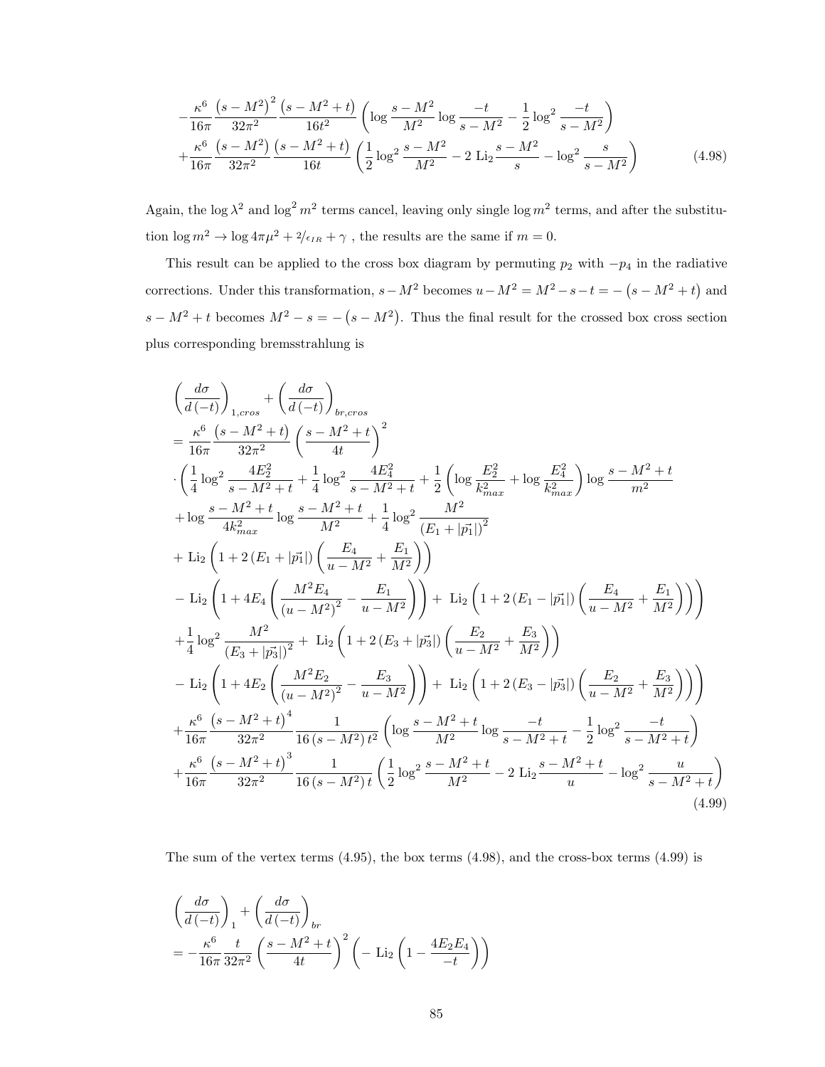$$
-\frac{\kappa^6}{16\pi}\frac{\left(s-M^2\right)^2}{32\pi^2}\frac{\left(s-M^2+t\right)}{16t^2}\left(\log\frac{s-M^2}{M^2}\log\frac{-t}{s-M^2}-\frac{1}{2}\log^2\frac{-t}{s-M^2}\right)
$$
$$
+\frac{\kappa^6}{16\pi}\frac{\left(s-M^2\right)}{32\pi^2}\frac{\left(s-M^2+t\right)}{16t}\left(\frac{1}{2}\log^2\frac{s-M^2}{M^2}-2\,\mathrm{Li}_2\frac{s-M^2}{s}-\log^2\frac{s}{s-M^2}\right) \tag{4.98}
$$

Again, the $\log\lambda^2$ and $\log^2 m^2$ terms cancel, leaving only single $\log m^2$ terms, and after the substitution $\log m^2 \to \log 4\pi\mu^2 + {}^2/_{\epsilon_{IR}} + \gamma$ , the results are the same if $m = 0$.

This result can be applied to the cross box diagram by permuting $p_2$ with $-p_4$ in the radiative corrections. Under this transformation, $s-M^2$ becomes $u-M^2 = M^2-s-t = -\left(s-M^2+t\right)$ and $s-M^2+t$ becomes $M^2-s = -\left(s-M^2\right)$. Thus the final result for the crossed box cross section plus corresponding bremsstrahlung is

$$
\left(\frac{d\sigma}{d\left(-t\right)}\right)_{1,cros}+\left(\frac{d\sigma}{d\left(-t\right)}\right)_{br,cros}
$$
$$
=\frac{\kappa^6}{16\pi}\frac{\left(s-M^2+t\right)}{32\pi^2}\left(\frac{s-M^2+t}{4t}\right)^2
$$
$$
\cdot\left(\frac{1}{4}\log^2\frac{4E_2^2}{s-M^2+t}+\frac{1}{4}\log^2\frac{4E_4^2}{s-M^2+t}+\frac{1}{2}\left(\log\frac{E_2^2}{k_{max}^2}+\log\frac{E_4^2}{k_{max}^2}\right)\log\frac{s-M^2+t}{m^2}\right.
$$
$$
+\log\frac{s-M^2+t}{4k_{max}^2}\log\frac{s-M^2+t}{M^2}+\frac{1}{4}\log^2\frac{M^2}{\left(E_1+|\vec{p_1}|\right)^2}
$$
$$
+\,\mathrm{Li}_2\left(1+2\left(E_1+|\vec{p_1}|\right)\left(\frac{E_4}{u-M^2}+\frac{E_1}{M^2}\right)\right)
$$
$$
-\,\mathrm{Li}_2\left(1+4E_4\left(\frac{M^2E_4}{\left(u-M^2\right)^2}-\frac{E_1}{u-M^2}\right)\right)+\,\mathrm{Li}_2\left(1+2\left(E_1-|\vec{p_1}|\right)\left(\frac{E_4}{u-M^2}+\frac{E_1}{M^2}\right)\right)\Bigg)
$$
$$
+\frac{1}{4}\log^2\frac{M^2}{\left(E_3+|\vec{p_3}|\right)^2}+\,\mathrm{Li}_2\left(1+2\left(E_3+|\vec{p_3}|\right)\left(\frac{E_2}{u-M^2}+\frac{E_3}{M^2}\right)\right)
$$
$$
-\,\mathrm{Li}_2\left(1+4E_2\left(\frac{M^2E_2}{\left(u-M^2\right)^2}-\frac{E_3}{u-M^2}\right)\right)+\,\mathrm{Li}_2\left(1+2\left(E_3-|\vec{p_3}|\right)\left(\frac{E_2}{u-M^2}+\frac{E_3}{M^2}\right)\right)\Bigg)
$$
$$
+\frac{\kappa^6}{16\pi}\frac{\left(s-M^2+t\right)^4}{32\pi^2}\frac{1}{16\left(s-M^2\right)t^2}\left(\log\frac{s-M^2+t}{M^2}\log\frac{-t}{s-M^2+t}-\frac{1}{2}\log^2\frac{-t}{s-M^2+t}\right)
$$
$$
+\frac{\kappa^6}{16\pi}\frac{\left(s-M^2+t\right)^3}{32\pi^2}\frac{1}{16\left(s-M^2\right)t}\left(\frac{1}{2}\log^2\frac{s-M^2+t}{M^2}-2\,\mathrm{Li}_2\frac{s-M^2+t}{u}-\log^2\frac{u}{s-M^2+t}\right) \tag{4.99}
$$

The sum of the vertex terms (4.95), the box terms (4.98), and the cross-box terms (4.99) is

$$
\left(\frac{d\sigma}{d\left(-t\right)}\right)_1+\left(\frac{d\sigma}{d\left(-t\right)}\right)_{br}
$$
$$
=-\frac{\kappa^6}{16\pi}\frac{t}{32\pi^2}\left(\frac{s-M^2+t}{4t}\right)^2\left(-\,\mathrm{Li}_2\left(1-\frac{4E_2E_4}{-t}\right)\right)
$$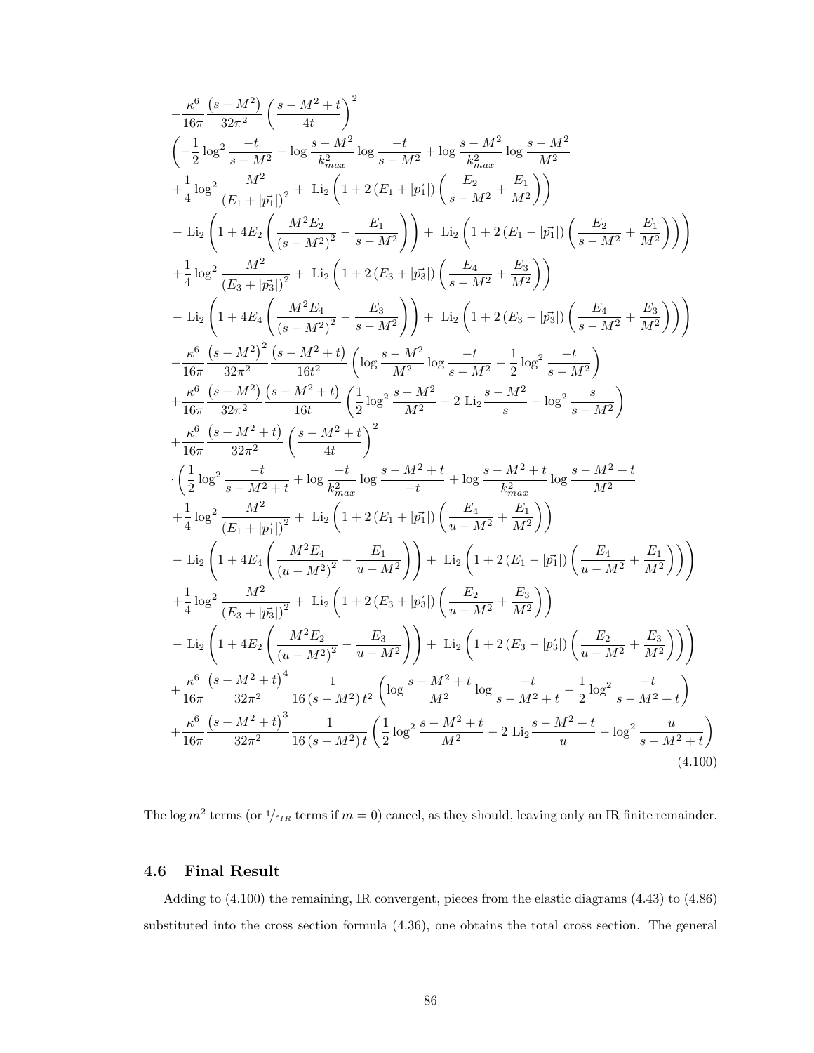$$
\begin{aligned}
&-\frac{\kappa^6}{16\pi}\frac{\left(s-M^2\right)}{32\pi^2}\left(\frac{s-M^2+t}{4t}\right)^2 \\
&\Bigg(-\frac{1}{2}\log^2\frac{-t}{s-M^2}-\log\frac{s-M^2}{k_{max}^2}\log\frac{-t}{s-M^2}+\log\frac{s-M^2}{k_{max}^2}\log\frac{s-M^2}{M^2} \\
&+\frac{1}{4}\log^2\frac{M^2}{\left(E_1+|\vec{p_1}|\right)^2}+\ \mathrm{Li}_2\left(1+2\left(E_1+|\vec{p_1}|\right)\left(\frac{E_2}{s-M^2}+\frac{E_1}{M^2}\right)\right) \\
&-\ \mathrm{Li}_2\left(1+4E_2\left(\frac{M^2E_2}{\left(s-M^2\right)^2}-\frac{E_1}{s-M^2}\right)\right)+\ \mathrm{Li}_2\left(1+2\left(E_1-|\vec{p_1}|\right)\left(\frac{E_2}{s-M^2}+\frac{E_1}{M^2}\right)\right)\Bigg) \\
&+\frac{1}{4}\log^2\frac{M^2}{\left(E_3+|\vec{p_3}|\right)^2}+\ \mathrm{Li}_2\left(1+2\left(E_3+|\vec{p_3}|\right)\left(\frac{E_4}{s-M^2}+\frac{E_3}{M^2}\right)\right) \\
&-\ \mathrm{Li}_2\left(1+4E_4\left(\frac{M^2E_4}{\left(s-M^2\right)^2}-\frac{E_3}{s-M^2}\right)\right)+\ \mathrm{Li}_2\left(1+2\left(E_3-|\vec{p_3}|\right)\left(\frac{E_4}{s-M^2}+\frac{E_3}{M^2}\right)\right)\Bigg) \\
&-\frac{\kappa^6}{16\pi}\frac{\left(s-M^2\right)^2}{32\pi^2}\frac{\left(s-M^2+t\right)}{16t^2}\left(\log\frac{s-M^2}{M^2}\log\frac{-t}{s-M^2}-\frac{1}{2}\log^2\frac{-t}{s-M^2}\right) \\
&+\frac{\kappa^6}{16\pi}\frac{\left(s-M^2\right)}{32\pi^2}\frac{\left(s-M^2+t\right)}{16t}\left(\frac{1}{2}\log^2\frac{s-M^2}{M^2}-2\ \mathrm{Li}_2\frac{s-M^2}{s}-\log^2\frac{s}{s-M^2}\right) \\
&+\frac{\kappa^6}{16\pi}\frac{\left(s-M^2+t\right)}{32\pi^2}\left(\frac{s-M^2+t}{4t}\right)^2 \\
&\cdot\Bigg(\frac{1}{2}\log^2\frac{-t}{s-M^2+t}+\log\frac{-t}{k_{max}^2}\log\frac{s-M^2+t}{-t}+\log\frac{s-M^2+t}{k_{max}^2}\log\frac{s-M^2+t}{M^2} \\
&+\frac{1}{4}\log^2\frac{M^2}{\left(E_1+|\vec{p_1}|\right)^2}+\ \mathrm{Li}_2\left(1+2\left(E_1+|\vec{p_1}|\right)\left(\frac{E_4}{u-M^2}+\frac{E_1}{M^2}\right)\right) \\
&-\ \mathrm{Li}_2\left(1+4E_4\left(\frac{M^2E_4}{\left(u-M^2\right)^2}-\frac{E_1}{u-M^2}\right)\right)+\ \mathrm{Li}_2\left(1+2\left(E_1-|\vec{p_1}|\right)\left(\frac{E_4}{u-M^2}+\frac{E_1}{M^2}\right)\right)\Bigg) \\
&+\frac{1}{4}\log^2\frac{M^2}{\left(E_3+|\vec{p_3}|\right)^2}+\ \mathrm{Li}_2\left(1+2\left(E_3+|\vec{p_3}|\right)\left(\frac{E_2}{u-M^2}+\frac{E_3}{M^2}\right)\right) \\
&-\ \mathrm{Li}_2\left(1+4E_2\left(\frac{M^2E_2}{\left(u-M^2\right)^2}-\frac{E_3}{u-M^2}\right)\right)+\ \mathrm{Li}_2\left(1+2\left(E_3-|\vec{p_3}|\right)\left(\frac{E_2}{u-M^2}+\frac{E_3}{M^2}\right)\right)\Bigg) \\
&+\frac{\kappa^6}{16\pi}\frac{\left(s-M^2+t\right)^4}{32\pi^2}\frac{1}{16\left(s-M^2\right)t^2}\left(\log\frac{s-M^2+t}{M^2}\log\frac{-t}{s-M^2+t}-\frac{1}{2}\log^2\frac{-t}{s-M^2+t}\right) \\
&+\frac{\kappa^6}{16\pi}\frac{\left(s-M^2+t\right)^3}{32\pi^2}\frac{1}{16\left(s-M^2\right)t}\left(\frac{1}{2}\log^2\frac{s-M^2+t}{M^2}-2\ \mathrm{Li}_2\frac{s-M^2+t}{u}-\log^2\frac{u}{s-M^2+t}\right)
\end{aligned}
\tag{4.100}
$$

The $\log m^2$ terms (or $1/\epsilon_{IR}$ terms if $m=0$) cancel, as they should, leaving only an IR finite remainder.

## 4.6 Final Result

Adding to (4.100) the remaining, IR convergent, pieces from the elastic diagrams (4.43) to (4.86) substituted into the cross section formula (4.36), one obtains the total cross section. The general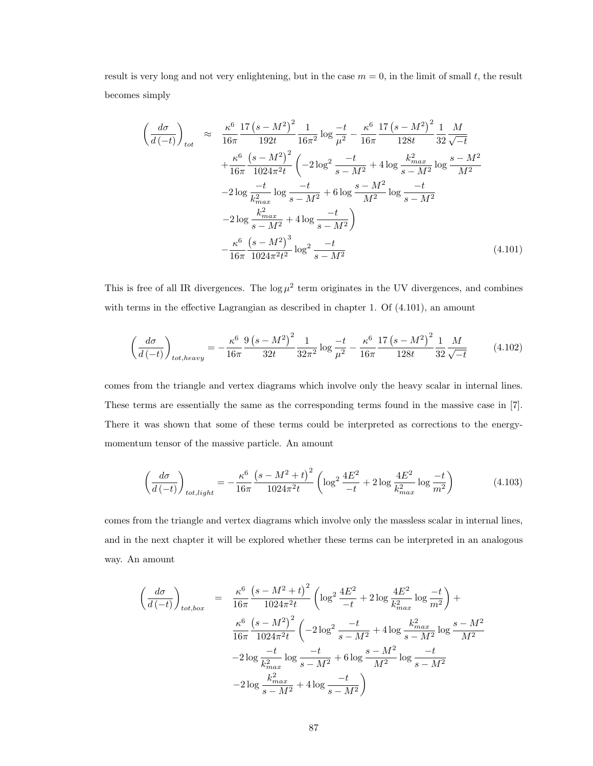result is very long and not very enlightening, but in the case $m = 0$, in the limit of small $t$, the result becomes simply

$$
\begin{aligned}
\left(\frac{d\sigma}{d(-t)}\right)_{tot} \approx\ & \frac{\kappa^6}{16\pi}\frac{17\left(s-M^2\right)^2}{192t}\frac{1}{16\pi^2}\log\frac{-t}{\mu^2} - \frac{\kappa^6}{16\pi}\frac{17\left(s-M^2\right)^2}{128t}\frac{1}{32}\frac{M}{\sqrt{-t}} \\
& + \frac{\kappa^6}{16\pi}\frac{\left(s-M^2\right)^2}{1024\pi^2 t}\left(-2\log^2\frac{-t}{s-M^2} + 4\log\frac{k_{max}^2}{s-M^2}\log\frac{s-M^2}{M^2}\right. \\
& -2\log\frac{-t}{k_{max}^2}\log\frac{-t}{s-M^2} + 6\log\frac{s-M^2}{M^2}\log\frac{-t}{s-M^2} \\
& \left. -2\log\frac{k_{max}^2}{s-M^2} + 4\log\frac{-t}{s-M^2}\right) \\
& - \frac{\kappa^6}{16\pi}\frac{\left(s-M^2\right)^3}{1024\pi^2 t^2}\log^2\frac{-t}{s-M^2}
\end{aligned}
\tag{4.101}
$$

This is free of all IR divergences. The $\log\mu^2$ term originates in the UV divergences, and combines with terms in the effective Lagrangian as described in chapter 1. Of (4.101), an amount

$$
\left(\frac{d\sigma}{d(-t)}\right)_{tot,heavy} = -\frac{\kappa^6}{16\pi}\frac{9\left(s-M^2\right)^2}{32t}\frac{1}{32\pi^2}\log\frac{-t}{\mu^2} - \frac{\kappa^6}{16\pi}\frac{17\left(s-M^2\right)^2}{128t}\frac{1}{32}\frac{M}{\sqrt{-t}} \tag{4.102}
$$

comes from the triangle and vertex diagrams which involve only the heavy scalar in internal lines. These terms are essentially the same as the corresponding terms found in the massive case in [7]. There it was shown that some of these terms could be interpreted as corrections to the energy-momentum tensor of the massive particle. An amount

$$
\left(\frac{d\sigma}{d(-t)}\right)_{tot,light} = -\frac{\kappa^6}{16\pi}\frac{\left(s-M^2+t\right)^2}{1024\pi^2 t}\left(\log^2\frac{4E^2}{-t} + 2\log\frac{4E^2}{k_{max}^2}\log\frac{-t}{m^2}\right) \tag{4.103}
$$

comes from the triangle and vertex diagrams which involve only the massless scalar in internal lines, and in the next chapter it will be explored whether these terms can be interpreted in an analogous way. An amount

$$
\begin{aligned}
\left(\frac{d\sigma}{d(-t)}\right)_{tot,box} =\ & \frac{\kappa^6}{16\pi}\frac{\left(s-M^2+t\right)^2}{1024\pi^2 t}\left(\log^2\frac{4E^2}{-t} + 2\log\frac{4E^2}{k_{max}^2}\log\frac{-t}{m^2}\right) + \\
& \frac{\kappa^6}{16\pi}\frac{\left(s-M^2\right)^2}{1024\pi^2 t}\left(-2\log^2\frac{-t}{s-M^2} + 4\log\frac{k_{max}^2}{s-M^2}\log\frac{s-M^2}{M^2}\right. \\
& -2\log\frac{-t}{k_{max}^2}\log\frac{-t}{s-M^2} + 6\log\frac{s-M^2}{M^2}\log\frac{-t}{s-M^2} \\
& \left. -2\log\frac{k_{max}^2}{s-M^2} + 4\log\frac{-t}{s-M^2}\right)
\end{aligned}
$$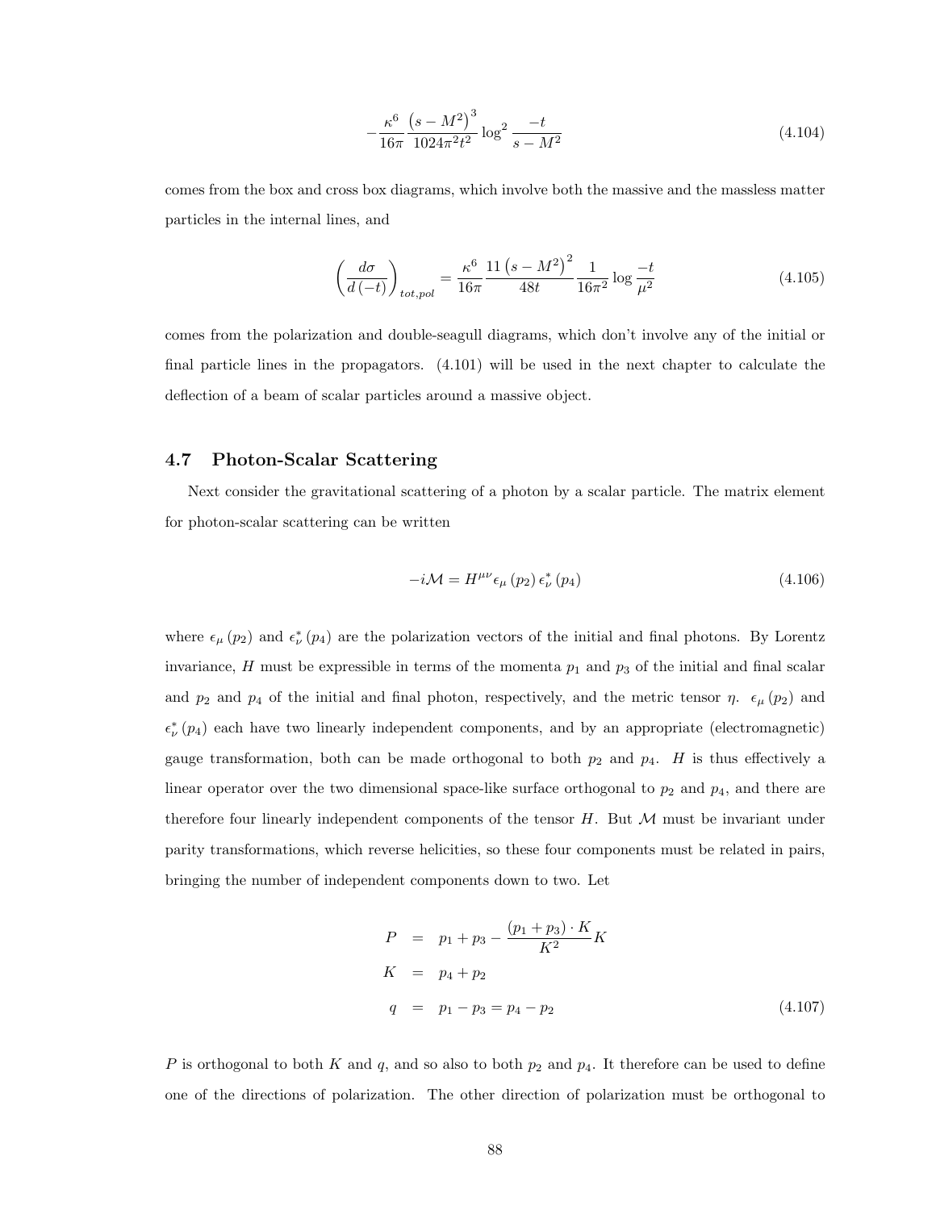$$-\frac{\kappa^6}{16\pi}\frac{\left(s-M^2\right)^3}{1024\pi^2 t^2}\log^2\frac{-t}{s-M^2} \tag{4.104}$$

comes from the box and cross box diagrams, which involve both the massive and the massless matter particles in the internal lines, and

$$\left(\frac{d\sigma}{d\left(-t\right)}\right)_{tot,pol} = \frac{\kappa^6}{16\pi}\frac{11\left(s-M^2\right)^2}{48t}\frac{1}{16\pi^2}\log\frac{-t}{\mu^2} \tag{4.105}$$

comes from the polarization and double-seagull diagrams, which don't involve any of the initial or final particle lines in the propagators. (4.101) will be used in the next chapter to calculate the deflection of a beam of scalar particles around a massive object.

## 4.7 Photon-Scalar Scattering

Next consider the gravitational scattering of a photon by a scalar particle. The matrix element for photon-scalar scattering can be written

$$-i\mathcal{M} = H^{\mu\nu}\epsilon_\mu\left(p_2\right)\epsilon_\nu^*\left(p_4\right) \tag{4.106}$$

where $\epsilon_\mu\left(p_2\right)$ and $\epsilon_\nu^*\left(p_4\right)$ are the polarization vectors of the initial and final photons. By Lorentz invariance, $H$ must be expressible in terms of the momenta $p_1$ and $p_3$ of the initial and final scalar and $p_2$ and $p_4$ of the initial and final photon, respectively, and the metric tensor $\eta$. $\epsilon_\mu\left(p_2\right)$ and $\epsilon_\nu^*\left(p_4\right)$ each have two linearly independent components, and by an appropriate (electromagnetic) gauge transformation, both can be made orthogonal to both $p_2$ and $p_4$. $H$ is thus effectively a linear operator over the two dimensional space-like surface orthogonal to $p_2$ and $p_4$, and there are therefore four linearly independent components of the tensor $H$. But $\mathcal{M}$ must be invariant under parity transformations, which reverse helicities, so these four components must be related in pairs, bringing the number of independent components down to two. Let

$$\begin{aligned}
P &= p_1 + p_3 - \frac{\left(p_1+p_3\right)\cdot K}{K^2}K \\
K &= p_4 + p_2 \\
q &= p_1 - p_3 = p_4 - p_2
\end{aligned} \tag{4.107}$$

$P$ is orthogonal to both $K$ and $q$, and so also to both $p_2$ and $p_4$. It therefore can be used to define one of the directions of polarization. The other direction of polarization must be orthogonal to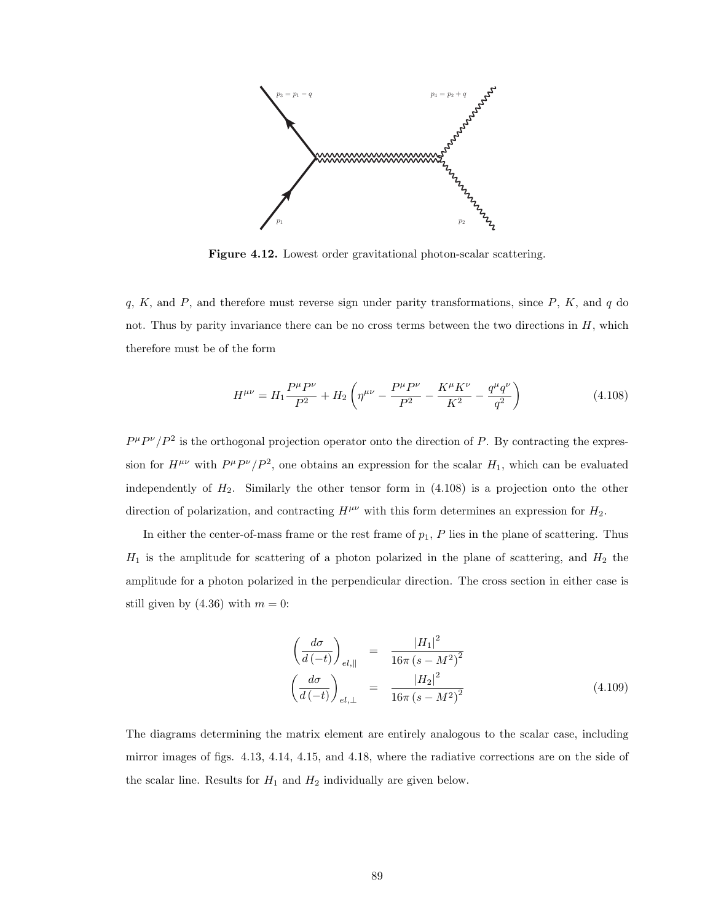$p_3 = p_1 - q$ $p_4 = p_2 + q$

$p_1$ $p_2$

**Figure 4.12.** Lowest order gravitational photon-scalar scattering.

$q$, $K$, and $P$, and therefore must reverse sign under parity transformations, since $P$, $K$, and $q$ do not. Thus by parity invariance there can be no cross terms between the two directions in $H$, which therefore must be of the form

$$H^{\mu\nu} = H_1 \frac{P^\mu P^\nu}{P^2} + H_2 \left( \eta^{\mu\nu} - \frac{P^\mu P^\nu}{P^2} - \frac{K^\mu K^\nu}{K^2} - \frac{q^\mu q^\nu}{q^2} \right) \tag{4.108}$$

$P^\mu P^\nu / P^2$ is the orthogonal projection operator onto the direction of $P$. By contracting the expression for $H^{\mu\nu}$ with $P^\mu P^\nu / P^2$, one obtains an expression for the scalar $H_1$, which can be evaluated independently of $H_2$. Similarly the other tensor form in (4.108) is a projection onto the other direction of polarization, and contracting $H^{\mu\nu}$ with this form determines an expression for $H_2$.

In either the center-of-mass frame or the rest frame of $p_1$, $P$ lies in the plane of scattering. Thus $H_1$ is the amplitude for scattering of a photon polarized in the plane of scattering, and $H_2$ the amplitude for a photon polarized in the perpendicular direction. The cross section in either case is still given by (4.36) with $m = 0$:

$$\begin{aligned} \left( \frac{d\sigma}{d(-t)} \right)_{el,\parallel} &= \frac{|H_1|^2}{16\pi \left(s - M^2\right)^2} \\ \left( \frac{d\sigma}{d(-t)} \right)_{el,\perp} &= \frac{|H_2|^2}{16\pi \left(s - M^2\right)^2} \end{aligned} \tag{4.109}$$

The diagrams determining the matrix element are entirely analogous to the scalar case, including mirror images of figs. 4.13, 4.14, 4.15, and 4.18, where the radiative corrections are on the side of the scalar line. Results for $H_1$ and $H_2$ individually are given below.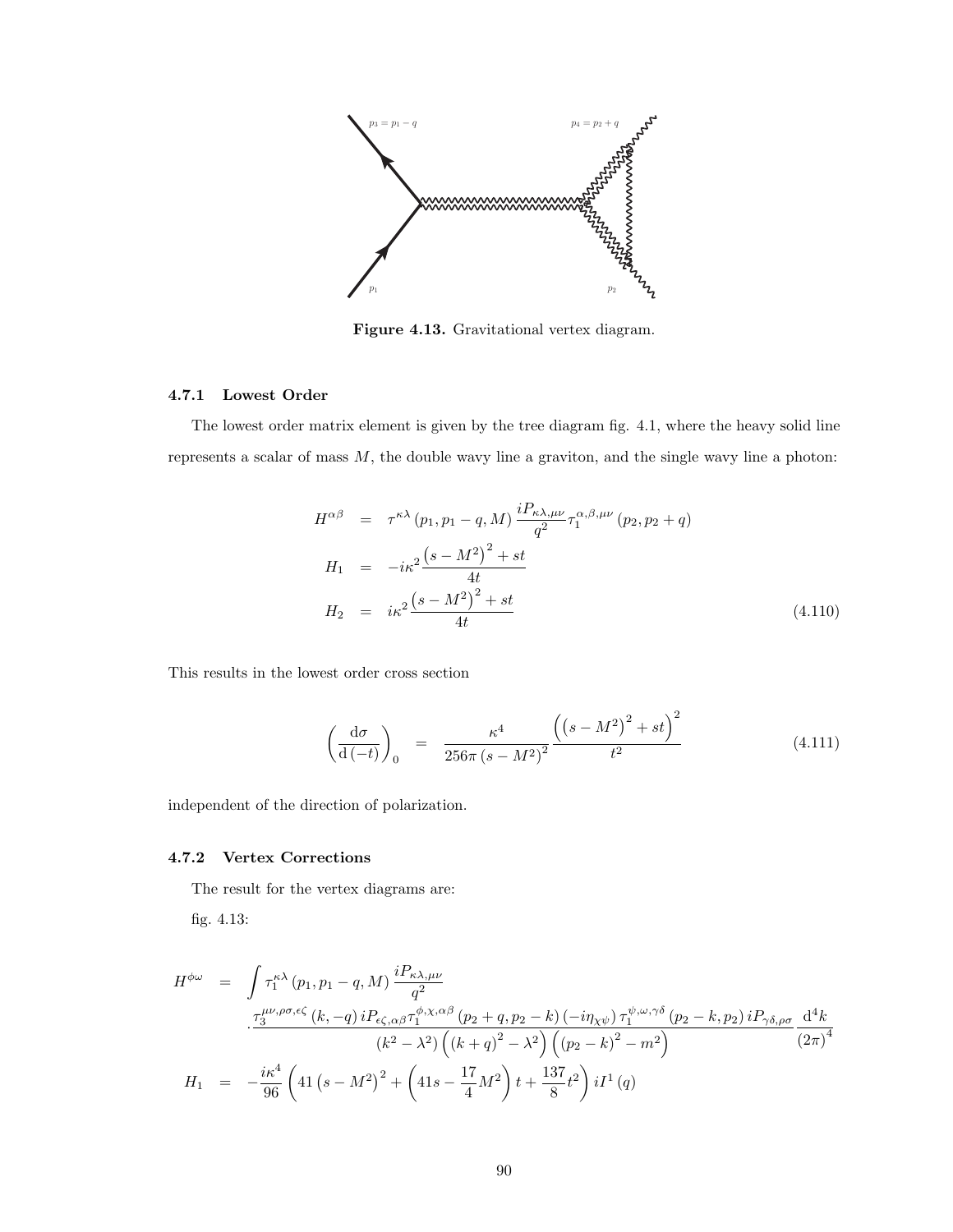$p_3 = p_1 - q$ $p_4 = p_2 + q$

$p_1$ $p_2$

**Figure 4.13.** Gravitational vertex diagram.

### 4.7.1 Lowest Order

The lowest order matrix element is given by the tree diagram fig. 4.1, where the heavy solid line represents a scalar of mass $M$, the double wavy line a graviton, and the single wavy line a photon:

$$
\begin{aligned}
H^{\alpha\beta} &= \tau^{\kappa\lambda}\left(p_1, p_1 - q, M\right) \frac{iP_{\kappa\lambda,\mu\nu}}{q^2} \tau_1^{\alpha,\beta,\mu\nu}\left(p_2, p_2 + q\right) \\
H_1 &= -i\kappa^2 \frac{\left(s - M^2\right)^2 + st}{4t} \\
H_2 &= i\kappa^2 \frac{\left(s - M^2\right)^2 + st}{4t}
\end{aligned}
\tag{4.110}
$$

This results in the lowest order cross section

$$
\left(\frac{\mathrm{d}\sigma}{\mathrm{d}\left(-t\right)}\right)_0 = \frac{\kappa^4}{256\pi\left(s - M^2\right)^2} \frac{\left(\left(s - M^2\right)^2 + st\right)^2}{t^2}
\tag{4.111}
$$

independent of the direction of polarization.

### 4.7.2 Vertex Corrections

The result for the vertex diagrams are:

fig. 4.13:

$$
\begin{aligned}
H^{\phi\omega} &= \int \tau_1^{\kappa\lambda}\left(p_1, p_1 - q, M\right) \frac{iP_{\kappa\lambda,\mu\nu}}{q^2} \\
&\cdot \frac{\tau_3^{\mu\nu,\rho\sigma,\epsilon\zeta}\left(k, -q\right) iP_{\epsilon\zeta,\alpha\beta} \tau_1^{\phi,\chi,\alpha\beta}\left(p_2 + q, p_2 - k\right)\left(-i\eta_{\chi\psi}\right) \tau_1^{\psi,\omega,\gamma\delta}\left(p_2 - k, p_2\right) iP_{\gamma\delta,\rho\sigma}}{\left(k^2 - \lambda^2\right)\left(\left(k + q\right)^2 - \lambda^2\right)\left(\left(p_2 - k\right)^2 - m^2\right)} \frac{\mathrm{d}^4 k}{\left(2\pi\right)^4} \\
H_1 &= -\frac{i\kappa^4}{96}\left(41\left(s - M^2\right)^2 + \left(41s - \frac{17}{4}M^2\right)t + \frac{137}{8}t^2\right) iI^1\left(q\right)
\end{aligned}
$$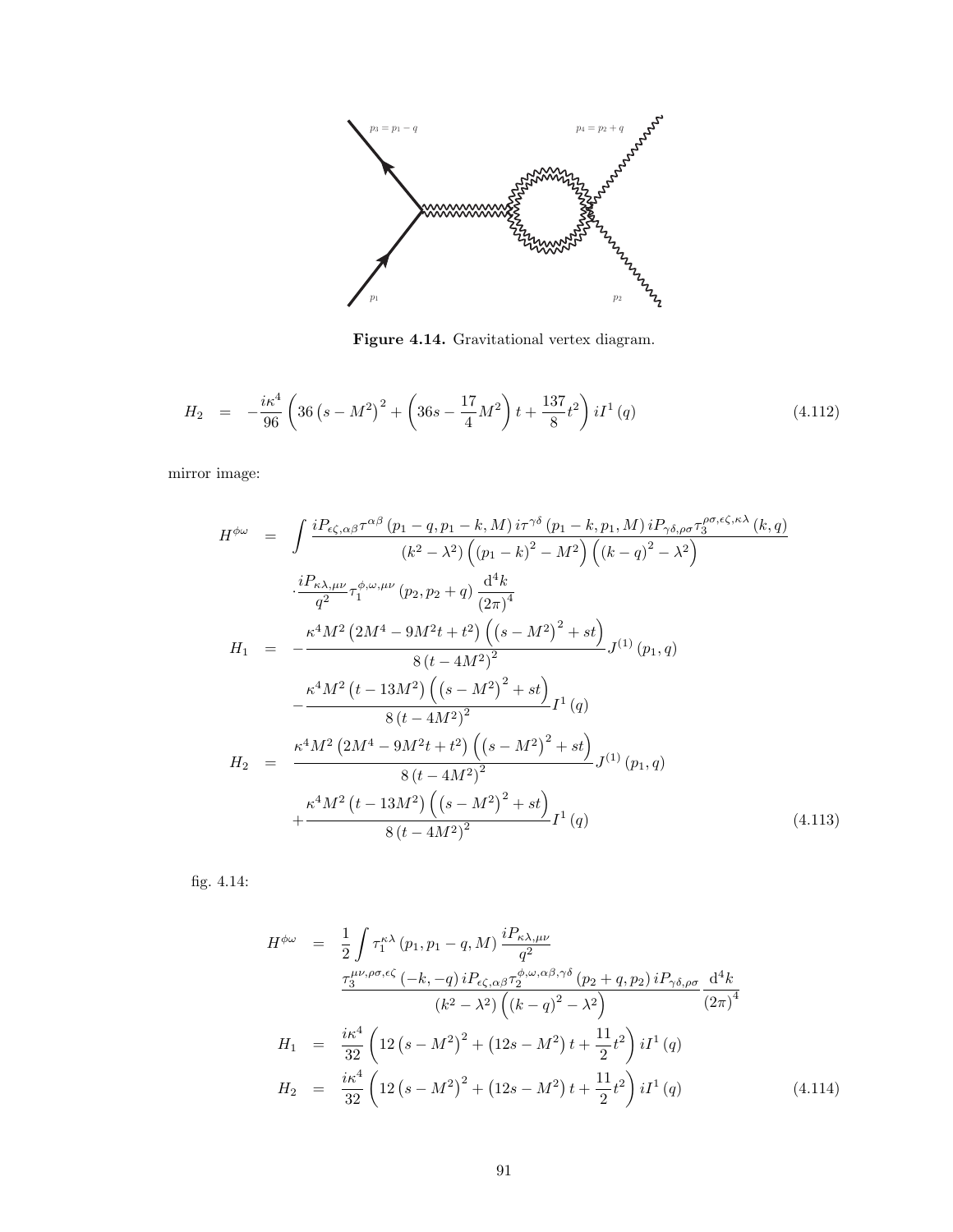Figure 4.14. Gravitational vertex diagram.

$$H_2 = -\frac{i\kappa^4}{96}\left(36\left(s-M^2\right)^2+\left(36s-\frac{17}{4}M^2\right)t+\frac{137}{8}t^2\right)iI^1(q) \tag{4.112}$$

mirror image:

$$
\begin{aligned}
H^{\phi\omega} &= \int \frac{iP_{\epsilon\zeta,\alpha\beta}\tau^{\alpha\beta}\left(p_1-q,p_1-k,M\right)i\tau^{\gamma\delta}\left(p_1-k,p_1,M\right)iP_{\gamma\delta,\rho\sigma}\tau_3^{\rho\sigma,\epsilon\zeta,\kappa\lambda}(k,q)}{\left(k^2-\lambda^2\right)\left(\left(p_1-k\right)^2-M^2\right)\left(\left(k-q\right)^2-\lambda^2\right)} \\
&\quad \cdot\frac{iP_{\kappa\lambda,\mu\nu}}{q^2}\tau_1^{\phi,\omega,\mu\nu}\left(p_2,p_2+q\right)\frac{\mathrm{d}^4k}{(2\pi)^4} \\
H_1 &= -\frac{\kappa^4M^2\left(2M^4-9M^2t+t^2\right)\left(\left(s-M^2\right)^2+st\right)}{8\left(t-4M^2\right)^2}J^{(1)}\left(p_1,q\right) \\
&\quad -\frac{\kappa^4M^2\left(t-13M^2\right)\left(\left(s-M^2\right)^2+st\right)}{8\left(t-4M^2\right)^2}I^1(q) \\
H_2 &= \frac{\kappa^4M^2\left(2M^4-9M^2t+t^2\right)\left(\left(s-M^2\right)^2+st\right)}{8\left(t-4M^2\right)^2}J^{(1)}\left(p_1,q\right) \\
&\quad +\frac{\kappa^4M^2\left(t-13M^2\right)\left(\left(s-M^2\right)^2+st\right)}{8\left(t-4M^2\right)^2}I^1(q)
\end{aligned} \tag{4.113}
$$

fig. 4.14:

$$
\begin{aligned}
H^{\phi\omega} &= \frac{1}{2}\int \tau_1^{\kappa\lambda}\left(p_1,p_1-q,M\right)\frac{iP_{\kappa\lambda,\mu\nu}}{q^2} \\
&\quad \frac{\tau_3^{\mu\nu,\rho\sigma,\epsilon\zeta}(-k,-q)\,iP_{\epsilon\zeta,\alpha\beta}\tau_2^{\phi,\omega,\alpha\beta,\gamma\delta}\left(p_2+q,p_2\right)iP_{\gamma\delta,\rho\sigma}}{\left(k^2-\lambda^2\right)\left(\left(k-q\right)^2-\lambda^2\right)}\frac{\mathrm{d}^4k}{(2\pi)^4} \\
H_1 &= \frac{i\kappa^4}{32}\left(12\left(s-M^2\right)^2+\left(12s-M^2\right)t+\frac{11}{2}t^2\right)iI^1(q) \\
H_2 &= \frac{i\kappa^4}{32}\left(12\left(s-M^2\right)^2+\left(12s-M^2\right)t+\frac{11}{2}t^2\right)iI^1(q)
\end{aligned} \tag{4.114}
$$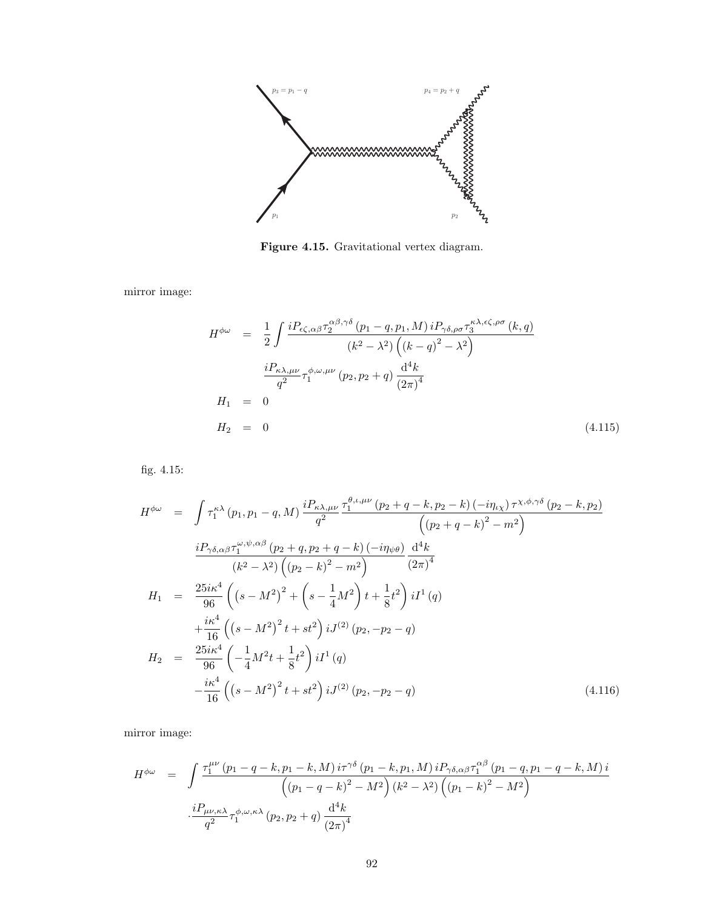Figure 4.15. Gravitational vertex diagram.

mirror image:

$$
\begin{aligned}
H^{\phi\omega} &= \frac{1}{2}\int \frac{iP_{\epsilon\zeta,\alpha\beta}\tau_2^{\alpha\beta,\gamma\delta}\left(p_1-q,p_1,M\right)iP_{\gamma\delta,\rho\sigma}\tau_3^{\kappa\lambda,\epsilon\zeta,\rho\sigma}\left(k,q\right)}{\left(k^2-\lambda^2\right)\left(\left(k-q\right)^2-\lambda^2\right)} \\
&\qquad \frac{iP_{\kappa\lambda,\mu\nu}}{q^2}\tau_1^{\phi,\omega,\mu\nu}\left(p_2,p_2+q\right)\frac{\mathrm{d}^4k}{\left(2\pi\right)^4} \\
H_1 &= 0 \\
H_2 &= 0
\end{aligned}
\tag{4.115}
$$

fig. 4.15:

$$
\begin{aligned}
H^{\phi\omega} &= \int \tau_1^{\kappa\lambda}\left(p_1,p_1-q,M\right)\frac{iP_{\kappa\lambda,\mu\nu}}{q^2}\frac{\tau_1^{\theta,\iota,\mu\nu}\left(p_2+q-k,p_2-k\right)\left(-i\eta_{\iota\chi}\right)\tau^{\chi,\phi,\gamma\delta}\left(p_2-k,p_2\right)}{\left(\left(p_2+q-k\right)^2-m^2\right)} \\
&\qquad \frac{iP_{\gamma\delta,\alpha\beta}\tau_1^{\omega,\psi,\alpha\beta}\left(p_2+q,p_2+q-k\right)\left(-i\eta_{\psi\theta}\right)}{\left(k^2-\lambda^2\right)\left(\left(p_2-k\right)^2-m^2\right)}\frac{\mathrm{d}^4k}{\left(2\pi\right)^4} \\
H_1 &= \frac{25i\kappa^4}{96}\left(\left(s-M^2\right)^2+\left(s-\frac{1}{4}M^2\right)t+\frac{1}{8}t^2\right)iI^1\left(q\right) \\
&\quad +\frac{i\kappa^4}{16}\left(\left(s-M^2\right)^2t+st^2\right)iJ^{(2)}\left(p_2,-p_2-q\right) \\
H_2 &= \frac{25i\kappa^4}{96}\left(-\frac{1}{4}M^2t+\frac{1}{8}t^2\right)iI^1\left(q\right) \\
&\quad -\frac{i\kappa^4}{16}\left(\left(s-M^2\right)^2t+st^2\right)iJ^{(2)}\left(p_2,-p_2-q\right)
\end{aligned}
\tag{4.116}
$$

mirror image:

$$
\begin{aligned}
H^{\phi\omega} &= \int \frac{\tau_1^{\mu\nu}\left(p_1-q-k,p_1-k,M\right)i\tau^{\gamma\delta}\left(p_1-k,p_1,M\right)iP_{\gamma\delta,\alpha\beta}\tau_1^{\alpha\beta}\left(p_1-q,p_1-q-k,M\right)i}{\left(\left(p_1-q-k\right)^2-M^2\right)\left(k^2-\lambda^2\right)\left(\left(p_1-k\right)^2-M^2\right)} \\
&\qquad \cdot\frac{iP_{\mu\nu,\kappa\lambda}}{q^2}\tau_1^{\phi,\omega,\kappa\lambda}\left(p_2,p_2+q\right)\frac{\mathrm{d}^4k}{\left(2\pi\right)^4}
\end{aligned}
$$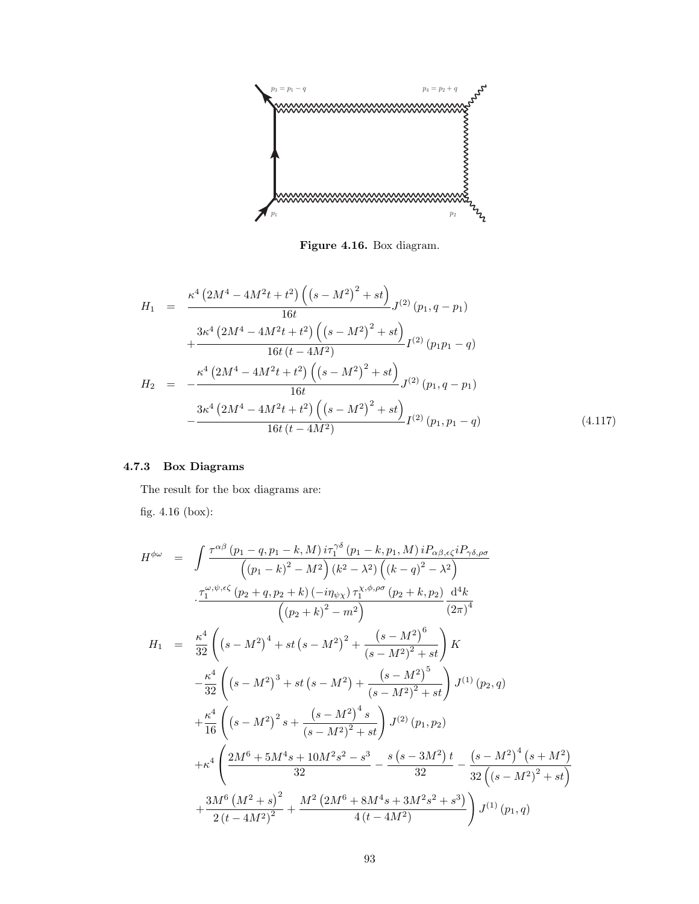Figure 4.16. Box diagram.

$$
\begin{aligned}
H_1 &= \frac{\kappa^4\left(2M^4-4M^2t+t^2\right)\left(\left(s-M^2\right)^2+st\right)}{16t}J^{(2)}\left(p_1,q-p_1\right)\\
&\quad+\frac{3\kappa^4\left(2M^4-4M^2t+t^2\right)\left(\left(s-M^2\right)^2+st\right)}{16t\left(t-4M^2\right)}I^{(2)}\left(p_1p_1-q\right)\\
H_2 &= -\frac{\kappa^4\left(2M^4-4M^2t+t^2\right)\left(\left(s-M^2\right)^2+st\right)}{16t}J^{(2)}\left(p_1,q-p_1\right)\\
&\quad-\frac{3\kappa^4\left(2M^4-4M^2t+t^2\right)\left(\left(s-M^2\right)^2+st\right)}{16t\left(t-4M^2\right)}I^{(2)}\left(p_1,p_1-q\right)
\end{aligned}
\tag{4.117}
$$

### 4.7.3 Box Diagrams

The result for the box diagrams are:

fig. 4.16 (box):

$$
\begin{aligned}
H^{\phi\omega} &= \int\frac{\tau^{\alpha\beta}\left(p_1-q,p_1-k,M\right)i\tau_1^{\gamma\delta}\left(p_1-k,p_1,M\right)iP_{\alpha\beta,\epsilon\zeta}iP_{\gamma\delta,\rho\sigma}}{\left(\left(p_1-k\right)^2-M^2\right)\left(k^2-\lambda^2\right)\left(\left(k-q\right)^2-\lambda^2\right)}\\
&\quad\cdot\frac{\tau_1^{\omega,\psi,\epsilon\zeta}\left(p_2+q,p_2+k\right)\left(-i\eta_{\psi\chi}\right)\tau_1^{\chi,\phi,\rho\sigma}\left(p_2+k,p_2\right)}{\left(\left(p_2+k\right)^2-m^2\right)}\frac{\mathrm{d}^4k}{\left(2\pi\right)^4}\\
H_1 &= \frac{\kappa^4}{32}\left(\left(s-M^2\right)^4+st\left(s-M^2\right)^2+\frac{\left(s-M^2\right)^6}{\left(s-M^2\right)^2+st}\right)K\\
&\quad-\frac{\kappa^4}{32}\left(\left(s-M^2\right)^3+st\left(s-M^2\right)+\frac{\left(s-M^2\right)^5}{\left(s-M^2\right)^2+st}\right)J^{(1)}\left(p_2,q\right)\\
&\quad+\frac{\kappa^4}{16}\left(\left(s-M^2\right)^2s+\frac{\left(s-M^2\right)^4s}{\left(s-M^2\right)^2+st}\right)J^{(2)}\left(p_1,p_2\right)\\
&\quad+\kappa^4\left(\frac{2M^6+5M^4s+10M^2s^2-s^3}{32}-\frac{s\left(s-3M^2\right)t}{32}-\frac{\left(s-M^2\right)^4\left(s+M^2\right)}{32\left(\left(s-M^2\right)^2+st\right)}\right.\\
&\quad\left.+\frac{3M^6\left(M^2+s\right)^2}{2\left(t-4M^2\right)^2}+\frac{M^2\left(2M^6+8M^4s+3M^2s^2+s^3\right)}{4\left(t-4M^2\right)}\right)J^{(1)}\left(p_1,q\right)
\end{aligned}
$$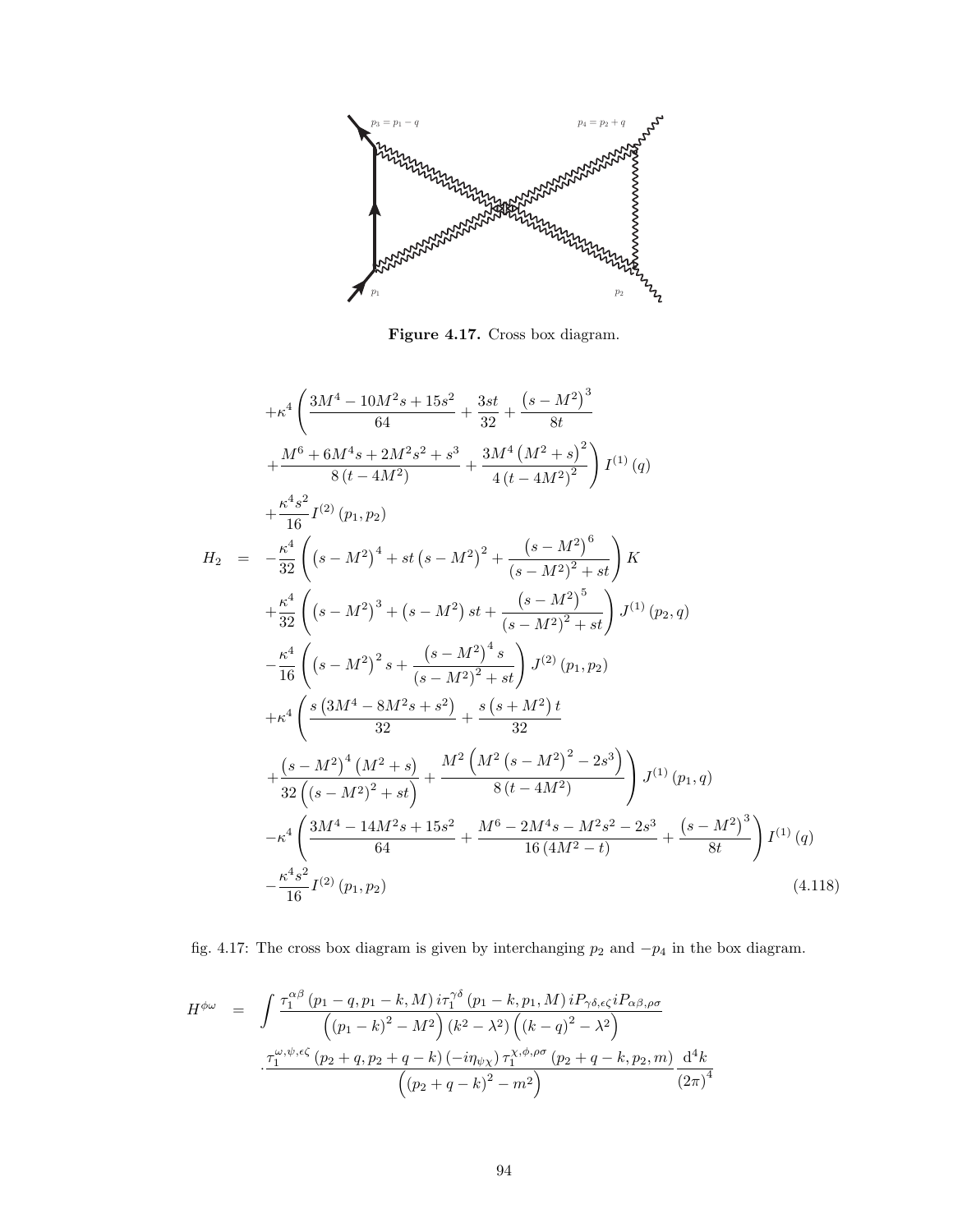Figure 4.17. Cross box diagram.

$$
\begin{aligned}
& +\kappa^4\left(\frac{3M^4-10M^2s+15s^2}{64}+\frac{3st}{32}+\frac{\left(s-M^2\right)^3}{8t}\right.\\
& \left.+\frac{M^6+6M^4s+2M^2s^2+s^3}{8\left(t-4M^2\right)}+\frac{3M^4\left(M^2+s\right)^2}{4\left(t-4M^2\right)^2}\right)I^{(1)}\left(q\right)\\
& +\frac{\kappa^4s^2}{16}I^{(2)}\left(p_1,p_2\right)\\
H_2 \quad = \quad & -\frac{\kappa^4}{32}\left(\left(s-M^2\right)^4+st\left(s-M^2\right)^2+\frac{\left(s-M^2\right)^6}{\left(s-M^2\right)^2+st}\right)K\\
& +\frac{\kappa^4}{32}\left(\left(s-M^2\right)^3+\left(s-M^2\right)st+\frac{\left(s-M^2\right)^5}{\left(s-M^2\right)^2+st}\right)J^{(1)}\left(p_2,q\right)\\
& -\frac{\kappa^4}{16}\left(\left(s-M^2\right)^2s+\frac{\left(s-M^2\right)^4s}{\left(s-M^2\right)^2+st}\right)J^{(2)}\left(p_1,p_2\right)\\
& +\kappa^4\left(\frac{s\left(3M^4-8M^2s+s^2\right)}{32}+\frac{s\left(s+M^2\right)t}{32}\right.\\
& \left.+\frac{\left(s-M^2\right)^4\left(M^2+s\right)}{32\left(\left(s-M^2\right)^2+st\right)}+\frac{M^2\left(M^2\left(s-M^2\right)^2-2s^3\right)}{8\left(t-4M^2\right)}\right)J^{(1)}\left(p_1,q\right)\\
& -\kappa^4\left(\frac{3M^4-14M^2s+15s^2}{64}+\frac{M^6-2M^4s-M^2s^2-2s^3}{16\left(4M^2-t\right)}+\frac{\left(s-M^2\right)^3}{8t}\right)I^{(1)}\left(q\right)\\
& -\frac{\kappa^4s^2}{16}I^{(2)}\left(p_1,p_2\right) \qquad\qquad (4.118)
\end{aligned}
$$

fig. 4.17: The cross box diagram is given by interchanging $p_2$ and $-p_4$ in the box diagram.

$$
\begin{aligned}
H^{\phi\omega} \quad = \quad & \int\frac{\tau_1^{\alpha\beta}\left(p_1-q,p_1-k,M\right)i\tau_1^{\gamma\delta}\left(p_1-k,p_1,M\right)iP_{\gamma\delta,\epsilon\zeta}iP_{\alpha\beta,\rho\sigma}}{\left(\left(p_1-k\right)^2-M^2\right)\left(k^2-\lambda^2\right)\left(\left(k-q\right)^2-\lambda^2\right)}\\
& \cdot\frac{\tau_1^{\omega,\psi,\epsilon\zeta}\left(p_2+q,p_2+q-k\right)\left(-i\eta_{\psi\chi}\right)\tau_1^{\chi,\phi,\rho\sigma}\left(p_2+q-k,p_2,m\right)}{\left(\left(p_2+q-k\right)^2-m^2\right)}\frac{\mathrm{d}^4k}{\left(2\pi\right)^4}
\end{aligned}
$$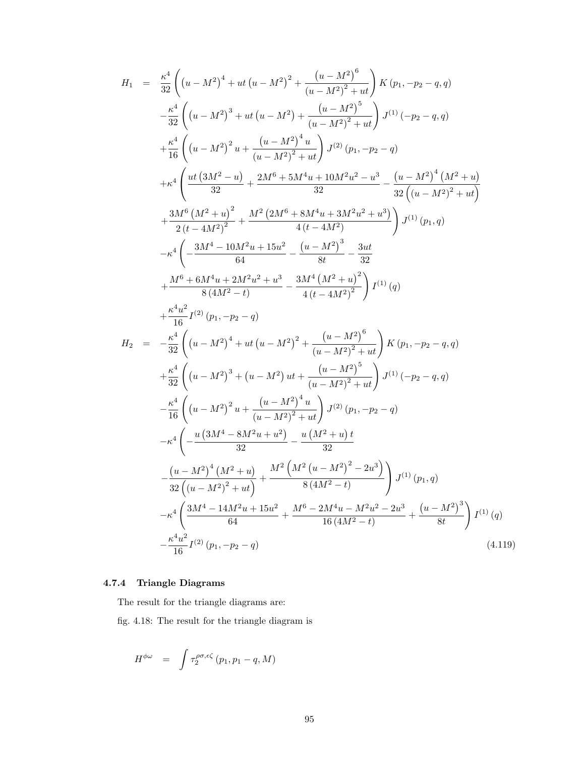$$
\begin{aligned}
H_1 \;=\;& \frac{\kappa^4}{32}\left(\left(u-M^2\right)^4+ut\left(u-M^2\right)^2+\frac{\left(u-M^2\right)^6}{\left(u-M^2\right)^2+ut}\right)K\left(p_1,-p_2-q,q\right)\\
&-\frac{\kappa^4}{32}\left(\left(u-M^2\right)^3+ut\left(u-M^2\right)+\frac{\left(u-M^2\right)^5}{\left(u-M^2\right)^2+ut}\right)J^{(1)}\left(-p_2-q,q\right)\\
&+\frac{\kappa^4}{16}\left(\left(u-M^2\right)^2u+\frac{\left(u-M^2\right)^4u}{\left(u-M^2\right)^2+ut}\right)J^{(2)}\left(p_1,-p_2-q\right)\\
&+\kappa^4\left(\frac{ut\left(3M^2-u\right)}{32}+\frac{2M^6+5M^4u+10M^2u^2-u^3}{32}-\frac{\left(u-M^2\right)^4\left(M^2+u\right)}{32\left(\left(u-M^2\right)^2+ut\right)}\right.\\
&\left.+\frac{3M^6\left(M^2+u\right)^2}{2\left(t-4M^2\right)^2}+\frac{M^2\left(2M^6+8M^4u+3M^2u^2+u^3\right)}{4\left(t-4M^2\right)}\right)J^{(1)}\left(p_1,q\right)\\
&-\kappa^4\left(-\frac{3M^4-10M^2u+15u^2}{64}-\frac{\left(u-M^2\right)^3}{8t}-\frac{3ut}{32}\right.\\
&\left.+\frac{M^6+6M^4u+2M^2u^2+u^3}{8\left(4M^2-t\right)}-\frac{3M^4\left(M^2+u\right)^2}{4\left(t-4M^2\right)^2}\right)I^{(1)}\left(q\right)\\
&+\frac{\kappa^4u^2}{16}I^{(2)}\left(p_1,-p_2-q\right)\\
H_2 \;=\;& -\frac{\kappa^4}{32}\left(\left(u-M^2\right)^4+ut\left(u-M^2\right)^2+\frac{\left(u-M^2\right)^6}{\left(u-M^2\right)^2+ut}\right)K\left(p_1,-p_2-q,q\right)\\
&+\frac{\kappa^4}{32}\left(\left(u-M^2\right)^3+\left(u-M^2\right)ut+\frac{\left(u-M^2\right)^5}{\left(u-M^2\right)^2+ut}\right)J^{(1)}\left(-p_2-q,q\right)\\
&-\frac{\kappa^4}{16}\left(\left(u-M^2\right)^2u+\frac{\left(u-M^2\right)^4u}{\left(u-M^2\right)^2+ut}\right)J^{(2)}\left(p_1,-p_2-q\right)\\
&-\kappa^4\left(-\frac{u\left(3M^4-8M^2u+u^2\right)}{32}-\frac{u\left(M^2+u\right)t}{32}\right.\\
&\left.-\frac{\left(u-M^2\right)^4\left(M^2+u\right)}{32\left(\left(u-M^2\right)^2+ut\right)}+\frac{M^2\left(M^2\left(u-M^2\right)^2-2u^3\right)}{8\left(4M^2-t\right)}\right)J^{(1)}\left(p_1,q\right)\\
&-\kappa^4\left(\frac{3M^4-14M^2u+15u^2}{64}+\frac{M^6-2M^4u-M^2u^2-2u^3}{16\left(4M^2-t\right)}+\frac{\left(u-M^2\right)^3}{8t}\right)I^{(1)}\left(q\right)\\
&-\frac{\kappa^4u^2}{16}I^{(2)}\left(p_1,-p_2-q\right)
\end{aligned}
\tag{4.119}
$$

### 4.7.4 Triangle Diagrams

The result for the triangle diagrams are:

fig. 4.18: The result for the triangle diagram is

$$
H^{\phi\omega} \;=\; \int \tau_2^{\rho\sigma,\epsilon\zeta}\left(p_1,p_1-q,M\right)
$$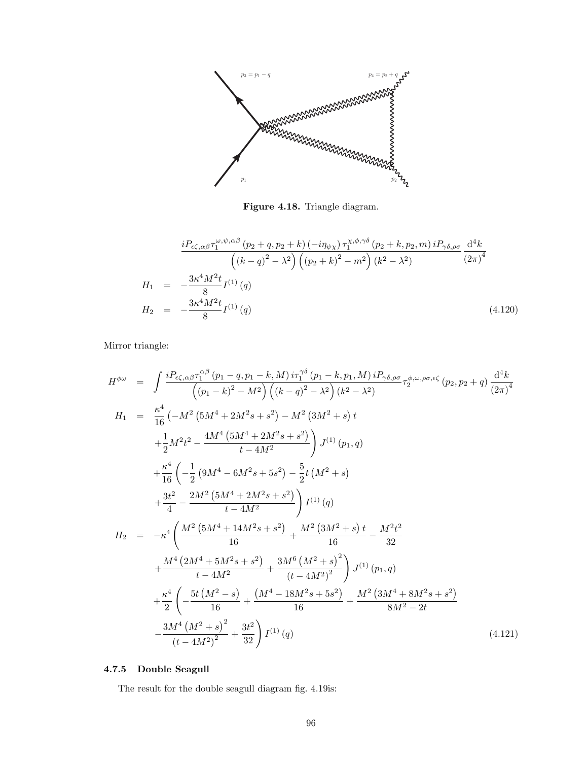**Figure 4.18.** Triangle diagram.

$$\frac{iP_{\epsilon\zeta,\alpha\beta}\tau_1^{\omega,\psi,\alpha\beta}\left(p_2+q,p_2+k\right)\left(-i\eta_{\psi\chi}\right)\tau_1^{\chi,\phi,\gamma\delta}\left(p_2+k,p_2,m\right)iP_{\gamma\delta,\rho\sigma}}{\left(\left(k-q\right)^2-\lambda^2\right)\left(\left(p_2+k\right)^2-m^2\right)\left(k^2-\lambda^2\right)}\frac{\mathrm{d}^4k}{\left(2\pi\right)^4}$$

$$\begin{aligned}
H_1 &= -\frac{3\kappa^4M^2t}{8}I^{(1)}\left(q\right) \\
H_2 &= -\frac{3\kappa^4M^2t}{8}I^{(1)}\left(q\right)
\end{aligned} \tag{4.120}$$

Mirror triangle:

$$\begin{aligned}
H^{\phi\omega} &= \int\frac{iP_{\epsilon\zeta,\alpha\beta}\tau_1^{\alpha\beta}\left(p_1-q,p_1-k,M\right)i\tau_1^{\gamma\delta}\left(p_1-k,p_1,M\right)iP_{\gamma\delta,\rho\sigma}}{\left(\left(p_1-k\right)^2-M^2\right)\left(\left(k-q\right)^2-\lambda^2\right)\left(k^2-\lambda^2\right)}\tau_2^{\phi,\omega,\rho\sigma,\epsilon\zeta}\left(p_2,p_2+q\right)\frac{\mathrm{d}^4k}{\left(2\pi\right)^4} \\
H_1 &= \frac{\kappa^4}{16}\left(-M^2\left(5M^4+2M^2s+s^2\right)-M^2\left(3M^2+s\right)t\right. \\
&\quad\left.+\frac{1}{2}M^2t^2-\frac{4M^4\left(5M^4+2M^2s+s^2\right)}{t-4M^2}\right)J^{(1)}\left(p_1,q\right) \\
&\quad+\frac{\kappa^4}{16}\left(-\frac{1}{2}\left(9M^4-6M^2s+5s^2\right)-\frac{5}{2}t\left(M^2+s\right)\right. \\
&\quad\left.+\frac{3t^2}{4}-\frac{2M^2\left(5M^4+2M^2s+s^2\right)}{t-4M^2}\right)I^{(1)}\left(q\right) \\
H_2 &= -\kappa^4\left(\frac{M^2\left(5M^4+14M^2s+s^2\right)}{16}+\frac{M^2\left(3M^2+s\right)t}{16}-\frac{M^2t^2}{32}\right. \\
&\quad\left.+\frac{M^4\left(2M^4+5M^2s+s^2\right)}{t-4M^2}+\frac{3M^6\left(M^2+s\right)^2}{\left(t-4M^2\right)^2}\right)J^{(1)}\left(p_1,q\right) \\
&\quad+\frac{\kappa^4}{2}\left(-\frac{5t\left(M^2-s\right)}{16}+\frac{\left(M^4-18M^2s+5s^2\right)}{16}+\frac{M^2\left(3M^4+8M^2s+s^2\right)}{8M^2-2t}\right. \\
&\quad\left.-\frac{3M^4\left(M^2+s\right)^2}{\left(t-4M^2\right)^2}+\frac{3t^2}{32}\right)I^{(1)}\left(q\right)
\end{aligned} \tag{4.121}$$

### 4.7.5 Double Seagull

The result for the double seagull diagram fig. 4.19is: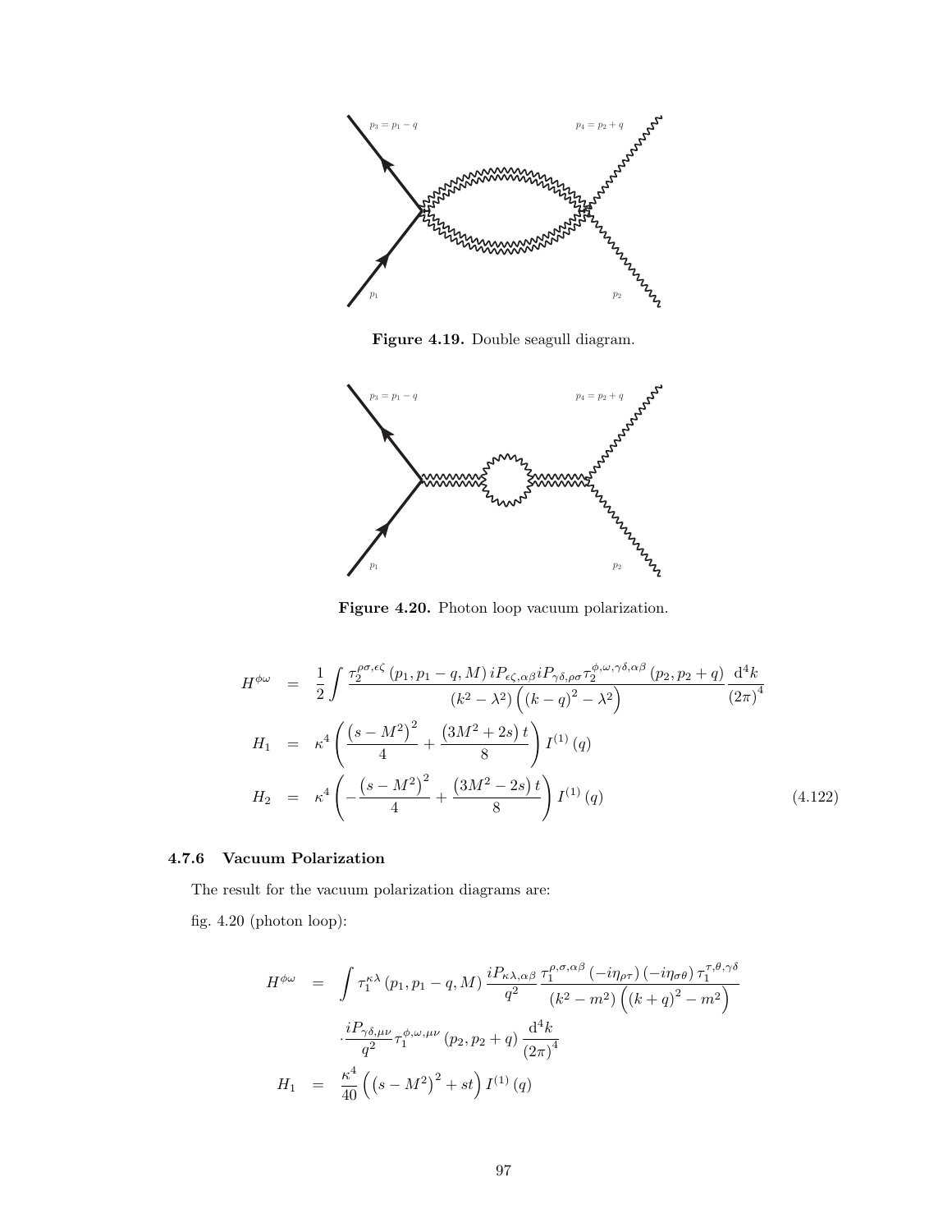Figure 4.19. Double seagull diagram.

Figure 4.20. Photon loop vacuum polarization.

$$
\begin{aligned}
H^{\phi\omega} &= \frac{1}{2}\int \frac{\tau_2^{\rho\sigma,\epsilon\zeta}\left(p_1, p_1-q, M\right) iP_{\epsilon\zeta,\alpha\beta}\, iP_{\gamma\delta,\rho\sigma}\, \tau_2^{\phi,\omega,\gamma\delta,\alpha\beta}\left(p_2, p_2+q\right)}{\left(k^2-\lambda^2\right)\left(\left(k-q\right)^2-\lambda^2\right)} \frac{\mathrm{d}^4 k}{\left(2\pi\right)^4} \\
H_1 &= \kappa^4\left(\frac{\left(s-M^2\right)^2}{4} + \frac{\left(3M^2+2s\right)t}{8}\right) I^{(1)}\left(q\right) \\
H_2 &= \kappa^4\left(-\frac{\left(s-M^2\right)^2}{4} + \frac{\left(3M^2-2s\right)t}{8}\right) I^{(1)}\left(q\right)
\end{aligned}
\tag{4.122}
$$

### 4.7.6 Vacuum Polarization

The result for the vacuum polarization diagrams are:

fig. 4.20 (photon loop):

$$
\begin{aligned}
H^{\phi\omega} &= \int \tau_1^{\kappa\lambda}\left(p_1, p_1-q, M\right) \frac{iP_{\kappa\lambda,\alpha\beta}}{q^2} \frac{\tau_1^{\rho,\sigma,\alpha\beta}\left(-i\eta_{\rho\tau}\right)\left(-i\eta_{\sigma\theta}\right)\tau_1^{\tau,\theta,\gamma\delta}}{\left(k^2-m^2\right)\left(\left(k+q\right)^2-m^2\right)} \\
&\quad \cdot \frac{iP_{\gamma\delta,\mu\nu}}{q^2} \tau_1^{\phi,\omega,\mu\nu}\left(p_2, p_2+q\right) \frac{\mathrm{d}^4 k}{\left(2\pi\right)^4} \\
H_1 &= \frac{\kappa^4}{40}\left(\left(s-M^2\right)^2 + st\right) I^{(1)}\left(q\right)
\end{aligned}
$$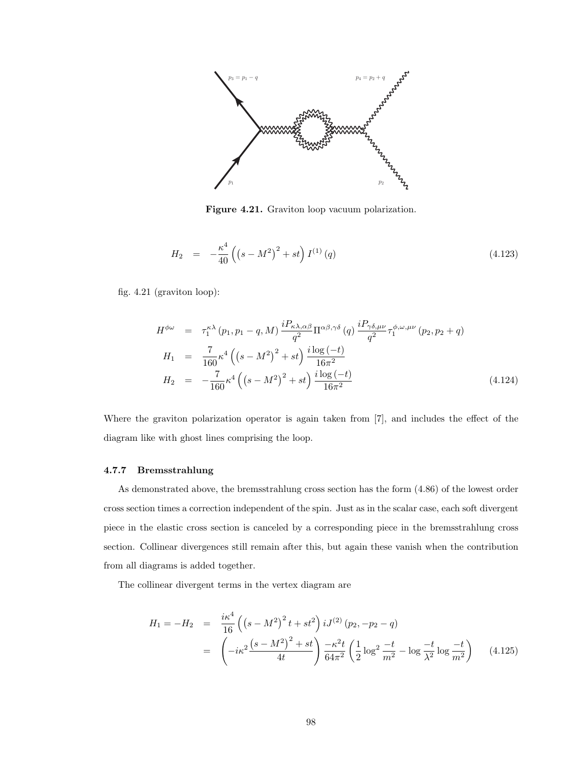**Figure 4.21.** Graviton loop vacuum polarization.

$$H_2 = -\frac{\kappa^4}{40}\left(\left(s-M^2\right)^2 + st\right) I^{(1)}(q) \tag{4.123}$$

fig. 4.21 (graviton loop):

$$\begin{aligned}
H^{\phi\omega} &= \tau_1^{\kappa\lambda}(p_1, p_1-q, M)\,\frac{iP_{\kappa\lambda,\alpha\beta}}{q^2}\Pi^{\alpha\beta,\gamma\delta}(q)\,\frac{iP_{\gamma\delta,\mu\nu}}{q^2}\tau_1^{\phi,\omega,\mu\nu}(p_2, p_2+q) \\
H_1 &= \frac{7}{160}\kappa^4\left(\left(s-M^2\right)^2 + st\right)\frac{i\log(-t)}{16\pi^2} \\
H_2 &= -\frac{7}{160}\kappa^4\left(\left(s-M^2\right)^2 + st\right)\frac{i\log(-t)}{16\pi^2}
\end{aligned} \tag{4.124}$$

Where the graviton polarization operator is again taken from [7], and includes the effect of the diagram like with ghost lines comprising the loop.

### 4.7.7 Bremsstrahlung

As demonstrated above, the bremsstrahlung cross section has the form (4.86) of the lowest order cross section times a correction independent of the spin. Just as in the scalar case, each soft divergent piece in the elastic cross section is canceled by a corresponding piece in the bremsstrahlung cross section. Collinear divergences still remain after this, but again these vanish when the contribution from all diagrams is added together.

The collinear divergent terms in the vertex diagram are

$$\begin{aligned}
H_1 = -H_2 &= \frac{i\kappa^4}{16}\left(\left(s-M^2\right)^2 t + st^2\right) iJ^{(2)}(p_2, -p_2-q) \\
&= \left(-i\kappa^2\frac{\left(s-M^2\right)^2 + st}{4t}\right)\frac{-\kappa^2 t}{64\pi^2}\left(\frac{1}{2}\log^2\frac{-t}{m^2} - \log\frac{-t}{\lambda^2}\log\frac{-t}{m^2}\right)
\end{aligned} \tag{4.125}$$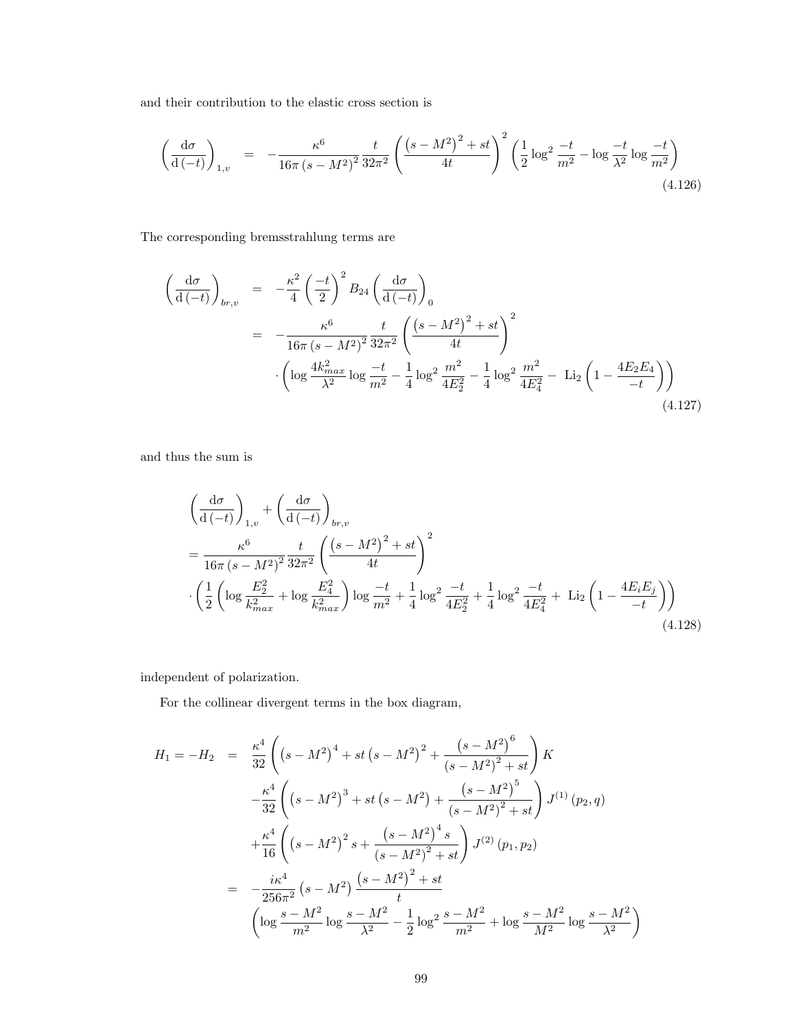and their contribution to the elastic cross section is

$$\left(\frac{\mathrm{d}\sigma}{\mathrm{d}\left(-t\right)}\right)_{1,v} = -\frac{\kappa^6}{16\pi\left(s-M^2\right)^2}\frac{t}{32\pi^2}\left(\frac{\left(s-M^2\right)^2+st}{4t}\right)^2\left(\frac{1}{2}\log^2\frac{-t}{m^2}-\log\frac{-t}{\lambda^2}\log\frac{-t}{m^2}\right) \tag{4.126}$$

The corresponding bremsstrahlung terms are

$$\begin{aligned}
\left(\frac{\mathrm{d}\sigma}{\mathrm{d}\left(-t\right)}\right)_{br,v} &= -\frac{\kappa^2}{4}\left(\frac{-t}{2}\right)^2 B_{24}\left(\frac{\mathrm{d}\sigma}{\mathrm{d}\left(-t\right)}\right)_0 \\
&= -\frac{\kappa^6}{16\pi\left(s-M^2\right)^2}\frac{t}{32\pi^2}\left(\frac{\left(s-M^2\right)^2+st}{4t}\right)^2 \\
&\quad \cdot\left(\log\frac{4k_{max}^2}{\lambda^2}\log\frac{-t}{m^2}-\frac{1}{4}\log^2\frac{m^2}{4E_2^2}-\frac{1}{4}\log^2\frac{m^2}{4E_4^2}-\ \mathrm{Li}_2\left(1-\frac{4E_2E_4}{-t}\right)\right)
\end{aligned} \tag{4.127}$$

and thus the sum is

$$\begin{aligned}
&\left(\frac{\mathrm{d}\sigma}{\mathrm{d}\left(-t\right)}\right)_{1,v}+\left(\frac{\mathrm{d}\sigma}{\mathrm{d}\left(-t\right)}\right)_{br,v} \\
&= \frac{\kappa^6}{16\pi\left(s-M^2\right)^2}\frac{t}{32\pi^2}\left(\frac{\left(s-M^2\right)^2+st}{4t}\right)^2 \\
&\cdot\left(\frac{1}{2}\left(\log\frac{E_2^2}{k_{max}^2}+\log\frac{E_4^2}{k_{max}^2}\right)\log\frac{-t}{m^2}+\frac{1}{4}\log^2\frac{-t}{4E_2^2}+\frac{1}{4}\log^2\frac{-t}{4E_4^2}+\ \mathrm{Li}_2\left(1-\frac{4E_iE_j}{-t}\right)\right)
\end{aligned} \tag{4.128}$$

independent of polarization.

For the collinear divergent terms in the box diagram,

$$\begin{aligned}
H_1=-H_2 &= \frac{\kappa^4}{32}\left(\left(s-M^2\right)^4+st\left(s-M^2\right)^2+\frac{\left(s-M^2\right)^6}{\left(s-M^2\right)^2+st}\right)K \\
&\quad -\frac{\kappa^4}{32}\left(\left(s-M^2\right)^3+st\left(s-M^2\right)+\frac{\left(s-M^2\right)^5}{\left(s-M^2\right)^2+st}\right)J^{(1)}\left(p_2,q\right) \\
&\quad +\frac{\kappa^4}{16}\left(\left(s-M^2\right)^2s+\frac{\left(s-M^2\right)^4s}{\left(s-M^2\right)^2+st}\right)J^{(2)}\left(p_1,p_2\right) \\
&= -\frac{i\kappa^4}{256\pi^2}\left(s-M^2\right)\frac{\left(s-M^2\right)^2+st}{t} \\
&\quad \left(\log\frac{s-M^2}{m^2}\log\frac{s-M^2}{\lambda^2}-\frac{1}{2}\log^2\frac{s-M^2}{m^2}+\log\frac{s-M^2}{M^2}\log\frac{s-M^2}{\lambda^2}\right)
\end{aligned}$$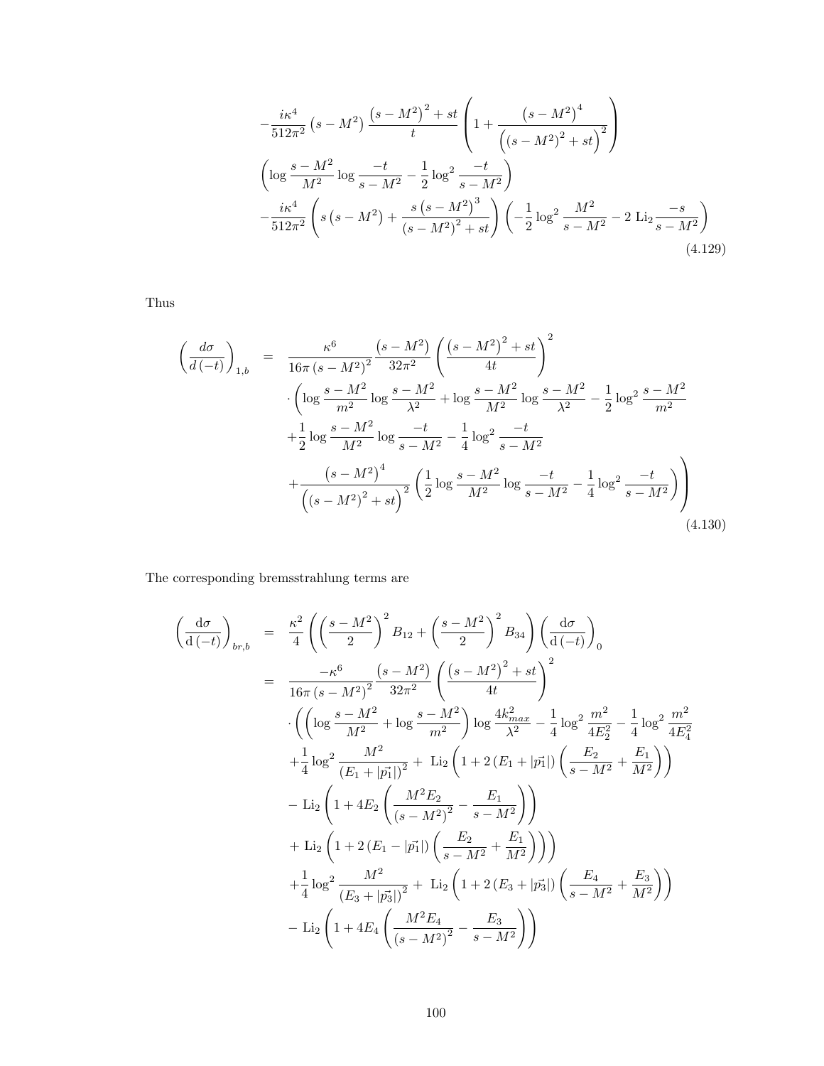$$
\begin{aligned}
&-\frac{i\kappa^4}{512\pi^2}\left(s-M^2\right)\frac{\left(s-M^2\right)^2+st}{t}\left(1+\frac{\left(s-M^2\right)^4}{\left(\left(s-M^2\right)^2+st\right)^2}\right) \\
&\left(\log\frac{s-M^2}{M^2}\log\frac{-t}{s-M^2}-\frac{1}{2}\log^2\frac{-t}{s-M^2}\right) \\
&-\frac{i\kappa^4}{512\pi^2}\left(s\left(s-M^2\right)+\frac{s\left(s-M^2\right)^3}{\left(s-M^2\right)^2+st}\right)\left(-\frac{1}{2}\log^2\frac{M^2}{s-M^2}-2\ \mathrm{Li}_2\frac{-s}{s-M^2}\right)
\end{aligned}
\tag{4.129}
$$

Thus

$$
\begin{aligned}
\left(\frac{d\sigma}{d\left(-t\right)}\right)_{1,b} \;=\;& \frac{\kappa^6}{16\pi\left(s-M^2\right)^2}\frac{\left(s-M^2\right)}{32\pi^2}\left(\frac{\left(s-M^2\right)^2+st}{4t}\right)^2 \\
&\cdot\left(\log\frac{s-M^2}{m^2}\log\frac{s-M^2}{\lambda^2}+\log\frac{s-M^2}{M^2}\log\frac{s-M^2}{\lambda^2}-\frac{1}{2}\log^2\frac{s-M^2}{m^2}\right. \\
&+\frac{1}{2}\log\frac{s-M^2}{M^2}\log\frac{-t}{s-M^2}-\frac{1}{4}\log^2\frac{-t}{s-M^2} \\
&\left.+\frac{\left(s-M^2\right)^4}{\left(\left(s-M^2\right)^2+st\right)^2}\left(\frac{1}{2}\log\frac{s-M^2}{M^2}\log\frac{-t}{s-M^2}-\frac{1}{4}\log^2\frac{-t}{s-M^2}\right)\right)
\end{aligned}
\tag{4.130}
$$

The corresponding bremsstrahlung terms are

$$
\begin{aligned}
\left(\frac{\mathrm{d}\sigma}{\mathrm{d}\left(-t\right)}\right)_{br,b} \;=\;& \frac{\kappa^2}{4}\left(\left(\frac{s-M^2}{2}\right)^2B_{12}+\left(\frac{s-M^2}{2}\right)^2B_{34}\right)\left(\frac{\mathrm{d}\sigma}{\mathrm{d}\left(-t\right)}\right)_0 \\
=\;& \frac{-\kappa^6}{16\pi\left(s-M^2\right)^2}\frac{\left(s-M^2\right)}{32\pi^2}\left(\frac{\left(s-M^2\right)^2+st}{4t}\right)^2 \\
&\cdot\left(\left(\log\frac{s-M^2}{M^2}+\log\frac{s-M^2}{m^2}\right)\log\frac{4k_{max}^2}{\lambda^2}-\frac{1}{4}\log^2\frac{m^2}{4E_2^2}-\frac{1}{4}\log^2\frac{m^2}{4E_4^2}\right. \\
&+\frac{1}{4}\log^2\frac{M^2}{\left(E_1+|\vec{p_1}|\right)^2}+\ \mathrm{Li}_2\left(1+2\left(E_1+|\vec{p_1}|\right)\left(\frac{E_2}{s-M^2}+\frac{E_1}{M^2}\right)\right) \\
&-\ \mathrm{Li}_2\left(1+4E_2\left(\frac{M^2E_2}{\left(s-M^2\right)^2}-\frac{E_1}{s-M^2}\right)\right) \\
&\left.+\ \mathrm{Li}_2\left(1+2\left(E_1-|\vec{p_1}|\right)\left(\frac{E_2}{s-M^2}+\frac{E_1}{M^2}\right)\right)\right) \\
&+\frac{1}{4}\log^2\frac{M^2}{\left(E_3+|\vec{p_3}|\right)^2}+\ \mathrm{Li}_2\left(1+2\left(E_3+|\vec{p_3}|\right)\left(\frac{E_4}{s-M^2}+\frac{E_3}{M^2}\right)\right) \\
&-\ \mathrm{Li}_2\left(1+4E_4\left(\frac{M^2E_4}{\left(s-M^2\right)^2}-\frac{E_3}{s-M^2}\right)\right)
\end{aligned}
$$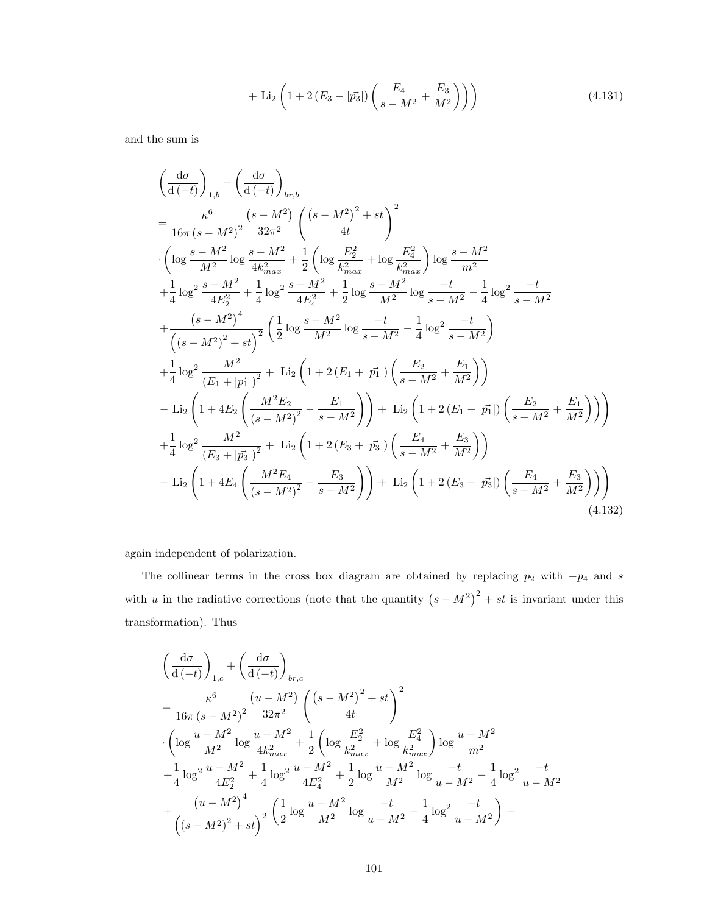$$
+ \operatorname{Li}_2\left(1 + 2\left(E_3 - |\vec{p_3}|\right)\left(\frac{E_4}{s - M^2} + \frac{E_3}{M^2}\right)\right)\Bigg) \tag{4.131}
$$

and the sum is

$$
\begin{aligned}
&\left(\frac{\mathrm{d}\sigma}{\mathrm{d}\left(-t\right)}\right)_{1,b} + \left(\frac{\mathrm{d}\sigma}{\mathrm{d}\left(-t\right)}\right)_{br,b} \\
&= \frac{\kappa^6}{16\pi\left(s - M^2\right)^2}\frac{\left(s - M^2\right)}{32\pi^2}\left(\frac{\left(s - M^2\right)^2 + st}{4t}\right)^2 \\
&\cdot\Bigg(\log\frac{s - M^2}{M^2}\log\frac{s - M^2}{4k_{max}^2} + \frac{1}{2}\left(\log\frac{E_2^2}{k_{max}^2} + \log\frac{E_4^2}{k_{max}^2}\right)\log\frac{s - M^2}{m^2} \\
&+ \frac{1}{4}\log^2\frac{s - M^2}{4E_2^2} + \frac{1}{4}\log^2\frac{s - M^2}{4E_4^2} + \frac{1}{2}\log\frac{s - M^2}{M^2}\log\frac{-t}{s - M^2} - \frac{1}{4}\log^2\frac{-t}{s - M^2} \\
&+ \frac{\left(s - M^2\right)^4}{\left(\left(s - M^2\right)^2 + st\right)^2}\left(\frac{1}{2}\log\frac{s - M^2}{M^2}\log\frac{-t}{s - M^2} - \frac{1}{4}\log^2\frac{-t}{s - M^2}\right) \\
&+ \frac{1}{4}\log^2\frac{M^2}{\left(E_1 + |\vec{p_1}|\right)^2} + \operatorname{Li}_2\left(1 + 2\left(E_1 + |\vec{p_1}|\right)\left(\frac{E_2}{s - M^2} + \frac{E_1}{M^2}\right)\right) \\
&- \operatorname{Li}_2\left(1 + 4E_2\left(\frac{M^2E_2}{\left(s - M^2\right)^2} - \frac{E_1}{s - M^2}\right)\right) + \operatorname{Li}_2\left(1 + 2\left(E_1 - |\vec{p_1}|\right)\left(\frac{E_2}{s - M^2} + \frac{E_1}{M^2}\right)\right)\Bigg) \\
&+ \frac{1}{4}\log^2\frac{M^2}{\left(E_3 + |\vec{p_3}|\right)^2} + \operatorname{Li}_2\left(1 + 2\left(E_3 + |\vec{p_3}|\right)\left(\frac{E_4}{s - M^2} + \frac{E_3}{M^2}\right)\right) \\
&- \operatorname{Li}_2\left(1 + 4E_4\left(\frac{M^2E_4}{\left(s - M^2\right)^2} - \frac{E_3}{s - M^2}\right)\right) + \operatorname{Li}_2\left(1 + 2\left(E_3 - |\vec{p_3}|\right)\left(\frac{E_4}{s - M^2} + \frac{E_3}{M^2}\right)\right)\Bigg)
\end{aligned} \tag{4.132}
$$

again independent of polarization.

The collinear terms in the cross box diagram are obtained by replacing $p_2$ with $-p_4$ and $s$ with $u$ in the radiative corrections (note that the quantity $\left(s - M^2\right)^2 + st$ is invariant under this transformation). Thus

$$
\begin{aligned}
&\left(\frac{\mathrm{d}\sigma}{\mathrm{d}\left(-t\right)}\right)_{1,c} + \left(\frac{\mathrm{d}\sigma}{\mathrm{d}\left(-t\right)}\right)_{br,c} \\
&= \frac{\kappa^6}{16\pi\left(s - M^2\right)^2}\frac{\left(u - M^2\right)}{32\pi^2}\left(\frac{\left(s - M^2\right)^2 + st}{4t}\right)^2 \\
&\cdot\Bigg(\log\frac{u - M^2}{M^2}\log\frac{u - M^2}{4k_{max}^2} + \frac{1}{2}\left(\log\frac{E_2^2}{k_{max}^2} + \log\frac{E_4^2}{k_{max}^2}\right)\log\frac{u - M^2}{m^2} \\
&+ \frac{1}{4}\log^2\frac{u - M^2}{4E_2^2} + \frac{1}{4}\log^2\frac{u - M^2}{4E_4^2} + \frac{1}{2}\log\frac{u - M^2}{M^2}\log\frac{-t}{u - M^2} - \frac{1}{4}\log^2\frac{-t}{u - M^2} \\
&+ \frac{\left(u - M^2\right)^4}{\left(\left(s - M^2\right)^2 + st\right)^2}\left(\frac{1}{2}\log\frac{u - M^2}{M^2}\log\frac{-t}{u - M^2} - \frac{1}{4}\log^2\frac{-t}{u - M^2}\right) +
\end{aligned}
$$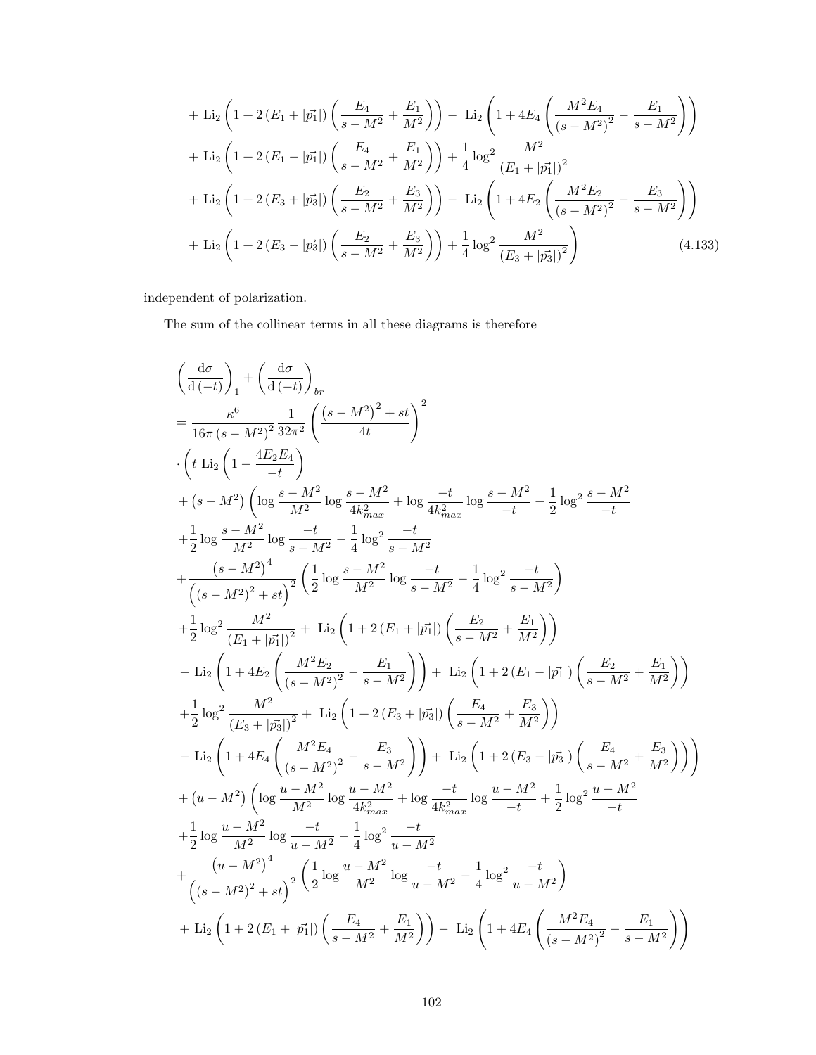$$
\begin{aligned}
&+\operatorname{Li}_2\left(1+2\left(E_1+|\vec{p_1}|\right)\left(\frac{E_4}{s-M^2}+\frac{E_1}{M^2}\right)\right)-\operatorname{Li}_2\left(1+4E_4\left(\frac{M^2E_4}{\left(s-M^2\right)^2}-\frac{E_1}{s-M^2}\right)\right)\\
&+\operatorname{Li}_2\left(1+2\left(E_1-|\vec{p_1}|\right)\left(\frac{E_4}{s-M^2}+\frac{E_1}{M^2}\right)\right)+\frac{1}{4}\log^2\frac{M^2}{\left(E_1+|\vec{p_1}|\right)^2}\\
&+\operatorname{Li}_2\left(1+2\left(E_3+|\vec{p_3}|\right)\left(\frac{E_2}{s-M^2}+\frac{E_3}{M^2}\right)\right)-\operatorname{Li}_2\left(1+4E_2\left(\frac{M^2E_2}{\left(s-M^2\right)^2}-\frac{E_3}{s-M^2}\right)\right)\\
&+\operatorname{Li}_2\left(1+2\left(E_3-|\vec{p_3}|\right)\left(\frac{E_2}{s-M^2}+\frac{E_3}{M^2}\right)\right)+\frac{1}{4}\log^2\frac{M^2}{\left(E_3+|\vec{p_3}|\right)^2}\Bigg)
\end{aligned}
\tag{4.133}
$$

independent of polarization.

The sum of the collinear terms in all these diagrams is therefore

$$
\begin{aligned}
&\left(\frac{\mathrm{d}\sigma}{\mathrm{d}\left(-t\right)}\right)_1+\left(\frac{\mathrm{d}\sigma}{\mathrm{d}\left(-t\right)}\right)_{br}\\
&=\frac{\kappa^6}{16\pi\left(s-M^2\right)^2}\frac{1}{32\pi^2}\left(\frac{\left(s-M^2\right)^2+st}{4t}\right)^2\\
&\cdot\Bigg(t\operatorname{Li}_2\left(1-\frac{4E_2E_4}{-t}\right)\\
&+\left(s-M^2\right)\Bigg(\log\frac{s-M^2}{M^2}\log\frac{s-M^2}{4k_{max}^2}+\log\frac{-t}{4k_{max}^2}\log\frac{s-M^2}{-t}+\frac{1}{2}\log^2\frac{s-M^2}{-t}\\
&+\frac{1}{2}\log\frac{s-M^2}{M^2}\log\frac{-t}{s-M^2}-\frac{1}{4}\log^2\frac{-t}{s-M^2}\\
&+\frac{\left(s-M^2\right)^4}{\left(\left(s-M^2\right)^2+st\right)^2}\left(\frac{1}{2}\log\frac{s-M^2}{M^2}\log\frac{-t}{s-M^2}-\frac{1}{4}\log^2\frac{-t}{s-M^2}\right)\\
&+\frac{1}{2}\log^2\frac{M^2}{\left(E_1+|\vec{p_1}|\right)^2}+\operatorname{Li}_2\left(1+2\left(E_1+|\vec{p_1}|\right)\left(\frac{E_2}{s-M^2}+\frac{E_1}{M^2}\right)\right)\\
&-\operatorname{Li}_2\left(1+4E_2\left(\frac{M^2E_2}{\left(s-M^2\right)^2}-\frac{E_1}{s-M^2}\right)\right)+\operatorname{Li}_2\left(1+2\left(E_1-|\vec{p_1}|\right)\left(\frac{E_2}{s-M^2}+\frac{E_1}{M^2}\right)\right)\\
&+\frac{1}{2}\log^2\frac{M^2}{\left(E_3+|\vec{p_3}|\right)^2}+\operatorname{Li}_2\left(1+2\left(E_3+|\vec{p_3}|\right)\left(\frac{E_4}{s-M^2}+\frac{E_3}{M^2}\right)\right)\\
&-\operatorname{Li}_2\left(1+4E_4\left(\frac{M^2E_4}{\left(s-M^2\right)^2}-\frac{E_3}{s-M^2}\right)\right)+\operatorname{Li}_2\left(1+2\left(E_3-|\vec{p_3}|\right)\left(\frac{E_4}{s-M^2}+\frac{E_3}{M^2}\right)\right)\Bigg)\\
&+\left(u-M^2\right)\Bigg(\log\frac{u-M^2}{M^2}\log\frac{u-M^2}{4k_{max}^2}+\log\frac{-t}{4k_{max}^2}\log\frac{u-M^2}{-t}+\frac{1}{2}\log^2\frac{u-M^2}{-t}\\
&+\frac{1}{2}\log\frac{u-M^2}{M^2}\log\frac{-t}{u-M^2}-\frac{1}{4}\log^2\frac{-t}{u-M^2}\\
&+\frac{\left(u-M^2\right)^4}{\left(\left(s-M^2\right)^2+st\right)^2}\left(\frac{1}{2}\log\frac{u-M^2}{M^2}\log\frac{-t}{u-M^2}-\frac{1}{4}\log^2\frac{-t}{u-M^2}\right)\\
&+\operatorname{Li}_2\left(1+2\left(E_1+|\vec{p_1}|\right)\left(\frac{E_4}{s-M^2}+\frac{E_1}{M^2}\right)\right)-\operatorname{Li}_2\left(1+4E_4\left(\frac{M^2E_4}{\left(s-M^2\right)^2}-\frac{E_1}{s-M^2}\right)\right)
\end{aligned}
$$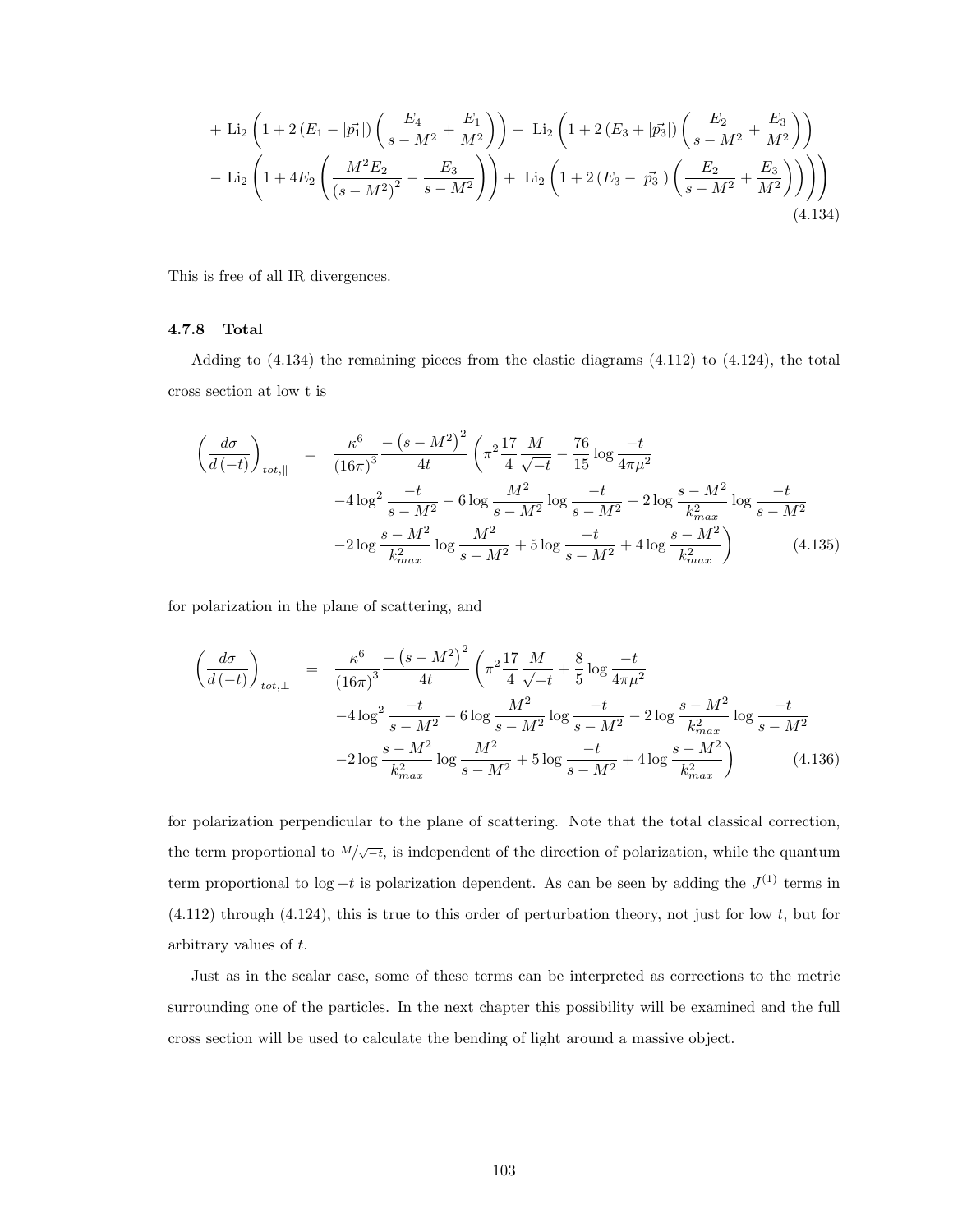$$
\begin{aligned}
&+ \text{Li}_2\left(1 + 2\left(E_1 - |\vec{p_1}|\right)\left(\frac{E_4}{s - M^2} + \frac{E_1}{M^2}\right)\right) + \text{Li}_2\left(1 + 2\left(E_3 + |\vec{p_3}|\right)\left(\frac{E_2}{s - M^2} + \frac{E_3}{M^2}\right)\right) \\
&- \text{Li}_2\left(1 + 4E_2\left(\frac{M^2 E_2}{\left(s - M^2\right)^2} - \frac{E_3}{s - M^2}\right)\right) + \text{Li}_2\left(1 + 2\left(E_3 - |\vec{p_3}|\right)\left(\frac{E_2}{s - M^2} + \frac{E_3}{M^2}\right)\right)\Bigg)\Bigg)
\end{aligned}
\tag{4.134}
$$

This is free of all IR divergences.

### 4.7.8 Total

Adding to (4.134) the remaining pieces from the elastic diagrams (4.112) to (4.124), the total cross section at low t is

$$
\begin{aligned}
\left(\frac{d\sigma}{d(-t)}\right)_{tot,\parallel} = \; & \frac{\kappa^6}{(16\pi)^3} \frac{-\left(s - M^2\right)^2}{4t} \left(\pi^2 \frac{17}{4} \frac{M}{\sqrt{-t}} - \frac{76}{15} \log \frac{-t}{4\pi\mu^2}\right. \\
& -4\log^2 \frac{-t}{s - M^2} - 6 \log \frac{M^2}{s - M^2} \log \frac{-t}{s - M^2} - 2 \log \frac{s - M^2}{k_{max}^2} \log \frac{-t}{s - M^2} \\
& \left. -2 \log \frac{s - M^2}{k_{max}^2} \log \frac{M^2}{s - M^2} + 5 \log \frac{-t}{s - M^2} + 4 \log \frac{s - M^2}{k_{max}^2}\right)
\end{aligned}
\tag{4.135}
$$

for polarization in the plane of scattering, and

$$
\begin{aligned}
\left(\frac{d\sigma}{d(-t)}\right)_{tot,\perp} = \; & \frac{\kappa^6}{(16\pi)^3} \frac{-\left(s - M^2\right)^2}{4t} \left(\pi^2 \frac{17}{4} \frac{M}{\sqrt{-t}} + \frac{8}{5} \log \frac{-t}{4\pi\mu^2}\right. \\
& -4\log^2 \frac{-t}{s - M^2} - 6 \log \frac{M^2}{s - M^2} \log \frac{-t}{s - M^2} - 2 \log \frac{s - M^2}{k_{max}^2} \log \frac{-t}{s - M^2} \\
& \left. -2 \log \frac{s - M^2}{k_{max}^2} \log \frac{M^2}{s - M^2} + 5 \log \frac{-t}{s - M^2} + 4 \log \frac{s - M^2}{k_{max}^2}\right)
\end{aligned}
\tag{4.136}
$$

for polarization perpendicular to the plane of scattering. Note that the total classical correction, the term proportional to $M/\sqrt{-t}$, is independent of the direction of polarization, while the quantum term proportional to $\log -t$ is polarization dependent. As can be seen by adding the $J^{(1)}$ terms in (4.112) through (4.124), this is true to this order of perturbation theory, not just for low $t$, but for arbitrary values of $t$.

Just as in the scalar case, some of these terms can be interpreted as corrections to the metric surrounding one of the particles. In the next chapter this possibility will be examined and the full cross section will be used to calculate the bending of light around a massive object.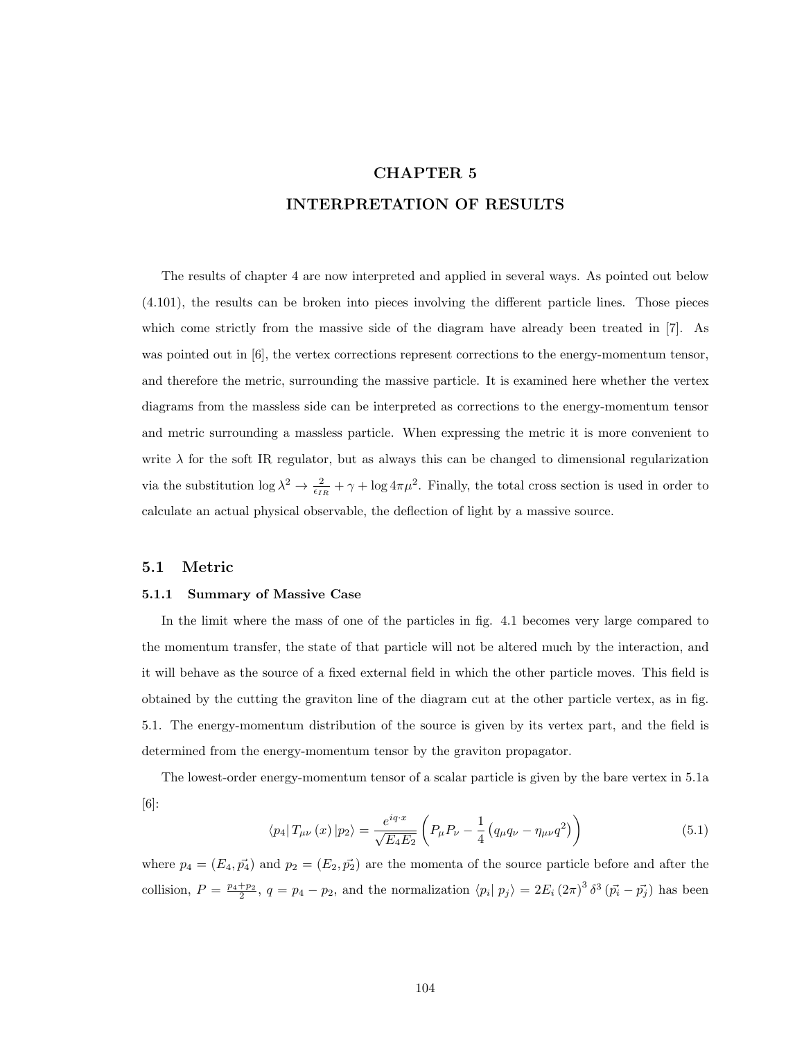# CHAPTER 5
# INTERPRETATION OF RESULTS

The results of chapter 4 are now interpreted and applied in several ways. As pointed out below (4.101), the results can be broken into pieces involving the different particle lines. Those pieces which come strictly from the massive side of the diagram have already been treated in [7]. As was pointed out in [6], the vertex corrections represent corrections to the energy-momentum tensor, and therefore the metric, surrounding the massive particle. It is examined here whether the vertex diagrams from the massless side can be interpreted as corrections to the energy-momentum tensor and metric surrounding a massless particle. When expressing the metric it is more convenient to write $\lambda$ for the soft IR regulator, but as always this can be changed to dimensional regularization via the substitution $\log \lambda^2 \rightarrow \frac{2}{\epsilon_{IR}} + \gamma + \log 4\pi\mu^2$. Finally, the total cross section is used in order to calculate an actual physical observable, the deflection of light by a massive source.

## 5.1 Metric

### 5.1.1 Summary of Massive Case

In the limit where the mass of one of the particles in fig. 4.1 becomes very large compared to the momentum transfer, the state of that particle will not be altered much by the interaction, and it will behave as the source of a fixed external field in which the other particle moves. This field is obtained by the cutting the graviton line of the diagram cut at the other particle vertex, as in fig. 5.1. The energy-momentum distribution of the source is given by its vertex part, and the field is determined from the energy-momentum tensor by the graviton propagator.

The lowest-order energy-momentum tensor of a scalar particle is given by the bare vertex in 5.1a [6]:

$$\langle p_4 | T_{\mu\nu}(x) | p_2 \rangle = \frac{e^{iq\cdot x}}{\sqrt{E_4 E_2}} \left( P_\mu P_\nu - \frac{1}{4}\left(q_\mu q_\nu - \eta_{\mu\nu} q^2\right)\right) \tag{5.1}$$

where $p_4 = (E_4, \vec{p_4})$ and $p_2 = (E_2, \vec{p_2})$ are the momenta of the source particle before and after the collision, $P = \frac{p_4+p_2}{2}$, $q = p_4 - p_2$, and the normalization $\langle p_i | p_j \rangle = 2E_i (2\pi)^3 \delta^3(\vec{p_i} - \vec{p_j})$ has been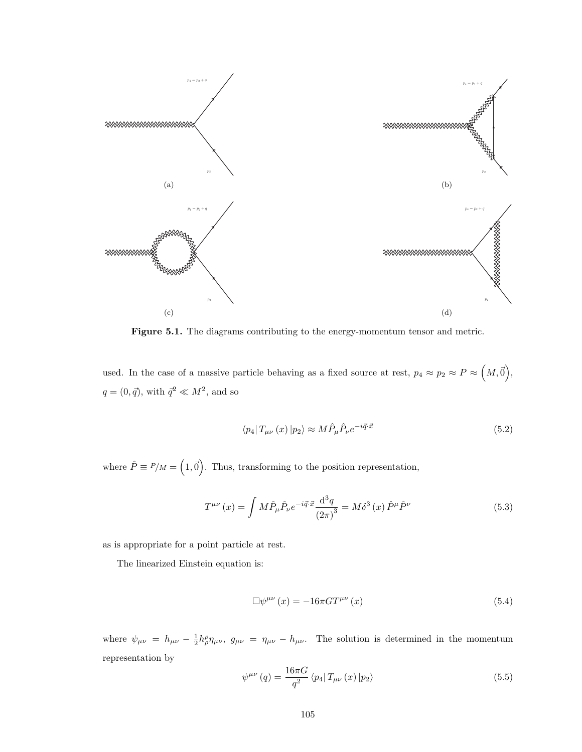(a)

(b)

(c)

(d)

**Figure 5.1.** The diagrams contributing to the energy-momentum tensor and metric.

used. In the case of a massive particle behaving as a fixed source at rest, $p_4 \approx p_2 \approx P \approx \left(M, \vec{0}\right)$, $q = (0, \vec{q})$, with $\vec{q}^2 \ll M^2$, and so

$$\langle p_4 | \, T_{\mu\nu} \left(x\right) | p_2 \rangle \approx M \hat{P}_\mu \hat{P}_\nu e^{-i\vec{q}\cdot\vec{x}} \tag{5.2}$$

where $\hat{P} \equiv {}^{P}/_{M} = \left(1, \vec{0}\right)$. Thus, transforming to the position representation,

$$T^{\mu\nu}\left(x\right) = \int M \hat{P}_\mu \hat{P}_\nu e^{-i\vec{q}\cdot\vec{x}} \frac{\mathrm{d}^3 q}{\left(2\pi\right)^3} = M \delta^3\left(x\right) \hat{P}^\mu \hat{P}^\nu \tag{5.3}$$

as is appropriate for a point particle at rest.

The linearized Einstein equation is:

$$\Box \psi^{\mu\nu}\left(x\right) = -16\pi G T^{\mu\nu}\left(x\right) \tag{5.4}$$

where $\psi_{\mu\nu} = h_{\mu\nu} - \frac{1}{2} h^\rho_\rho \eta_{\mu\nu}$, $g_{\mu\nu} = \eta_{\mu\nu} - h_{\mu\nu}$. The solution is determined in the momentum representation by

$$\psi^{\mu\nu}\left(q\right) = \frac{16\pi G}{q^2} \langle p_4 | \, T_{\mu\nu}\left(x\right) | p_2 \rangle \tag{5.5}$$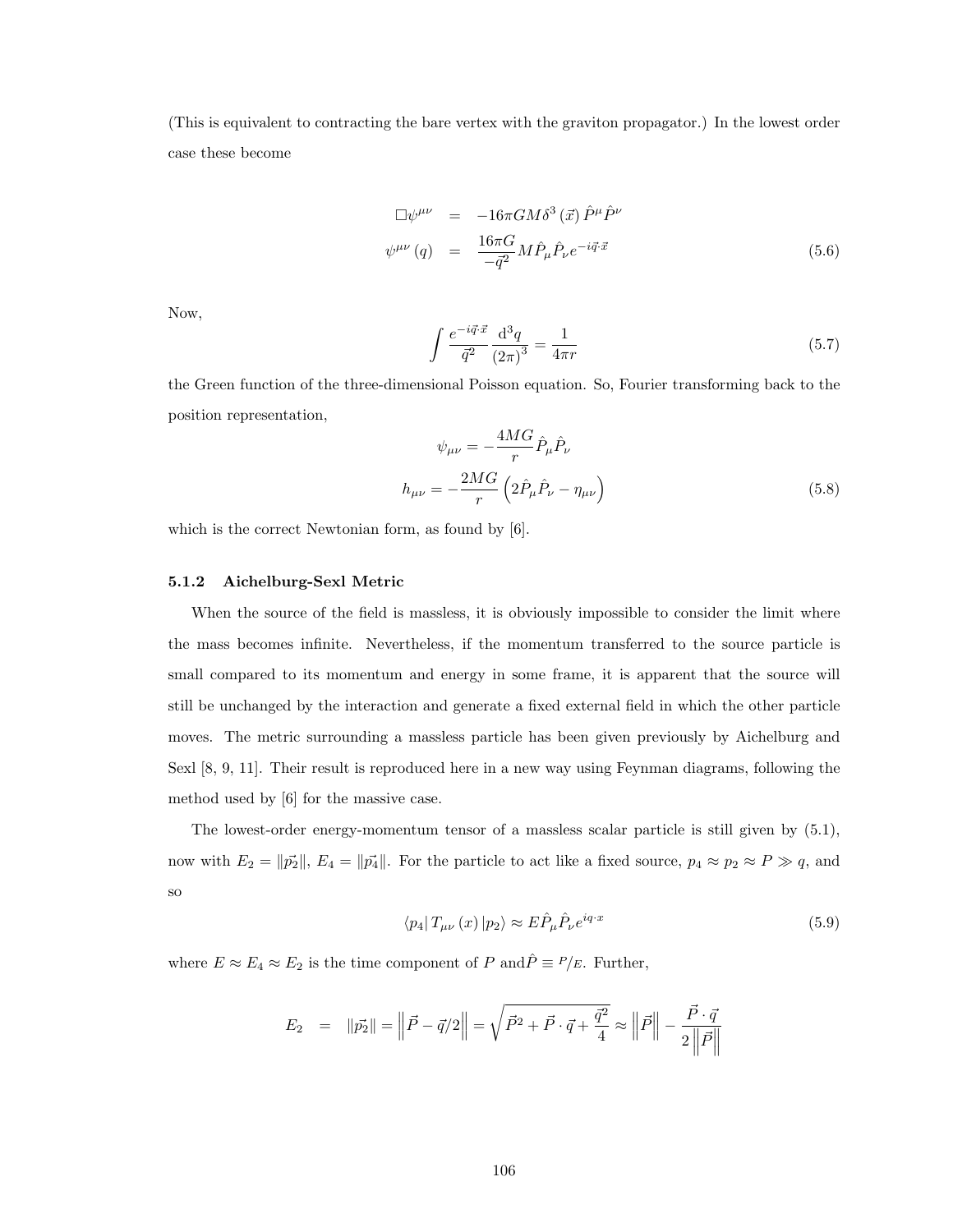(This is equivalent to contracting the bare vertex with the graviton propagator.) In the lowest order case these become

$$
\begin{aligned}
\Box\psi^{\mu\nu} &= -16\pi GM\delta^3(\vec{x})\hat{P}^\mu\hat{P}^\nu \\
\psi^{\mu\nu}(q) &= \frac{16\pi G}{-\vec{q}^2}M\hat{P}_\mu\hat{P}_\nu e^{-i\vec{q}\cdot\vec{x}}
\end{aligned}
\tag{5.6}
$$

Now,

$$
\int \frac{e^{-i\vec{q}\cdot\vec{x}}}{\vec{q}^2}\frac{\mathrm{d}^3q}{(2\pi)^3} = \frac{1}{4\pi r}
\tag{5.7}
$$

the Green function of the three-dimensional Poisson equation. So, Fourier transforming back to the position representation,

$$
\begin{aligned}
\psi_{\mu\nu} &= -\frac{4MG}{r}\hat{P}_\mu\hat{P}_\nu \\
h_{\mu\nu} &= -\frac{2MG}{r}\left(2\hat{P}_\mu\hat{P}_\nu - \eta_{\mu\nu}\right)
\end{aligned}
\tag{5.8}
$$

which is the correct Newtonian form, as found by [6].

### 5.1.2 Aichelburg-Sexl Metric

When the source of the field is massless, it is obviously impossible to consider the limit where the mass becomes infinite. Nevertheless, if the momentum transferred to the source particle is small compared to its momentum and energy in some frame, it is apparent that the source will still be unchanged by the interaction and generate a fixed external field in which the other particle moves. The metric surrounding a massless particle has been given previously by Aichelburg and Sexl [8, 9, 11]. Their result is reproduced here in a new way using Feynman diagrams, following the method used by [6] for the massive case.

The lowest-order energy-momentum tensor of a massless scalar particle is still given by (5.1), now with $E_2 = \|\vec{p_2}\|$, $E_4 = \|\vec{p_4}\|$. For the particle to act like a fixed source, $p_4 \approx p_2 \approx P \gg q$, and so

$$
\langle p_4|\, T_{\mu\nu}(x)\, |p_2\rangle \approx E\hat{P}_\mu\hat{P}_\nu e^{iq\cdot x}
\tag{5.9}
$$

where $E \approx E_4 \approx E_2$ is the time component of $P$ and $\hat{P} \equiv P/E$. Further,

$$
E_2 = \|\vec{p_2}\| = \left\|\vec{P} - \vec{q}/2\right\| = \sqrt{\vec{P}^2 + \vec{P}\cdot\vec{q} + \frac{\vec{q}^2}{4}} \approx \left\|\vec{P}\right\| - \frac{\vec{P}\cdot\vec{q}}{2\left\|\vec{P}\right\|}
$$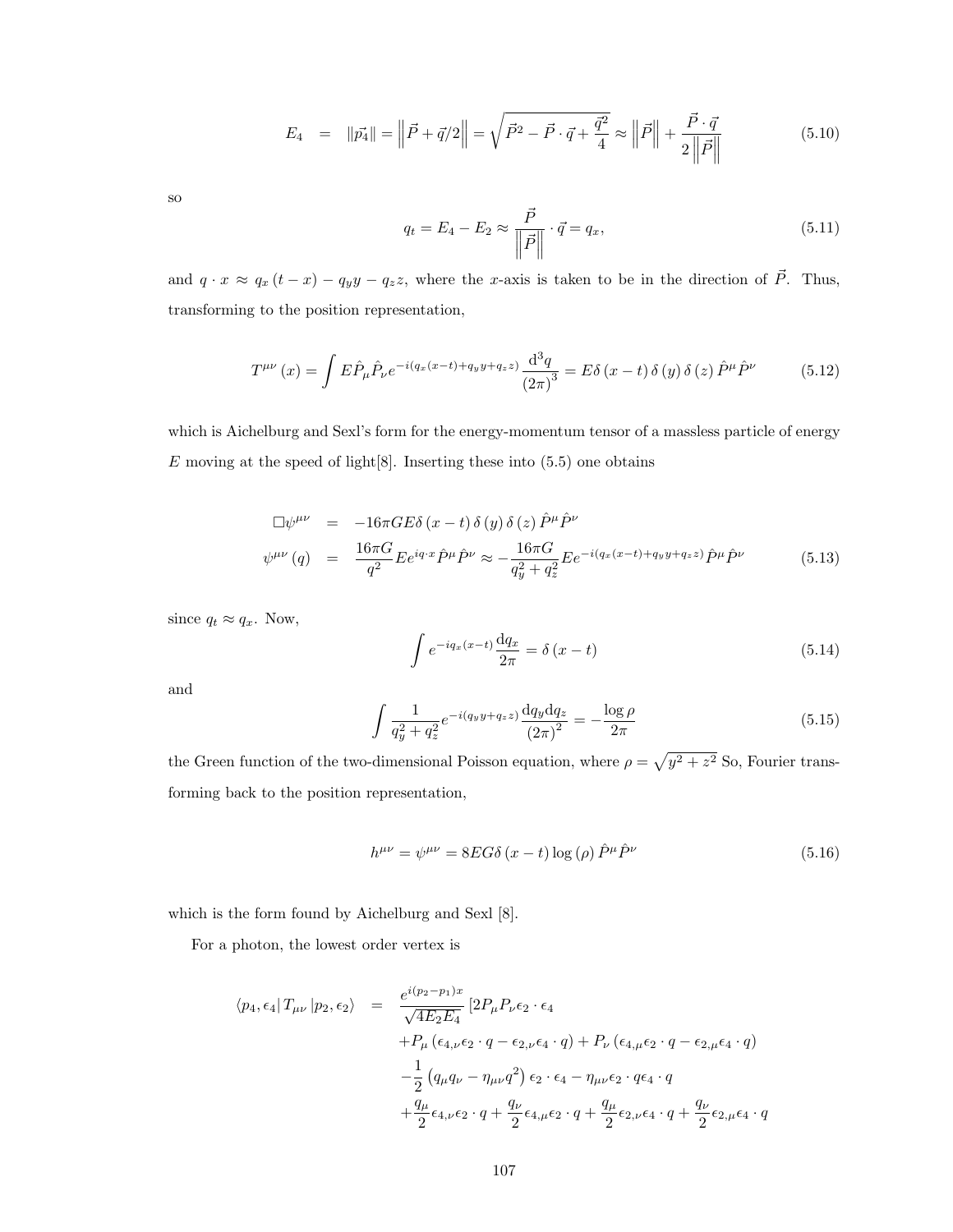$$E_4 = \|\vec{p_4}\| = \left\|\vec{P} + \vec{q}/2\right\| = \sqrt{\vec{P}^2 - \vec{P}\cdot\vec{q} + \frac{\vec{q}^2}{4}} \approx \left\|\vec{P}\right\| + \frac{\vec{P}\cdot\vec{q}}{2\left\|\vec{P}\right\|} \tag{5.10}$$

so

$$q_t = E_4 - E_2 \approx \frac{\vec{P}}{\left\|\vec{P}\right\|}\cdot\vec{q} = q_x, \tag{5.11}$$

and $q \cdot x \approx q_x (t - x) - q_y y - q_z z$, where the $x$-axis is taken to be in the direction of $\vec{P}$. Thus, transforming to the position representation,

$$T^{\mu\nu}(x) = \int E\hat{P}_\mu \hat{P}_\nu e^{-i(q_x(x-t)+q_y y+q_z z)} \frac{\mathrm{d}^3 q}{(2\pi)^3} = E\delta(x-t)\,\delta(y)\,\delta(z)\,\hat{P}^\mu\hat{P}^\nu \tag{5.12}$$

which is Aichelburg and Sexl's form for the energy-momentum tensor of a massless particle of energy $E$ moving at the speed of light[8]. Inserting these into (5.5) one obtains

$$\begin{aligned}
\Box\psi^{\mu\nu} &= -16\pi G E\delta(x-t)\,\delta(y)\,\delta(z)\,\hat{P}^\mu\hat{P}^\nu \\
\psi^{\mu\nu}(q) &= \frac{16\pi G}{q^2} E e^{iq\cdot x}\hat{P}^\mu\hat{P}^\nu \approx -\frac{16\pi G}{q_y^2 + q_z^2} E e^{-i(q_x(x-t)+q_y y+q_z z)}\hat{P}^\mu\hat{P}^\nu
\end{aligned} \tag{5.13}$$

since $q_t \approx q_x$. Now,

$$\int e^{-iq_x(x-t)}\frac{\mathrm{d}q_x}{2\pi} = \delta(x-t) \tag{5.14}$$

and

$$\int \frac{1}{q_y^2+q_z^2} e^{-i(q_y y+q_z z)}\frac{\mathrm{d}q_y \mathrm{d}q_z}{(2\pi)^2} = -\frac{\log\rho}{2\pi} \tag{5.15}$$

the Green function of the two-dimensional Poisson equation, where $\rho = \sqrt{y^2+z^2}$ So, Fourier transforming back to the position representation,

$$h^{\mu\nu} = \psi^{\mu\nu} = 8EG\delta(x-t)\log(\rho)\,\hat{P}^\mu\hat{P}^\nu \tag{5.16}$$

which is the form found by Aichelburg and Sexl [8].

For a photon, the lowest order vertex is

$$\begin{aligned}
\langle p_4, \epsilon_4 | T_{\mu\nu} | p_2, \epsilon_2\rangle = \frac{e^{i(p_2-p_1)x}}{\sqrt{4E_2E_4}} & \left[2P_\mu P_\nu \epsilon_2\cdot\epsilon_4\right. \\
& + P_\mu\left(\epsilon_{4,\nu}\epsilon_2\cdot q - \epsilon_{2,\nu}\epsilon_4\cdot q\right) + P_\nu\left(\epsilon_{4,\mu}\epsilon_2\cdot q - \epsilon_{2,\mu}\epsilon_4\cdot q\right) \\
& -\frac{1}{2}\left(q_\mu q_\nu - \eta_{\mu\nu}q^2\right)\epsilon_2\cdot\epsilon_4 - \eta_{\mu\nu}\epsilon_2\cdot q\epsilon_4\cdot q \\
& +\frac{q_\mu}{2}\epsilon_{4,\nu}\epsilon_2\cdot q + \frac{q_\nu}{2}\epsilon_{4,\mu}\epsilon_2\cdot q + \frac{q_\mu}{2}\epsilon_{2,\nu}\epsilon_4\cdot q + \frac{q_\nu}{2}\epsilon_{2,\mu}\epsilon_4\cdot q
\end{aligned}$$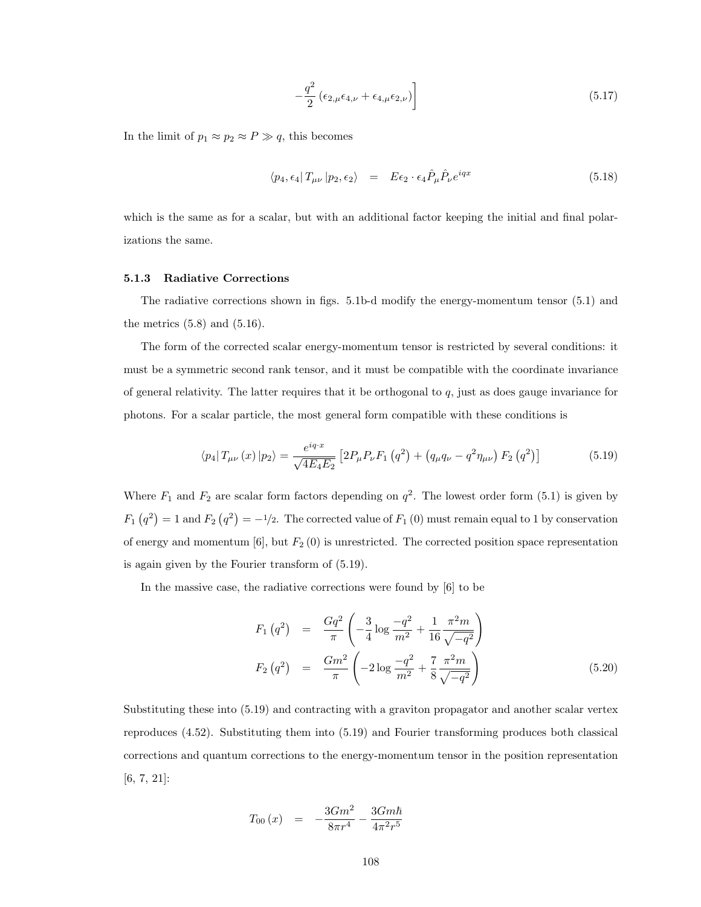$$-\frac{q^2}{2}\left(\epsilon_{2,\mu}\epsilon_{4,\nu}+\epsilon_{4,\mu}\epsilon_{2,\nu}\right)\Big] \tag{5.17}$$

In the limit of $p_1 \approx p_2 \approx P \gg q$, this becomes

$$\langle p_4, \epsilon_4 | T_{\mu\nu} | p_2, \epsilon_2 \rangle = E\epsilon_2 \cdot \epsilon_4 \hat{P}_\mu \hat{P}_\nu e^{iqx} \tag{5.18}$$

which is the same as for a scalar, but with an additional factor keeping the initial and final polarizations the same.

### 5.1.3 Radiative Corrections

The radiative corrections shown in figs. 5.1b-d modify the energy-momentum tensor (5.1) and the metrics (5.8) and (5.16).

The form of the corrected scalar energy-momentum tensor is restricted by several conditions: it must be a symmetric second rank tensor, and it must be compatible with the coordinate invariance of general relativity. The latter requires that it be orthogonal to $q$, just as does gauge invariance for photons. For a scalar particle, the most general form compatible with these conditions is

$$\langle p_4 | T_{\mu\nu}(x) | p_2 \rangle = \frac{e^{iq\cdot x}}{\sqrt{4E_4E_2}}\left[2P_\mu P_\nu F_1\left(q^2\right) + \left(q_\mu q_\nu - q^2\eta_{\mu\nu}\right) F_2\left(q^2\right)\right] \tag{5.19}$$

Where $F_1$ and $F_2$ are scalar form factors depending on $q^2$. The lowest order form (5.1) is given by $F_1\left(q^2\right) = 1$ and $F_2\left(q^2\right) = -1/2$. The corrected value of $F_1(0)$ must remain equal to 1 by conservation of energy and momentum [6], but $F_2(0)$ is unrestricted. The corrected position space representation is again given by the Fourier transform of (5.19).

In the massive case, the radiative corrections were found by [6] to be

$$\begin{aligned}
F_1\left(q^2\right) &= \frac{Gq^2}{\pi}\left(-\frac{3}{4}\log\frac{-q^2}{m^2} + \frac{1}{16}\frac{\pi^2 m}{\sqrt{-q^2}}\right) \\
F_2\left(q^2\right) &= \frac{Gm^2}{\pi}\left(-2\log\frac{-q^2}{m^2} + \frac{7}{8}\frac{\pi^2 m}{\sqrt{-q^2}}\right)
\end{aligned} \tag{5.20}$$

Substituting these into (5.19) and contracting with a graviton propagator and another scalar vertex reproduces (4.52). Substituting them into (5.19) and Fourier transforming produces both classical corrections and quantum corrections to the energy-momentum tensor in the position representation [6, 7, 21]:

$$T_{00}(x) = -\frac{3Gm^2}{8\pi r^4} - \frac{3Gm\hbar}{4\pi^2 r^5}$$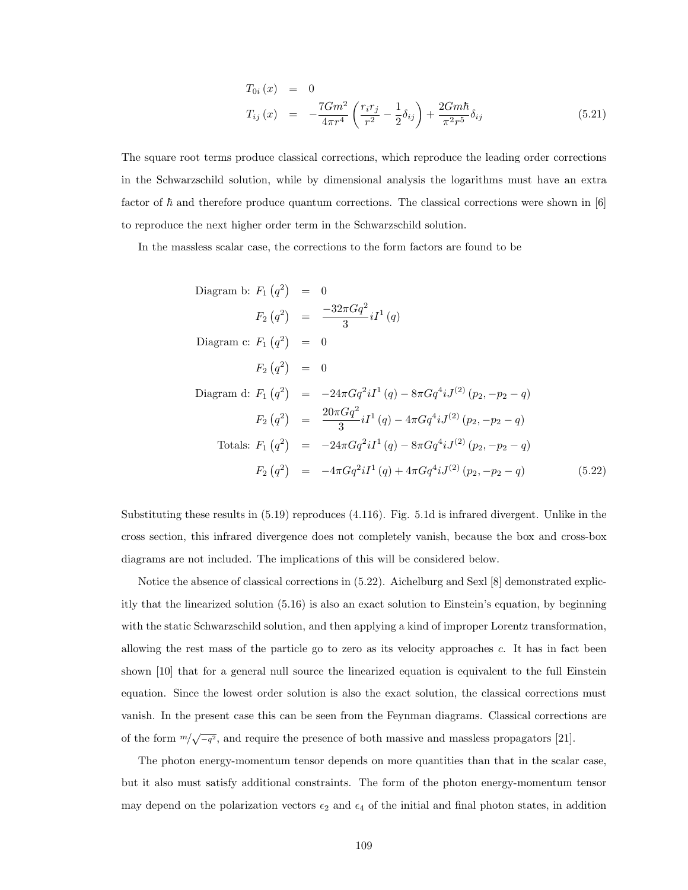$$
\begin{aligned}
T_{0i}(x) &= 0 \\
T_{ij}(x) &= -\frac{7Gm^2}{4\pi r^4}\left(\frac{r_i r_j}{r^2} - \frac{1}{2}\delta_{ij}\right) + \frac{2Gm\hbar}{\pi^2 r^5}\delta_{ij}
\end{aligned}
\tag{5.21}
$$

The square root terms produce classical corrections, which reproduce the leading order corrections in the Schwarzschild solution, while by dimensional analysis the logarithms must have an extra factor of $\hbar$ and therefore produce quantum corrections. The classical corrections were shown in [6] to reproduce the next higher order term in the Schwarzschild solution.

In the massless scalar case, the corrections to the form factors are found to be

$$
\begin{aligned}
\text{Diagram b: } F_1\left(q^2\right) &= 0 \\
F_2\left(q^2\right) &= \frac{-32\pi G q^2}{3} iI^1(q) \\
\text{Diagram c: } F_1\left(q^2\right) &= 0 \\
F_2\left(q^2\right) &= 0 \\
\text{Diagram d: } F_1\left(q^2\right) &= -24\pi G q^2 iI^1(q) - 8\pi G q^4 iJ^{(2)}(p_2, -p_2 - q) \\
F_2\left(q^2\right) &= \frac{20\pi G q^2}{3} iI^1(q) - 4\pi G q^4 iJ^{(2)}(p_2, -p_2 - q) \\
\text{Totals: } F_1\left(q^2\right) &= -24\pi G q^2 iI^1(q) - 8\pi G q^4 iJ^{(2)}(p_2, -p_2 - q) \\
F_2\left(q^2\right) &= -4\pi G q^2 iI^1(q) + 4\pi G q^4 iJ^{(2)}(p_2, -p_2 - q)
\end{aligned}
\tag{5.22}
$$

Substituting these results in (5.19) reproduces (4.116). Fig. 5.1d is infrared divergent. Unlike in the cross section, this infrared divergence does not completely vanish, because the box and cross-box diagrams are not included. The implications of this will be considered below.

Notice the absence of classical corrections in (5.22). Aichelburg and Sexl [8] demonstrated explicitly that the linearized solution (5.16) is also an exact solution to Einstein's equation, by beginning with the static Schwarzschild solution, and then applying a kind of improper Lorentz transformation, allowing the rest mass of the particle go to zero as its velocity approaches $c$. It has in fact been shown [10] that for a general null source the linearized equation is equivalent to the full Einstein equation. Since the lowest order solution is also the exact solution, the classical corrections must vanish. In the present case this can be seen from the Feynman diagrams. Classical corrections are of the form $m/\sqrt{-q^2}$, and require the presence of both massive and massless propagators [21].

The photon energy-momentum tensor depends on more quantities than that in the scalar case, but it also must satisfy additional constraints. The form of the photon energy-momentum tensor may depend on the polarization vectors $\epsilon_2$ and $\epsilon_4$ of the initial and final photon states, in addition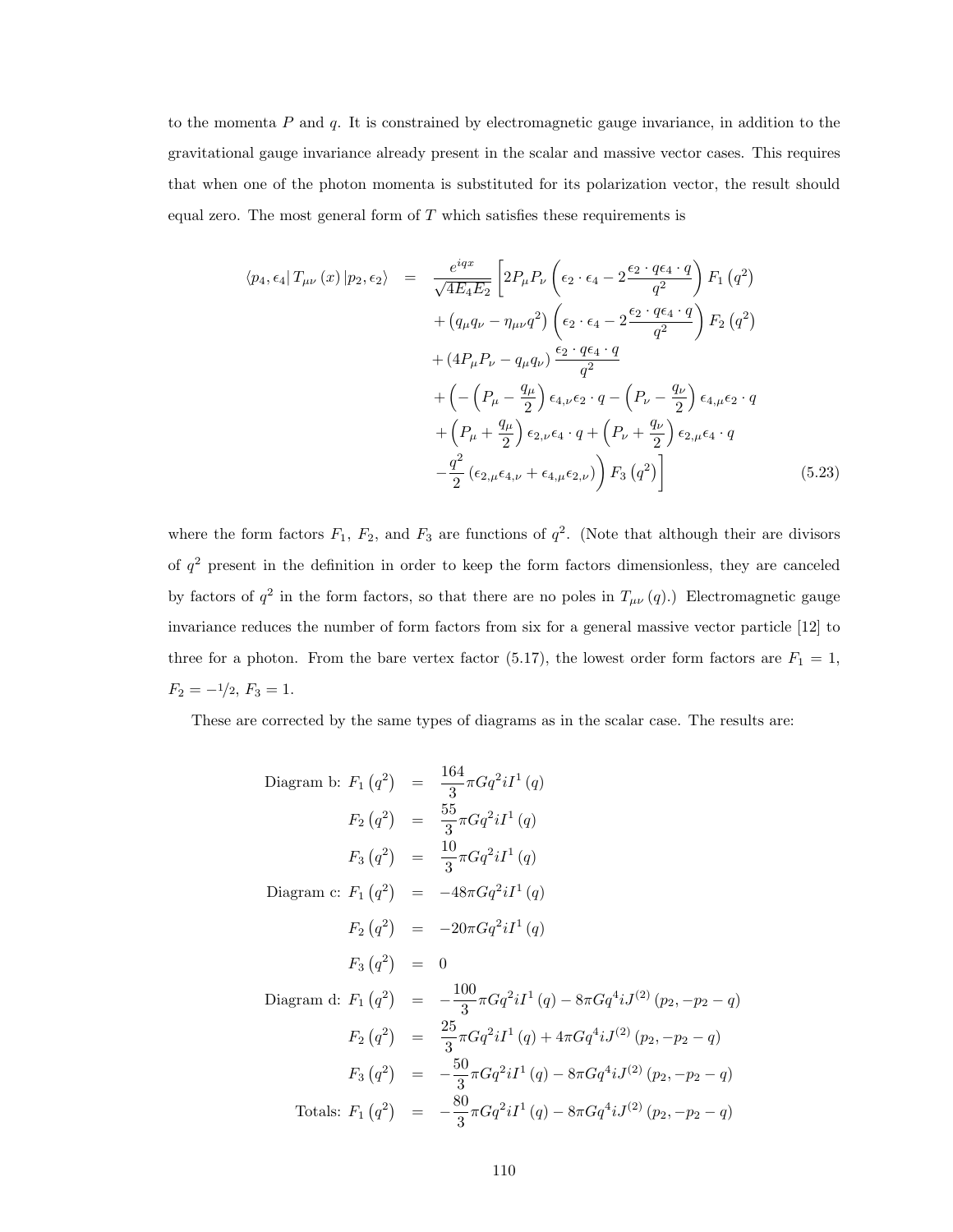to the momenta $P$ and $q$. It is constrained by electromagnetic gauge invariance, in addition to the gravitational gauge invariance already present in the scalar and massive vector cases. This requires that when one of the photon momenta is substituted for its polarization vector, the result should equal zero. The most general form of $T$ which satisfies these requirements is

$$
\begin{aligned}
\langle p_4, \epsilon_4 | T_{\mu\nu}(x) | p_2, \epsilon_2 \rangle \;=\; & \frac{e^{iqx}}{\sqrt{4E_4E_2}} \Bigg[ 2P_\mu P_\nu \left( \epsilon_2 \cdot \epsilon_4 - 2\frac{\epsilon_2 \cdot q \epsilon_4 \cdot q}{q^2} \right) F_1\left(q^2\right) \\
& + \left( q_\mu q_\nu - \eta_{\mu\nu} q^2 \right) \left( \epsilon_2 \cdot \epsilon_4 - 2\frac{\epsilon_2 \cdot q \epsilon_4 \cdot q}{q^2} \right) F_2\left(q^2\right) \\
& + \left( 4P_\mu P_\nu - q_\mu q_\nu \right) \frac{\epsilon_2 \cdot q \epsilon_4 \cdot q}{q^2} \\
& + \Big( -\left( P_\mu - \frac{q_\mu}{2} \right) \epsilon_{4,\nu} \epsilon_2 \cdot q - \left( P_\nu - \frac{q_\nu}{2} \right) \epsilon_{4,\mu} \epsilon_2 \cdot q \\
& + \left( P_\mu + \frac{q_\mu}{2} \right) \epsilon_{2,\nu} \epsilon_4 \cdot q + \left( P_\nu + \frac{q_\nu}{2} \right) \epsilon_{2,\mu} \epsilon_4 \cdot q \\
& - \frac{q^2}{2} \left( \epsilon_{2,\mu} \epsilon_{4,\nu} + \epsilon_{4,\mu} \epsilon_{2,\nu} \right) \Big) F_3\left(q^2\right) \Bigg] \qquad (5.23)
\end{aligned}
$$

where the form factors $F_1$, $F_2$, and $F_3$ are functions of $q^2$. (Note that although their are divisors of $q^2$ present in the definition in order to keep the form factors dimensionless, they are canceled by factors of $q^2$ in the form factors, so that there are no poles in $T_{\mu\nu}(q)$.) Electromagnetic gauge invariance reduces the number of form factors from six for a general massive vector particle [12] to three for a photon. From the bare vertex factor (5.17), the lowest order form factors are $F_1 = 1$, $F_2 = -1/2$, $F_3 = 1$.

These are corrected by the same types of diagrams as in the scalar case. The results are:

$$
\begin{aligned}
\text{Diagram b: } F_1\left(q^2\right) &= \frac{164}{3}\pi G q^2 i I^1(q) \\
F_2\left(q^2\right) &= \frac{55}{3}\pi G q^2 i I^1(q) \\
F_3\left(q^2\right) &= \frac{10}{3}\pi G q^2 i I^1(q) \\
\text{Diagram c: } F_1\left(q^2\right) &= -48\pi G q^2 i I^1(q) \\
F_2\left(q^2\right) &= -20\pi G q^2 i I^1(q) \\
F_3\left(q^2\right) &= 0 \\
\text{Diagram d: } F_1\left(q^2\right) &= -\frac{100}{3}\pi G q^2 i I^1(q) - 8\pi G q^4 i J^{(2)}(p_2, -p_2 - q) \\
F_2\left(q^2\right) &= \frac{25}{3}\pi G q^2 i I^1(q) + 4\pi G q^4 i J^{(2)}(p_2, -p_2 - q) \\
F_3\left(q^2\right) &= -\frac{50}{3}\pi G q^2 i I^1(q) - 8\pi G q^4 i J^{(2)}(p_2, -p_2 - q) \\
\text{Totals: } F_1\left(q^2\right) &= -\frac{80}{3}\pi G q^2 i I^1(q) - 8\pi G q^4 i J^{(2)}(p_2, -p_2 - q)
\end{aligned}
$$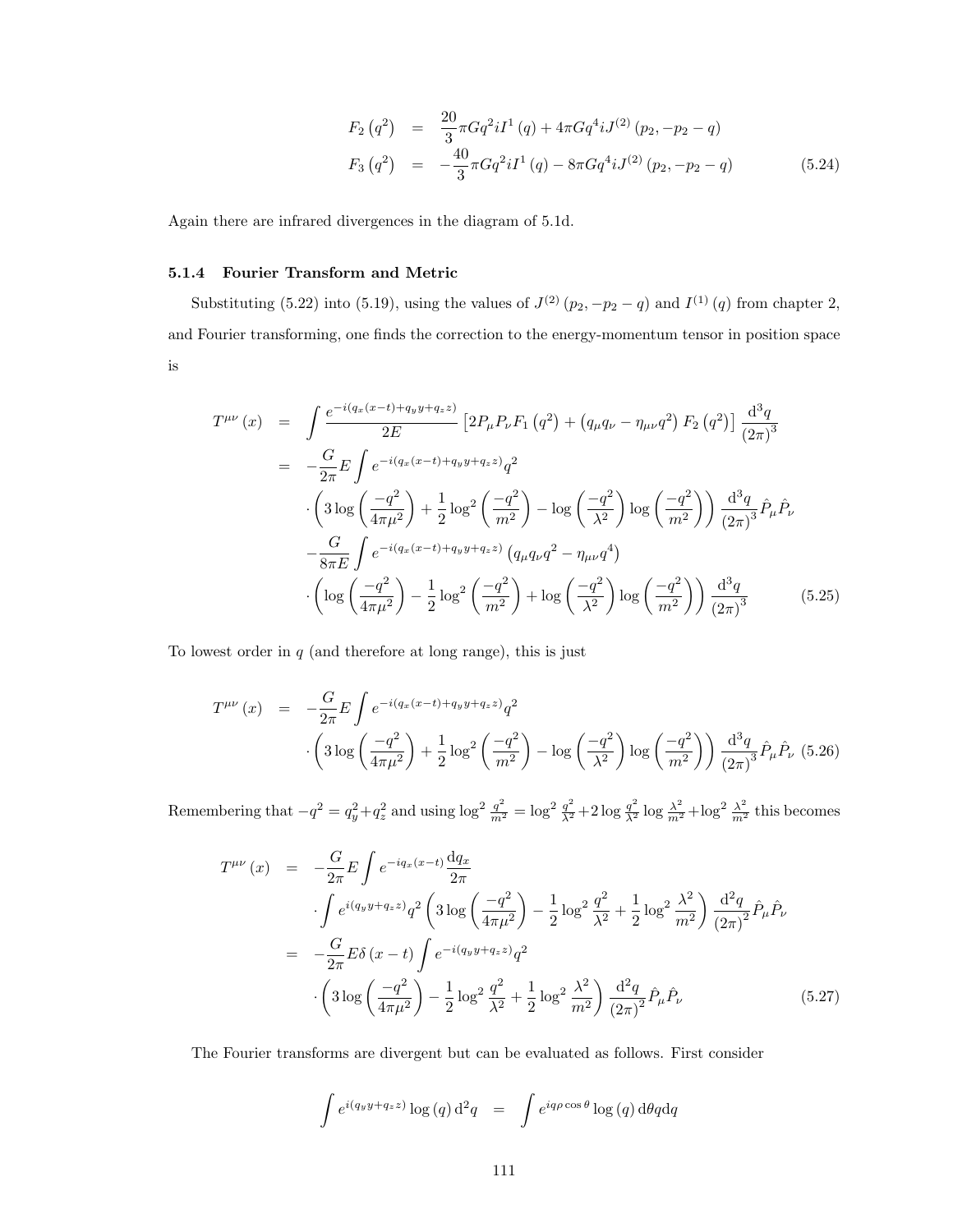$$
\begin{aligned}
F_2\left(q^2\right) &= \frac{20}{3}\pi G q^2 i I^1\left(q\right) + 4\pi G q^4 i J^{(2)}\left(p_2, -p_2-q\right) \\
F_3\left(q^2\right) &= -\frac{40}{3}\pi G q^2 i I^1\left(q\right) - 8\pi G q^4 i J^{(2)}\left(p_2, -p_2-q\right)
\end{aligned} \tag{5.24}
$$

Again there are infrared divergences in the diagram of 5.1d.

### 5.1.4 Fourier Transform and Metric

Substituting (5.22) into (5.19), using the values of $J^{(2)}\left(p_2, -p_2-q\right)$ and $I^{(1)}\left(q\right)$ from chapter 2, and Fourier transforming, one finds the correction to the energy-momentum tensor in position space is

$$
\begin{aligned}
T^{\mu\nu}\left(x\right) &= \int \frac{e^{-i\left(q_x(x-t)+q_y y+q_z z\right)}}{2E}\left[2P_\mu P_\nu F_1\left(q^2\right) + \left(q_\mu q_\nu - \eta_{\mu\nu}q^2\right)F_2\left(q^2\right)\right]\frac{\mathrm{d}^3 q}{\left(2\pi\right)^3} \\
&= -\frac{G}{2\pi}E\int e^{-i\left(q_x(x-t)+q_y y+q_z z\right)} q^2 \\
&\quad \cdot \left(3\log\left(\frac{-q^2}{4\pi\mu^2}\right) + \frac{1}{2}\log^2\left(\frac{-q^2}{m^2}\right) - \log\left(\frac{-q^2}{\lambda^2}\right)\log\left(\frac{-q^2}{m^2}\right)\right)\frac{\mathrm{d}^3 q}{\left(2\pi\right)^3}\hat{P}_\mu\hat{P}_\nu \\
&\quad -\frac{G}{8\pi E}\int e^{-i\left(q_x(x-t)+q_y y+q_z z\right)}\left(q_\mu q_\nu q^2 - \eta_{\mu\nu}q^4\right) \\
&\quad \cdot \left(\log\left(\frac{-q^2}{4\pi\mu^2}\right) - \frac{1}{2}\log^2\left(\frac{-q^2}{m^2}\right) + \log\left(\frac{-q^2}{\lambda^2}\right)\log\left(\frac{-q^2}{m^2}\right)\right)\frac{\mathrm{d}^3 q}{\left(2\pi\right)^3}
\end{aligned} \tag{5.25}
$$

To lowest order in $q$ (and therefore at long range), this is just

$$
\begin{aligned}
T^{\mu\nu}\left(x\right) &= -\frac{G}{2\pi}E\int e^{-i\left(q_x(x-t)+q_y y+q_z z\right)} q^2 \\
&\quad \cdot \left(3\log\left(\frac{-q^2}{4\pi\mu^2}\right) + \frac{1}{2}\log^2\left(\frac{-q^2}{m^2}\right) - \log\left(\frac{-q^2}{\lambda^2}\right)\log\left(\frac{-q^2}{m^2}\right)\right)\frac{\mathrm{d}^3 q}{\left(2\pi\right)^3}\hat{P}_\mu\hat{P}_\nu
\end{aligned} \tag{5.26}
$$

Remembering that $-q^2 = q_y^2 + q_z^2$ and using $\log^2\frac{q^2}{m^2} = \log^2\frac{q^2}{\lambda^2} + 2\log\frac{q^2}{\lambda^2}\log\frac{\lambda^2}{m^2} + \log^2\frac{\lambda^2}{m^2}$ this becomes

$$
\begin{aligned}
T^{\mu\nu}\left(x\right) &= -\frac{G}{2\pi}E\int e^{-iq_x(x-t)}\frac{\mathrm{d}q_x}{2\pi} \\
&\quad \cdot \int e^{i\left(q_y y+q_z z\right)} q^2\left(3\log\left(\frac{-q^2}{4\pi\mu^2}\right) - \frac{1}{2}\log^2\frac{q^2}{\lambda^2} + \frac{1}{2}\log^2\frac{\lambda^2}{m^2}\right)\frac{\mathrm{d}^2 q}{\left(2\pi\right)^2}\hat{P}_\mu\hat{P}_\nu \\
&= -\frac{G}{2\pi}E\delta\left(x-t\right)\int e^{-i\left(q_y y+q_z z\right)} q^2 \\
&\quad \cdot \left(3\log\left(\frac{-q^2}{4\pi\mu^2}\right) - \frac{1}{2}\log^2\frac{q^2}{\lambda^2} + \frac{1}{2}\log^2\frac{\lambda^2}{m^2}\right)\frac{\mathrm{d}^2 q}{\left(2\pi\right)^2}\hat{P}_\mu\hat{P}_\nu
\end{aligned} \tag{5.27}
$$

The Fourier transforms are divergent but can be evaluated as follows. First consider

$$
\int e^{i\left(q_y y+q_z z\right)}\log\left(q\right)\mathrm{d}^2 q = \int e^{iq\rho\cos\theta}\log\left(q\right)\mathrm{d}\theta\mathrm{d}q
$$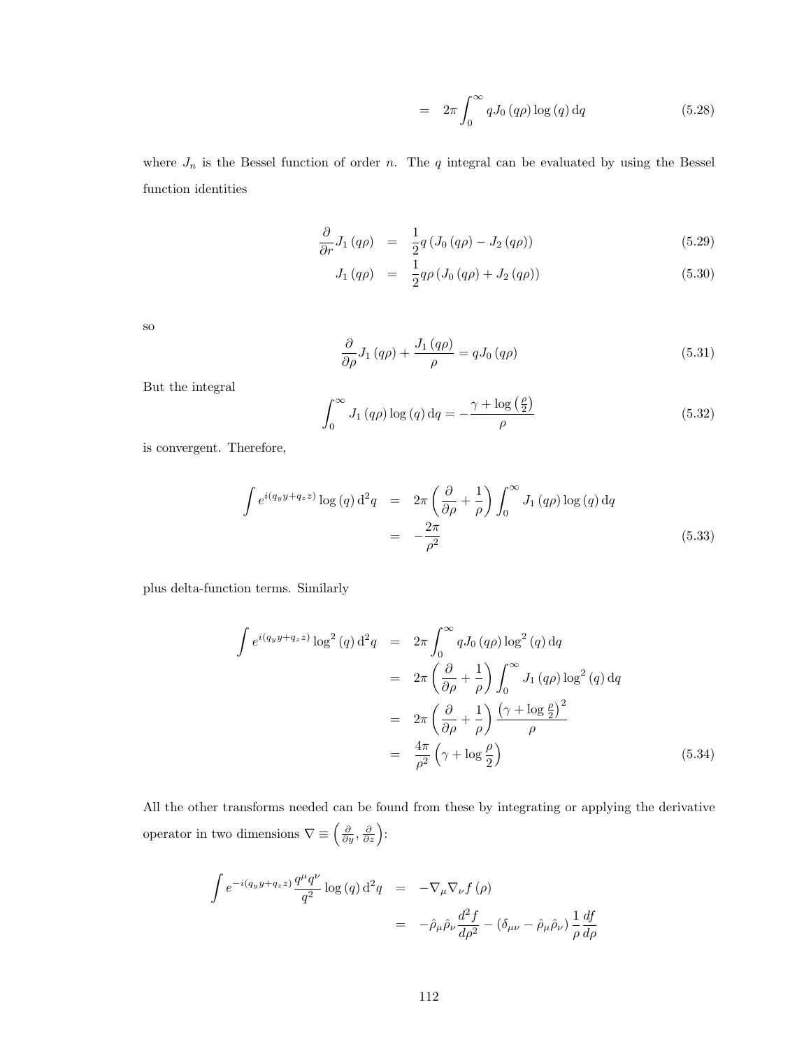$$= \quad 2\pi \int_0^\infty q J_0(q\rho) \log(q)\, \mathrm{d}q \tag{5.28}$$

where $J_n$ is the Bessel function of order $n$. The $q$ integral can be evaluated by using the Bessel function identities

$$\frac{\partial}{\partial r} J_1(q\rho) = \frac{1}{2} q \left(J_0(q\rho) - J_2(q\rho)\right) \tag{5.29}$$

$$J_1(q\rho) = \frac{1}{2} q\rho \left(J_0(q\rho) + J_2(q\rho)\right) \tag{5.30}$$

so

$$\frac{\partial}{\partial \rho} J_1(q\rho) + \frac{J_1(q\rho)}{\rho} = q J_0(q\rho) \tag{5.31}$$

But the integral

$$\int_0^\infty J_1(q\rho) \log(q)\, \mathrm{d}q = -\frac{\gamma + \log\left(\frac{\rho}{2}\right)}{\rho} \tag{5.32}$$

is convergent. Therefore,

$$\begin{aligned}
\int e^{i(q_y y + q_z z)} \log(q)\, \mathrm{d}^2 q &= 2\pi \left(\frac{\partial}{\partial \rho} + \frac{1}{\rho}\right) \int_0^\infty J_1(q\rho) \log(q)\, \mathrm{d}q \\
&= -\frac{2\pi}{\rho^2}
\end{aligned} \tag{5.33}$$

plus delta-function terms. Similarly

$$\begin{aligned}
\int e^{i(q_y y + q_z z)} \log^2(q)\, \mathrm{d}^2 q &= 2\pi \int_0^\infty q J_0(q\rho) \log^2(q)\, \mathrm{d}q \\
&= 2\pi \left(\frac{\partial}{\partial \rho} + \frac{1}{\rho}\right) \int_0^\infty J_1(q\rho) \log^2(q)\, \mathrm{d}q \\
&= 2\pi \left(\frac{\partial}{\partial \rho} + \frac{1}{\rho}\right) \frac{\left(\gamma + \log \frac{\rho}{2}\right)^2}{\rho} \\
&= \frac{4\pi}{\rho^2} \left(\gamma + \log \frac{\rho}{2}\right)
\end{aligned} \tag{5.34}$$

All the other transforms needed can be found from these by integrating or applying the derivative operator in two dimensions $\nabla \equiv \left(\frac{\partial}{\partial y}, \frac{\partial}{\partial z}\right)$:

$$\begin{aligned}
\int e^{-i(q_y y + q_z z)} \frac{q^\mu q^\nu}{q^2} \log(q)\, \mathrm{d}^2 q &= -\nabla_\mu \nabla_\nu f(\rho) \\
&= -\hat{\rho}_\mu \hat{\rho}_\nu \frac{d^2 f}{d\rho^2} - \left(\delta_{\mu\nu} - \hat{\rho}_\mu \hat{\rho}_\nu\right) \frac{1}{\rho} \frac{df}{d\rho}
\end{aligned}$$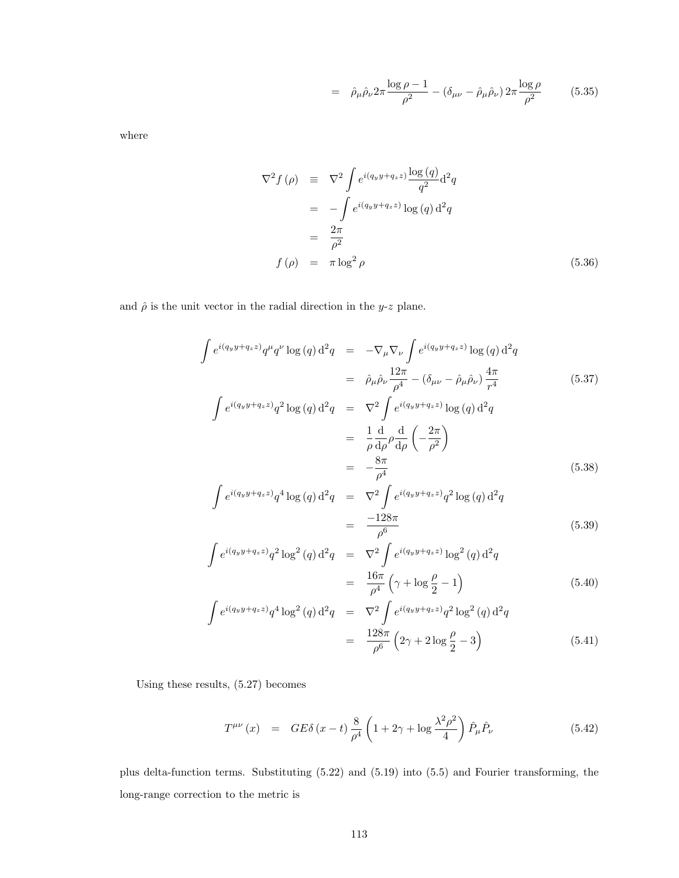$$= \hat{\rho}_\mu \hat{\rho}_\nu 2\pi \frac{\log \rho - 1}{\rho^2} - (\delta_{\mu\nu} - \hat{\rho}_\mu \hat{\rho}_\nu) 2\pi \frac{\log \rho}{\rho^2} \tag{5.35}$$

where

$$\begin{aligned}
\nabla^2 f(\rho) &\equiv \nabla^2 \int e^{i(q_y y + q_z z)} \frac{\log(q)}{q^2} \mathrm{d}^2 q \\
&= -\int e^{i(q_y y + q_z z)} \log(q) \, \mathrm{d}^2 q \\
&= \frac{2\pi}{\rho^2} \\
f(\rho) &= \pi \log^2 \rho
\end{aligned} \tag{5.36}$$

and $\hat{\rho}$ is the unit vector in the radial direction in the $y$-$z$ plane.

$$\begin{aligned}
\int e^{i(q_y y + q_z z)} q^\mu q^\nu \log(q) \, \mathrm{d}^2 q &= -\nabla_\mu \nabla_\nu \int e^{i(q_y y + q_z z)} \log(q) \, \mathrm{d}^2 q \\
&= \hat{\rho}_\mu \hat{\rho}_\nu \frac{12\pi}{\rho^4} - (\delta_{\mu\nu} - \hat{\rho}_\mu \hat{\rho}_\nu) \frac{4\pi}{r^4}
\end{aligned} \tag{5.37}$$

$$\begin{aligned}
\int e^{i(q_y y + q_z z)} q^2 \log(q) \, \mathrm{d}^2 q &= \nabla^2 \int e^{i(q_y y + q_z z)} \log(q) \, \mathrm{d}^2 q \\
&= \frac{1}{\rho} \frac{\mathrm{d}}{\mathrm{d}\rho} \rho \frac{\mathrm{d}}{\mathrm{d}\rho} \left( -\frac{2\pi}{\rho^2} \right) \\
&= -\frac{8\pi}{\rho^4}
\end{aligned} \tag{5.38}$$

$$\begin{aligned}
\int e^{i(q_y y + q_z z)} q^4 \log(q) \, \mathrm{d}^2 q &= \nabla^2 \int e^{i(q_y y + q_z z)} q^2 \log(q) \, \mathrm{d}^2 q \\
&= \frac{-128\pi}{\rho^6}
\end{aligned} \tag{5.39}$$

$$\begin{aligned}
\int e^{i(q_y y + q_z z)} q^2 \log^2(q) \, \mathrm{d}^2 q &= \nabla^2 \int e^{i(q_y y + q_z z)} \log^2(q) \, \mathrm{d}^2 q \\
&= \frac{16\pi}{\rho^4} \left( \gamma + \log \frac{\rho}{2} - 1 \right)
\end{aligned} \tag{5.40}$$

$$\begin{aligned}
\int e^{i(q_y y + q_z z)} q^4 \log^2(q) \, \mathrm{d}^2 q &= \nabla^2 \int e^{i(q_y y + q_z z)} q^2 \log^2(q) \, \mathrm{d}^2 q \\
&= \frac{128\pi}{\rho^6} \left( 2\gamma + 2 \log \frac{\rho}{2} - 3 \right)
\end{aligned} \tag{5.41}$$

Using these results, (5.27) becomes

$$T^{\mu\nu}(x) = GE\delta(x - t) \frac{8}{\rho^4} \left( 1 + 2\gamma + \log \frac{\lambda^2 \rho^2}{4} \right) \hat{P}_\mu \hat{P}_\nu \tag{5.42}$$

plus delta-function terms. Substituting (5.22) and (5.19) into (5.5) and Fourier transforming, the long-range correction to the metric is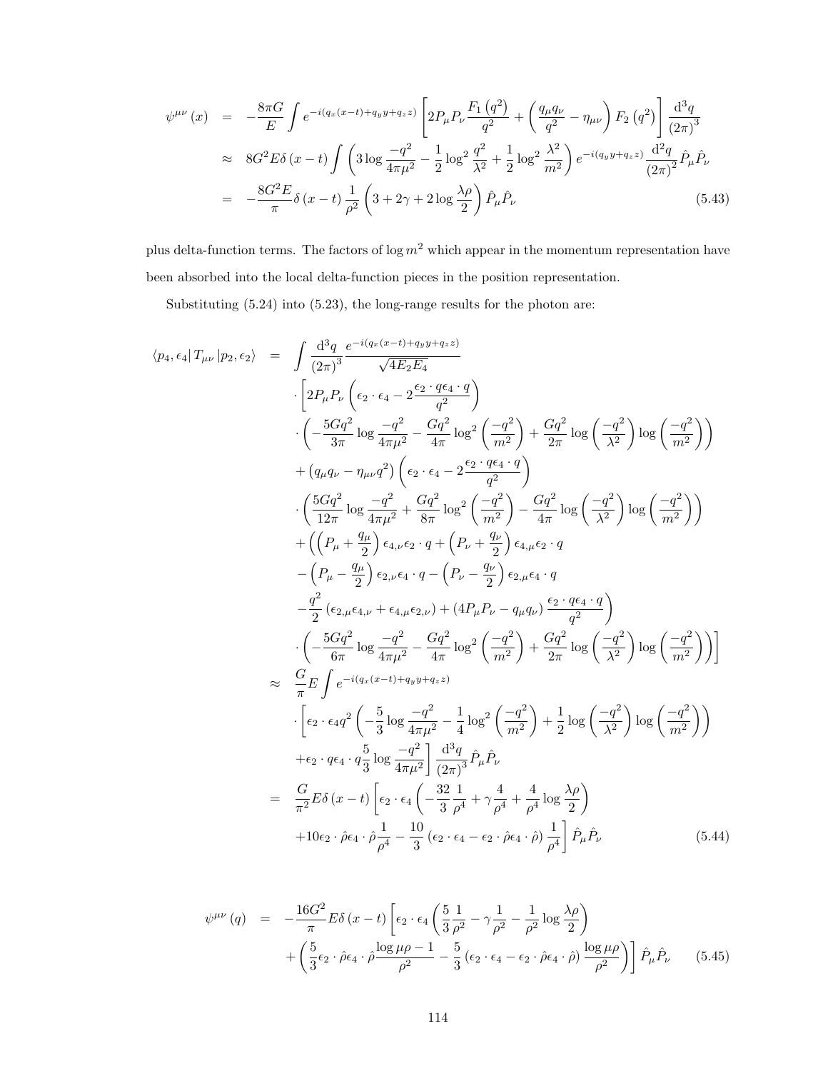$$
\begin{aligned}
\psi^{\mu\nu}(x) &= -\frac{8\pi G}{E}\int e^{-i(q_x(x-t)+q_y y+q_z z)}\left[2P_\mu P_\nu \frac{F_1\left(q^2\right)}{q^2}+\left(\frac{q_\mu q_\nu}{q^2}-\eta_{\mu\nu}\right)F_2\left(q^2\right)\right]\frac{\mathrm{d}^3 q}{(2\pi)^3} \\
&\approx 8G^2 E\delta(x-t)\int\left(3\log\frac{-q^2}{4\pi\mu^2}-\frac{1}{2}\log^2\frac{q^2}{\lambda^2}+\frac{1}{2}\log^2\frac{\lambda^2}{m^2}\right)e^{-i(q_y y+q_z z)}\frac{\mathrm{d}^2 q}{(2\pi)^2}\hat{P}_\mu\hat{P}_\nu \\
&= -\frac{8G^2 E}{\pi}\delta(x-t)\frac{1}{\rho^2}\left(3+2\gamma+2\log\frac{\lambda\rho}{2}\right)\hat{P}_\mu\hat{P}_\nu
\end{aligned}
\tag{5.43}
$$

plus delta-function terms. The factors of $\log m^2$ which appear in the momentum representation have been absorbed into the local delta-function pieces in the position representation.

Substituting (5.24) into (5.23), the long-range results for the photon are:

$$
\begin{aligned}
\langle p_4,\epsilon_4|\,T_{\mu\nu}\,|p_2,\epsilon_2\rangle &= \int\frac{\mathrm{d}^3 q}{(2\pi)^3}\frac{e^{-i(q_x(x-t)+q_y y+q_z z)}}{\sqrt{4E_2E_4}} \\
&\quad\cdot\left[2P_\mu P_\nu\left(\epsilon_2\cdot\epsilon_4-2\frac{\epsilon_2\cdot q\epsilon_4\cdot q}{q^2}\right)\right. \\
&\quad\cdot\left(-\frac{5Gq^2}{3\pi}\log\frac{-q^2}{4\pi\mu^2}-\frac{Gq^2}{4\pi}\log^2\left(\frac{-q^2}{m^2}\right)+\frac{Gq^2}{2\pi}\log\left(\frac{-q^2}{\lambda^2}\right)\log\left(\frac{-q^2}{m^2}\right)\right) \\
&\quad+\left(q_\mu q_\nu-\eta_{\mu\nu}q^2\right)\left(\epsilon_2\cdot\epsilon_4-2\frac{\epsilon_2\cdot q\epsilon_4\cdot q}{q^2}\right) \\
&\quad\cdot\left(\frac{5Gq^2}{12\pi}\log\frac{-q^2}{4\pi\mu^2}+\frac{Gq^2}{8\pi}\log^2\left(\frac{-q^2}{m^2}\right)-\frac{Gq^2}{4\pi}\log\left(\frac{-q^2}{\lambda^2}\right)\log\left(\frac{-q^2}{m^2}\right)\right) \\
&\quad+\left(\left(P_\mu+\frac{q_\mu}{2}\right)\epsilon_{4,\nu}\epsilon_2\cdot q+\left(P_\nu+\frac{q_\nu}{2}\right)\epsilon_{4,\mu}\epsilon_2\cdot q\right. \\
&\quad-\left(P_\mu-\frac{q_\mu}{2}\right)\epsilon_{2,\nu}\epsilon_4\cdot q-\left(P_\nu-\frac{q_\nu}{2}\right)\epsilon_{2,\mu}\epsilon_4\cdot q \\
&\quad\left.-\frac{q^2}{2}\left(\epsilon_{2,\mu}\epsilon_{4,\nu}+\epsilon_{4,\mu}\epsilon_{2,\nu}\right)+\left(4P_\mu P_\nu-q_\mu q_\nu\right)\frac{\epsilon_2\cdot q\epsilon_4\cdot q}{q^2}\right) \\
&\quad\left.\cdot\left(-\frac{5Gq^2}{6\pi}\log\frac{-q^2}{4\pi\mu^2}-\frac{Gq^2}{4\pi}\log^2\left(\frac{-q^2}{m^2}\right)+\frac{Gq^2}{2\pi}\log\left(\frac{-q^2}{\lambda^2}\right)\log\left(\frac{-q^2}{m^2}\right)\right)\right] \\
&\approx \frac{G}{\pi}E\int e^{-i(q_x(x-t)+q_y y+q_z z)} \\
&\quad\cdot\left[\epsilon_2\cdot\epsilon_4 q^2\left(-\frac{5}{3}\log\frac{-q^2}{4\pi\mu^2}-\frac{1}{4}\log^2\left(\frac{-q^2}{m^2}\right)+\frac{1}{2}\log\left(\frac{-q^2}{\lambda^2}\right)\log\left(\frac{-q^2}{m^2}\right)\right)\right. \\
&\quad\left.+\epsilon_2\cdot q\epsilon_4\cdot q\frac{5}{3}\log\frac{-q^2}{4\pi\mu^2}\right]\frac{\mathrm{d}^3 q}{(2\pi)^3}\hat{P}_\mu\hat{P}_\nu \\
&= \frac{G}{\pi^2}E\delta(x-t)\left[\epsilon_2\cdot\epsilon_4\left(-\frac{32}{3}\frac{1}{\rho^4}+\gamma\frac{4}{\rho^4}+\frac{4}{\rho^4}\log\frac{\lambda\rho}{2}\right)\right. \\
&\quad\left.+10\epsilon_2\cdot\hat{\rho}\epsilon_4\cdot\hat{\rho}\frac{1}{\rho^4}-\frac{10}{3}\left(\epsilon_2\cdot\epsilon_4-\epsilon_2\cdot\hat{\rho}\epsilon_4\cdot\hat{\rho}\right)\frac{1}{\rho^4}\right]\hat{P}_\mu\hat{P}_\nu
\end{aligned}
\tag{5.44}
$$

$$
\begin{aligned}
\psi^{\mu\nu}(q) &= -\frac{16G^2}{\pi}E\delta(x-t)\left[\epsilon_2\cdot\epsilon_4\left(\frac{5}{3}\frac{1}{\rho^2}-\gamma\frac{1}{\rho^2}-\frac{1}{\rho^2}\log\frac{\lambda\rho}{2}\right)\right. \\
&\quad\left.+\left(\frac{5}{3}\epsilon_2\cdot\hat{\rho}\epsilon_4\cdot\hat{\rho}\frac{\log\mu\rho-1}{\rho^2}-\frac{5}{3}\left(\epsilon_2\cdot\epsilon_4-\epsilon_2\cdot\hat{\rho}\epsilon_4\cdot\hat{\rho}\right)\frac{\log\mu\rho}{\rho^2}\right)\right]\hat{P}_\mu\hat{P}_\nu
\end{aligned}
\tag{5.45}
$$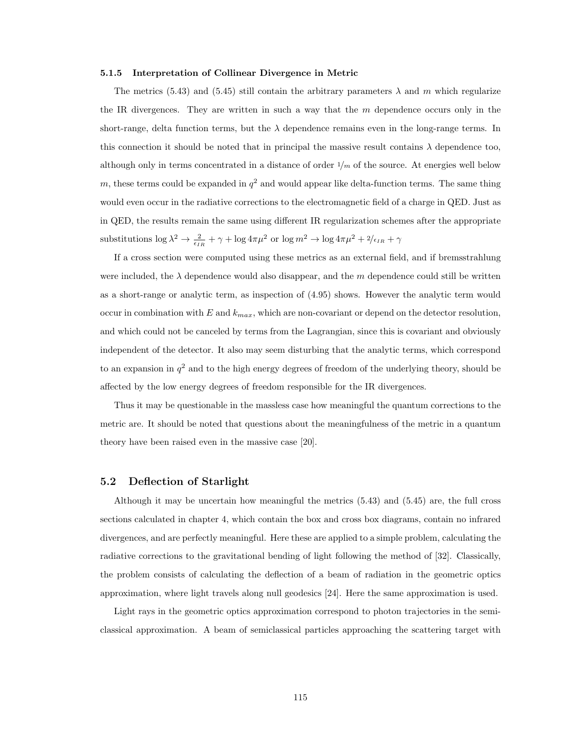#### 5.1.5 Interpretation of Collinear Divergence in Metric

The metrics (5.43) and (5.45) still contain the arbitrary parameters $\lambda$ and $m$ which regularize the IR divergences. They are written in such a way that the $m$ dependence occurs only in the short-range, delta function terms, but the $\lambda$ dependence remains even in the long-range terms. In this connection it should be noted that in principal the massive result contains $\lambda$ dependence too, although only in terms concentrated in a distance of order $1/m$ of the source. At energies well below $m$, these terms could be expanded in $q^2$ and would appear like delta-function terms. The same thing would even occur in the radiative corrections to the electromagnetic field of a charge in QED. Just as in QED, the results remain the same using different IR regularization schemes after the appropriate substitutions $\log \lambda^2 \to \frac{2}{\epsilon_{IR}} + \gamma + \log 4\pi\mu^2$ or $\log m^2 \to \log 4\pi\mu^2 + 2/\epsilon_{IR} + \gamma$

If a cross section were computed using these metrics as an external field, and if bremsstrahlung were included, the $\lambda$ dependence would also disappear, and the $m$ dependence could still be written as a short-range or analytic term, as inspection of (4.95) shows. However the analytic term would occur in combination with $E$ and $k_{max}$, which are non-covariant or depend on the detector resolution, and which could not be canceled by terms from the Lagrangian, since this is covariant and obviously independent of the detector. It also may seem disturbing that the analytic terms, which correspond to an expansion in $q^2$ and to the high energy degrees of freedom of the underlying theory, should be affected by the low energy degrees of freedom responsible for the IR divergences.

Thus it may be questionable in the massless case how meaningful the quantum corrections to the metric are. It should be noted that questions about the meaningfulness of the metric in a quantum theory have been raised even in the massive case [20].

### 5.2 Deflection of Starlight

Although it may be uncertain how meaningful the metrics (5.43) and (5.45) are, the full cross sections calculated in chapter 4, which contain the box and cross box diagrams, contain no infrared divergences, and are perfectly meaningful. Here these are applied to a simple problem, calculating the radiative corrections to the gravitational bending of light following the method of [32]. Classically, the problem consists of calculating the deflection of a beam of radiation in the geometric optics approximation, where light travels along null geodesics [24]. Here the same approximation is used.

Light rays in the geometric optics approximation correspond to photon trajectories in the semi-classical approximation. A beam of semiclassical particles approaching the scattering target with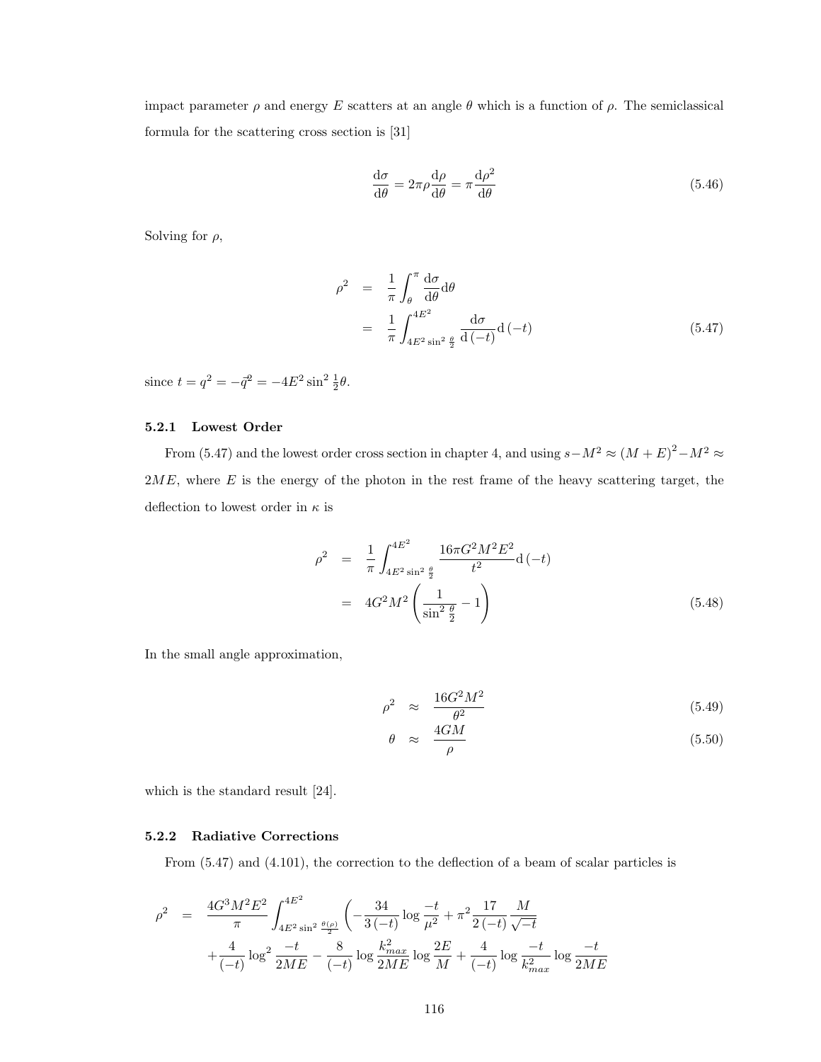impact parameter $\rho$ and energy $E$ scatters at an angle $\theta$ which is a function of $\rho$. The semiclassical formula for the scattering cross section is [31]

$$\frac{\mathrm{d}\sigma}{\mathrm{d}\theta} = 2\pi\rho\frac{\mathrm{d}\rho}{\mathrm{d}\theta} = \pi\frac{\mathrm{d}\rho^2}{\mathrm{d}\theta} \tag{5.46}$$

Solving for $\rho$,

$$\begin{aligned} \rho^2 &= \frac{1}{\pi}\int_\theta^\pi \frac{\mathrm{d}\sigma}{\mathrm{d}\theta}\mathrm{d}\theta \\ &= \frac{1}{\pi}\int_{4E^2\sin^2\frac{\theta}{2}}^{4E^2} \frac{\mathrm{d}\sigma}{\mathrm{d}(-t)}\mathrm{d}(-t) \end{aligned} \tag{5.47}$$

since $t = q^2 = -\vec{q}^2 = -4E^2\sin^2\frac{1}{2}\theta$.

### 5.2.1 Lowest Order

From (5.47) and the lowest order cross section in chapter 4, and using $s - M^2 \approx (M+E)^2 - M^2 \approx 2ME$, where $E$ is the energy of the photon in the rest frame of the heavy scattering target, the deflection to lowest order in $\kappa$ is

$$\begin{aligned} \rho^2 &= \frac{1}{\pi}\int_{4E^2\sin^2\frac{\theta}{2}}^{4E^2} \frac{16\pi G^2M^2E^2}{t^2}\mathrm{d}(-t) \\ &= 4G^2M^2\left(\frac{1}{\sin^2\frac{\theta}{2}} - 1\right) \end{aligned} \tag{5.48}$$

In the small angle approximation,

$$\rho^2 \approx \frac{16G^2M^2}{\theta^2} \tag{5.49}$$

$$\theta \approx \frac{4GM}{\rho} \tag{5.50}$$

which is the standard result [24].

### 5.2.2 Radiative Corrections

From (5.47) and (4.101), the correction to the deflection of a beam of scalar particles is

$$\begin{aligned} \rho^2 = \; & \frac{4G^3M^2E^2}{\pi}\int_{4E^2\sin^2\frac{\theta(\rho)}{2}}^{4E^2}\left(-\frac{34}{3(-t)}\log\frac{-t}{\mu^2} + \pi^2\frac{17}{2(-t)}\frac{M}{\sqrt{-t}}\right. \\ & +\frac{4}{(-t)}\log^2\frac{-t}{2ME} - \frac{8}{(-t)}\log\frac{k_{max}^2}{2ME}\log\frac{2E}{M} + \frac{4}{(-t)}\log\frac{-t}{k_{max}^2}\log\frac{-t}{2ME} \end{aligned}$$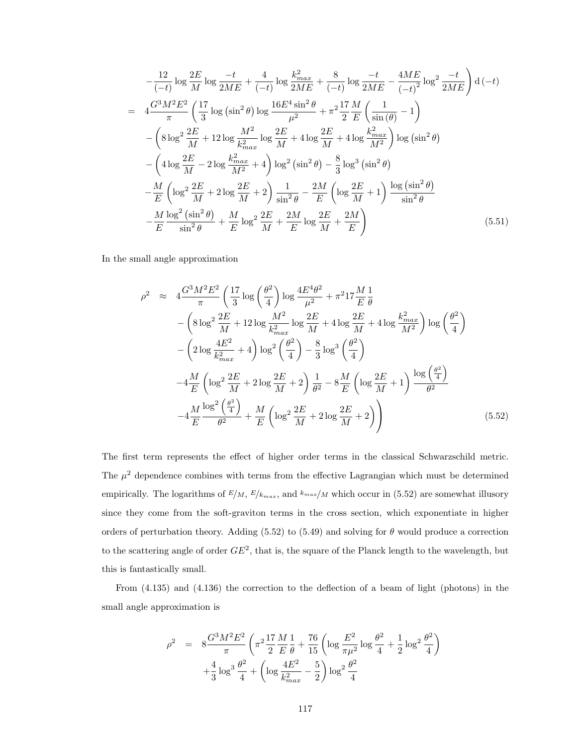$$
\begin{aligned}
&-\frac{12}{(-t)}\log\frac{2E}{M}\log\frac{-t}{2ME}+\frac{4}{(-t)}\log\frac{k_{max}^2}{2ME}+\frac{8}{(-t)}\log\frac{-t}{2ME}-\frac{4ME}{(-t)^2}\log^2\frac{-t}{2ME}\Bigg)\,\mathrm{d}\,(-t)\\
=\;& 4\frac{G^3M^2E^2}{\pi}\left(\frac{17}{3}\log\left(\sin^2\theta\right)\log\frac{16E^4\sin^2\theta}{\mu^2}+\pi^2\frac{17}{2}\frac{M}{E}\left(\frac{1}{\sin\left(\theta\right)}-1\right)\right.\\
&-\left(8\log^2\frac{2E}{M}+12\log\frac{M^2}{k_{max}^2}\log\frac{2E}{M}+4\log\frac{2E}{M}+4\log\frac{k_{max}^2}{M^2}\right)\log\left(\sin^2\theta\right)\\
&-\left(4\log\frac{2E}{M}-2\log\frac{k_{max}^2}{M^2}+4\right)\log^2\left(\sin^2\theta\right)-\frac{8}{3}\log^3\left(\sin^2\theta\right)\\
&-\frac{M}{E}\left(\log^2\frac{2E}{M}+2\log\frac{2E}{M}+2\right)\frac{1}{\sin^2\theta}-\frac{2M}{E}\left(\log\frac{2E}{M}+1\right)\frac{\log\left(\sin^2\theta\right)}{\sin^2\theta}\\
&\left.-\frac{M}{E}\frac{\log^2\left(\sin^2\theta\right)}{\sin^2\theta}+\frac{M}{E}\log^2\frac{2E}{M}+\frac{2M}{E}\log\frac{2E}{M}+\frac{2M}{E}\right)
\end{aligned}
\tag{5.51}
$$

In the small angle approximation

$$
\begin{aligned}
\rho^2 \;\approx\;& 4\frac{G^3M^2E^2}{\pi}\left(\frac{17}{3}\log\left(\frac{\theta^2}{4}\right)\log\frac{4E^4\theta^2}{\mu^2}+\pi^2 17\frac{M}{E}\frac{1}{\theta}\right.\\
&-\left(8\log^2\frac{2E}{M}+12\log\frac{M^2}{k_{max}^2}\log\frac{2E}{M}+4\log\frac{2E}{M}+4\log\frac{k_{max}^2}{M^2}\right)\log\left(\frac{\theta^2}{4}\right)\\
&-\left(2\log\frac{4E^2}{k_{max}^2}+4\right)\log^2\left(\frac{\theta^2}{4}\right)-\frac{8}{3}\log^3\left(\frac{\theta^2}{4}\right)\\
&-4\frac{M}{E}\left(\log^2\frac{2E}{M}+2\log\frac{2E}{M}+2\right)\frac{1}{\theta^2}-8\frac{M}{E}\left(\log\frac{2E}{M}+1\right)\frac{\log\left(\frac{\theta^2}{4}\right)}{\theta^2}\\
&\left.-4\frac{M}{E}\frac{\log^2\left(\frac{\theta^2}{4}\right)}{\theta^2}+\frac{M}{E}\left(\log^2\frac{2E}{M}+2\log\frac{2E}{M}+2\right)\right)
\end{aligned}
\tag{5.52}
$$

The first term represents the effect of higher order terms in the classical Schwarzschild metric. The $\mu^2$ dependence combines with terms from the effective Lagrangian which must be determined empirically. The logarithms of $E/M$, $E/k_{max}$, and $k_{max}/M$ which occur in (5.52) are somewhat illusory since they come from the soft-graviton terms in the cross section, which exponentiate in higher orders of perturbation theory. Adding (5.52) to (5.49) and solving for $\theta$ would produce a correction to the scattering angle of order $GE^2$, that is, the square of the Planck length to the wavelength, but this is fantastically small.

From (4.135) and (4.136) the correction to the deflection of a beam of light (photons) in the small angle approximation is

$$
\begin{aligned}
\rho^2 \;=\;& 8\frac{G^3M^2E^2}{\pi}\left(\pi^2\frac{17}{2}\frac{M}{E}\frac{1}{\theta}+\frac{76}{15}\left(\log\frac{E^2}{\pi\mu^2}\log\frac{\theta^2}{4}+\frac{1}{2}\log^2\frac{\theta^2}{4}\right)\right.\\
&+\frac{4}{3}\log^3\frac{\theta^2}{4}+\left(\log\frac{4E^2}{k_{max}^2}-\frac{5}{2}\right)\log^2\frac{\theta^2}{4}
\end{aligned}
$$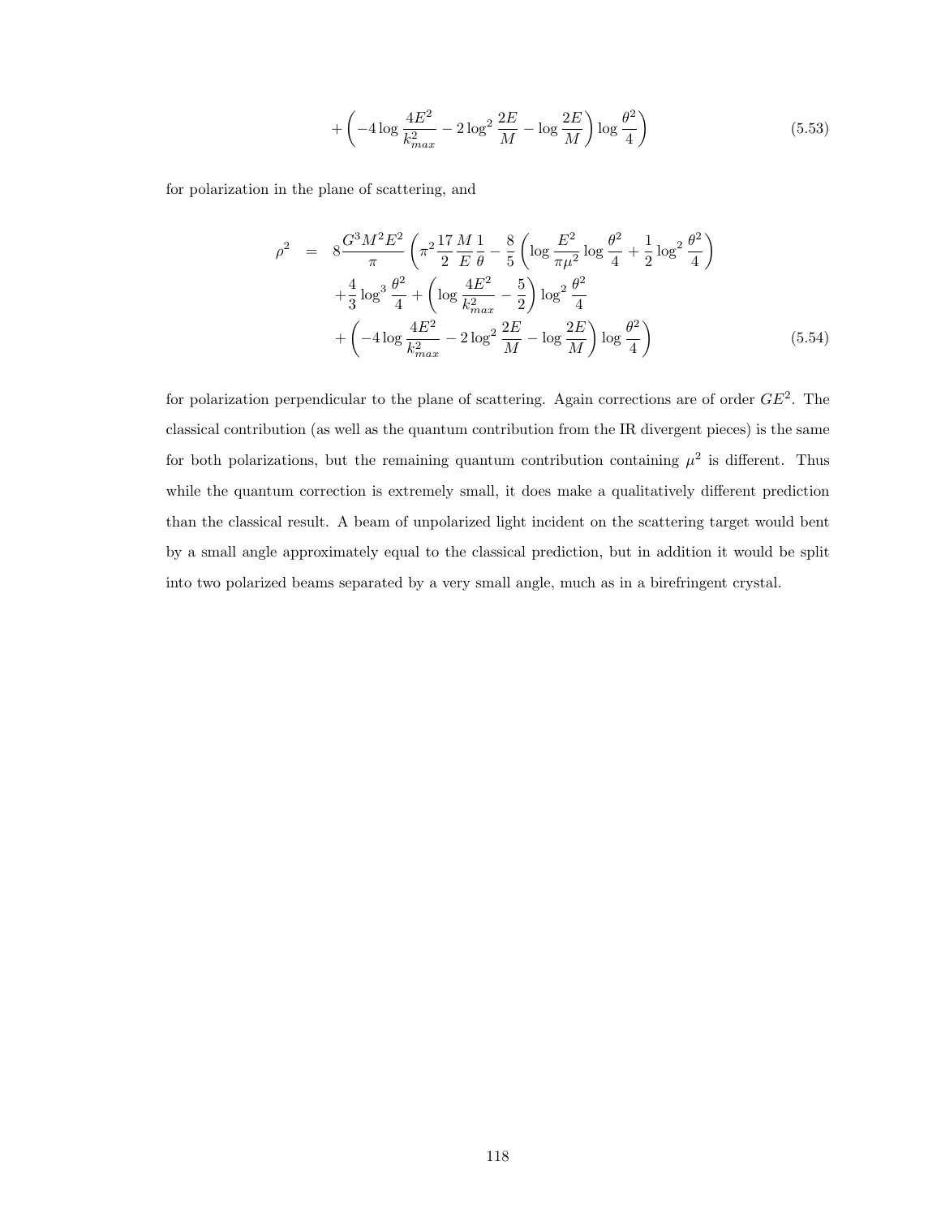$$
+\left(-4\log\frac{4E^2}{k_{max}^2}-2\log^2\frac{2E}{M}-\log\frac{2E}{M}\right)\log\frac{\theta^2}{4}\Bigg) \tag{5.53}
$$

for polarization in the plane of scattering, and

$$
\begin{aligned}
\rho^2 \quad = \quad & 8\frac{G^3M^2E^2}{\pi}\left(\pi^2\frac{17}{2}\frac{M}{E}\frac{1}{\theta}-\frac{8}{5}\left(\log\frac{E^2}{\pi\mu^2}\log\frac{\theta^2}{4}+\frac{1}{2}\log^2\frac{\theta^2}{4}\right)\right. \\
& +\frac{4}{3}\log^3\frac{\theta^2}{4}+\left(\log\frac{4E^2}{k_{max}^2}-\frac{5}{2}\right)\log^2\frac{\theta^2}{4} \\
& \left.+\left(-4\log\frac{4E^2}{k_{max}^2}-2\log^2\frac{2E}{M}-\log\frac{2E}{M}\right)\log\frac{\theta^2}{4}\right)
\end{aligned} \tag{5.54}
$$

for polarization perpendicular to the plane of scattering. Again corrections are of order $GE^2$. The classical contribution (as well as the quantum contribution from the IR divergent pieces) is the same for both polarizations, but the remaining quantum contribution containing $\mu^2$ is different. Thus while the quantum correction is extremely small, it does make a qualitatively different prediction than the classical result. A beam of unpolarized light incident on the scattering target would bent by a small angle approximately equal to the classical prediction, but in addition it would be split into two polarized beams separated by a very small angle, much as in a birefringent crystal.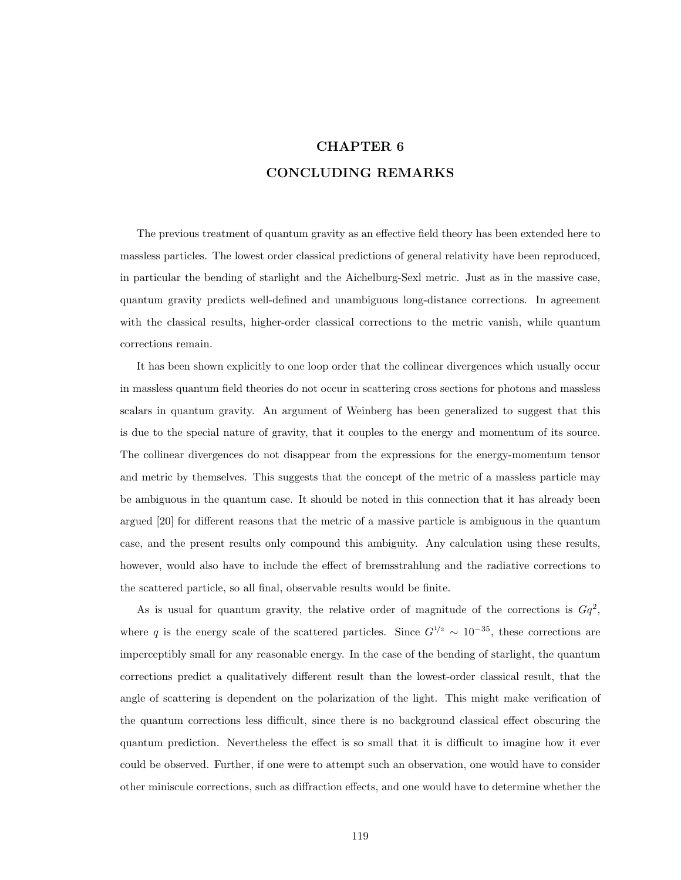# CHAPTER 6
# CONCLUDING REMARKS

The previous treatment of quantum gravity as an effective field theory has been extended here to massless particles. The lowest order classical predictions of general relativity have been reproduced, in particular the bending of starlight and the Aichelburg-Sexl metric. Just as in the massive case, quantum gravity predicts well-defined and unambiguous long-distance corrections. In agreement with the classical results, higher-order classical corrections to the metric vanish, while quantum corrections remain.

It has been shown explicitly to one loop order that the collinear divergences which usually occur in massless quantum field theories do not occur in scattering cross sections for photons and massless scalars in quantum gravity. An argument of Weinberg has been generalized to suggest that this is due to the special nature of gravity, that it couples to the energy and momentum of its source. The collinear divergences do not disappear from the expressions for the energy-momentum tensor and metric by themselves. This suggests that the concept of the metric of a massless particle may be ambiguous in the quantum case. It should be noted in this connection that it has already been argued [20] for different reasons that the metric of a massive particle is ambiguous in the quantum case, and the present results only compound this ambiguity. Any calculation using these results, however, would also have to include the effect of bremsstrahlung and the radiative corrections to the scattered particle, so all final, observable results would be finite.

As is usual for quantum gravity, the relative order of magnitude of the corrections is $Gq^2$, where $q$ is the energy scale of the scattered particles. Since $G^{1/2} \sim 10^{-35}$, these corrections are imperceptibly small for any reasonable energy. In the case of the bending of starlight, the quantum corrections predict a qualitatively different result than the lowest-order classical result, that the angle of scattering is dependent on the polarization of the light. This might make verification of the quantum corrections less difficult, since there is no background classical effect obscuring the quantum prediction. Nevertheless the effect is so small that it is difficult to imagine how it ever could be observed. Further, if one were to attempt such an observation, one would have to consider other miniscule corrections, such as diffraction effects, and one would have to determine whether the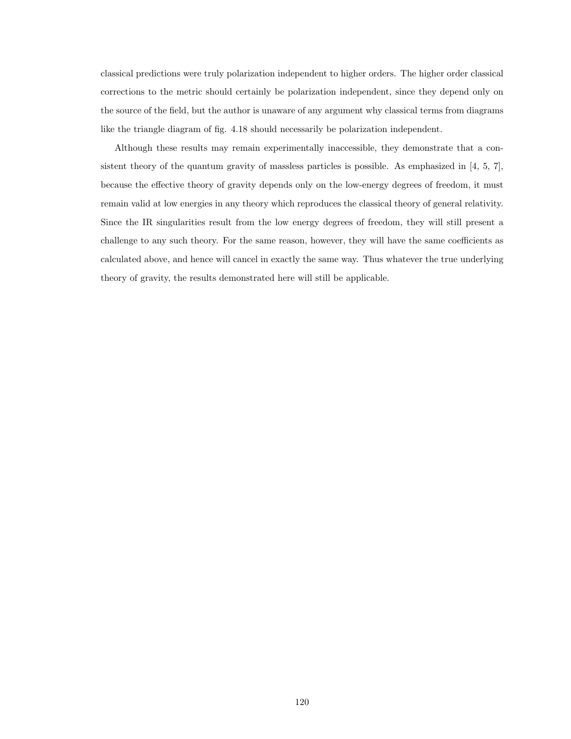classical predictions were truly polarization independent to higher orders. The higher order classical corrections to the metric should certainly be polarization independent, since they depend only on the source of the field, but the author is unaware of any argument why classical terms from diagrams like the triangle diagram of fig. 4.18 should necessarily be polarization independent.

Although these results may remain experimentally inaccessible, they demonstrate that a consistent theory of the quantum gravity of massless particles is possible. As emphasized in [4, 5, 7], because the effective theory of gravity depends only on the low-energy degrees of freedom, it must remain valid at low energies in any theory which reproduces the classical theory of general relativity. Since the IR singularities result from the low energy degrees of freedom, they will still present a challenge to any such theory. For the same reason, however, they will have the same coefficients as calculated above, and hence will cancel in exactly the same way. Thus whatever the true underlying theory of gravity, the results demonstrated here will still be applicable.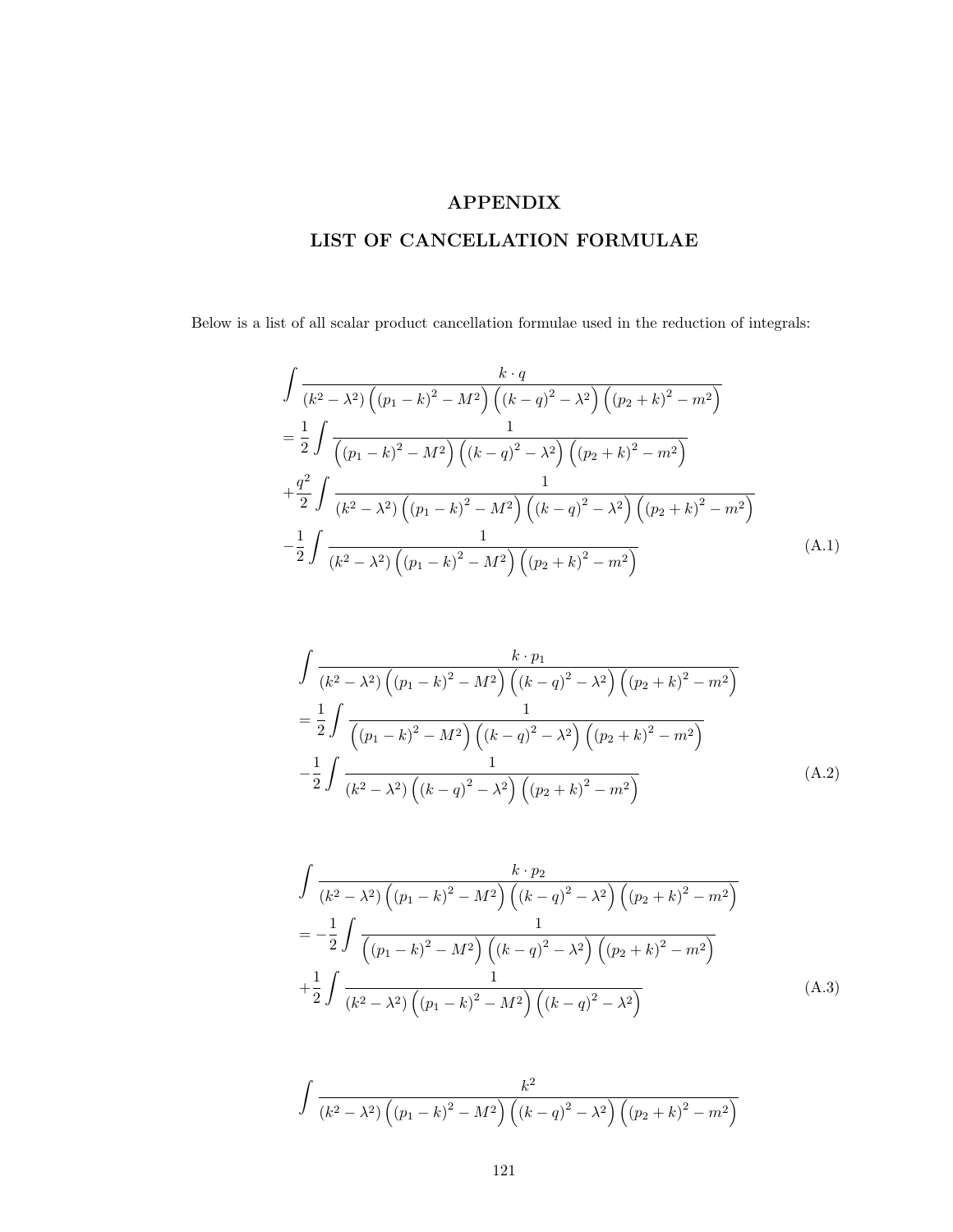# APPENDIX

## LIST OF CANCELLATION FORMULAE

Below is a list of all scalar product cancellation formulae used in the reduction of integrals:

$$
\begin{aligned}
&\int \frac{k \cdot q}{(k^2 - \lambda^2)\left((p_1 - k)^2 - M^2\right)\left((k - q)^2 - \lambda^2\right)\left((p_2 + k)^2 - m^2\right)} \\
&= \frac{1}{2} \int \frac{1}{\left((p_1 - k)^2 - M^2\right)\left((k - q)^2 - \lambda^2\right)\left((p_2 + k)^2 - m^2\right)} \\
&+ \frac{q^2}{2} \int \frac{1}{(k^2 - \lambda^2)\left((p_1 - k)^2 - M^2\right)\left((k - q)^2 - \lambda^2\right)\left((p_2 + k)^2 - m^2\right)} \\
&- \frac{1}{2} \int \frac{1}{(k^2 - \lambda^2)\left((p_1 - k)^2 - M^2\right)\left((p_2 + k)^2 - m^2\right)}
\end{aligned} \tag{A.1}
$$

$$
\begin{aligned}
&\int \frac{k \cdot p_1}{(k^2 - \lambda^2)\left((p_1 - k)^2 - M^2\right)\left((k - q)^2 - \lambda^2\right)\left((p_2 + k)^2 - m^2\right)} \\
&= \frac{1}{2} \int \frac{1}{\left((p_1 - k)^2 - M^2\right)\left((k - q)^2 - \lambda^2\right)\left((p_2 + k)^2 - m^2\right)} \\
&- \frac{1}{2} \int \frac{1}{(k^2 - \lambda^2)\left((k - q)^2 - \lambda^2\right)\left((p_2 + k)^2 - m^2\right)}
\end{aligned} \tag{A.2}
$$

$$
\begin{aligned}
&\int \frac{k \cdot p_2}{(k^2 - \lambda^2)\left((p_1 - k)^2 - M^2\right)\left((k - q)^2 - \lambda^2\right)\left((p_2 + k)^2 - m^2\right)} \\
&= -\frac{1}{2} \int \frac{1}{\left((p_1 - k)^2 - M^2\right)\left((k - q)^2 - \lambda^2\right)\left((p_2 + k)^2 - m^2\right)} \\
&+ \frac{1}{2} \int \frac{1}{(k^2 - \lambda^2)\left((p_1 - k)^2 - M^2\right)\left((k - q)^2 - \lambda^2\right)}
\end{aligned} \tag{A.3}
$$

$$
\int \frac{k^2}{(k^2 - \lambda^2)\left((p_1 - k)^2 - M^2\right)\left((k - q)^2 - \lambda^2\right)\left((p_2 + k)^2 - m^2\right)}
$$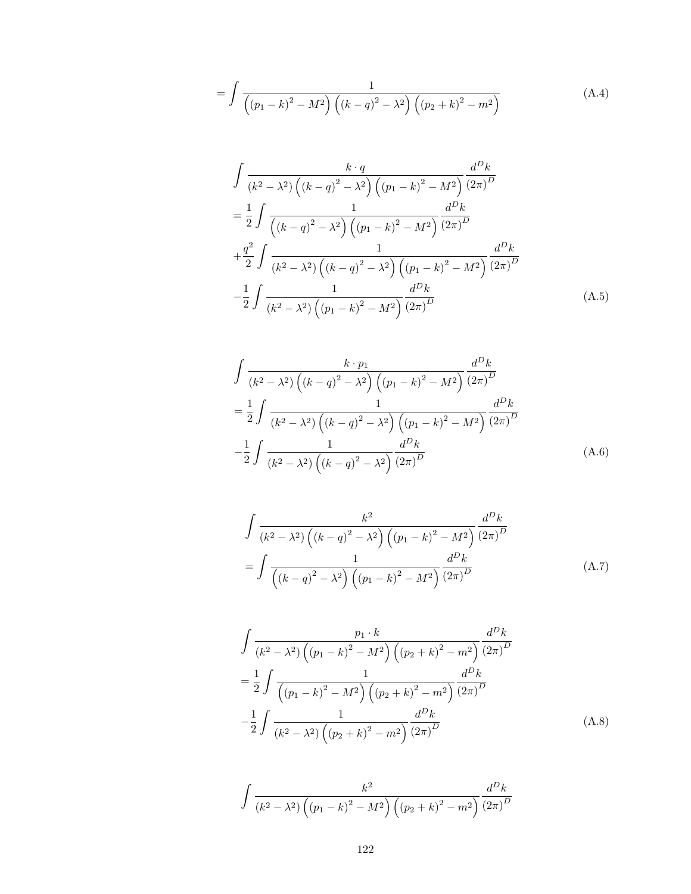$$
= \int \frac{1}{\left((p_1-k)^2 - M^2\right)\left((k-q)^2 - \lambda^2\right)\left((p_2+k)^2 - m^2\right)} \tag{A.4}
$$

$$
\begin{aligned}
&\int \frac{k \cdot q}{(k^2-\lambda^2)\left((k-q)^2-\lambda^2\right)\left((p_1-k)^2-M^2\right)} \frac{d^D k}{(2\pi)^D} \\
&= \frac{1}{2} \int \frac{1}{\left((k-q)^2-\lambda^2\right)\left((p_1-k)^2-M^2\right)} \frac{d^D k}{(2\pi)^D} \\
&+ \frac{q^2}{2} \int \frac{1}{(k^2-\lambda^2)\left((k-q)^2-\lambda^2\right)\left((p_1-k)^2-M^2\right)} \frac{d^D k}{(2\pi)^D} \\
&- \frac{1}{2} \int \frac{1}{(k^2-\lambda^2)\left((p_1-k)^2-M^2\right)} \frac{d^D k}{(2\pi)^D}
\end{aligned} \tag{A.5}
$$

$$
\begin{aligned}
&\int \frac{k \cdot p_1}{(k^2-\lambda^2)\left((k-q)^2-\lambda^2\right)\left((p_1-k)^2-M^2\right)} \frac{d^D k}{(2\pi)^D} \\
&= \frac{1}{2} \int \frac{1}{(k^2-\lambda^2)\left((k-q)^2-\lambda^2\right)\left((p_1-k)^2-M^2\right)} \frac{d^D k}{(2\pi)^D} \\
&- \frac{1}{2} \int \frac{1}{(k^2-\lambda^2)\left((k-q)^2-\lambda^2\right)} \frac{d^D k}{(2\pi)^D}
\end{aligned} \tag{A.6}
$$

$$
\begin{aligned}
&\int \frac{k^2}{(k^2-\lambda^2)\left((k-q)^2-\lambda^2\right)\left((p_1-k)^2-M^2\right)} \frac{d^D k}{(2\pi)^D} \\
&= \int \frac{1}{\left((k-q)^2-\lambda^2\right)\left((p_1-k)^2-M^2\right)} \frac{d^D k}{(2\pi)^D}
\end{aligned} \tag{A.7}
$$

$$
\begin{aligned}
&\int \frac{p_1 \cdot k}{(k^2-\lambda^2)\left((p_1-k)^2-M^2\right)\left((p_2+k)^2-m^2\right)} \frac{d^D k}{(2\pi)^D} \\
&= \frac{1}{2} \int \frac{1}{\left((p_1-k)^2-M^2\right)\left((p_2+k)^2-m^2\right)} \frac{d^D k}{(2\pi)^D} \\
&- \frac{1}{2} \int \frac{1}{(k^2-\lambda^2)\left((p_2+k)^2-m^2\right)} \frac{d^D k}{(2\pi)^D}
\end{aligned} \tag{A.8}
$$

$$
\int \frac{k^2}{(k^2-\lambda^2)\left((p_1-k)^2-M^2\right)\left((p_2+k)^2-m^2\right)} \frac{d^D k}{(2\pi)^D}
$$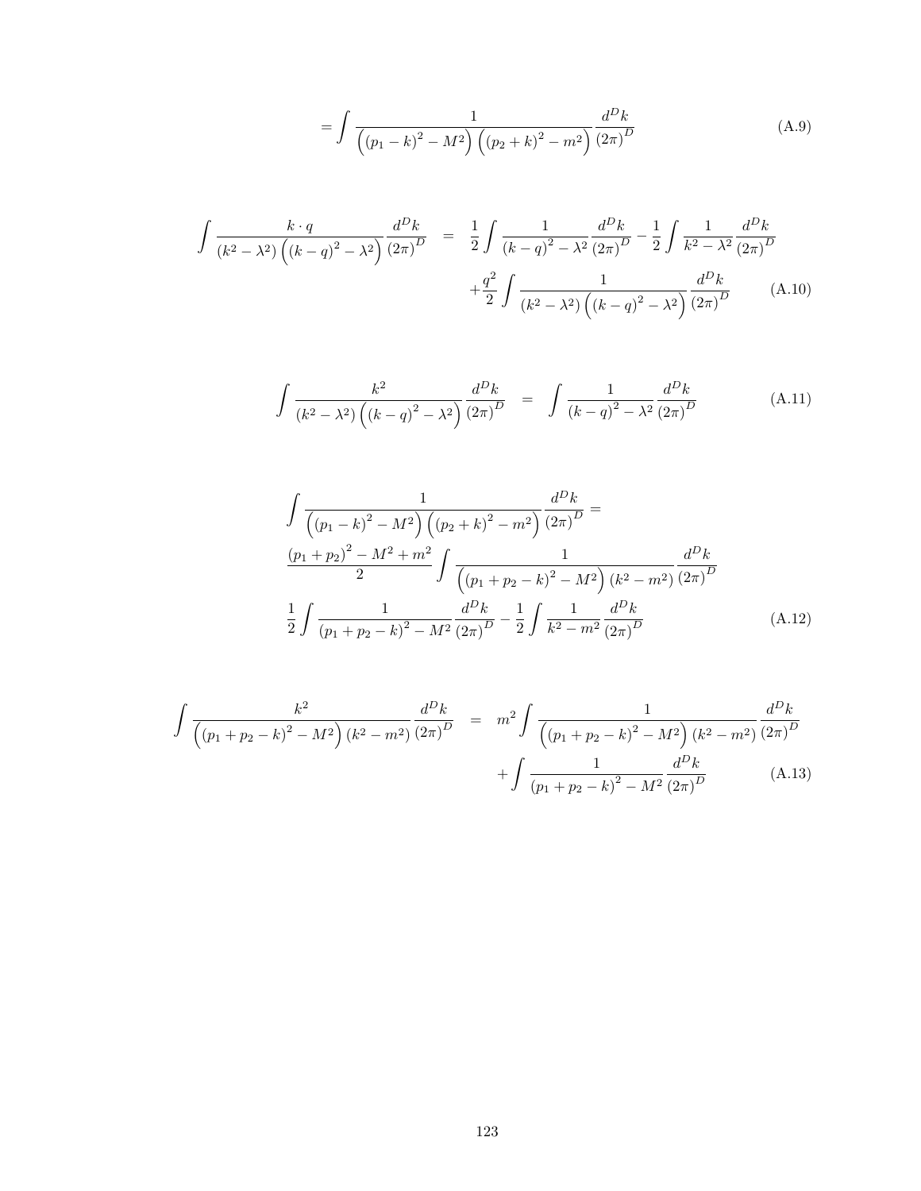$$= \int \frac{1}{\left((p_1 - k)^2 - M^2\right)\left((p_2 + k)^2 - m^2\right)} \frac{d^D k}{(2\pi)^D} \tag{A.9}$$

$$\begin{aligned}
\int \frac{k \cdot q}{(k^2 - \lambda^2)\left((k-q)^2 - \lambda^2\right)} \frac{d^D k}{(2\pi)^D} &= \frac{1}{2} \int \frac{1}{(k-q)^2 - \lambda^2} \frac{d^D k}{(2\pi)^D} - \frac{1}{2} \int \frac{1}{k^2 - \lambda^2} \frac{d^D k}{(2\pi)^D} \\
&\quad + \frac{q^2}{2} \int \frac{1}{(k^2 - \lambda^2)\left((k-q)^2 - \lambda^2\right)} \frac{d^D k}{(2\pi)^D}
\end{aligned} \tag{A.10}$$

$$\int \frac{k^2}{(k^2 - \lambda^2)\left((k-q)^2 - \lambda^2\right)} \frac{d^D k}{(2\pi)^D} = \int \frac{1}{(k-q)^2 - \lambda^2} \frac{d^D k}{(2\pi)^D} \tag{A.11}$$

$$\begin{aligned}
&\int \frac{1}{\left((p_1 - k)^2 - M^2\right)\left((p_2 + k)^2 - m^2\right)} \frac{d^D k}{(2\pi)^D} = \\
&\frac{(p_1 + p_2)^2 - M^2 + m^2}{2} \int \frac{1}{\left((p_1 + p_2 - k)^2 - M^2\right)(k^2 - m^2)} \frac{d^D k}{(2\pi)^D} \\
&\frac{1}{2} \int \frac{1}{(p_1 + p_2 - k)^2 - M^2} \frac{d^D k}{(2\pi)^D} - \frac{1}{2} \int \frac{1}{k^2 - m^2} \frac{d^D k}{(2\pi)^D}
\end{aligned} \tag{A.12}$$

$$\begin{aligned}
\int \frac{k^2}{\left((p_1 + p_2 - k)^2 - M^2\right)(k^2 - m^2)} \frac{d^D k}{(2\pi)^D} &= m^2 \int \frac{1}{\left((p_1 + p_2 - k)^2 - M^2\right)(k^2 - m^2)} \frac{d^D k}{(2\pi)^D} \\
&\quad + \int \frac{1}{(p_1 + p_2 - k)^2 - M^2} \frac{d^D k}{(2\pi)^D}
\end{aligned} \tag{A.13}$$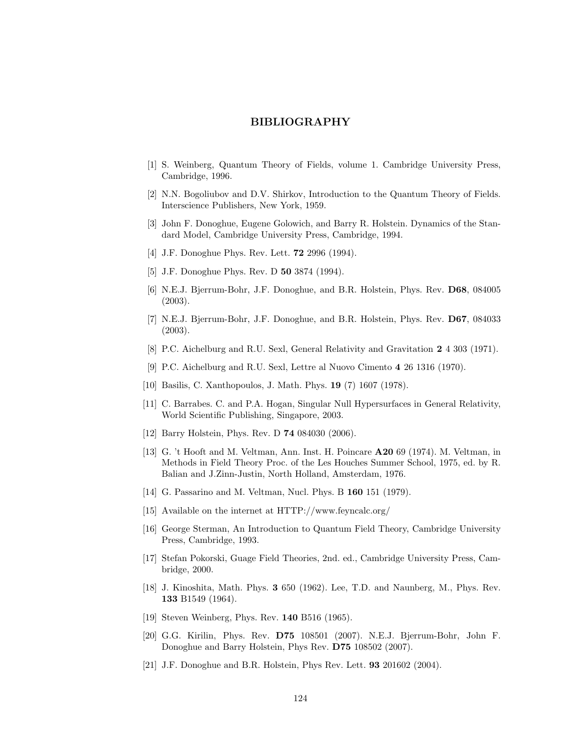# BIBLIOGRAPHY

[1] S. Weinberg, Quantum Theory of Fields, volume 1. Cambridge University Press, Cambridge, 1996.

[2] N.N. Bogoliubov and D.V. Shirkov, Introduction to the Quantum Theory of Fields. Interscience Publishers, New York, 1959.

[3] John F. Donoghue, Eugene Golowich, and Barry R. Holstein. Dynamics of the Standard Model, Cambridge University Press, Cambridge, 1994.

[4] J.F. Donoghue Phys. Rev. Lett. **72** 2996 (1994).

[5] J.F. Donoghue Phys. Rev. D **50** 3874 (1994).

[6] N.E.J. Bjerrum-Bohr, J.F. Donoghue, and B.R. Holstein, Phys. Rev. **D68**, 084005 (2003).

[7] N.E.J. Bjerrum-Bohr, J.F. Donoghue, and B.R. Holstein, Phys. Rev. **D67**, 084033 (2003).

[8] P.C. Aichelburg and R.U. Sexl, General Relativity and Gravitation **2** 4 303 (1971).

[9] P.C. Aichelburg and R.U. Sexl, Lettre al Nuovo Cimento **4** 26 1316 (1970).

[10] Basilis, C. Xanthopoulos, J. Math. Phys. **19** (7) 1607 (1978).

[11] C. Barrabes. C. and P.A. Hogan, Singular Null Hypersurfaces in General Relativity, World Scientific Publishing, Singapore, 2003.

[12] Barry Holstein, Phys. Rev. D **74** 084030 (2006).

[13] G. 't Hooft and M. Veltman, Ann. Inst. H. Poincare **A20** 69 (1974). M. Veltman, in Methods in Field Theory Proc. of the Les Houches Summer School, 1975, ed. by R. Balian and J.Zinn-Justin, North Holland, Amsterdam, 1976.

[14] G. Passarino and M. Veltman, Nucl. Phys. B **160** 151 (1979).

[15] Available on the internet at HTTP://www.feyncalc.org/

[16] George Sterman, An Introduction to Quantum Field Theory, Cambridge University Press, Cambridge, 1993.

[17] Stefan Pokorski, Guage Field Theories, 2nd. ed., Cambridge University Press, Cambridge, 2000.

[18] J. Kinoshita, Math. Phys. **3** 650 (1962). Lee, T.D. and Naunberg, M., Phys. Rev. **133** B1549 (1964).

[19] Steven Weinberg, Phys. Rev. **140** B516 (1965).

[20] G.G. Kirilin, Phys. Rev. **D75** 108501 (2007). N.E.J. Bjerrum-Bohr, John F. Donoghue and Barry Holstein, Phys Rev. **D75** 108502 (2007).

[21] J.F. Donoghue and B.R. Holstein, Phys Rev. Lett. **93** 201602 (2004).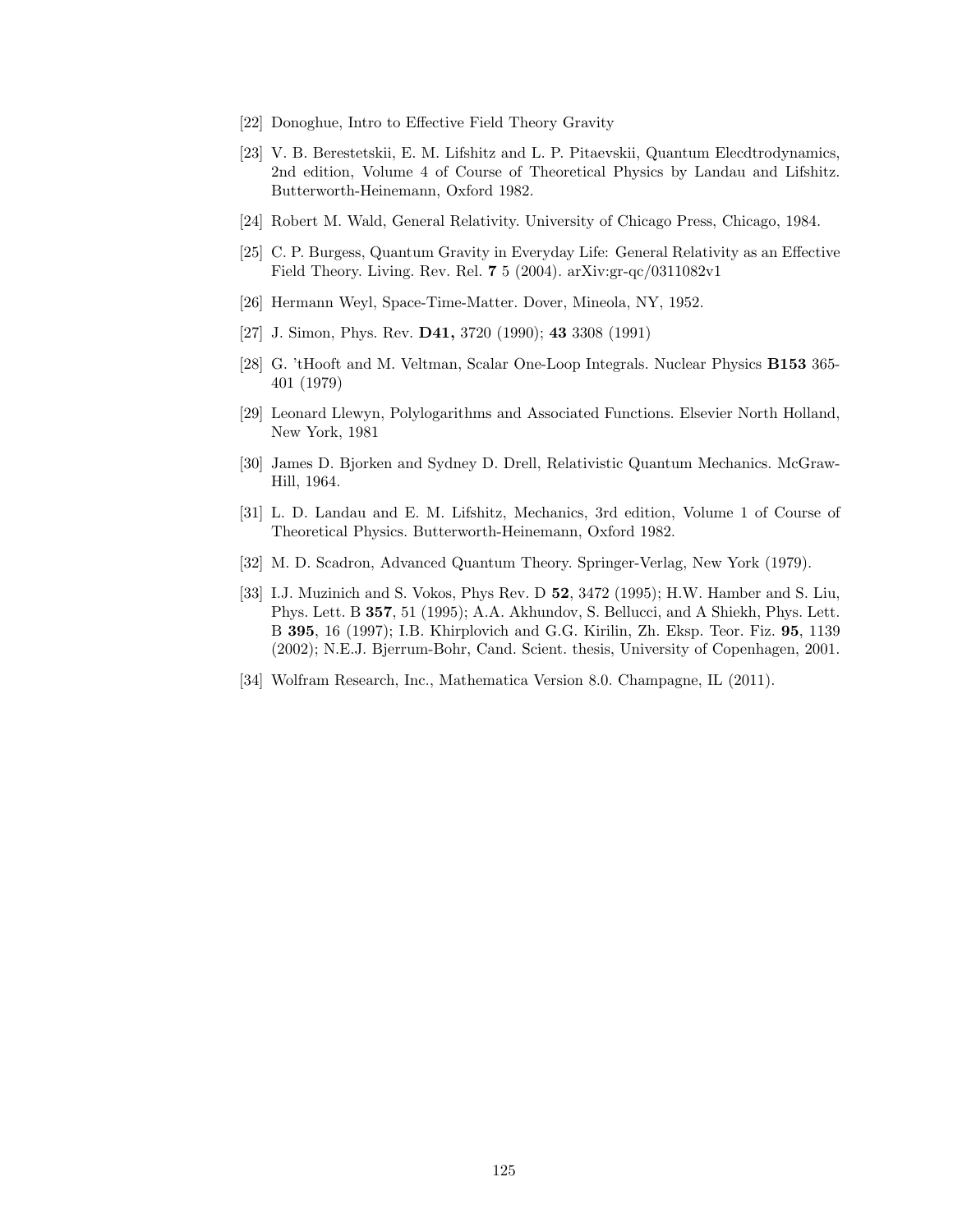[22] Donoghue, Intro to Effective Field Theory Gravity

[23] V. B. Berestetskii, E. M. Lifshitz and L. P. Pitaevskii, Quantum Elecdtrodynamics, 2nd edition, Volume 4 of Course of Theoretical Physics by Landau and Lifshitz. Butterworth-Heinemann, Oxford 1982.

[24] Robert M. Wald, General Relativity. University of Chicago Press, Chicago, 1984.

[25] C. P. Burgess, Quantum Gravity in Everyday Life: General Relativity as an Effective Field Theory. Living. Rev. Rel. **7** 5 (2004). arXiv:gr-qc/0311082v1

[26] Hermann Weyl, Space-Time-Matter. Dover, Mineola, NY, 1952.

[27] J. Simon, Phys. Rev. **D41,** 3720 (1990); **43** 3308 (1991)

[28] G. 'tHooft and M. Veltman, Scalar One-Loop Integrals. Nuclear Physics **B153** 365-401 (1979)

[29] Leonard Llewyn, Polylogarithms and Associated Functions. Elsevier North Holland, New York, 1981

[30] James D. Bjorken and Sydney D. Drell, Relativistic Quantum Mechanics. McGraw-Hill, 1964.

[31] L. D. Landau and E. M. Lifshitz, Mechanics, 3rd edition, Volume 1 of Course of Theoretical Physics. Butterworth-Heinemann, Oxford 1982.

[32] M. D. Scadron, Advanced Quantum Theory. Springer-Verlag, New York (1979).

[33] I.J. Muzinich and S. Vokos, Phys Rev. D **52**, 3472 (1995); H.W. Hamber and S. Liu, Phys. Lett. B **357**, 51 (1995); A.A. Akhundov, S. Bellucci, and A Shiekh, Phys. Lett. B **395**, 16 (1997); I.B. Khirplovich and G.G. Kirilin, Zh. Eksp. Teor. Fiz. **95**, 1139 (2002); N.E.J. Bjerrum-Bohr, Cand. Scient. thesis, University of Copenhagen, 2001.

[34] Wolfram Research, Inc., Mathematica Version 8.0. Champagne, IL (2011).